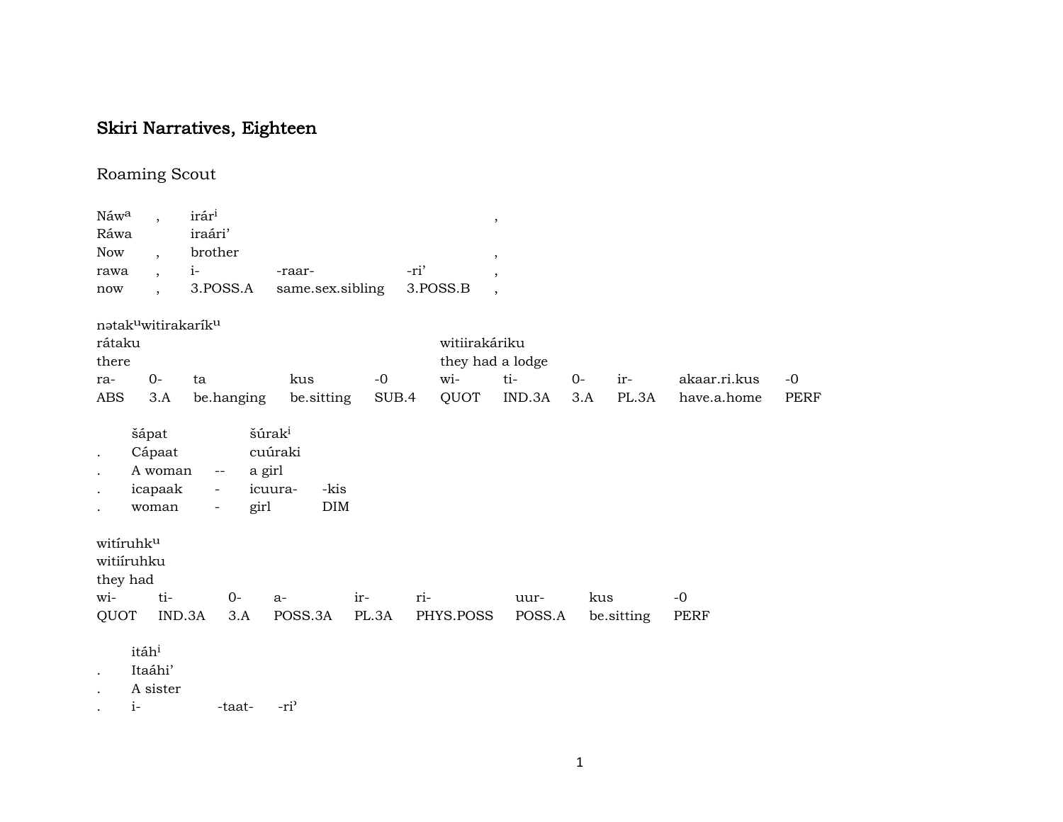# Skiri Narratives, Eighteen

## Roaming Scout

| Náw[a] | , | irár[i] | | | , |
|---|---|---|---|---|---|
| Ráwa | | iraári' | | | |
| Now | , | brother | | | , |
| rawa | , | i- | -raar- | -ri' | , |
| now | , | 3.POSS.A | same.sex.sibling | 3.POSS.B | , |

| nətak[u]witirakarík[u] | | | | | | | | | | |
|---|---|---|---|---|---|---|---|---|---|---|
| rátaku | | | | | witiirakáriku | | | | | |
| there | | | | | they had a lodge | | | | | |
| ra- | 0- | ta | kus | -0 | wi- | ti- | 0- | ir- | akaar.ri.kus | -0 |
| ABS | 3.A | be.hanging | be.sitting | SUB.4 | QUOT | IND.3A | 3.A | PL.3A | have.a.home | PERF |

| | šápat | | šúrak[i] | |
|---|---|---|---|---|
| . | Cápaat | | cuúraki | |
| . | A woman | -- | a girl | |
| . | icapaak | - | icuura- | -kis |
| . | woman | - | girl | DIM |

| witíruhk[u] | | | | | | | | |
|---|---|---|---|---|---|---|---|---|
| witiíruhku | | | | | | | | |
| they had | | | | | | | | |
| wi- | ti- | 0- | a- | ir- | ri- | uur- | kus | -0 |
| QUOT | IND.3A | 3.A | POSS.3A | PL.3A | PHYS.POSS | POSS.A | be.sitting | PERF |

| | itáh[i] | | |
|---|---|---|---|
| . | Itaáhi' | | |
| . | A sister | | |
| . | i- | -taat- | -ri' |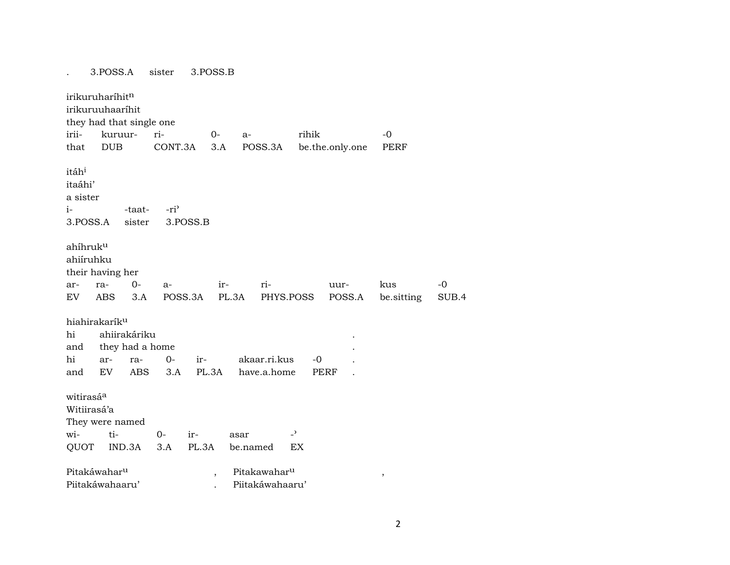. 3.POSS.A sister 3.POSS.B

irikuruharíhit$^{n}$
irikuruuhaaríhit
they had that single one

| irii- | kuruur- | ri- | 0- | a- | rihik | -0 |
|---|---|---|---|---|---|---|
| that | DUB | CONT.3A | 3.A | POSS.3A | be.the.only.one | PERF |

itáh$^{i}$
itaáhi’
a sister

| i- | -taat- | -ri’ |
|---|---|---|
| 3.POSS.A | sister | 3.POSS.B |

ahíhruk$^{u}$
ahiíruhku
their having her

| ar- | ra- | 0- | a- | ir- | ri- | uur- | kus | -0 |
|---|---|---|---|---|---|---|---|---|
| EV | ABS | 3.A | POSS.3A | PL.3A | PHYS.POSS | POSS.A | be.sitting | SUB.4 |

hiahirakarík$^{u}$

| hi | ahiirakáriku | | | | | . |
|---|---|---|---|---|---|---|
| and | they had a home | | | | | . |
| hi | ar- | ra- | 0- | ir- | akaar.ri.kus | -0 | . |
| and | EV | ABS | 3.A | PL.3A | have.a.home | PERF | . |

witirasá$^{a}$
Witiirasá’a
They were named

| wi- | ti- | 0- | ir- | asar | -’ |
|---|---|---|---|---|---|
| QUOT | IND.3A | 3.A | PL.3A | be.named | EX |

Pitakáwahar$^{u}$ , Pitakawahar$^{u}$ ,
Piitakáwahaaru’ . Piitakáwahaaru’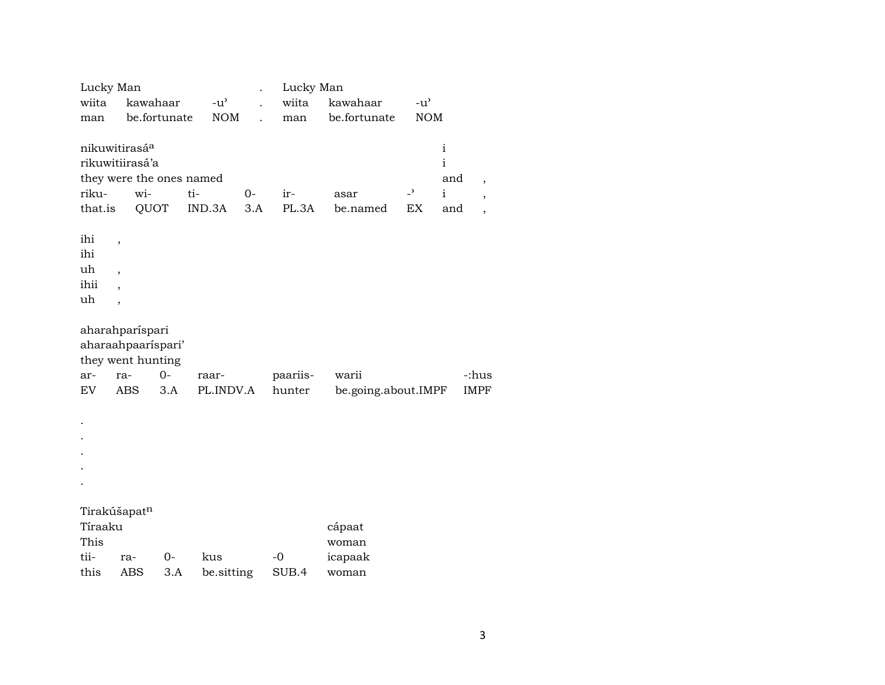| Lucky Man | | | . | Lucky Man | | |
|---|---|---|---|---|---|---|
| wiita | kawahaar | -u’ | . | wiita | kawahaar | -u’ |
| man | be.fortunate | NOM | . | man | be.fortunate | NOM |

| nikuwitirasá[a] | | | | | | | i | |
|---|---|---|---|---|---|---|---|---|
| rikuwitiirasá’a | | | | | | | i | |
| they were the ones named | | | | | | | and | , |
| riku- | wi- | ti- | 0- | ir- | asar | -’ | i | , |
| that.is | QUOT | IND.3A | 3.A | PL.3A | be.named | EX | and | , |

ihi ,
ihi
uh ,
ihii ,
uh ,

| aharahparíspari | | | | | | |
|---|---|---|---|---|---|---|
| aharaahpaaríspari’ | | | | | | |
| they went hunting | | | | | | |
| ar- | ra- | 0- | raar- | paariis- | warii | -:hus |
| EV | ABS | 3.A | PL.INDV.A | hunter | be.going.about.IMPF | IMPF |

.
.
.
.
.

| Tirakúšapat[n] | | | | | |
|---|---|---|---|---|---|
| Tíraaku | | | | | cápaat |
| This | | | | | woman |
| tii- | ra- | 0- | kus | -0 | icapaak |
| this | ABS | 3.A | be.sitting | SUB.4 | woman |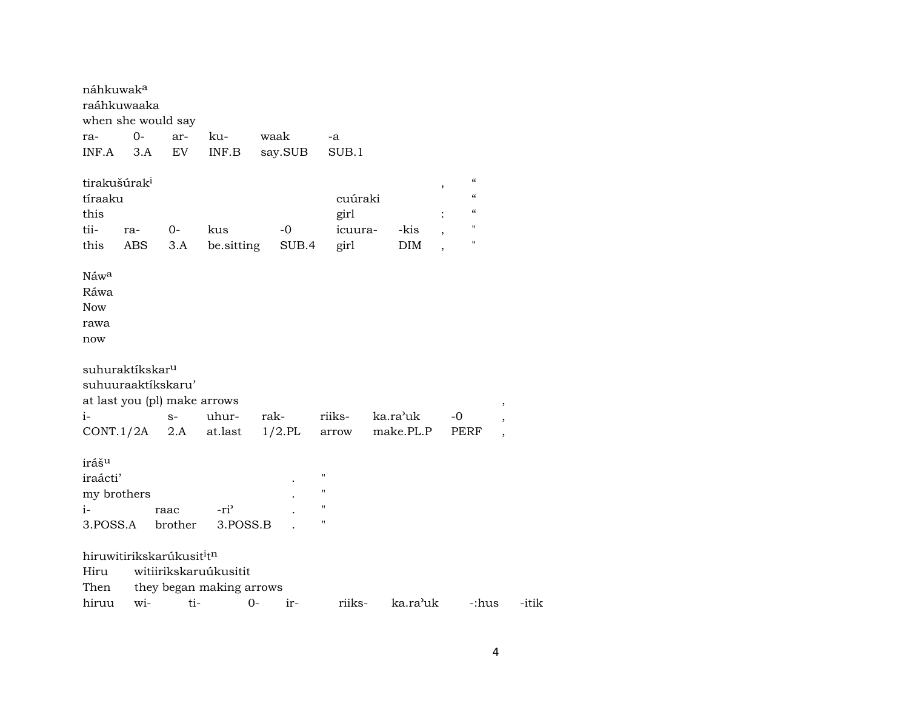náhkuwak[a]
raáhkuwaaka
when she would say

| ra- | 0- | ar- | ku- | waak | -a |
|---|---|---|---|---|---|
| INF.A | 3.A | EV | INF.B | say.SUB | SUB.1 |

tirakušúrak[i] , “
tíraaku cuúraki “
this girl : “

| tii- | ra- | 0- | kus | -0 | icuura- | -kis | , | " |
|---|---|---|---|---|---|---|---|---|
| this | ABS | 3.A | be.sitting | SUB.4 | girl | DIM | , | " |

Náw[a]
Ráwa
Now
rawa
now

suhuraktíkskar[u]
suhuuraaktíkskaru’
at last you (pl) make arrows ,

| i- | s- | uhur- | rak- | riiks- | ka.ra’uk | -0 | , |
|---|---|---|---|---|---|---|---|
| CONT.1/2A | 2.A | at.last | 1/2.PL | arrow | make.PL.P | PERF | , |

iráš[u]
iraácti’ . "
my brothers . "

| i- | raac | -ri’ | . | " |
|---|---|---|---|---|
| 3.POSS.A | brother | 3.POSS.B | . | " |

hiruwitirikskarúkusit[i]t[n]
Hiru witiirikskaruúkusitit
Then they began making arrows

| hiruu | wi- | ti- | 0- | ir- | riiks- | ka.ra’uk | -:hus | -itik |
|---|---|---|---|---|---|---|---|---|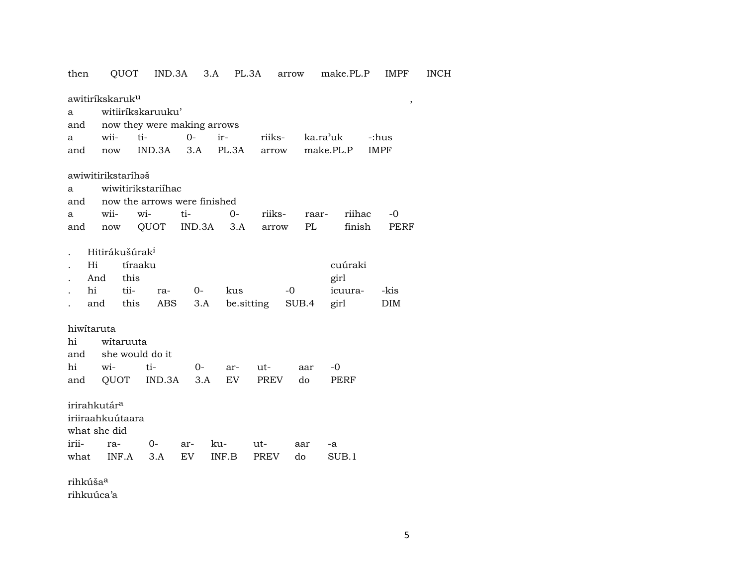then QUOT IND.3A 3.A PL.3A arrow make.PL.P IMPF INCH

awitiríkskaruk[u] ,
a witiiríkskaruuku'
and now they were making arrows

| a | wii- | ti- | 0- | ir- | riiks- | ka.ra'uk | -:hus |
|---|---|---|---|---|---|---|---|
| and | now | IND.3A | 3.A | PL.3A | arrow | make.PL.P | IMPF |

awiwitirikstaríhəš
a wiwitirikstariíhac
and now the arrows were finished

| a | wii- | wi- | ti- | 0- | riiks- | raar- | riihac | -0 |
|---|---|---|---|---|---|---|---|---|
| and | now | QUOT | IND.3A | 3.A | arrow | PL | finish | PERF |

. Hitirákušúrak[i]
. Hi tíraaku cuúraki
. And this girl

| . | hi | tii- | ra- | 0- | kus | -0 | icuura- | -kis |
|---|---|---|---|---|---|---|---|---|
| . | and | this | ABS | 3.A | be.sitting | SUB.4 | girl | DIM |

hiwítaruta
hi wítaruuta
and she would do it

| hi | wi- | ti- | 0- | ar- | ut- | aar | -0 |
|---|---|---|---|---|---|---|---|
| and | QUOT | IND.3A | 3.A | EV | PREV | do | PERF |

irirahkutár[a]
iriiraahkuútaara
what she did

| irii- | ra- | 0- | ar- | ku- | ut- | aar | -a |
|---|---|---|---|---|---|---|---|
| what | INF.A | 3.A | EV | INF.B | PREV | do | SUB.1 |

rihkúša[a]
rihkuúca'a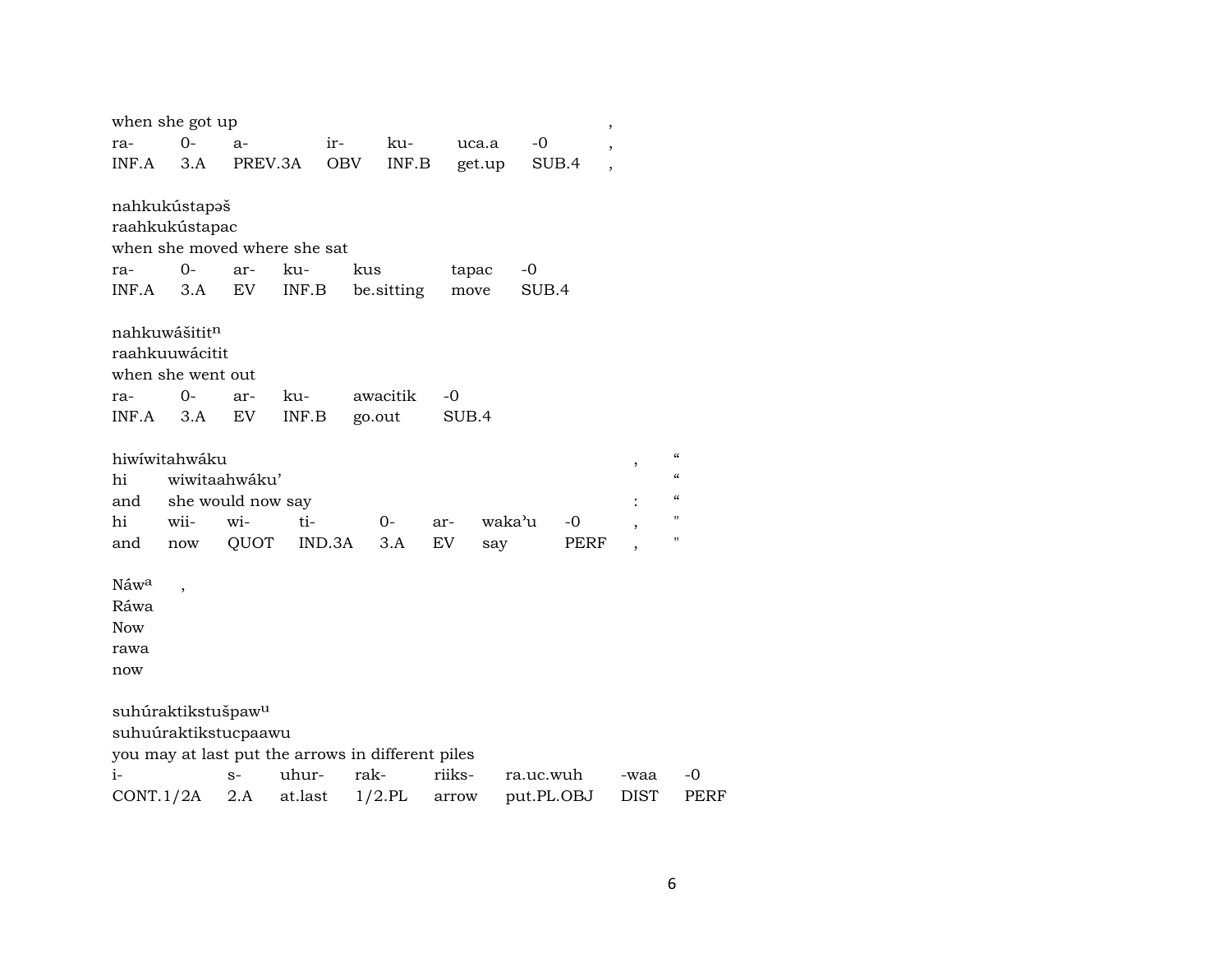when she got up ,

| ra- | 0- | a- | ir- | ku- | uca.a | -0 | , |
|---|---|---|---|---|---|---|---|
| INF.A | 3.A | PREV.3A | OBV | INF.B | get.up | SUB.4 | , |

nahkukústapəš
raahkukústapac
when she moved where she sat

| ra- | 0- | ar- | ku- | kus | tapac | -0 |
|---|---|---|---|---|---|---|
| INF.A | 3.A | EV | INF.B | be.sitting | move | SUB.4 |

nahkuwášitit^n
raahkuuwácitit
when she went out

| ra- | 0- | ar- | ku- | awacitik | -0 |
|---|---|---|---|---|---|
| INF.A | 3.A | EV | INF.B | go.out | SUB.4 |

hiwíwitahwáku , “
hi wiwitaahwáku’ “
and she would now say : “

| hi | wii- | wi- | ti- | 0- | ar- | waka’u | -0 | , | " |
|---|---|---|---|---|---|---|---|---|---|
| and | now | QUOT | IND.3A | 3.A | EV | say | PERF | , | " |

Náw^a ,
Ráwa
Now
rawa
now

suhúraktikstušpaw^u
suhuúraktikstucpaawu
you may at last put the arrows in different piles

| i- | s- | uhur- | rak- | riiks- | ra.uc.wuh | -waa | -0 |
|---|---|---|---|---|---|---|---|
| CONT.1/2A | 2.A | at.last | 1/2.PL | arrow | put.PL.OBJ | DIST | PERF |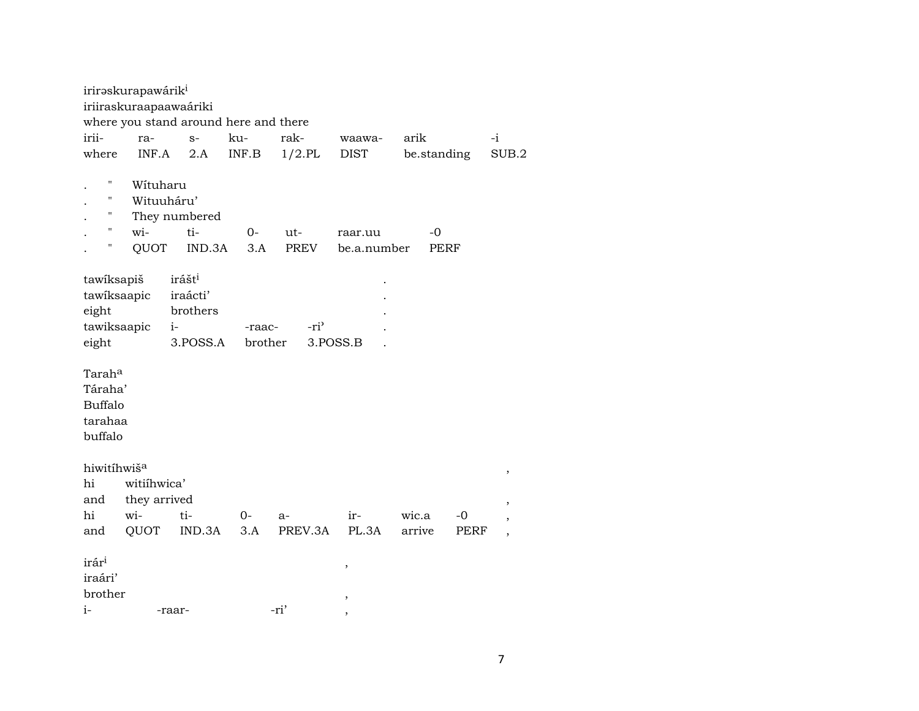iriraskurapawárik[i]
iriiraskuraapaawaáriki
where you stand around here and there

| irii- | ra- | s- | ku- | rak- | waawa- | arik | -i |
|---|---|---|---|---|---|---|---|
| where | INF.A | 2.A | INF.B | 1/2.PL | DIST | be.standing | SUB.2 |

| . | " | Wítuharu | | | | |
|---|---|---|---|---|---|---|
| . | " | Witauuháru' | | | | |
| . | " | They numbered | | | | |
| . | " | wi- | ti- | 0- | ut- | raar.uu | -0 |
| . | " | QUOT | IND.3A | 3.A | PREV | be.a.number | PERF |

| tawíksapiš | irášt[i] | | | . |
|---|---|---|---|---|
| tawíksaapic | iraácti' | | | . |
| eight | brothers | | | . |
| tawiksaapic | i- | -raac- | -ri' | . |
| eight | 3.POSS.A | brother | 3.POSS.B | . |

Tarah[a]
Táraha'
Buffalo
tarahaa
buffalo

| hiwitíhwiš[a] | | | | | | | | , |
|---|---|---|---|---|---|---|---|---|
| hi | witiíhwica' | | | | | | | |
| and | they arrived | | | | | | | , |
| hi | wi- | ti- | 0- | a- | ir- | wic.a | -0 | , |
| and | QUOT | IND.3A | 3.A | PREV.3A | PL.3A | arrive | PERF | , |

| irár[i] | | | , |
|---|---|---|---|
| iraári' | | | |
| brother | | | , |
| i- | -raar- | -ri' | , |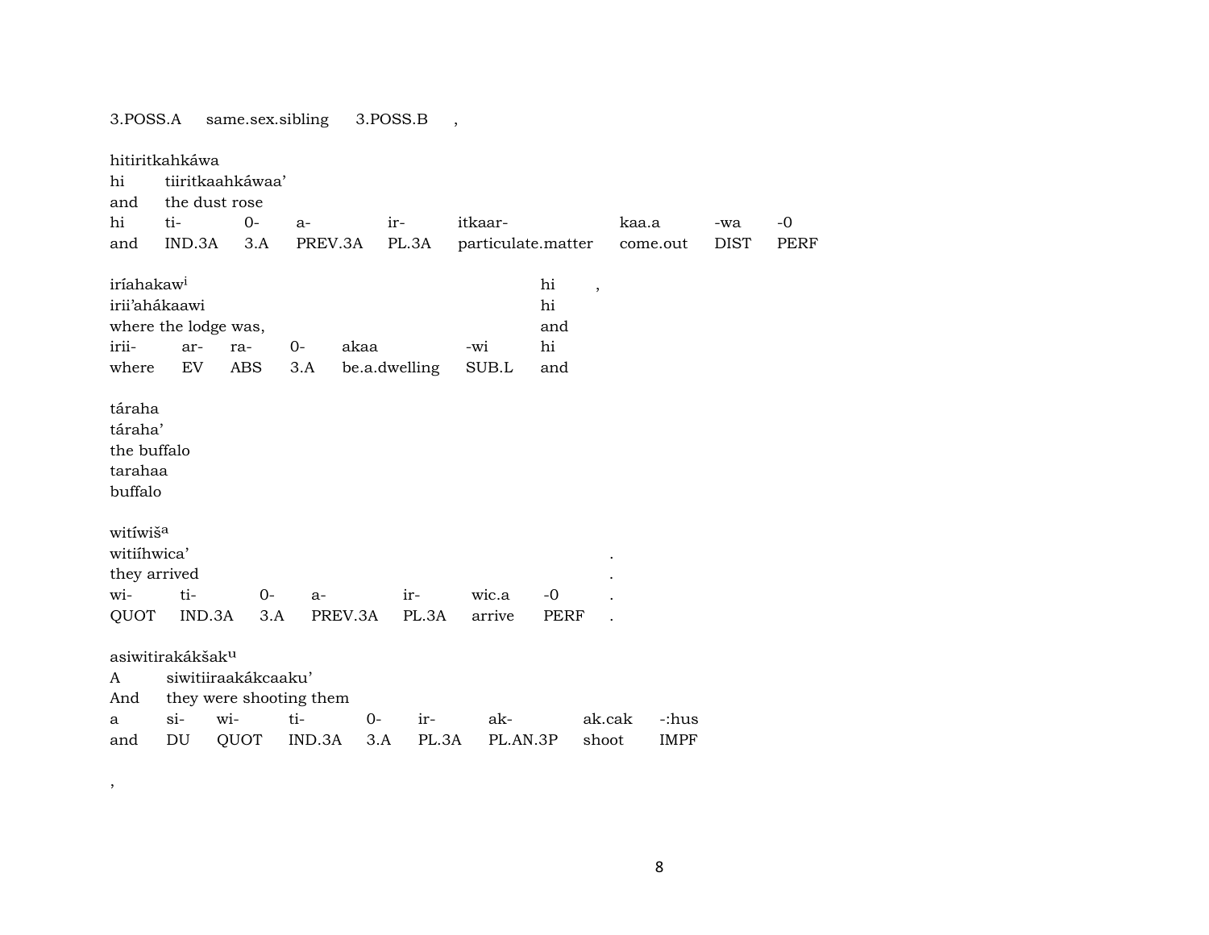3.POSS.A same.sex.sibling 3.POSS.B ,

hitiritkahkáwa
hi tiiritkaahkáwaa'
and the dust rose

| hi | ti- | 0- | a- | ir- | itkaar- | kaa.a | -wa | -0 |
|---|---|---|---|---|---|---|---|---|
| and | IND.3A | 3.A | PREV.3A | PL.3A | particulate.matter | come.out | DIST | PERF |

iríahakaw[i] hi ,
irii'ahákaawi hi
where the lodge was, and

| irii- | ar- | ra- | 0- | akaa | -wi | hi |
|---|---|---|---|---|---|---|
| where | EV | ABS | 3.A | be.a.dwelling | SUB.L | and |

táraha
táraha'
the buffalo
tarahaa
buffalo

witíwiš[a]
witiíhwica' .
they arrived .

| wi- | ti- | 0- | a- | ir- | wic.a | -0 | . |
|---|---|---|---|---|---|---|---|
| QUOT | IND.3A | 3.A | PREV.3A | PL.3A | arrive | PERF | . |

asiwitirakákšak[u]
A siwitiiraakákcaaku'
And they were shooting them

| a | si- | wi- | ti- | 0- | ir- | ak- | ak.cak | -:hus |
|---|---|---|---|---|---|---|---|---|
| and | DU | QUOT | IND.3A | 3.A | PL.3A | PL.AN.3P | shoot | IMPF |

,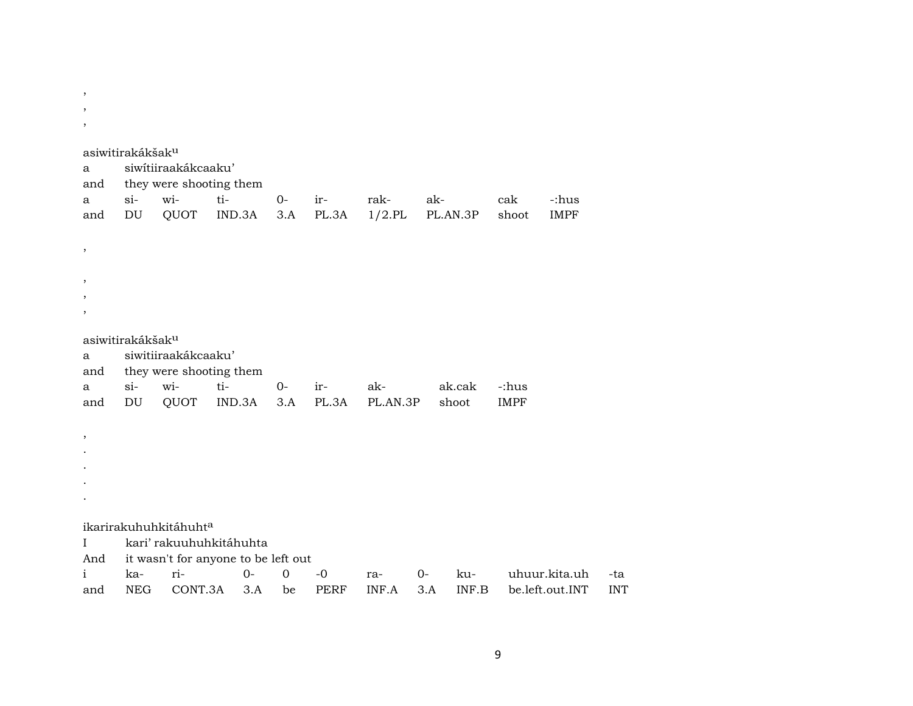,
,
,

asiwitirakákšak^u
a	siwítiiraakákcaaku’
and	they were shooting them

| a | si- | wi- | ti- | 0- | ir- | rak- | ak- | cak | -:hus |
|---|---|---|---|---|---|---|---|---|---|
| and | DU | QUOT | IND.3A | 3.A | PL.3A | 1/2.PL | PL.AN.3P | shoot | IMPF |

,

,
,
,

asiwitirakákšak^u
a	siwitiiraakákcaaku’
and	they were shooting them

| a | si- | wi- | ti- | 0- | ir- | ak- | ak.cak | -:hus |
|---|---|---|---|---|---|---|---|---|
| and | DU | QUOT | IND.3A | 3.A | PL.3A | PL.AN.3P | shoot | IMPF |

,
.
.
.
.

ikarirakuhuhkitáhuht^a
I	kari’ rakuuhuhkitáhuhta
And	it wasn't for anyone to be left out

| i | ka- | ri- | 0- | 0 | -0 | ra- | 0- | ku- | uhuur.kita.uh | -ta |
|---|---|---|---|---|---|---|---|---|---|---|
| and | NEG | CONT.3A | 3.A | be | PERF | INF.A | 3.A | INF.B | be.left.out.INT | INT |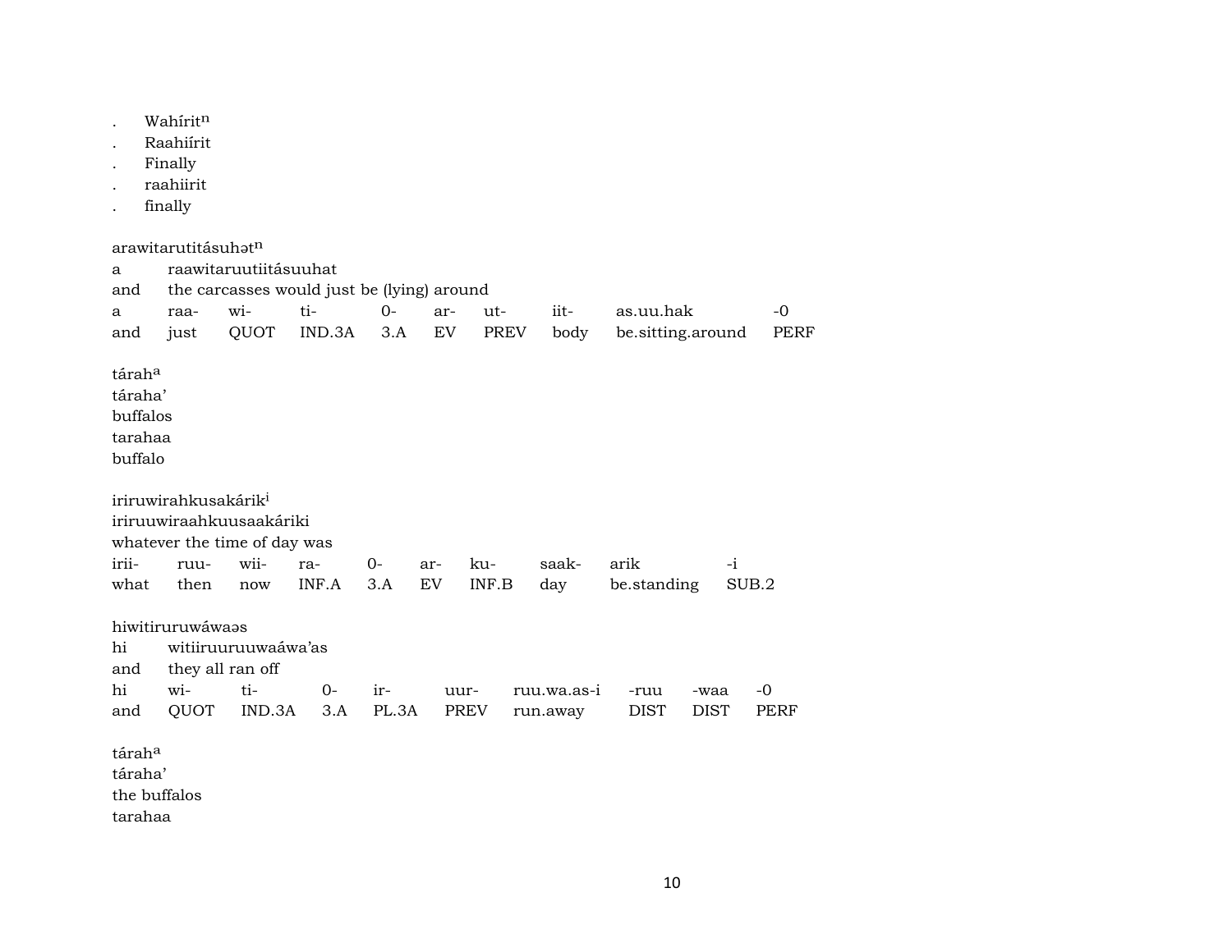. Wahírit[n]
. Raahiírit
. Finally
. raahiirit
. finally

arawitarutitásuhət[n]
a raawitaruutiitásuuhat
and the carcasses would just be (lying) around

| a | raa- | wi- | ti- | 0- | ar- | ut- | iit- | as.uu.hak | -0 |
|---|---|---|---|---|---|---|---|---|---|
| and | just | QUOT | IND.3A | 3.A | EV | PREV | body | be.sitting.around | PERF |

tárah[a]
táraha'
buffalos
tarahaa
buffalo

iriruwirahkusakárik[i]
iriruuwiraahkuusaakáriki
whatever the time of day was

| irii- | ruu- | wii- | ra- | 0- | ar- | ku- | saak- | arik | -i |
|---|---|---|---|---|---|---|---|---|---|
| what | then | now | INF.A | 3.A | EV | INF.B | day | be.standing | SUB.2 |

hiwitiruruwáwaəs
hi witiiruuruuwaáwa'as
and they all ran off

| hi | wi- | ti- | 0- | ir- | uur- | ruu.wa.as-i | -ruu | -waa | -0 |
|---|---|---|---|---|---|---|---|---|---|
| and | QUOT | IND.3A | 3.A | PL.3A | PREV | run.away | DIST | DIST | PERF |

tárah[a]
táraha'
the buffalos
tarahaa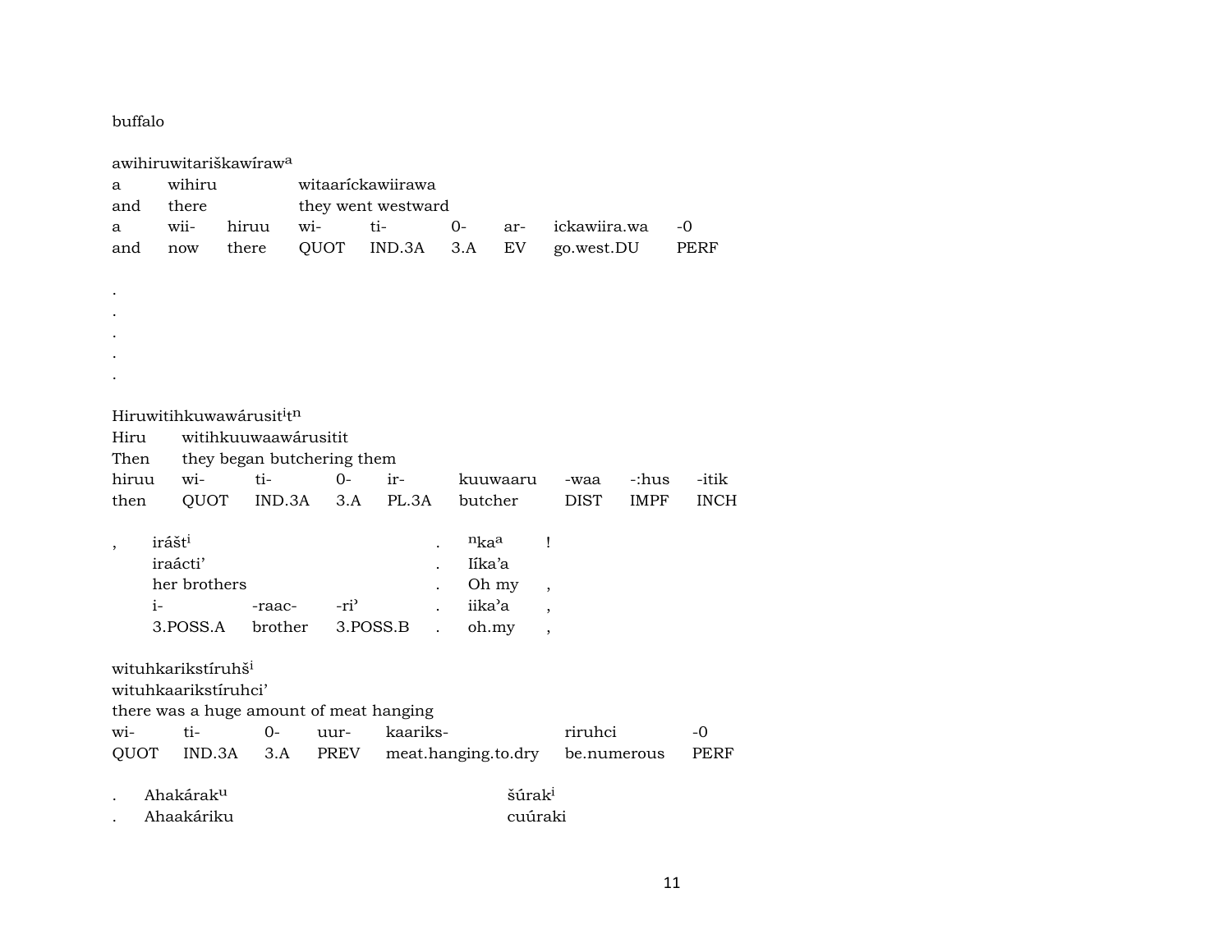buffalo

awihiruwitariškawíraw[a]

| a | wihiru | | witaaríckawiirawa | | | | |
|---|---|---|---|---|---|---|---|
| and | there | | they went westward | | | | |
| a | wii- | hiruu | wi- | ti- | 0- | ar- | ickawiira.wa | -0 |
| and | now | there | QUOT | IND.3A | 3.A | EV | go.west.DU | PERF |

.
.
.
.
.

Hiruwitihkuwawárusit[i]t[n]

| Hiru | witihkuuwaawárusitit | | | | | | | |
|---|---|---|---|---|---|---|---|---|
| Then | they began butchering them | | | | | | | |
| hiruu | wi- | ti- | 0- | ir- | kuuwaaru | -waa | -:hus | -itik |
| then | QUOT | IND.3A | 3.A | PL.3A | butcher | DIST | IMPF | INCH |

| , | iráštʲ | | | . | [n]ka[a] | ! |
|---|---|---|---|---|---|---|
| | iraácti’ | | | . | Iíka’a | |
| | her brothers | | | . | Oh my | , |
| | i- | -raac- | -ri’ | . | iika’a | , |
| | 3.POSS.A | brother | 3.POSS.B | . | oh.my | , |

wituhkarikstíruhš[i]

| wituhkaarikstíruhci’ | | | | | | |
|---|---|---|---|---|---|---|
| there was a huge amount of meat hanging | | | | | | |
| wi- | ti- | 0- | uur- | kaariks- | riruhci | -0 |
| QUOT | IND.3A | 3.A | PREV | meat.hanging.to.dry | be.numerous | PERF |

| . | Ahakárak[u] | šúrak[i] |
|---|---|---|
| . | Ahaakáriku | cuúraki |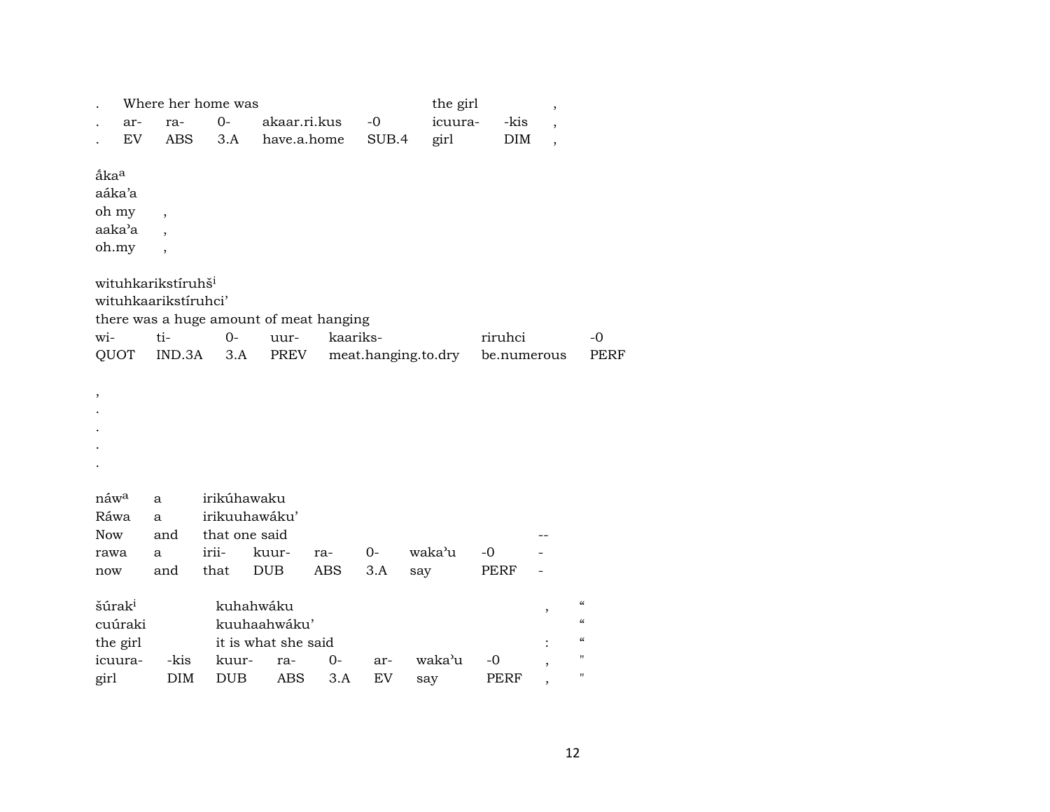| . | Where her home was | | | | the girl | | , |
|---|---|---|---|---|---|---|---|
| . | ar- | ra- | 0- | akaar.ri.kus | -0 | icuura- | -kis | , |
| . | EV | ABS | 3.A | have.a.home | SUB.4 | girl | DIM | , |

ắka[a]
aáka'a
oh my ,
aaka'a ,
oh.my ,

wituhkarikstíruhš[i]
wituhkaarikstíruhci'
there was a huge amount of meat hanging

| wi- | ti- | 0- | uur- | kaariks- | riruhci | -0 |
|---|---|---|---|---|---|---|
| QUOT | IND.3A | 3.A | PREV | meat.hanging.to.dry | be.numerous | PERF |

,
.
.
.
.

| náw[a] | a | irikúhawaku | | | | | | |
|---|---|---|---|---|---|---|---|---|
| Ráwa | a | irikuuhawáku' | | | | | | |
| Now | and | that one said | | | | | | -- |
| rawa | a | irii- | kuur- | ra- | 0- | waka'u | -0 | - |
| now | and | that | DUB | ABS | 3.A | say | PERF | - |

| šúrak[i] | | kuhahwáku | | | | | | , | “ |
|---|---|---|---|---|---|---|---|---|---|
| cuúraki | | kuuhaahwáku' | | | | | | | “ |
| the girl | | it is what she said | | | | | | : | “ |
| icuura- | -kis | kuur- | ra- | 0- | ar- | waka'u | -0 | , | " |
| girl | DIM | DUB | ABS | 3.A | EV | say | PERF | , | " |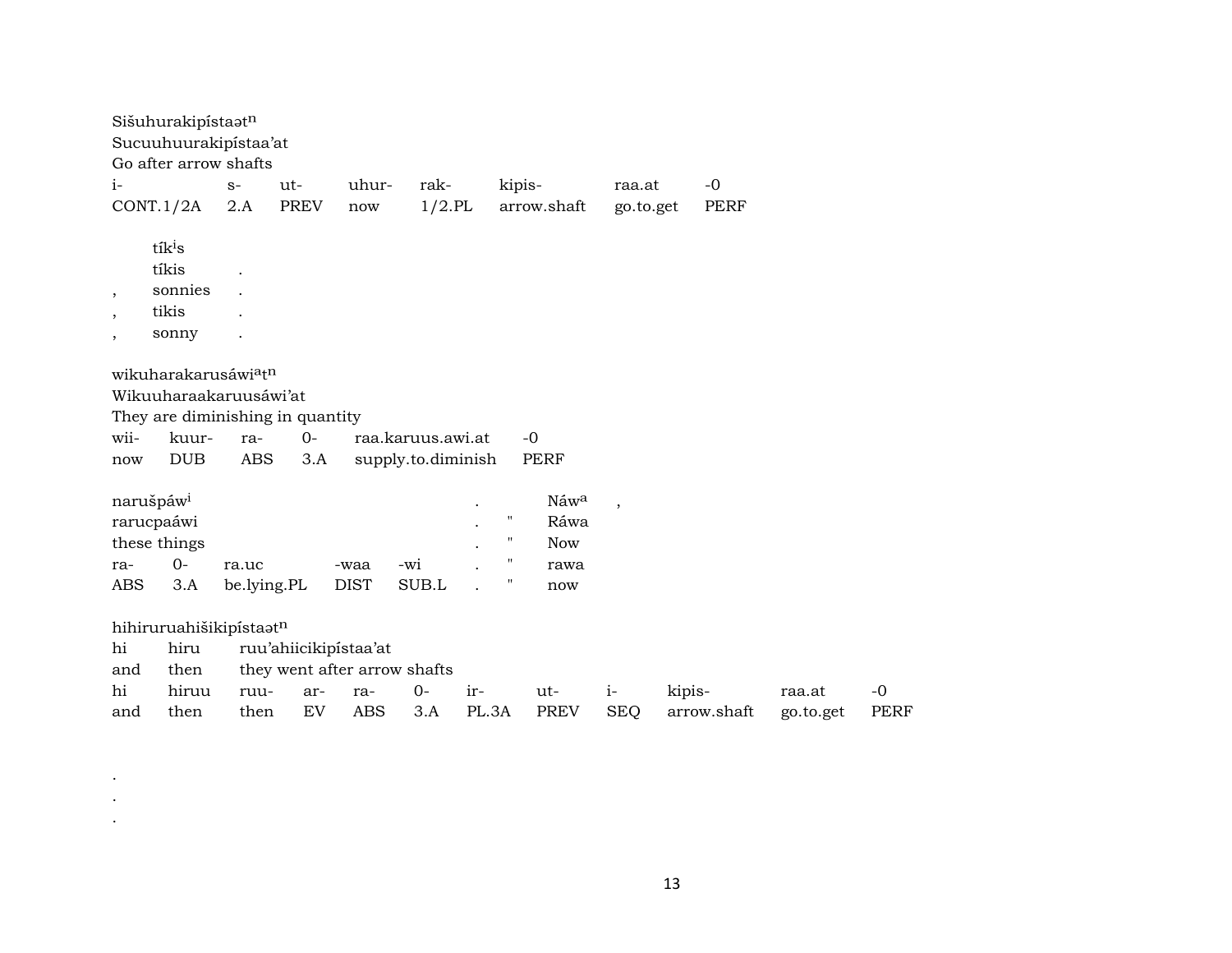Sišuhurakipístaətⁿ
Sucuuhuurakipístaa'at
Go after arrow shafts

| i- | s- | ut- | uhur- | rak- | kipis- | raa.at | -0 |
|---|---|---|---|---|---|---|---|
| CONT.1/2A | 2.A | PREV | now | 1/2.PL | arrow.shaft | go.to.get | PERF |

| | | |
|---|---|---|
| | tíkⁱs | |
| | tíkis | . |
| , | sonnies | . |
| , | tikis | . |
| , | sonny | . |

wikuharakarusáwiᵃtⁿ
Wikuuharaakaruusáwi'at
They are diminishing in quantity

| wii- | kuur- | ra- | 0- | raa.karuus.awi.at | -0 |
|---|---|---|---|---|---|
| now | DUB | ABS | 3.A | supply.to.diminish | PERF |

| | | | | | | | |
|---|---|---|---|---|---|---|---|
| narušpáwⁱ | | | | | . | | Náwᵃ , |
| rarucpaáwi | | | | | . | " | Ráwa |
| these things | | | | | . | " | Now |
| ra- | 0- | ra.uc | -waa | -wi | . | " | rawa |
| ABS | 3.A | be.lying.PL | DIST | SUB.L | . | " | now |

hihiruruahišikipístaətⁿ
hi hiru ruu'ahiicikipístaa'at
and then they went after arrow shafts

| hi | hiruu | ruu- | ar- | ra- | 0- | ir- | ut- | i- | kipis- | raa.at | -0 |
|---|---|---|---|---|---|---|---|---|---|---|---|
| and | then | then | EV | ABS | 3.A | PL.3A | PREV | SEQ | arrow.shaft | go.to.get | PERF |

.
.
.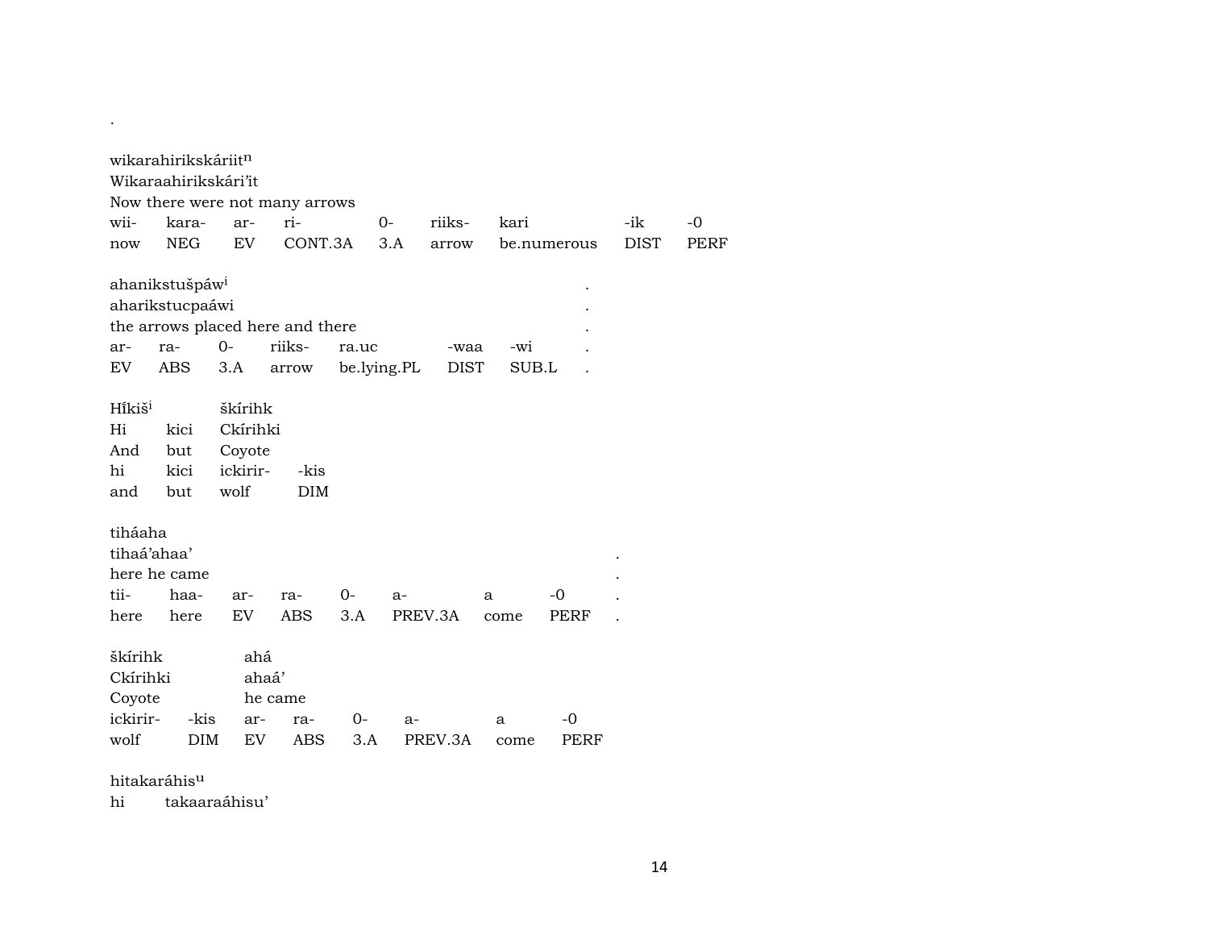.

wikarahirikskáriitⁿ
Wikaraahirikskári'it
Now there were not many arrows

| wii- | kara- | ar- | ri- | 0- | riiks- | kari | -ik | -0 |
|---|---|---|---|---|---|---|---|---|
| now | NEG | EV | CONT.3A | 3.A | arrow | be.numerous | DIST | PERF |

ahanikstušpáwⁱ .
aharikstucpaáwi .
the arrows placed here and there .

| ar- | ra- | 0- | riiks- | ra.uc | -waa | -wi | . |
|---|---|---|---|---|---|---|---|
| EV | ABS | 3.A | arrow | be.lying.PL | DIST | SUB.L | . |

Híkišⁱ škírihk

| Hi | kici | Ckírihki | |
|---|---|---|---|
| And | but | Coyote | |
| hi | kici | ickirir- | -kis |
| and | but | wolf | DIM |

tiháaha
tihaá'ahaa' .
here he came .

| tii- | haa- | ar- | ra- | 0- | a- | a | -0 | . |
|---|---|---|---|---|---|---|---|---|
| here | here | EV | ABS | 3.A | PREV.3A | come | PERF | . |

škírihk ahá
Ckírihki ahaá'
Coyote he came

| ickirir- | -kis | ar- | ra- | 0- | a- | a | -0 |
|---|---|---|---|---|---|---|---|
| wolf | DIM | EV | ABS | 3.A | PREV.3A | come | PERF |

hitakaráhisᵘ
hi takaaraáhisu'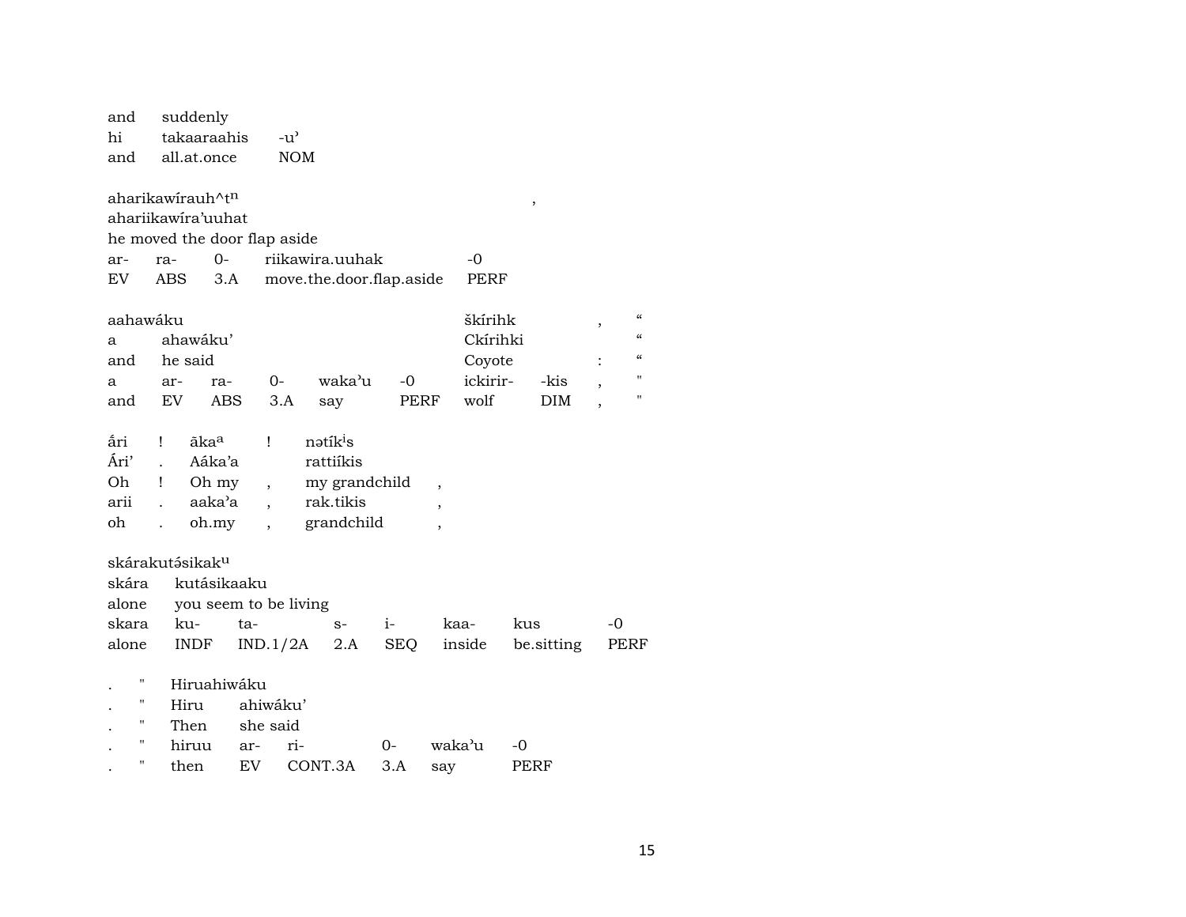| and | suddenly | |
|---|---|---|
| hi | takaaraahis | -u’ |
| and | all.at.once | NOM |

| aharikawírauh^tⁿ | | | | , |
|---|---|---|---|---|
| ahariikawíra’uuhat | | | | |
| he moved the door flap aside | | | | |
| ar- | ra- | 0- | riikawira.uuhak | -0 |
| EV | ABS | 3.A | move.the.door.flap.aside | PERF |

| aahawáku | | | | | | škírihk | | , | “ |
|---|---|---|---|---|---|---|---|---|---|
| a | ahawáku’ | | | | | Ckírihki | | | “ |
| and | he said | | | | | Coyote | | : | “ |
| a | ar- | ra- | 0- | waka’u | -0 | ickirir- | -kis | , | " |
| and | EV | ABS | 3.A | say | PERF | wolf | DIM | , | " |

| ǻri | ! | ãkaª | ! | nətíkⁱs | |
|---|---|---|---|---|---|
| Ári’ | . | Aáka’a | | rattiíkis | |
| Oh | ! | Oh my | , | my grandchild | , |
| arii | . | aaka’a | , | rak.tikis | , |
| oh | . | oh.my | , | grandchild | , |

| skárakutə́sikakᵘ | | | | | | | |
|---|---|---|---|---|---|---|---|
| skára | kutásikaaku | | | | | | |
| alone | you seem to be living | | | | | | |
| skara | ku- | ta- | s- | i- | kaa- | kus | -0 |
| alone | INDF | IND.1/2A | 2.A | SEQ | inside | be.sitting | PERF |

| . | " | Hiruahiwáku | | | | | |
|---|---|---|---|---|---|---|---|
| . | " | Hiru | ahiwáku’ | | | | |
| . | " | Then | she said | | | | |
| . | " | hiruu | ar- | ri- | 0- | waka’u | -0 |
| . | " | then | EV | CONT.3A | 3.A | say | PERF |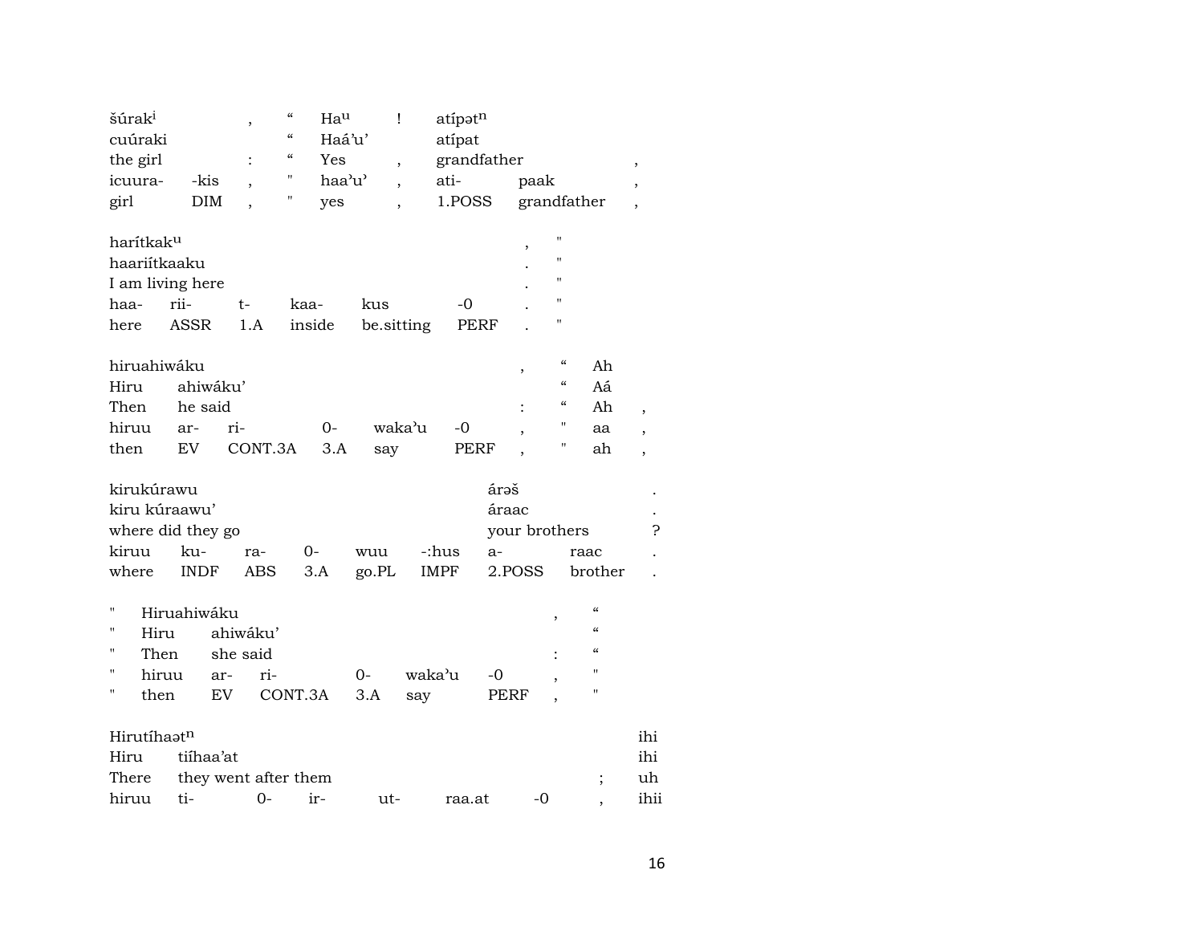| šúrak^i | | , | “ | Ha^u | ! | atípət^n | |
|---|---|---|---|---|---|---|---|
| cuúraki | | | “ | Haá'u' | | atípat | |
| the girl | | : | “ | Yes | , | grandfather | , |
| icuura- | -kis | , | " | haa'u' | , | ati- paak | , |
| girl | DIM | , | " | yes | , | 1.POSS grandfather | , |

| harítkak^u | | | | | | , | " |
|---|---|---|---|---|---|---|---|
| haariítkaaku | | | | | | . | " |
| I am living here | | | | | | . | " |
| haa- | rii- | t- | kaa- | kus | -0 | . | " |
| here | ASSR | 1.A | inside | be.sitting | PERF | . | " |

| hiruahiwáku | | | | | | , | “ | Ah | |
|---|---|---|---|---|---|---|---|---|---|
| Hiru | ahiwáku' | | | | | | “ | Aá | |
| Then | he said | | | | | : | “ | Ah | , |
| hiruu | ar- | ri- | 0- | waka'u | -0 | , | " | aa | , |
| then | EV | CONT.3A | 3.A | say | PERF | , | " | ah | , |

| kirukúrawu | | | | | | árəš | | . |
|---|---|---|---|---|---|---|---|---|
| kiru kúraawu' | | | | | | áraac | | . |
| where did they go | | | | | | your brothers | | ? |
| kiruu | ku- | ra- | 0- | wuu | -:hus | a- | raac | . |
| where | INDF | ABS | 3.A | go.PL | IMPF | 2.POSS | brother | . |

| " | Hiruahiwáku | | | | | , | “ |
|---|---|---|---|---|---|---|---|
| " | Hiru | ahiwáku' | | | | | “ |
| " | Then | she said | | | | : | “ |
| " | hiruu | ar- | ri- | 0- | waka'u | -0 | , | " |
| " | then | EV | CONT.3A | 3.A | say | PERF | , | " |

| Hirutíhaət^n | | | | | | | | ihi |
|---|---|---|---|---|---|---|---|---|
| Hiru | tiíhaa'at | | | | | | | ihi |
| There | they went after them | | | | | | ; | uh |
| hiruu | ti- | 0- | ir- | ut- | raa.at | -0 | , | ihii |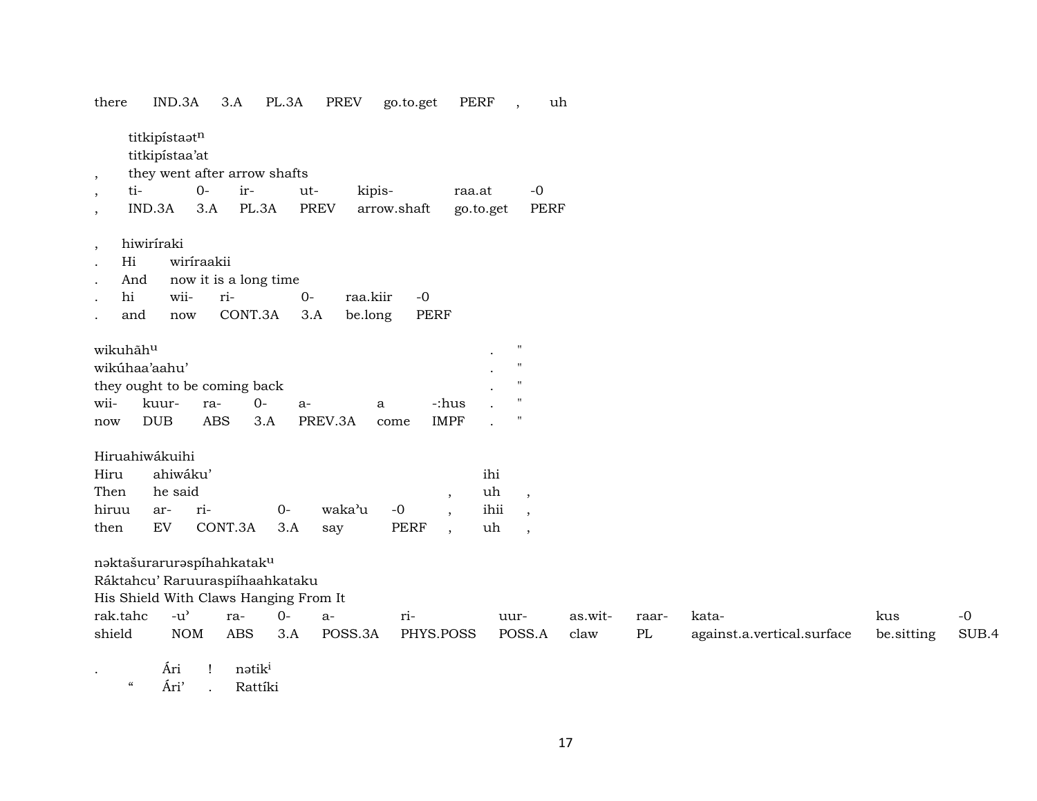there IND.3A 3.A PL.3A PREV go.to.get PERF , uh

titkipístaət$^{n}$
titkipístaa'at
, they went after arrow shafts
, ti- 0- ir- ut- kipis- raa.at -0
, IND.3A 3.A PL.3A PREV arrow.shaft go.to.get PERF

, hiwiríraki
. Hi wiríraakii
. And now it is a long time
. hi wii- ri- 0- raa.kiir -0
. and now CONT.3A 3.A be.long PERF

wikuhāh$^{u}$ . "
wikúhaa'aahu' . "
they ought to be coming back . "
wii- kuur- ra- 0- a- a -:hus . "
now DUB ABS 3.A PREV.3A come IMPF . "

Hiruahiwákuihi
Hiru ahiwáku' ihi
Then he said , uh ,
hiruu ar- ri- 0- waka'u -0 , ihii ,
then EV CONT.3A 3.A say PERF , uh ,

nəktašurarurəspíhahkatak$^{u}$
Ráktahcu' Raruuraspiíhaahkataku
His Shield With Claws Hanging From It
rak.tahc -u' ra- 0- a- ri- uur- as.wit- raar- kata- kus -0
shield NOM ABS 3.A POSS.3A PHYS.POSS POSS.A claw PL against.a.vertical.surface be.sitting SUB.4

. Ári ! nətik$^{i}$
" Ári' . Rattíki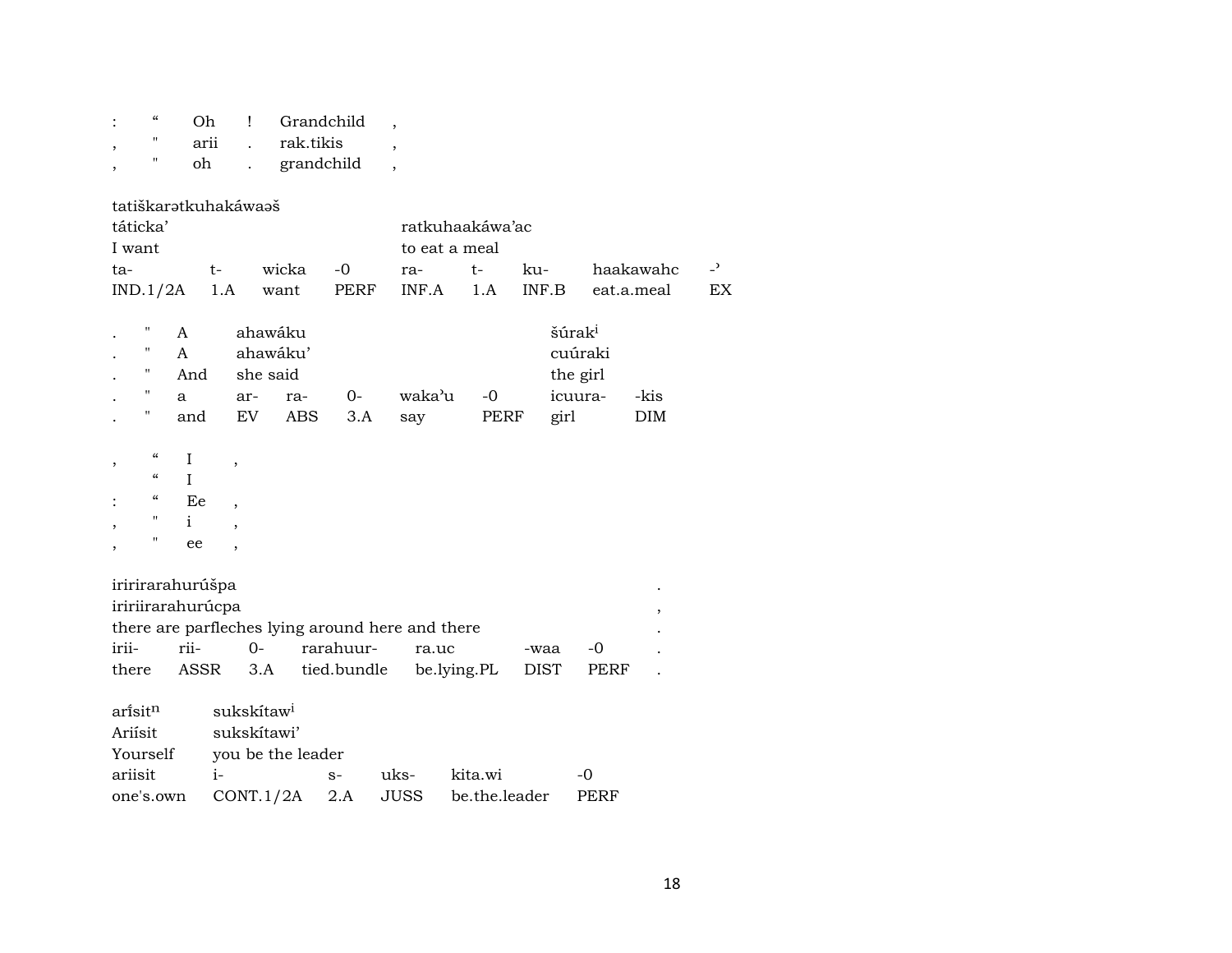| : | “ | Oh | ! | Grandchild | , |
|---|---|---|---|---|---|
| , | " | arii | . | rak.tikis | , |
| , | " | oh | . | grandchild | , |

tatiškarətkuhakáwaəš

| táticka’ | | | | ratkuhaakáwa’ac | | | | |
|---|---|---|---|---|---|---|---|---|
| I want | | | | to eat a meal | | | | |
| ta- | t- | wicka | -0 | ra- | t- | ku- | haakawahc | -’ |
| IND.1/2A | 1.A | want | PERF | INF.A | 1.A | INF.B | eat.a.meal | EX |

| . | " | A | ahawáku | | | | | šúrak[i] | |
|---|---|---|---|---|---|---|---|---|---|
| . | " | A | ahawáku’ | | | | | cuúraki | |
| . | " | And | she said | | | | | the girl | |
| . | " | a | ar- | ra- | 0- | waka’u | -0 | icuura- | -kis |
| . | " | and | EV | ABS | 3.A | say | PERF | girl | DIM |

| , | “ | I | , |
|---|---|---|---|
| | “ | I | |
| : | “ | Ee | , |
| , | " | i | , |
| , | " | ee | , |

iririrarahurúšpa .

| iririirarahurúcpa | | | | | | | , |
|---|---|---|---|---|---|---|---|
| there are parfleches lying around here and there | | | | | | | . |
| irii- | rii- | 0- | rarahuur- | ra.uc | -waa | -0 | . |
| there | ASSR | 3.A | tied.bundle | be.lying.PL | DIST | PERF | . |

| arísit[n] | sukskítaw[i] | | | | |
|---|---|---|---|---|---|
| Ariísit | sukskítawi’ | | | | |
| Yourself | you be the leader | | | | |
| ariisit | i- | s- | uks- | kita.wi | -0 |
| one's.own | CONT.1/2A | 2.A | JUSS | be.the.leader | PERF |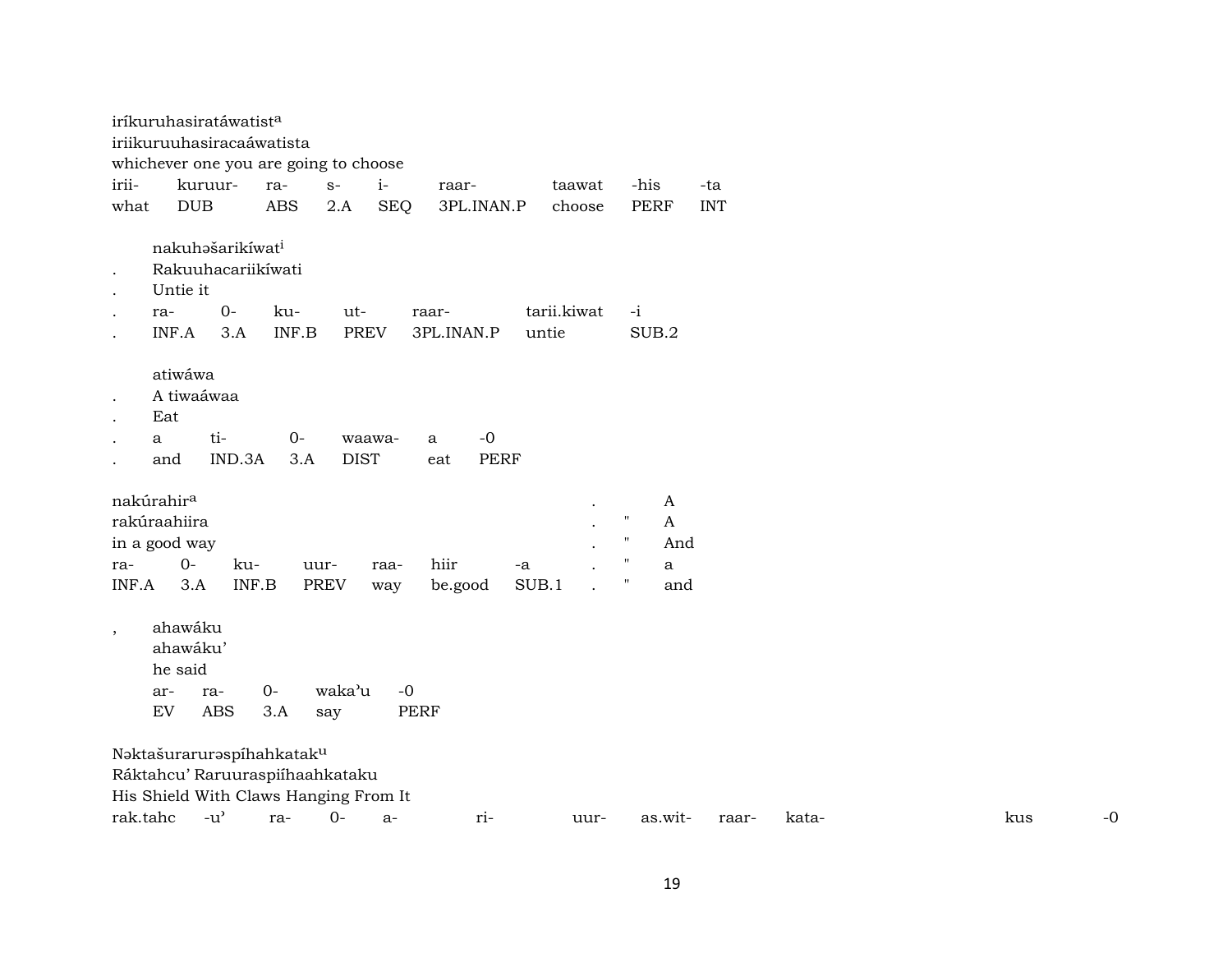iríkuruhasiratáwatist[a]
iriikuruuhasiracaáwatista
whichever one you are going to choose

| irii- | kuruur- | ra- | s- | i- | raar- | taawat | -his | -ta |
|---|---|---|---|---|---|---|---|---|
| what | DUB | ABS | 2.A | SEQ | 3PL.INAN.P | choose | PERF | INT |

nakuhəšarikíwat[i]
. Rakuuhacariikíwati
. Untie it

| . | ra- | 0- | ku- | ut- | raar- | tarii.kiwat | -i |
|---|---|---|---|---|---|---|---|
| . | INF.A | 3.A | INF.B | PREV | 3PL.INAN.P | untie | SUB.2 |

atiwáwa
. A tiwaáwaa
. Eat

| . | a | ti- | 0- | waawa- | a | -0 |
|---|---|---|---|---|---|---|
| . | and | IND.3A | 3.A | DIST | eat | PERF |

nakúrahir[a]
rakúraahiira
in a good way

| ra- | 0- | ku- | uur- | raa- | hiir | -a |
|---|---|---|---|---|---|---|
| INF.A | 3.A | INF.B | PREV | way | be.good | SUB.1 |

. A
. " A
. " And
. " a
. " and

, ahawáku
ahawáku'
he said

| ar- | ra- | 0- | waka'u | -0 |
|---|---|---|---|---|
| EV | ABS | 3.A | say | PERF |

Nəktašuraruruəspíhahkatak[u]
Ráktahcu' Raruuraspiíhaahkataku
His Shield With Claws Hanging From It

| rak.tahc | -u' | ra- | 0- | a- | ri- | uur- | as.wit- | raar- | kata- | kus | -0 |
|---|---|---|---|---|---|---|---|---|---|---|---|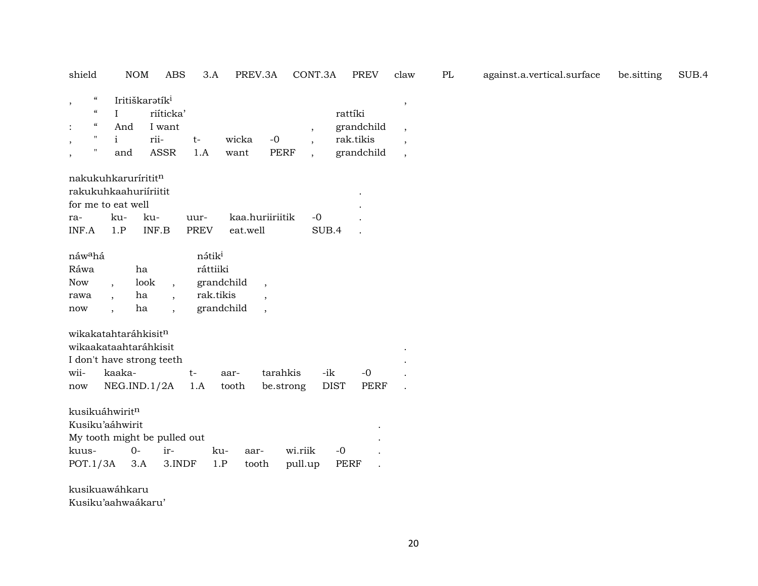| shield | NOM | ABS | 3.A | PREV.3A | CONT.3A | PREV | claw | PL | against.a.vertical.surface | be.sitting | SUB.4 |
|---|---|---|---|---|---|---|---|---|---|---|---|

| | | | | | | | | |
|---|---|---|---|---|---|---|---|---|
| , | " | Iritiškarətík[i] | | | | | | , |
| | " | I | riíticka' | | | | rattíki | |
| : | " | And | I want | | | , | grandchild | , |
| , | " | i | rii- | t- | wicka | -0 , | rak.tikis | , |
| , | " | and | ASSR | 1.A | want | PERF , | grandchild | , |

| | | | | | | |
|---|---|---|---|---|---|---|
| nakukuhkaruríritit[n] | | | | | | |
| rakukuhkaahuriíriitit | | | | | | . |
| for me to eat well | | | | | | . |
| ra- | ku- | ku- | uur- | kaa.huriiriitik | -0 | . |
| INF.A | 1.P | INF.B | PREV | eat.well | SUB.4 | . |

| | | | | | | |
|---|---|---|---|---|---|---|
| náw[a]há | | | | nə́tik[i] | | |
| Ráwa | | ha | | ráttiiki | | |
| Now | , | look | , | grandchild | , | |
| rawa | , | ha | , | rak.tikis | , | |
| now | , | ha | , | grandchild | , | |

| | | | | | | | |
|---|---|---|---|---|---|---|---|
| wikakatahtaráhkisit[n] | | | | | | | |
| wikaakataahtaráhkisit | | | | | | | . |
| I don't have strong teeth | | | | | | | . |
| wii- | kaaka- | t- | aar- | tarahkis | -ik | -0 | . |
| now | NEG.IND.1/2A | 1.A | tooth | be.strong | DIST | PERF | . |

| | | | | | | | |
|---|---|---|---|---|---|---|---|
| kusikuáhwirit[n] | | | | | | | |
| Kusiku'aáhwirit | | | | | | | . |
| My tooth might be pulled out | | | | | | | . |
| kuus- | 0- | ir- | ku- | aar- | wi.riik | -0 | . |
| POT.1/3A | 3.A | 3.INDF | 1.P | tooth | pull.up | PERF | . |

kusikuawáhkaru
Kusiku'aahwaákaru'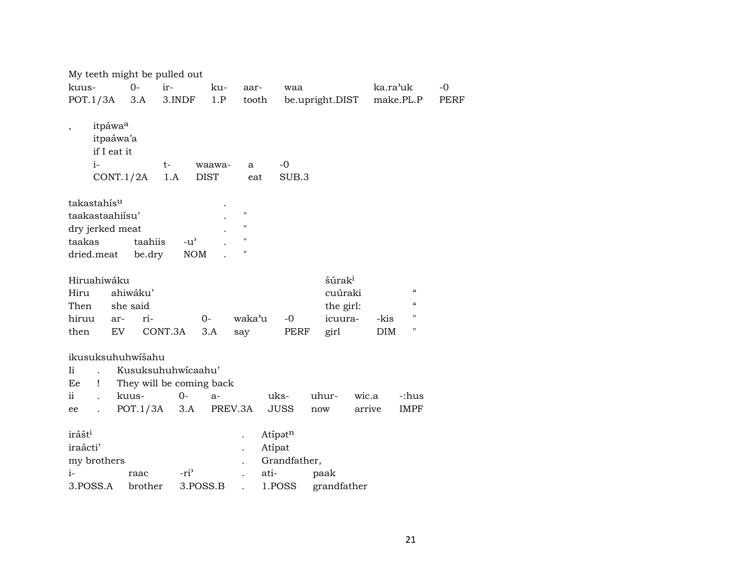My teeth might be pulled out

| kuus- | 0- | ir- | ku- | aar- | waa | ka.ra'uk | -0 |
|---|---|---|---|---|---|---|---|
| POT.1/3A | 3.A | 3.INDF | 1.P | tooth | be.upright.DIST | make.PL.P | PERF |

, itpáwa[a]
itpaáwa'a
if I eat it

| i- | t- | waawa- | a | -0 |
|---|---|---|---|---|
| CONT.1/2A | 1.A | DIST | eat | SUB.3 |

| takastahís[u] | | | . | |
|---|---|---|---|---|
| taakastaahiísu' | | | . | " |
| dry jerked meat | | | . | " |
| taakas | taahiis | -u' | . | " |
| dried.meat | be.dry | NOM | . | " |

| Hiruahiwáku | | | | | | šúrak[i] | | |
|---|---|---|---|---|---|---|---|---|
| Hiru | ahiwáku' | | | | | cuúraki | | " |
| Then | she said | | | | | the girl: | | " |
| hiruu | ar- | ri- | 0- | waka'u | -0 | icuura- | -kis | " |
| then | EV | CONT.3A | 3.A | say | PERF | girl | DIM | " |

ikusuksuhuhwíšahu

| Ii | . | Kusuksuhuhwícaahu' | | | | | | |
|---|---|---|---|---|---|---|---|---|
| Ee | ! | They will be coming back | | | | | | |
| ii | . | kuus- | 0- | a- | uks- | uhur- | wic.a | -:hus |
| ee | . | POT.1/3A | 3.A | PREV.3A | JUSS | now | arrive | IMPF |

| irášt[i] | | | . | Atípət[n] | |
|---|---|---|---|---|---|
| iraácti' | | | . | Atípat | |
| my brothers | | | . | Grandfather, | |
| i- | raac | -ri' | . | ati- | paak |
| 3.POSS.A | brother | 3.POSS.B | . | 1.POSS | grandfather |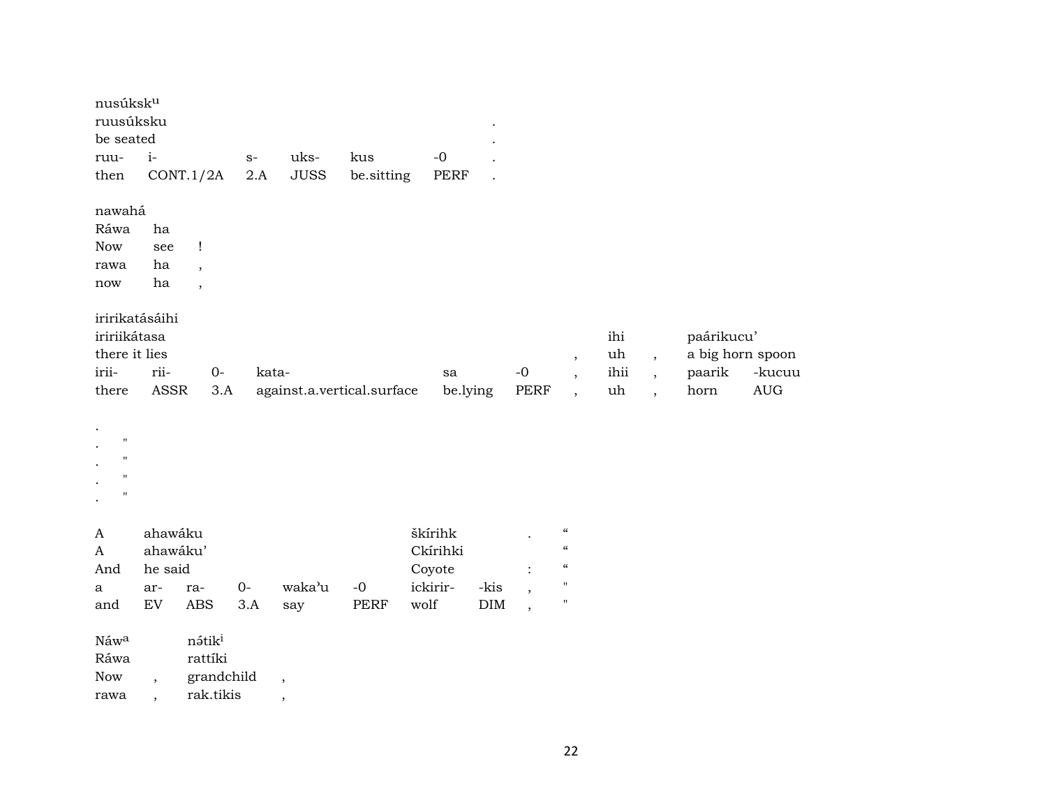nusúksk^u^
ruusúksku .
be seated .

| ruu- | i- | s- | uks- | kus | -0 | . |
|---|---|---|---|---|---|---|
| then | CONT.1/2A | 2.A | JUSS | be.sitting | PERF | . |

nawahá

| Ráwa | ha | |
|---|---|---|
| Now | see | ! |
| rawa | ha | , |
| now | ha | , |

iririkatásáihi

| iririikátasa | | | | | | , | ihi | , | paárikucu' | |
|---|---|---|---|---|---|---|---|---|---|---|
| there it lies | | | | | | , | uh | , | a big horn spoon | |
| irii- | rii- | 0- | kata- | sa | -0 | , | ihii | , | paarik | -kucuu |
| there | ASSR | 3.A | against.a.vertical.surface | be.lying | PERF | , | uh | , | horn | AUG |

.
. "
. "
. "
. "

| A | ahawáku | | | | | škírihk | | . | " |
|---|---|---|---|---|---|---|---|---|---|
| A | ahawáku' | | | | | Ckírihki | | | " |
| And | he said | | | | | Coyote | | : | " |
| a | ar- | ra- | 0- | waka'u | -0 | ickirir- | -kis | , | " |
| and | EV | ABS | 3.A | say | PERF | wolf | DIM | , | " |

| Náw^a^ | | nətik^i^ | |
|---|---|---|---|
| Ráwa | | rattíki | |
| Now | , | grandchild | , |
| rawa | , | rak.tikis | , |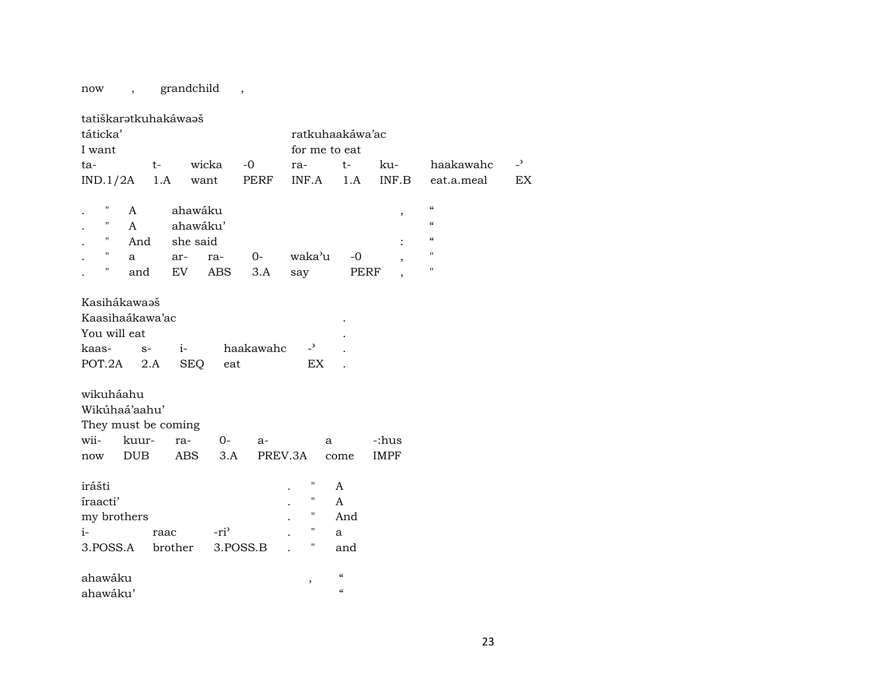now , grandchild ,

tatiškarətkuhakáwaəš

| táticka' | | | | ratkuhaakáwa'ac | | | | |
|---|---|---|---|---|---|---|---|---|
| I want | | | | for me to eat | | | | |
| ta- | t- | wicka | -0 | ra- | t- | ku- | haakawahc | -' |
| IND.1/2A | 1.A | want | PERF | INF.A | 1.A | INF.B | eat.a.meal | EX |

| . | " | A | ahawáku | | | | | , | " |
|---|---|---|---|---|---|---|---|---|---|
| . | " | A | ahawáku' | | | | | | " |
| . | " | And | she said | | | | | : | " |
| . | " | a | ar- | ra- | 0- | waka'u | -0 | , | " |
| . | " | and | EV | ABS | 3.A | say | PERF | , | " |

Kasihákawaəš

| Kaasihaákawa'ac | | | | | . |
|---|---|---|---|---|---|
| You will eat | | | | | . |
| kaas- | s- | i- | haakawahc | -' | . |
| POT.2A | 2.A | SEQ | eat | EX | . |

wikuháahu

| Wikúhaá'aahu' | | | | | | |
|---|---|---|---|---|---|---|
| They must be coming | | | | | | |
| wii- | kuur- | ra- | 0- | a- | a | -:hus |
| now | DUB | ABS | 3.A | PREV.3A | come | IMPF |

| irášti | | | . | " | A |
|---|---|---|---|---|---|
| íraacti' | | | . | " | A |
| my brothers | | | . | " | And |
| i- | raac | -ri' | . | " | a |
| 3.POSS.A | brother | 3.POSS.B | . | " | and |

ahawáku , "

ahawáku' "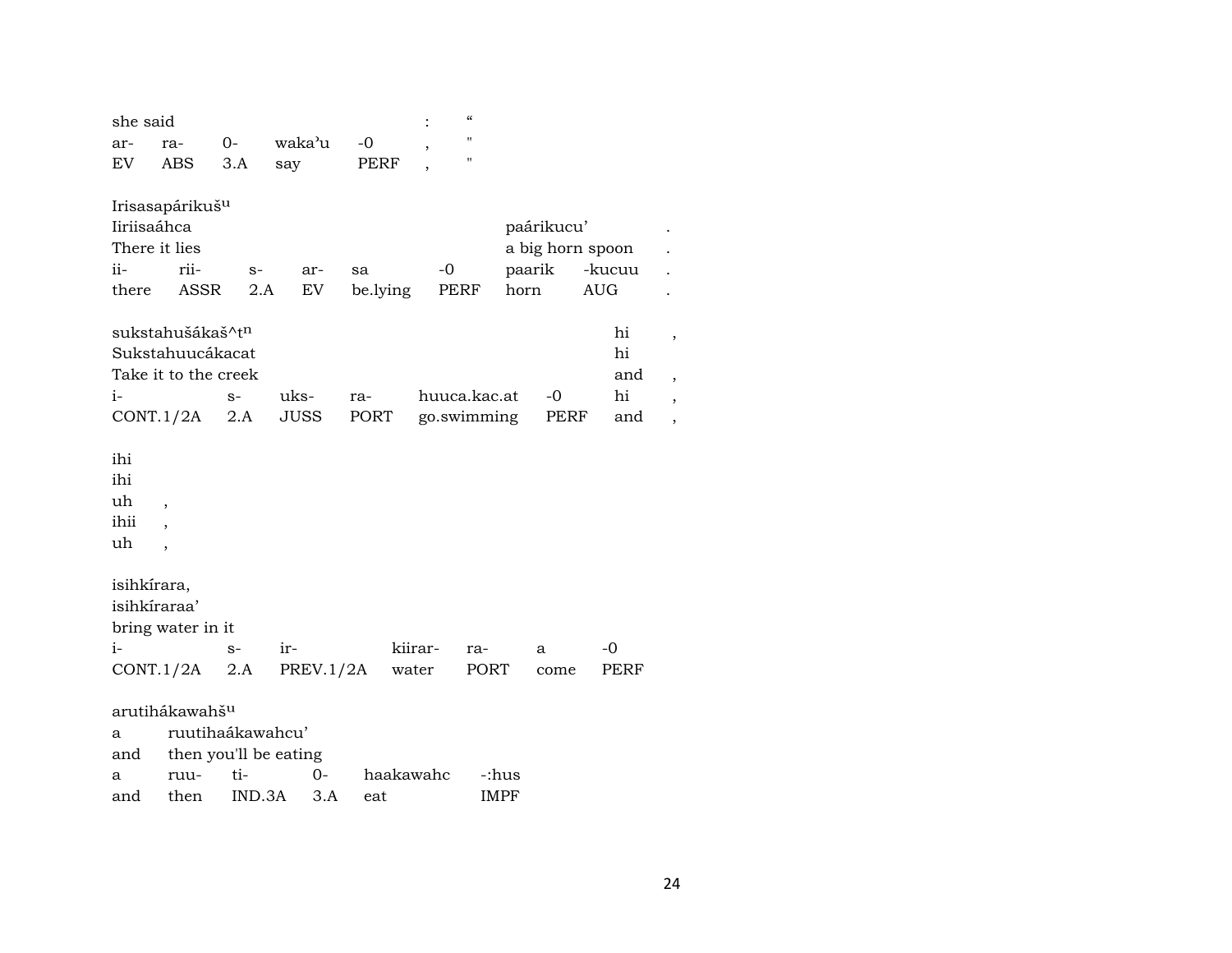she said : “
ar- ra- 0- waka’u -0 , "
EV ABS 3.A say PERF , "

Irisasapárikuš^u
Iiriisaáhca paárikucu’ .
There it lies a big horn spoon .
ii- rii- s- ar- sa -0 paarik -kucuu .
there ASSR 2.A EV be.lying PERF horn AUG .

sukstahušákaš^t^n hi ,
Sukstahuucákacat hi
Take it to the creek and ,
i- s- uks- ra- huuca.kac.at -0 hi ,
CONT.1/2A 2.A JUSS PORT go.swimming PERF and ,

ihi
ihi
uh ,
ihii ,
uh ,

isihkírara,
isihkíraraa’
bring water in it
i- s- ir- kiirar- ra- a -0
CONT.1/2A 2.A PREV.1/2A water PORT come PERF

arutihákawahš^u
a ruutihaákawahcu’
and then you'll be eating
a ruu- ti- 0- haakawahc -:hus
and then IND.3A 3.A eat IMPF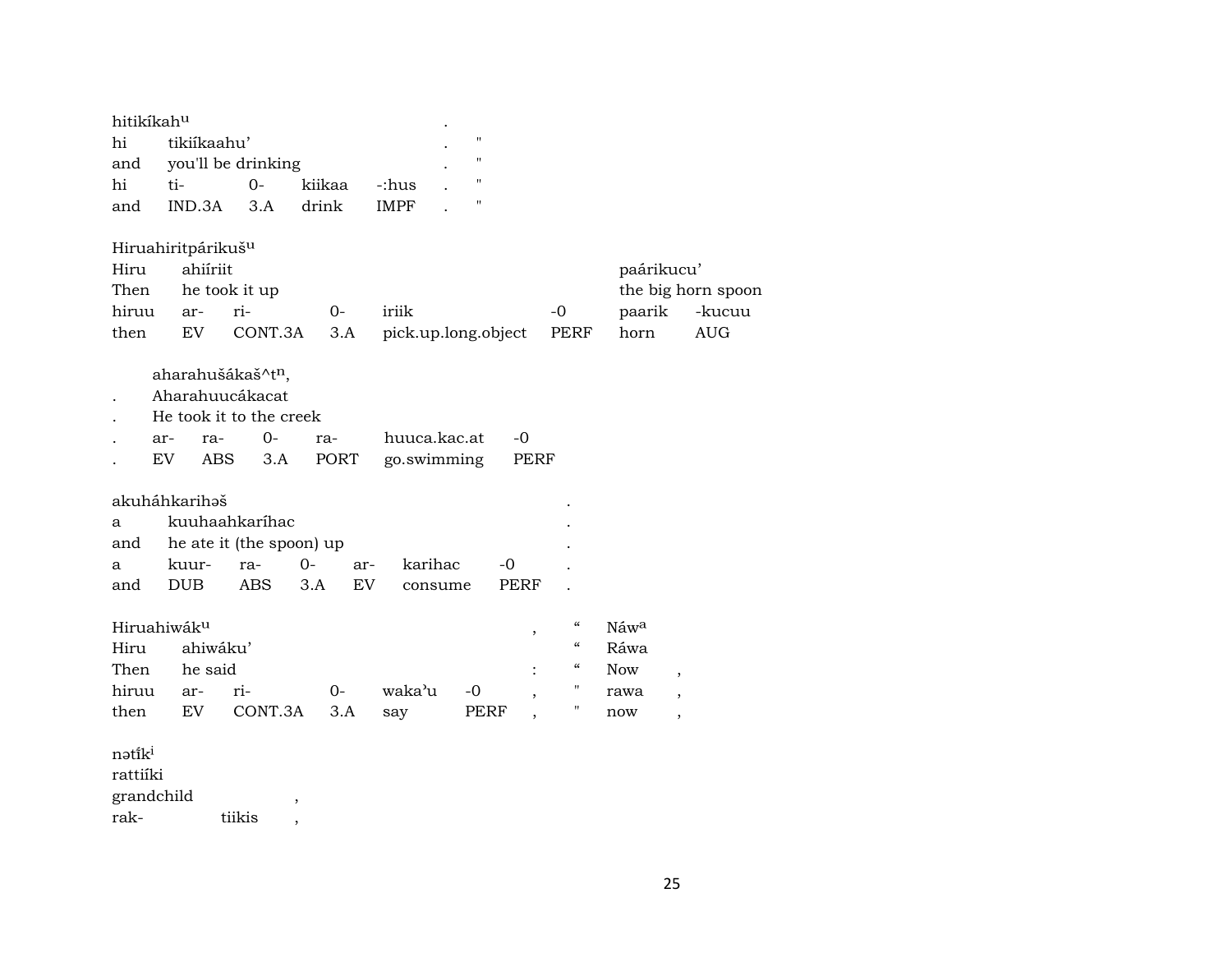hitikíkahᵘ .

| hi | tikiíkaahu’ | | | | . | " |
|---|---|---|---|---|---|---|
| and | you'll be drinking | | | | . | " |
| hi | ti- | 0- | kiikaa | -:hus | . | " |
| and | IND.3A | 3.A | drink | IMPF | . | " |

Hiruahiritpárikušᵘ

| Hiru | ahiíriit | | | | | paárikucu’ | |
|---|---|---|---|---|---|---|---|
| Then | he took it up | | | | | the big horn spoon | |
| hiruu | ar- | ri- | 0- | iriik | -0 | paarik | -kucuu |
| then | EV | CONT.3A | 3.A | pick.up.long.object | PERF | horn | AUG |

aharahušákaš^tⁿ,

| . | Aharahuucákacat | | | | |
|---|---|---|---|---|---|
| . | He took it to the creek | | | | |
| . | ar- | ra- | 0- | ra- | huuca.kac.at | -0 |
| . | EV | ABS | 3.A | PORT | go.swimming | PERF |

akuháhkarihəš .

| a | kuuhaahkaríhac | | | | | . |
|---|---|---|---|---|---|---|
| and | he ate it (the spoon) up | | | | | . |
| a | kuur- | ra- | 0- | ar- | karihac | -0 | . |
| and | DUB | ABS | 3.A | EV | consume | PERF | . |

Hiruahiwákᵘ , “ Náwᵃ

| Hiru | ahiwáku’ | | | | | | “ | Ráwa | |
|---|---|---|---|---|---|---|---|---|---|
| Then | he said | | | | | : | “ | Now | , |
| hiruu | ar- | ri- | 0- | waka’u | -0 | , | " | rawa | , |
| then | EV | CONT.3A | 3.A | say | PERF | , | " | now | , |

nətíkⁱ

| rattiíki | | |
|---|---|---|
| grandchild | | , |
| rak- | tiikis | , |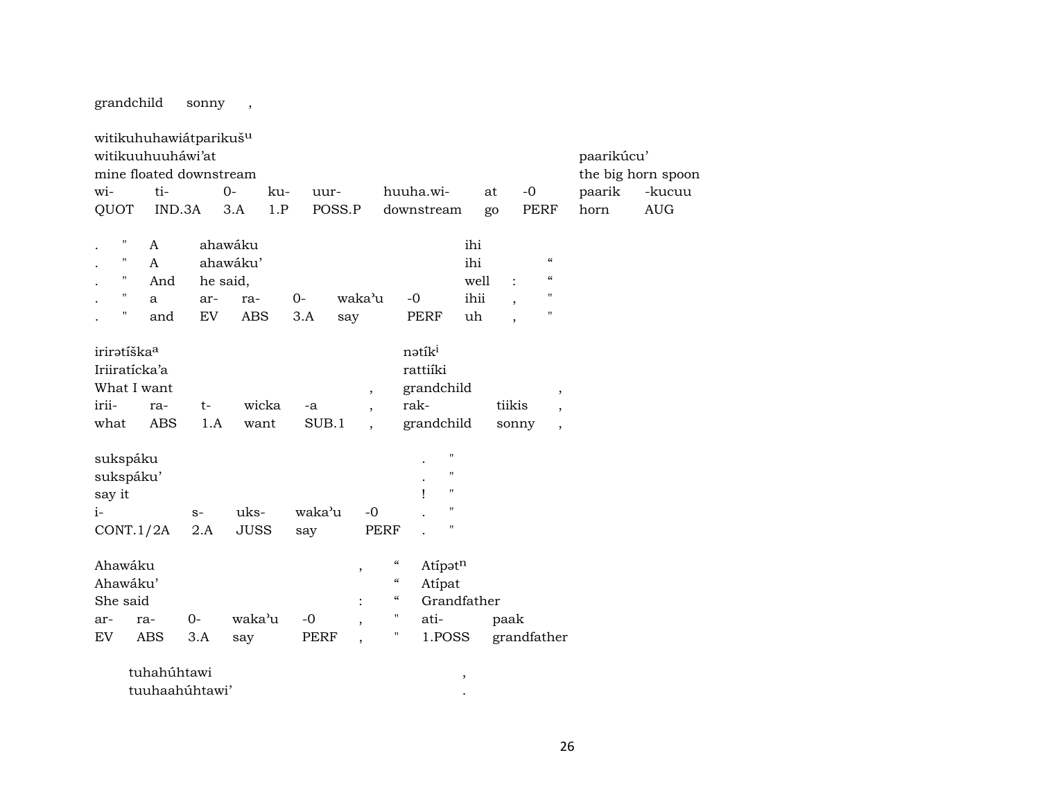grandchild sonny ,

witikuhuhawiátparikuš$^{u}$
witikuuhuuháwi'at paarikúcu'
mine floated downstream the big horn spoon

| wi- | ti- | 0- | ku- | uur- | huuha.wi- | at | -0 | paarik | -kucuu |
|---|---|---|---|---|---|---|---|---|---|
| QUOT | IND.3A | 3.A | 1.P | POSS.P | downstream | go | PERF | horn | AUG |

| . | " | A | ahawáku | | | | | ihi | | |
|---|---|---|---|---|---|---|---|---|---|---|
| . | " | A | ahawáku' | | | | | ihi | | “ |
| . | " | And | he said, | | | | | well | : | “ |
| . | " | a | ar- | ra- | 0- | waka'u | -0 | ihii | , | " |
| . | " | and | EV | ABS | 3.A | say | PERF | uh | , | " |

irirətíška$^{a}$ nətík$^{i}$
Iriiratícka'a rattiíki
What I want , grandchild ,

| irii- | ra- | t- | wicka | -a | , | rak- | tiikis | , |
|---|---|---|---|---|---|---|---|---|
| what | ABS | 1.A | want | SUB.1 | , | grandchild | sonny | , |

sukspáku . "
sukspáku' . "
say it ! "

| i- | s- | uks- | waka'u | -0 | . | " |
|---|---|---|---|---|---|---|
| CONT.1/2A | 2.A | JUSS | say | PERF | . | " |

Ahawáku , “ Atípət$^{n}$
Ahawáku' “ Atípat
She said : “ Grandfather

| ar- | ra- | 0- | waka'u | -0 | , | " | ati- | paak |
|---|---|---|---|---|---|---|---|---|
| EV | ABS | 3.A | say | PERF | , | " | 1.POSS | grandfather |

tuhahúhtawi ,
tuuhaahúhtawi' .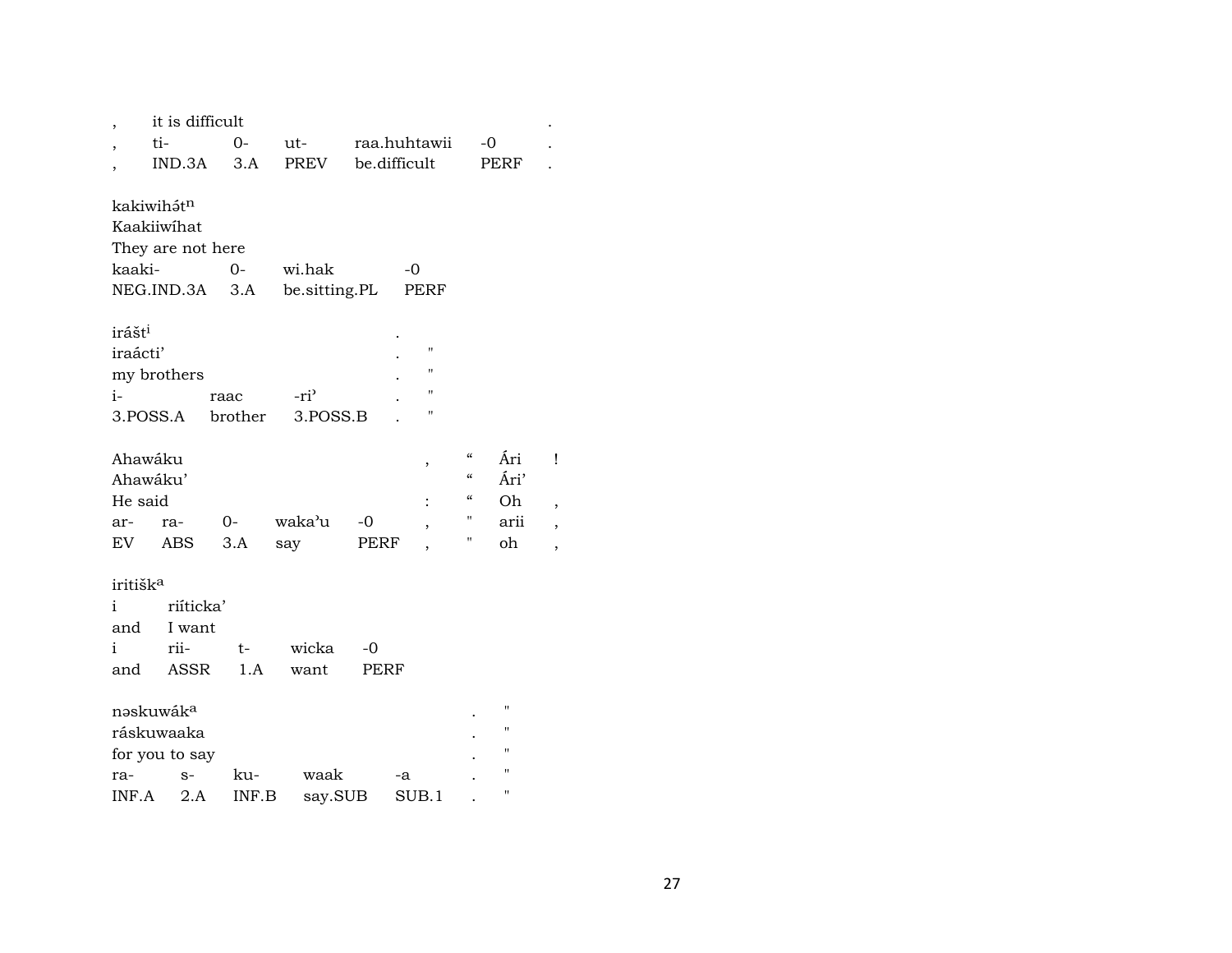| , | it is difficult | | | | | . |
|---|---|---|---|---|---|---|
| , | ti- | 0- | ut- | raa.huhtawii | -0 | . |
| , | IND.3A | 3.A | PREV | be.difficult | PERF | . |

kakiwihə́tn
Kaakiiwíhat
They are not here

| kaaki- | 0- | wi.hak | -0 |
|---|---|---|---|
| NEG.IND.3A | 3.A | be.sitting.PL | PERF |

irášti
iraácti'
my brothers

| i- | raac | -ri' | . | " |
|---|---|---|---|---|
| 3.POSS.A | brother | 3.POSS.B | . | " |

| Ahawáku | | | | | , | " | Ári | ! |
|---|---|---|---|---|---|---|---|---|
| Ahawáku' | | | | | | " | Ári' | |
| He said | | | | | : | " | Oh | , |
| ar- | ra- | 0- | waka'u | -0 | , | " | arii | , |
| EV | ABS | 3.A | say | PERF | , | " | oh | , |

iritiška

| i | riíticka' | | | |
|---|---|---|---|---|
| and | I want | | | |
| i | rii- | t- | wicka | -0 |
| and | ASSR | 1.A | want | PERF |

| nəskuwáka | | | | | . | " |
|---|---|---|---|---|---|---|
| ráskuwaaka | | | | | . | " |
| for you to say | | | | | . | " |
| ra- | s- | ku- | waak | -a | . | " |
| INF.A | 2.A | INF.B | say.SUB | SUB.1 | . | " |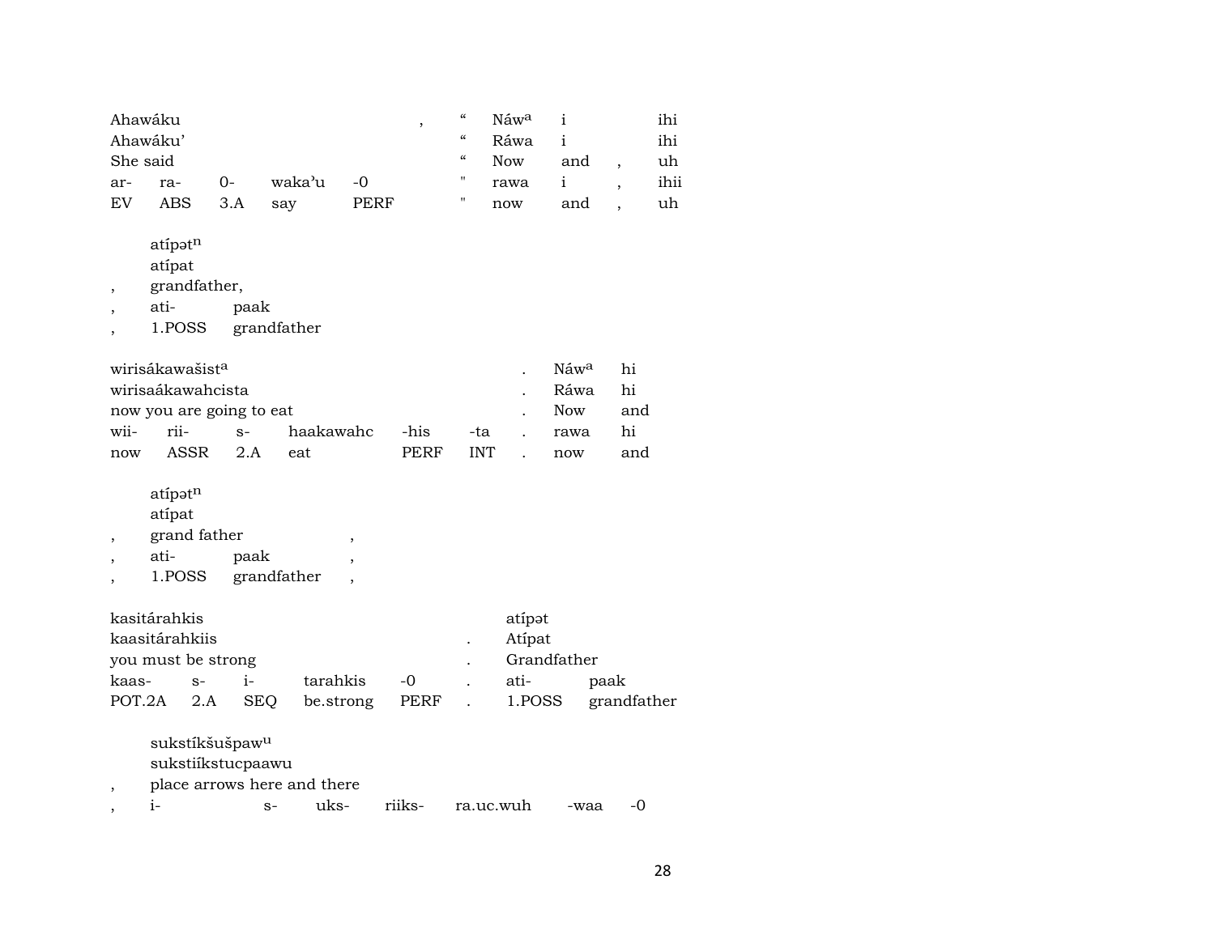| Ahawáku | | | | | , | “ | Náw^a | i | | ihi |
|---|---|---|---|---|---|---|---|---|---|---|
| Ahawáku’ | | | | | | “ | Ráwa | i | | ihi |
| She said | | | | | | “ | Now | and | , | uh |
| ar- | ra- | 0- | waka’u | -0 | | " | rawa | i | , | ihii |
| EV | ABS | 3.A | say | PERF | | " | now | and | , | uh |

| | atípət^n | |
|---|---|---|
| | atípat | |
| , | grandfather, | |
| , | ati- | paak |
| , | 1.POSS | grandfather |

| wirisákawašist^a | | | | | | . | Náw^a | hi |
|---|---|---|---|---|---|---|---|---|
| wirisaákawahcista | | | | | | . | Ráwa | hi |
| now you are going to eat | | | | | | . | Now | and |
| wii- | rii- | s- | haakawahc | -his | -ta | . | rawa | hi |
| now | ASSR | 2.A | eat | PERF | INT | . | now | and |

| | atípət^n | | |
|---|---|---|---|
| | atípat | | |
| , | grand father | | , |
| , | ati- | paak | , |
| , | 1.POSS | grandfather | , |

| kasitárahkis | | | | | | atípət | |
|---|---|---|---|---|---|---|---|
| kaasitárahkiis | | | | | . | Atípat | |
| you must be strong | | | | | . | Grandfather | |
| kaas- | s- | i- | tarahkis | -0 | . | ati- | paak |
| POT.2A | 2.A | SEQ | be.strong | PERF | . | 1.POSS | grandfather |

| | sukstíkšušpaw^u | | | | | | |
|---|---|---|---|---|---|---|---|
| | sukstiíkstucpaawu | | | | | | |
| , | place arrows here and there | | | | | | |
| , | i- | s- | uks- | riiks- | ra.uc.wuh | -waa | -0 |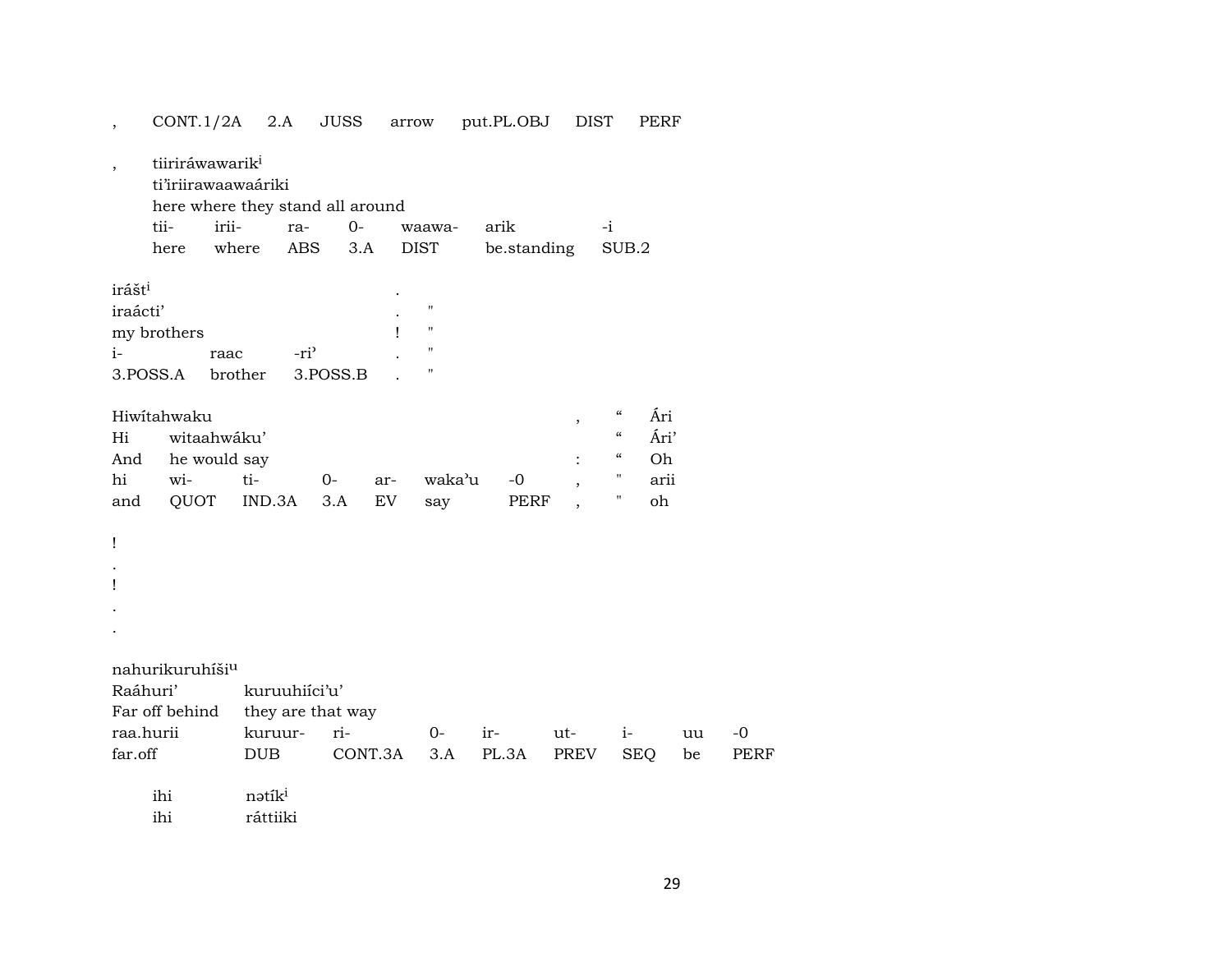| , | CONT.1/2A | 2.A | JUSS | arrow | put.PL.OBJ | DIST | PERF |
|---|---|---|---|---|---|---|---|

, tiiriráwawarik[i]
ti'iriirawaawaáriki
here where they stand all around

| tii- | irii- | ra- | 0- | waawa- | arik | -i |
|---|---|---|---|---|---|---|
| here | where | ABS | 3.A | DIST | be.standing | SUB.2 |

| irášt[i] | | | . | |
|---|---|---|---|---|
| iraácti' | | | . | " |
| my brothers | | | ! | " |
| i- | raac | -ri' | . | " |
| 3.POSS.A | brother | 3.POSS.B | . | " |

| Hiwítahwaku | | | | | | | , | " | Ári |
|---|---|---|---|---|---|---|---|---|---|
| Hi | witaahwáku' | | | | | | | " | Ári' |
| And | he would say | | | | | | : | " | Oh |
| hi | wi- | ti- | 0- | ar- | waka'u | -0 | , | " | arii |
| and | QUOT | IND.3A | 3.A | EV | say | PERF | , | " | oh |

!
.
!
.
.

nahurikuruhíši[u]
Raáhuri' kuruuhiíci'u'
Far off behind they are that way

| raa.hurii | kuruur- | ri- | 0- | ir- | ut- | i- | uu | -0 |
|---|---|---|---|---|---|---|---|---|
| far.off | DUB | CONT.3A | 3.A | PL.3A | PREV | SEQ | be | PERF |

| ihi | nətík[i] |
|---|---|
| ihi | ráttiiki |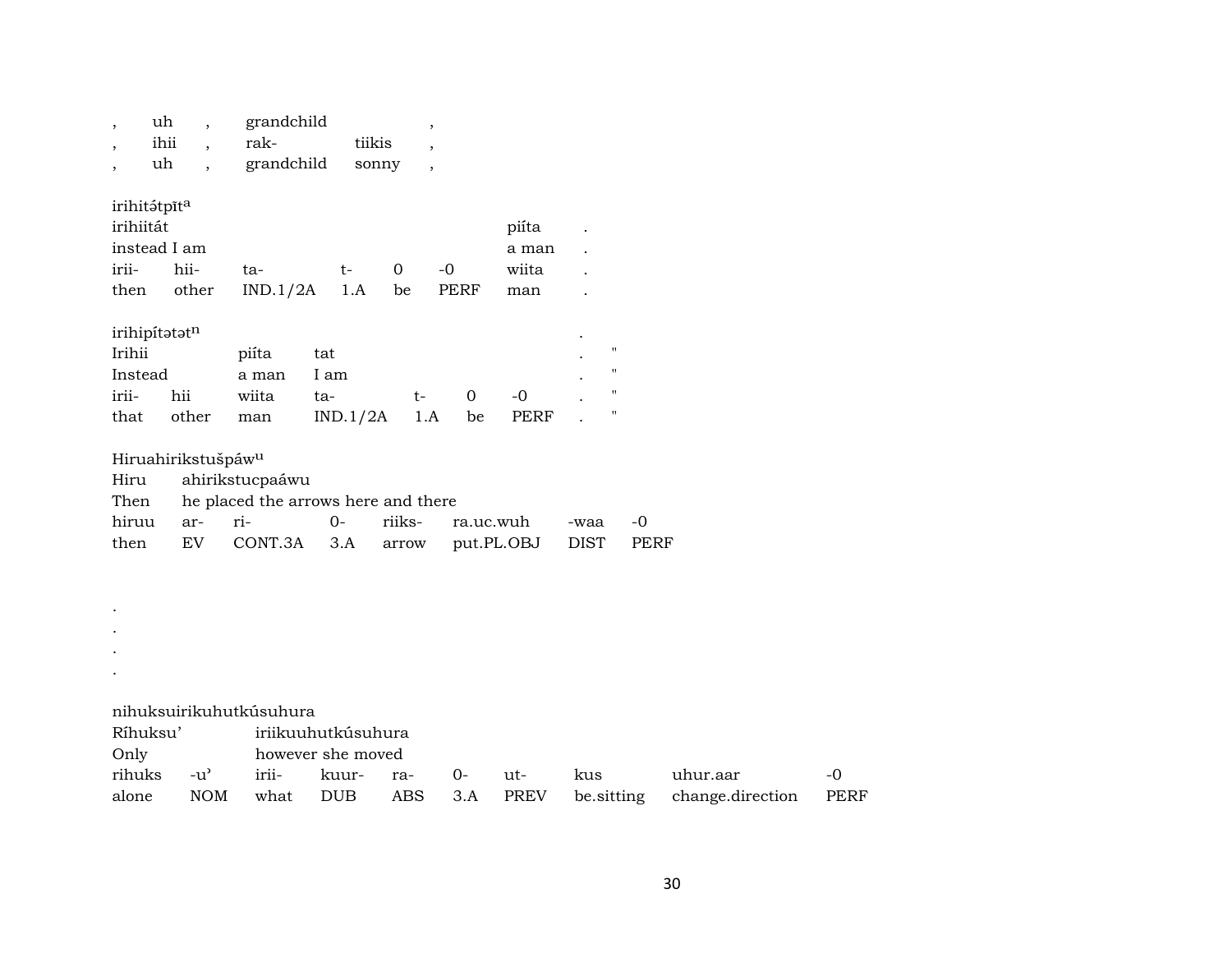| , | uh | , | grandchild | | , |
|---|---|---|---|---|---|
| , | ihii | , | rak- | tiikis | , |
| , | uh | , | grandchild | sonny | , |

irihitə́tpītᵃ

| irihiitát | | | | | | piíta | . |
|---|---|---|---|---|---|---|---|
| instead I am | | | | | | a man | . |
| irii- | hii- | ta- | t- | 0 | -0 | wiita | . |
| then | other | IND.1/2A | 1.A | be | PERF | man | . |

irihipítətətⁿ .

| Irihii | | piíta | tat | | | | . | " |
|---|---|---|---|---|---|---|---|---|
| Instead | | a man | I am | | | | . | " |
| irii- | hii | wiita | ta- | t- | 0 | -0 | . | " |
| that | other | man | IND.1/2A | 1.A | be | PERF | . | " |

Hiruahirikstušpáwᵘ

| Hiru | ahirikstucpaáwu | | | | | | |
|---|---|---|---|---|---|---|---|
| Then | he placed the arrows here and there | | | | | | |
| hiruu | ar- | ri- | 0- | riiks- | ra.uc.wuh | -waa | -0 |
| then | EV | CONT.3A | 3.A | arrow | put.PL.OBJ | DIST | PERF |

.
.
.
.

nihuksuirikuhutkúsuhura

| Ríhuksu’ | | iriikuuhutkúsuhura | | | | | | | |
|---|---|---|---|---|---|---|---|---|---|
| Only | | however she moved | | | | | | | |
| rihuks | -u’ | irii- | kuur- | ra- | 0- | ut- | kus | uhur.aar | -0 |
| alone | NOM | what | DUB | ABS | 3.A | PREV | be.sitting | change.direction | PERF |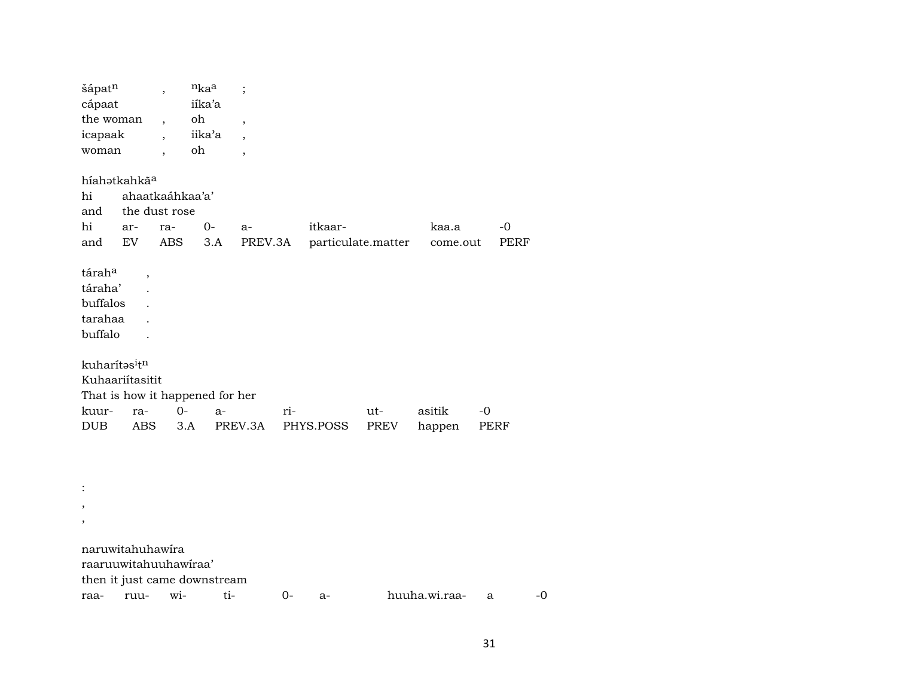šápatⁿ , ⁿkaᵃ ;
cápaat iíka'a
the woman , oh ,
icapaak , iika'a ,
woman , oh ,

híahətkahkāᵃ
hi ahaatkaáhkaa'a'
and the dust rose

| hi | ar- | ra- | 0- | a- | itkaar- | kaa.a | -0 |
|---|---|---|---|---|---|---|---|
| and | EV | ABS | 3.A | PREV.3A | particulate.matter | come.out | PERF |

tárahᵃ ,
táraha' .
buffalos .
tarahaa .
buffalo .

kuharítəsⁱtⁿ
Kuhaariítasitit
That is how it happened for her

| kuur- | ra- | 0- | a- | ri- | ut- | asitik | -0 |
|---|---|---|---|---|---|---|---|
| DUB | ABS | 3.A | PREV.3A | PHYS.POSS | PREV | happen | PERF |

:
,
,

naruwitahuhawíra
raaruuwitahuuhawíraa'
then it just came downstream

| raa- | ruu- | wi- | ti- | 0- | a- | huuha.wi.raa- | a | -0 |
|---|---|---|---|---|---|---|---|---|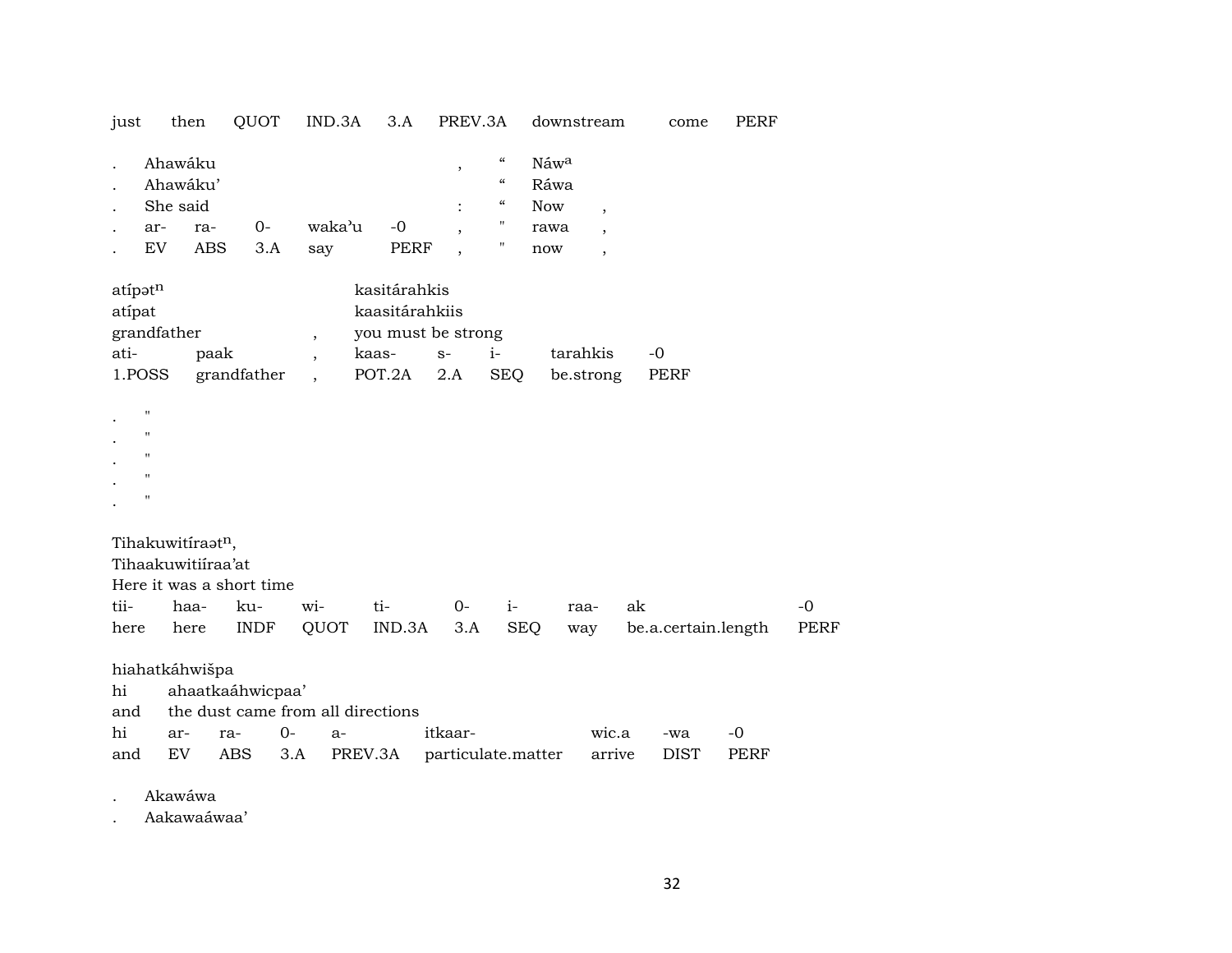just then QUOT IND.3A 3.A PREV.3A downstream come PERF

| . | Ahawáku | | | | | , | " | Náwa | |
|---|---|---|---|---|---|---|---|---|---|
| . | Ahawáku' | | | | | | " | Ráwa | |
| . | She said | | | | | : | " | Now | , |
| . | ar- | ra- | 0- | waka'u | -0 | , | " | rawa | , |
| . | EV | ABS | 3.A | say | PERF | , | " | now | , |

| atípətn | | | kasitárahkis | | | | |
|---|---|---|---|---|---|---|---|
| atípat | | | kaasitárahkiis | | | | |
| grandfather | | , | you must be strong | | | | |
| ati- | paak | , | kaas- | s- | i- | tarahkis | -0 |
| 1.POSS | grandfather | , | POT.2A | 2.A | SEQ | be.strong | PERF |

. "
. "
. "
. "
. "

| Tihakuwitíraətn, | | | | | | | | | |
|---|---|---|---|---|---|---|---|---|---|
| Tihaakuwitiíraa'at | | | | | | | | | |
| Here it was a short time | | | | | | | | | |
| tii- | haa- | ku- | wi- | ti- | 0- | i- | raa- | ak | -0 |
| here | here | INDF | QUOT | IND.3A | 3.A | SEQ | way | be.a.certain.length | PERF |

| hiahatkáhwišpa | | | | | | | | |
|---|---|---|---|---|---|---|---|---|
| hi | ahaatkaáhwicpaa' | | | | | | | |
| and | the dust came from all directions | | | | | | | |
| hi | ar- | ra- | 0- | a- | itkaar- | wic.a | -wa | -0 |
| and | EV | ABS | 3.A | PREV.3A | particulate.matter | arrive | DIST | PERF |

. Akawáwa
. Aakawaáwaa'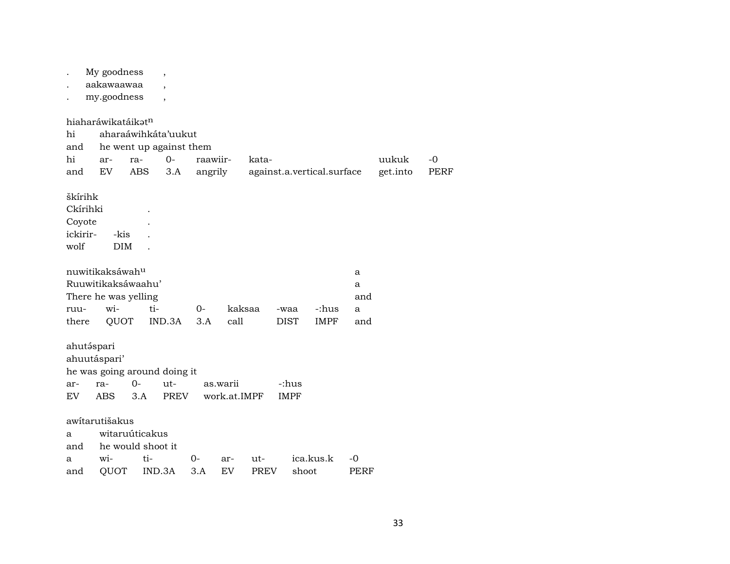| . | My goodness | , |
|---|---|---|
| . | aakawaawaa | , |
| . | my.goodness | , |

hiaharáwikatáikət$^{n}$

| hi | aharaáwihkáta'uukut | | | | | | |
|---|---|---|---|---|---|---|---|
| and | he went up against them | | | | | | |
| hi | ar- | ra- | 0- | raawiir- | kata- | uukuk | -0 |
| and | EV | ABS | 3.A | angrily | against.a.vertical.surface | get.into | PERF |

škírihk

| Ckírihki | | . |
|---|---|---|
| Coyote | | . |
| ickirir- | -kis | . |
| wolf | DIM | . |

nuwitikaksáwah$^{u}$

| Ruuwitikaksáwaahu' | | | | | | | a |
|---|---|---|---|---|---|---|---|
| There he was yelling | | | | | | | and |
| ruu- | wi- | ti- | 0- | kaksaa | -waa | -:hus | a |
| there | QUOT | IND.3A | 3.A | call | DIST | IMPF | and |

ahutə́spari

| ahuutáspari' | | | | | |
|---|---|---|---|---|---|
| he was going around doing it | | | | | |
| ar- | ra- | 0- | ut- | as.warii | -:hus |
| EV | ABS | 3.A | PREV | work.at.IMPF | IMPF |

awítarutišakus

| a | witaruúticakus | | | | | |
|---|---|---|---|---|---|---|
| and | he would shoot it | | | | | |
| a | wi- | ti- | 0- | ar- | ut- | ica.kus.k | -0 |
| and | QUOT | IND.3A | 3.A | EV | PREV | shoot | PERF |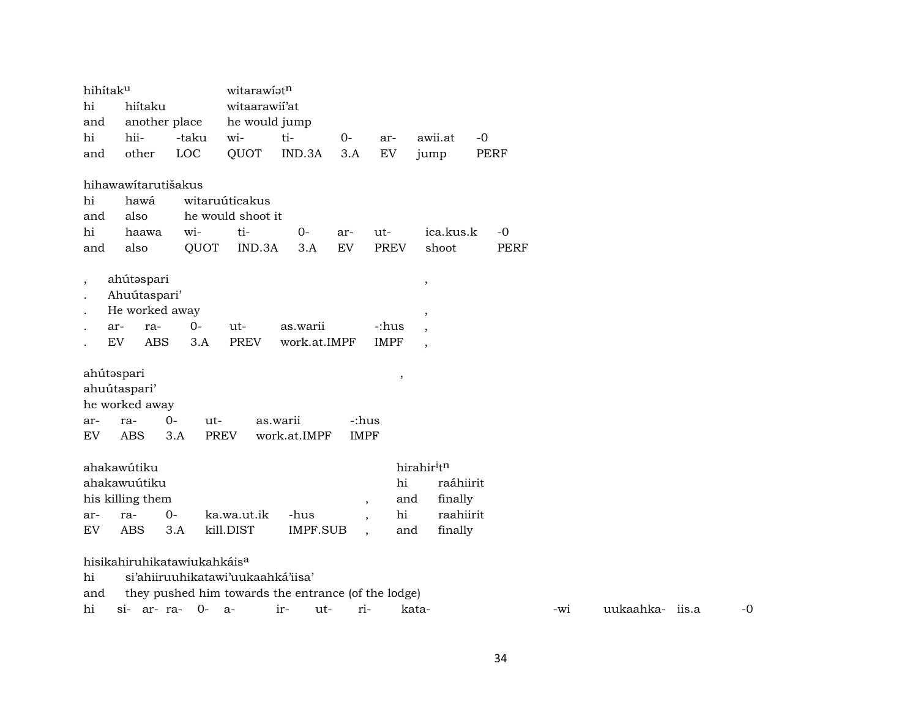hihítak[u] witarawíət[n]
hi hiítaku witaarawií'at
and another place he would jump
hi hii- -taku wi- ti- 0- ar- awii.at -0
and other LOC QUOT IND.3A 3.A EV jump PERF

hihawawítarutišakus
hi hawá witaruúticakus
and also he would shoot it
hi haawa wi- ti- 0- ar- ut- ica.kus.k -0
and also QUOT IND.3A 3.A EV PREV shoot PERF

, ahútəspari ,
. Ahuútaspari'
. He worked away ,
. ar- ra- 0- ut- as.warii -:hus ,
. EV ABS 3.A PREV work.at.IMPF IMPF ,

ahútəspari ,
ahuútaspari'
he worked away
ar- ra- 0- ut- as.warii -:hus
EV ABS 3.A PREV work.at.IMPF IMPF

ahakawútiku hirahir[i]t[n]
ahakawuútiku hi raáhiirit
his killing them , and finally
ar- ra- 0- ka.wa.ut.ik -hus , hi raahiirit
EV ABS 3.A kill.DIST IMPF.SUB , and finally

hisikahiruhikatawiukahkáis[a]
hi si'ahiiruuhikatawi'uukaahká'iisa'
and they pushed him towards the entrance (of the lodge)
hi si- ar- ra- 0- a- ir- ut- ri- kata- -wi uukaahka- iis.a -0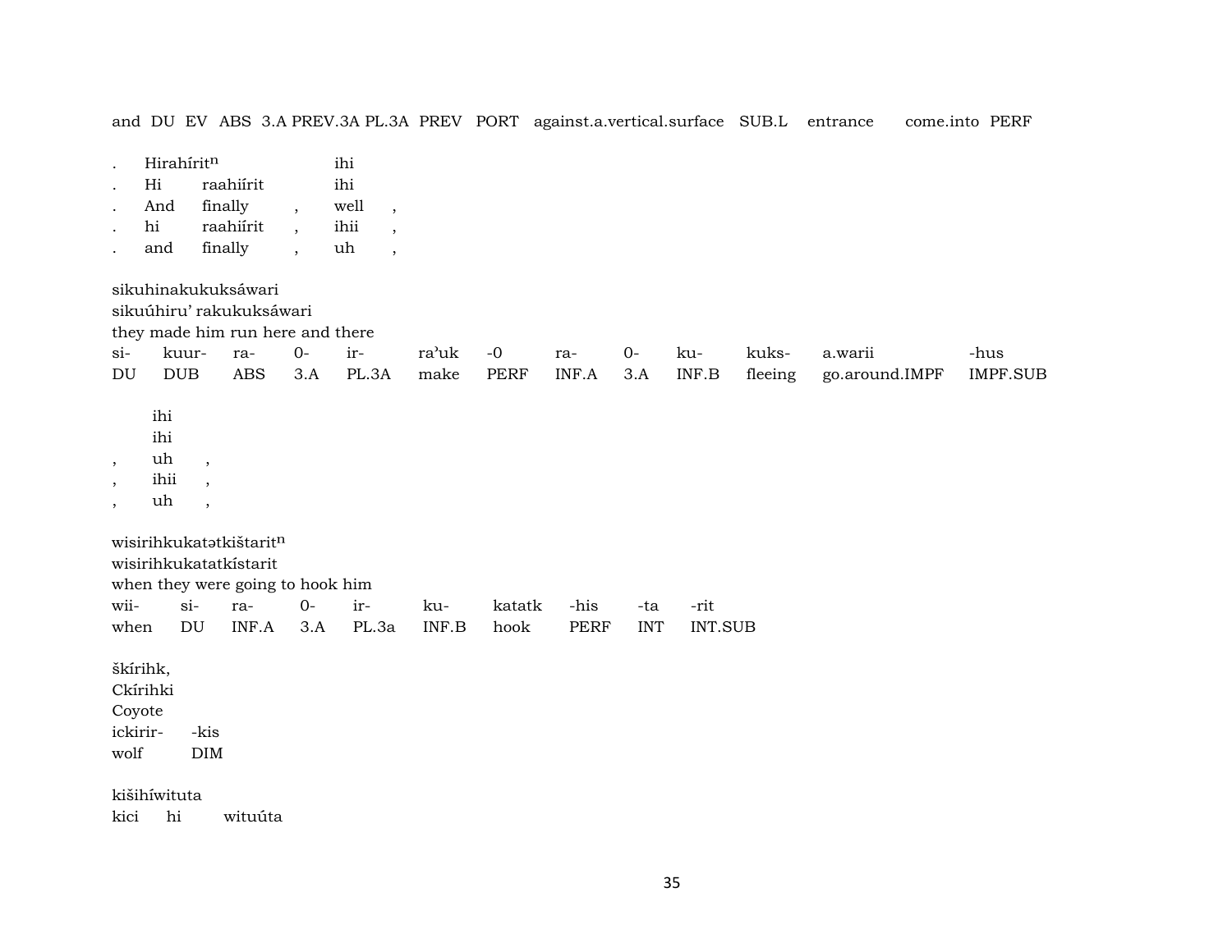and DU EV ABS 3.A PREV.3A PL.3A PREV PORT against.a.vertical.surface SUB.L entrance come.into PERF

|   |   |   |   |   |
|---|---|---|---|---|
| . | Hirahírit$^{n}$ |   | ihi |   |
| . | Hi | raahiírit | ihi |   |
| . | And | finally , | well | , |
| . | hi | raahiírit , | ihii | , |
| . | and | finally , | uh | , |

sikuhinakukuksáwari
sikuúhiru' rakukuksáwari
they made him run here and there

| si- | kuur- | ra- | 0- | ir- | ra'uk | -0 | ra- | 0- | ku- | kuks- | a.warii | -hus |
|---|---|---|---|---|---|---|---|---|---|---|---|---|
| DU | DUB | ABS | 3.A | PL.3A | make | PERF | INF.A | 3.A | INF.B | fleeing | go.around.IMPF | IMPF.SUB |

|   |   |   |
|---|---|---|
|   | ihi |   |
|   | ihi |   |
| , | uh | , |
| , | ihii | , |
| , | uh | , |

wisirihkukatətkištarit$^{n}$
wisirihkukatatkístarit
when they were going to hook him

| wii- | si- | ra- | 0- | ir- | ku- | katatk | -his | -ta | -rit |
|---|---|---|---|---|---|---|---|---|---|
| when | DU | INF.A | 3.A | PL.3a | INF.B | hook | PERF | INT | INT.SUB |

škírihk,
Ckírihki
Coyote

| ickirir- | -kis |
|---|---|
| wolf | DIM |

kišihíwituta
kici hi wituúta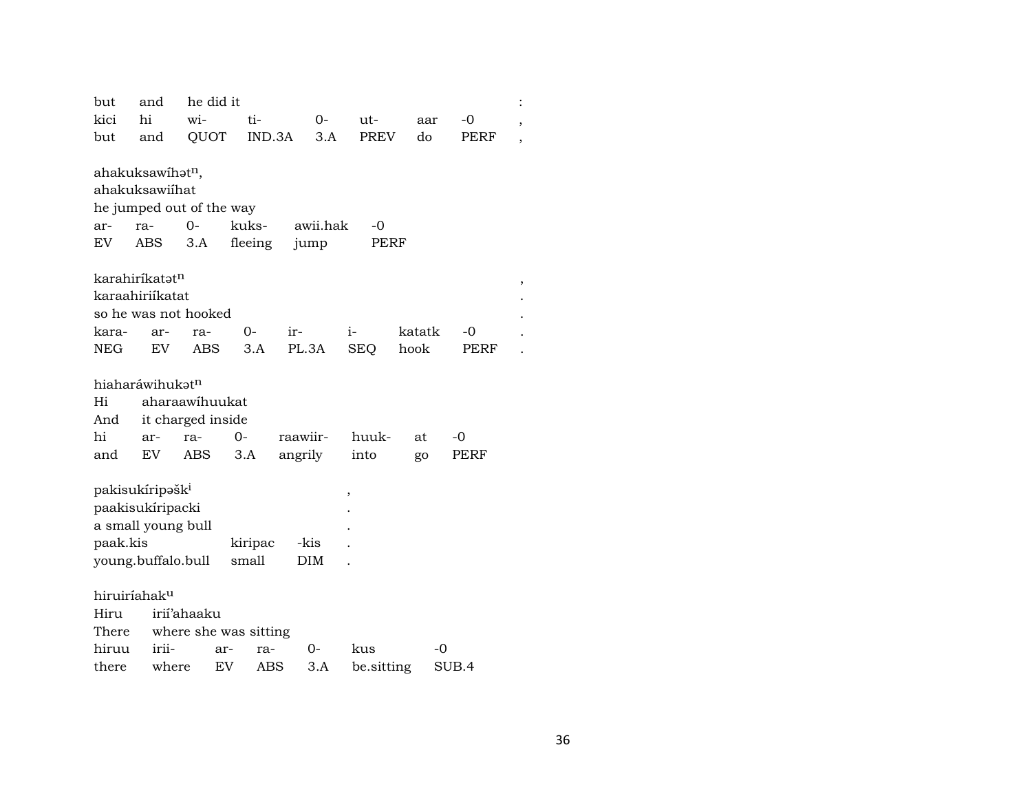| but | and | he did it | | | | | | : |
|---|---|---|---|---|---|---|---|---|
| kici | hi | wi- | ti- | 0- | ut- | aar | -0 | , |
| but | and | QUOT | IND.3A | 3.A | PREV | do | PERF | , |

ahakuksawíhətⁿ,
ahakuksawiíhat
he jumped out of the way

| ar- | ra- | 0- | kuks- | awii.hak | -0 |
|---|---|---|---|---|---|
| EV | ABS | 3.A | fleeing | jump | PERF |

karahiríkatətⁿ ,
karaahiriíkatat .
so he was not hooked .

| kara- | ar- | ra- | 0- | ir- | i- | katatk | -0 | . |
|---|---|---|---|---|---|---|---|---|
| NEG | EV | ABS | 3.A | PL.3A | SEQ | hook | PERF | . |

hiaharáwihukətⁿ

| Hi | aharaawíhuukat | | | | | | |
|---|---|---|---|---|---|---|---|
| And | it charged inside | | | | | | |
| hi | ar- | ra- | 0- | raawiir- | huuk- | at | -0 |
| and | EV | ABS | 3.A | angrily | into | go | PERF |

pakisukíripəškⁱ ,
paakisukíripacki .
a small young bull .

| paak.kis | kiripac | -kis | . |
|---|---|---|---|
| young.buffalo.bull | small | DIM | . |

hiruiríahakᵘ

| Hiru | irií'ahaaku | | | | | |
|---|---|---|---|---|---|---|
| There | where she was sitting | | | | | |
| hiruu | irii- | ar- | ra- | 0- | kus | -0 |
| there | where | EV | ABS | 3.A | be.sitting | SUB.4 |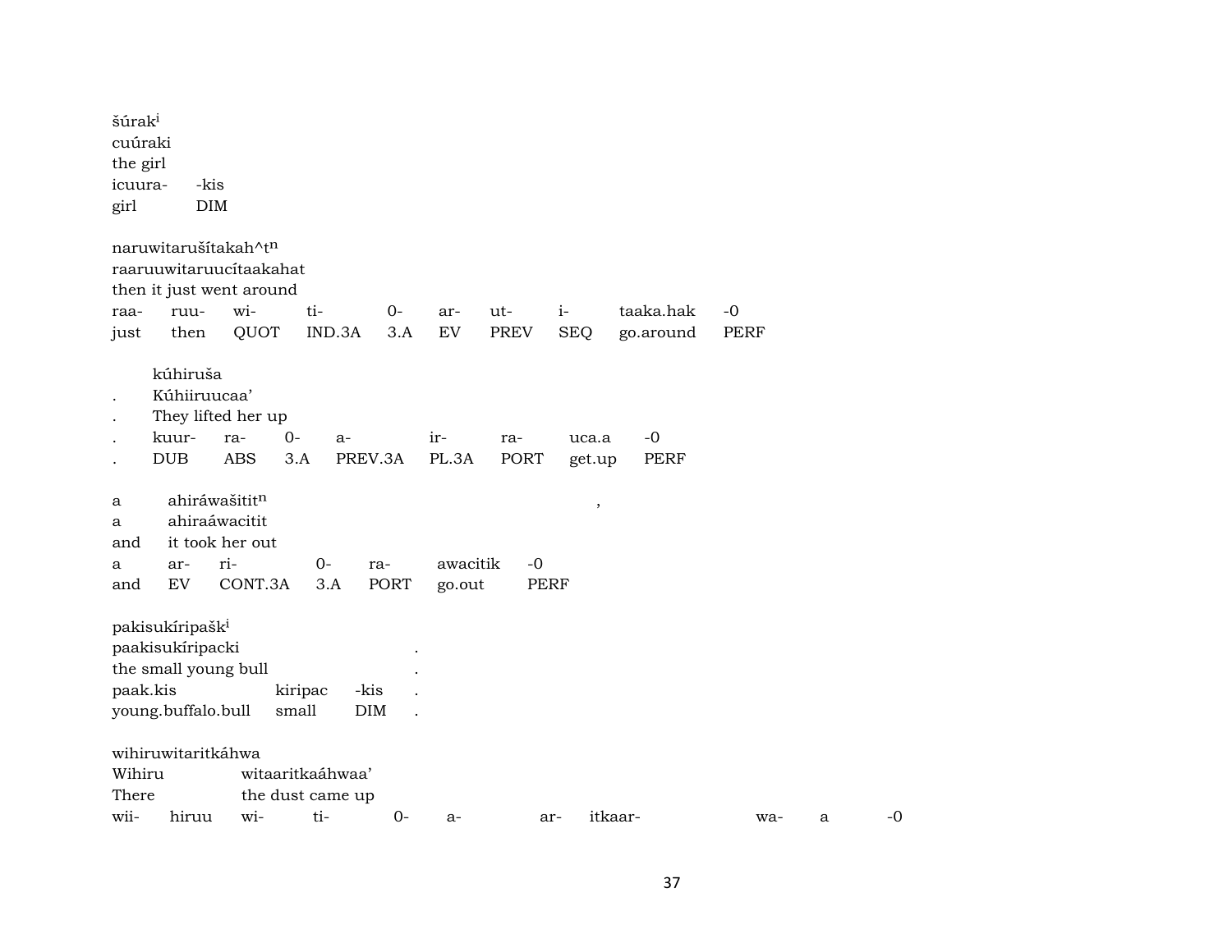šúrak[i]
cuúraki
the girl

| icuura- | -kis |
|---|---|
| girl | DIM |

naruwitarušítakah^t[n]
raaruuwitaruucítaakakahat
then it just went around

| raa- | ruu- | wi- | ti- | 0- | ar- | ut- | i- | taaka.hak | -0 |
|---|---|---|---|---|---|---|---|---|---|
| just | then | QUOT | IND.3A | 3.A | EV | PREV | SEQ | go.around | PERF |

. kúhiruša
. Kúhiiruucaa’
. They lifted her up

| . | kuur- | ra- | 0- | a- | ir- | ra- | uca.a | -0 |
|---|---|---|---|---|---|---|---|---|
| . | DUB | ABS | 3.A | PREV.3A | PL.3A | PORT | get.up | PERF |

a ahiráwašitit[n] ,
a ahiraáwacitit
and it took her out

| a | ar- | ri- | 0- | ra- | awacitik | -0 |
|---|---|---|---|---|---|---|
| and | EV | CONT.3A | 3.A | PORT | go.out | PERF |

pakisukíripašk[i]
paakisukíripacki .
the small young bull .

| paak.kis | kiripac | -kis | . |
|---|---|---|---|
| young.buffalo.bull | small | DIM | . |

wihiruwitaritkáhwa
Wihiru witaaritkaáhwaa’
There the dust came up

| wii- | hiruu | wi- | ti- | 0- | a- | ar- | itkaar- | wa- | a | -0 |
|---|---|---|---|---|---|---|---|---|---|---|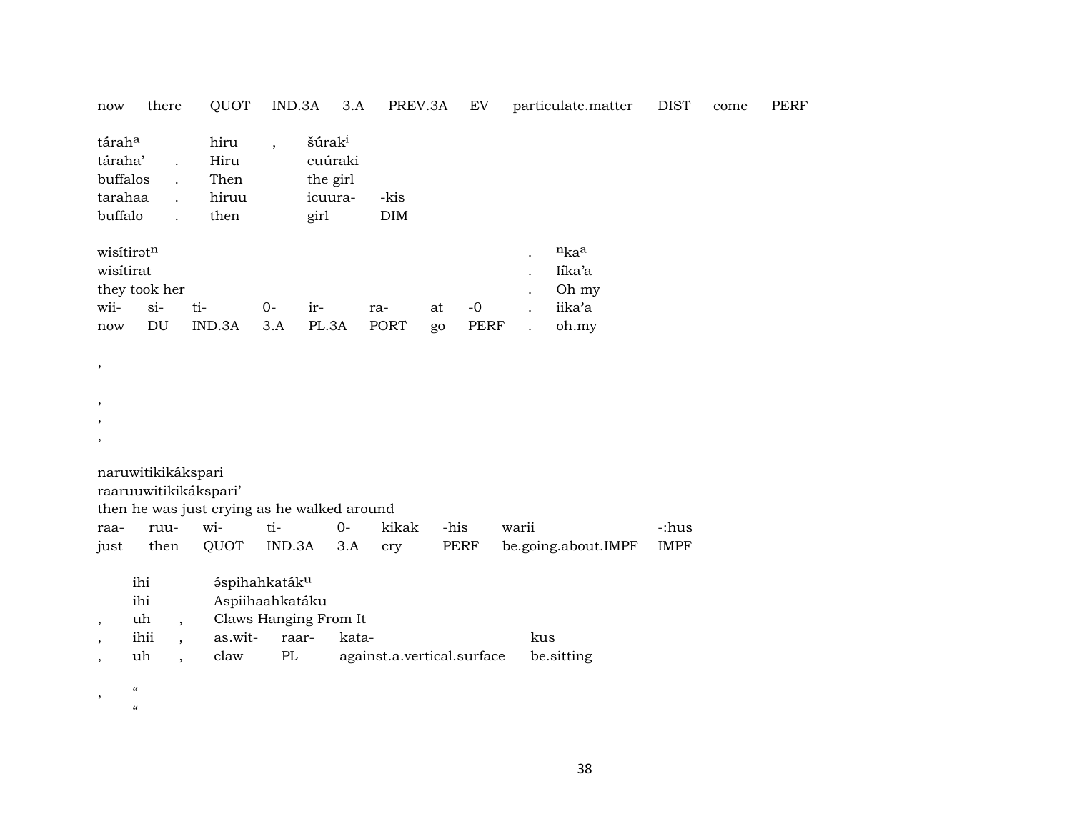now there QUOT IND.3A 3.A PREV.3A EV particulate.matter DIST come PERF

| táraha | | hiru | , | šúraki |
|---|---|---|---|---|
| táraha' | . | Hiru | | cuúraki |
| buffalos | . | Then | | the girl |
| tarahaa | . | hiruu | | icuura- -kis |
| buffalo | . | then | | girl DIM |

wisítirətn . nkaa
wisítirat . Iíka'a
they took her . Oh my

| wii- | si- | ti- | 0- | ir- | ra- | at | -0 | . | iika'a |
|---|---|---|---|---|---|---|---|---|---|
| now | DU | IND.3A | 3.A | PL.3A | PORT | go | PERF | . | oh.my |

,

,
,
,

naruwitikikákspari
raaruuwitikikákspari'
then he was just crying as he walked around

| raa- | ruu- | wi- | ti- | 0- | kikak | -his | warii | -:hus |
|---|---|---|---|---|---|---|---|---|
| just | then | QUOT | IND.3A | 3.A | cry | PERF | be.going.about.IMPF | IMPF |

| | ihi | | əspihahkatáku | | | |
|---|---|---|---|---|---|---|
| | ihi | | Aspiihaahkatáku | | | |
| , | uh | , | Claws Hanging From It | | | |
| , | ihii | , | as.wit- | raar- | kata- | kus |
| , | uh | , | claw | PL | against.a.vertical.surface | be.sitting |

, "
"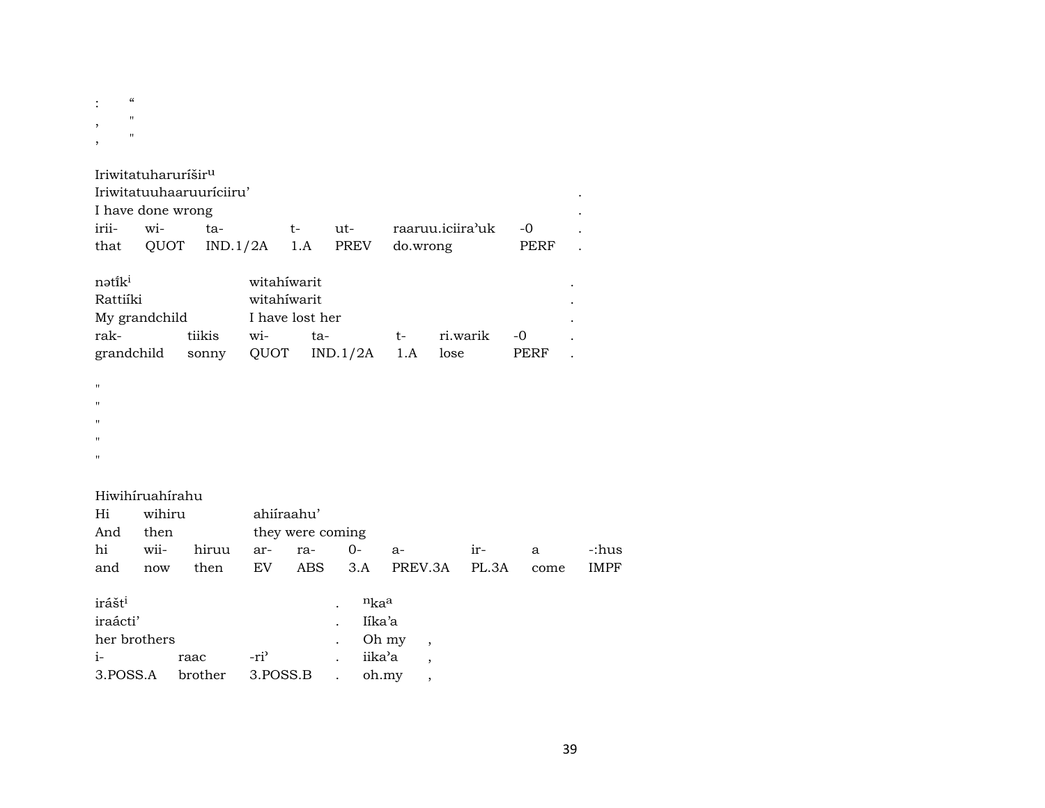:  “
,  "
,  "

Iriwitatuharuríšir$^u$
Iriwitatuuhaaruuríciiru’ .
I have done wrong .

| irii- | wi- | ta- | t- | ut- | raaruu.iciira’uk | -0 | . |
|---|---|---|---|---|---|---|---|
| that | QUOT | IND.1/2A | 1.A | PREV | do.wrong | PERF | . |

nətíˀk$^i$ witahíwarit .
Rattiíki witahíwarit .
My grandchild I have lost her .

| rak- | tiikis | wi- | ta- | t- | ri.warik | -0 | . |
|---|---|---|---|---|---|---|---|
| grandchild | sonny | QUOT | IND.1/2A | 1.A | lose | PERF | . |

"
"
"
"
"

Hiwihíruahírahu
Hi wihiru ahiíraahu’
And then they were coming

| hi | wii- | hiruu | ar- | ra- | 0- | a- | ir- | a | -:hus |
|---|---|---|---|---|---|---|---|---|---|
| and | now | then | EV | ABS | 3.A | PREV.3A | PL.3A | come | IMPF |

irášt$^i$ . $^n$ka$^a$
iraácti’ . Iíka’a
her brothers . Oh my ,

| i- | raac | -ri’ | . | iika’a | , |
|---|---|---|---|---|---|
| 3.POSS.A | brother | 3.POSS.B | . | oh.my | , |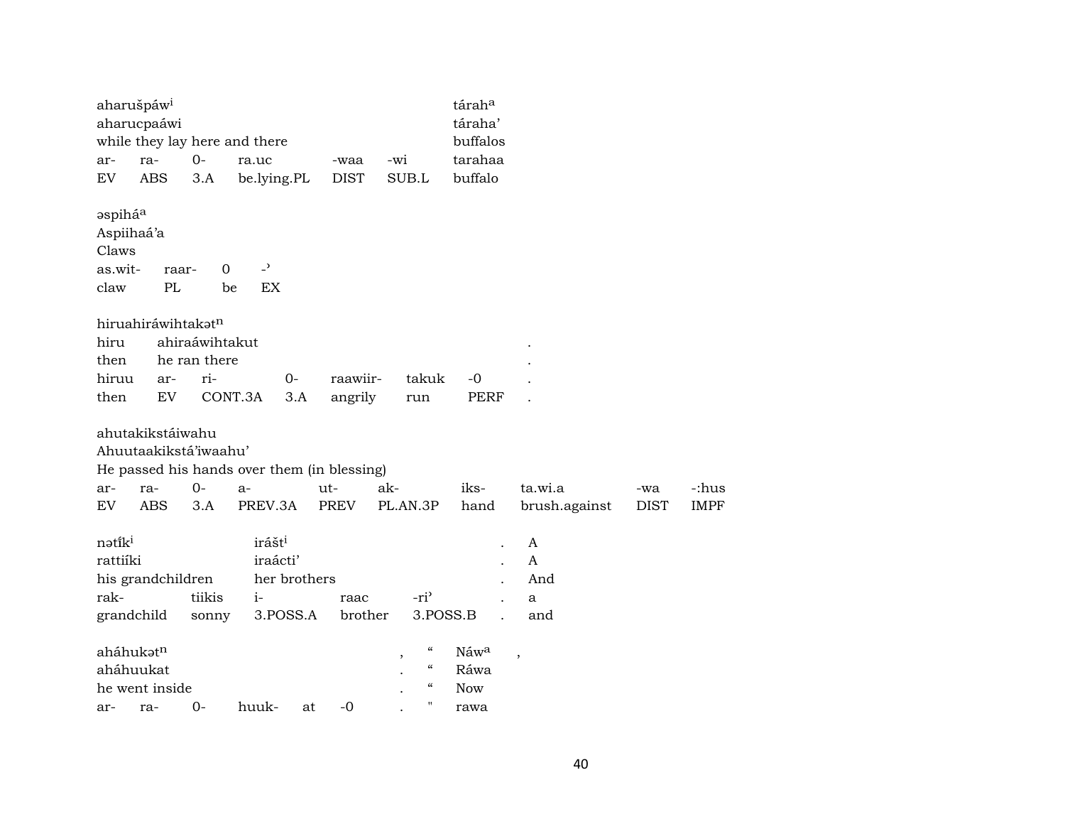| aharušpáw[i] | | | | | | táraha |
|---|---|---|---|---|---|---|
| aharucpaáwi | | | | | | táraha' |
| while they lay here and there | | | | | | buffalos |
| ar- | ra- | 0- | ra.uc | -waa | -wi | tarahaa |
| EV | ABS | 3.A | be.lying.PL | DIST | SUB.L | buffalo |

| əspihá[a] | | | |
|---|---|---|---|
| Aspiihaá'a | | | |
| Claws | | | |
| as.wit- | raar- | 0 | -' |
| claw | PL | be | EX |

| hiruahiráwihtakət[n] | | | | | | | |
|---|---|---|---|---|---|---|---|
| hiru | ahiraáwihtakut | | | | | | . |
| then | he ran there | | | | | | . |
| hiruu | ar- | ri- | 0- | raawiir- | takuk | -0 | . |
| then | EV | CONT.3A | 3.A | angrily | run | PERF | . |

| ahutakikstáiwahu | | | | | | | | | |
|---|---|---|---|---|---|---|---|---|---|
| Ahuutaakikstá'iwaahu' | | | | | | | | | |
| He passed his hands over them (in blessing) | | | | | | | | | |
| ar- | ra- | 0- | a- | ut- | ak- | iks- | ta.wi.a | -wa | -:hus |
| EV | ABS | 3.A | PREV.3A | PREV | PL.AN.3P | hand | brush.against | DIST | IMPF |

| nətík[i] | | irášt[i] | | | . | A |
|---|---|---|---|---|---|---|
| rattiíki | | iraácti' | | | . | A |
| his grandchildren | | her brothers | | | . | And |
| rak- | tiikis | i- | raac | -ri' | . | a |
| grandchild | sonny | 3.POSS.A | brother | 3.POSS.B | . | and |

| aháhukət[n] | | | | | | , | " | Náw[a] | , |
|---|---|---|---|---|---|---|---|---|---|
| aháhuukat | | | | | | . | " | Ráwa | |
| he went inside | | | | | | . | " | Now | |
| ar- | ra- | 0- | huuk- | at | -0 | . | " | rawa | |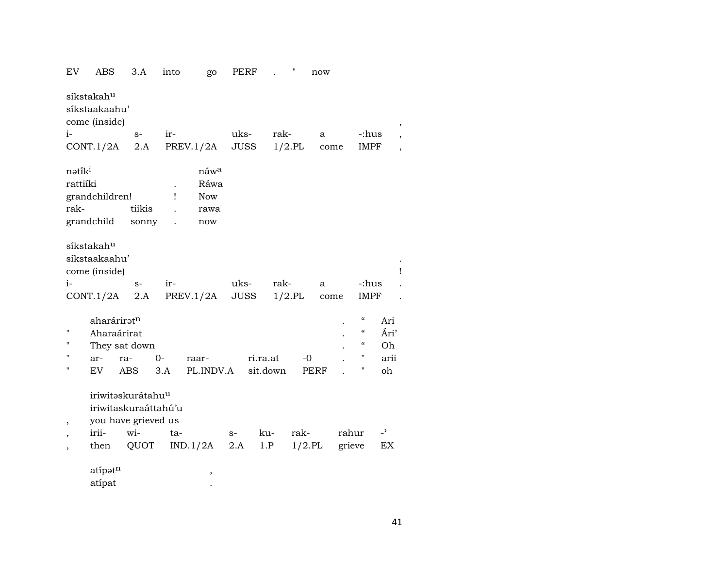| EV | ABS | 3.A | into | go | PERF | . | " | now |
|---|---|---|---|---|---|---|---|---|

síkstakah^u
síkstaakaahu'
come (inside) ,

| i- | s- | ir- | uks- | rak- | a | -:hus | , |
|---|---|---|---|---|---|---|---|
| CONT.1/2A | 2.A | PREV.1/2A | JUSS | 1/2.PL | come | IMPF | , |

| nətík^i | | | náw^a |
|---|---|---|---|
| rattiíki | | . | Ráwa |
| grandchildren! | | ! | Now |
| rak- | tiikis | . | rawa |
| grandchild | sonny | . | now |

síkstakah^u
síkstaakaahu' .
come (inside) !

| i- | s- | ir- | uks- | rak- | a | -:hus | . |
|---|---|---|---|---|---|---|---|
| CONT.1/2A | 2.A | PREV.1/2A | JUSS | 1/2.PL | come | IMPF | . |

| | aharárirət^n | | | | | | . | " | Ari |
|---|---|---|---|---|---|---|---|---|---|
| " | Aharaárirat | | | | | | . | " | Ári' |
| " | They sat down | | | | | | . | " | Oh |
| " | ar- | ra- | 0- | raar- | ri.ra.at | -0 | . | " | arii |
| " | EV | ABS | 3.A | PL.INDV.A | sit.down | PERF | . | " | oh |

iriwitəskurátahu^u
iriwitaskuraáttahú'u
, you have grieved us

| , | irii- | wi- | ta- | s- | ku- | rak- | rahur | -' |
|---|---|---|---|---|---|---|---|---|
| , | then | QUOT | IND.1/2A | 2.A | 1.P | 1/2.PL | grieve | EX |

atípət^n ,
atípat .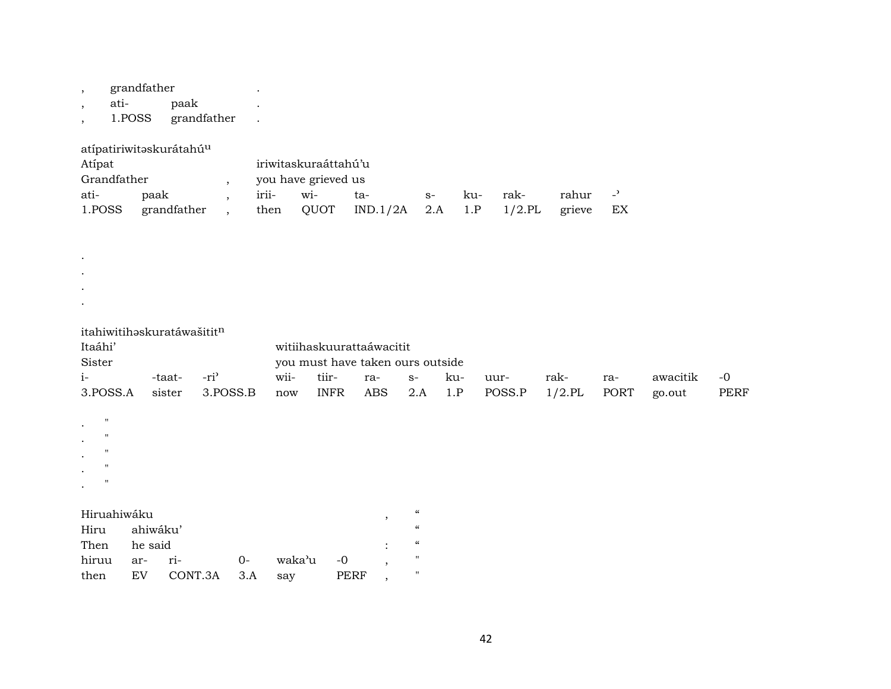| , | grandfather | . |
|---|---|---|
| , | ati- paak | . |
| , | 1.POSS grandfather | . |

atípatiriwitəskurátahú[u]

| Atípat | | | iriwitaskuraáttahú'u | | | | | | |
|---|---|---|---|---|---|---|---|---|---|
| Grandfather | | , | you have grieved us | | | | | | |
| ati- | paak | , | irii- | wi- | ta- | s- | ku- | rak- | rahur | -ʾ |
| 1.POSS | grandfather | , | then | QUOT | IND.1/2A | 2.A | 1.P | 1/2.PL | grieve | EX |

.
.
.
.

itahiwitihəskuratáwašitit[n]

| Itaáhi' | | | witiihaskuurattaáwacitit | | | | | | | | | |
|---|---|---|---|---|---|---|---|---|---|---|---|---|
| Sister | | | you must have taken ours outside | | | | | | | | | |
| i- | -taat- | -riʾ | wii- | tiir- | ra- | s- | ku- | uur- | rak- | ra- | awacitik | -0 |
| 3.POSS.A | sister | 3.POSS.B | now | INFR | ABS | 2.A | 1.P | POSS.P | 1/2.PL | PORT | go.out | PERF |

. "
. "
. "
. "
. "

| Hiruahiwáku | | | | | | , | " |
|---|---|---|---|---|---|---|---|
| Hiru | ahiwáku' | | | | | | " |
| Then | he said | | | | | : | " |
| hiruu | ar- | ri- | 0- | waka'u | -0 | , | " |
| then | EV | CONT.3A | 3.A | say | PERF | , | " |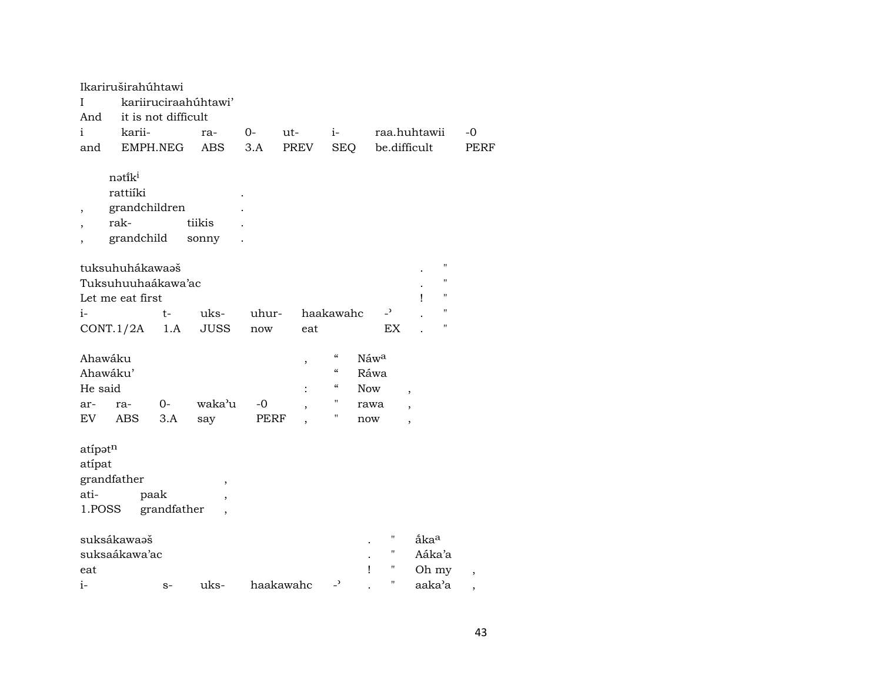Ikariruširahúhtawi
I kariiruciraahúhtawi'
And it is not difficult

| i | karii- | ra- | 0- | ut- | i- | raa.huhtawii | -0 |
|---|---|---|---|---|---|---|---|
| and | EMPH.NEG | ABS | 3.A | PREV | SEQ | be.difficult | PERF |

nətíki
rattiíki .
, grandchildren .

| , | rak- | tiikis | . |
|---|---|---|---|
| , | grandchild | sonny | . |

tuksuhuhákawaəš . "
Tuksuhuuhaákawa'ac . "
Let me eat first ! "

| i- | t- | uks- | uhur- | haakawahc | -' | . | " |
|---|---|---|---|---|---|---|---|
| CONT.1/2A | 1.A | JUSS | now | eat | EX | . | " |

Ahawáku , " Náwa
Ahawáku' " Ráwa
He said : " Now ,

| ar- | ra- | 0- | waka'u | -0 | , | " | rawa | , |
|---|---|---|---|---|---|---|---|---|
| EV | ABS | 3.A | say | PERF | , | " | now | , |

atípətn
atípat
grandfather ,

| ati- | paak | , |
|---|---|---|
| 1.POSS | grandfather | , |

suksákawaəš . " ákaa
suksaákawa'ac . " Aáka'a
eat ! " Oh my ,

| i- | s- | uks- | haakawahc | -' | . | " | aaka'a | , |
|---|---|---|---|---|---|---|---|---|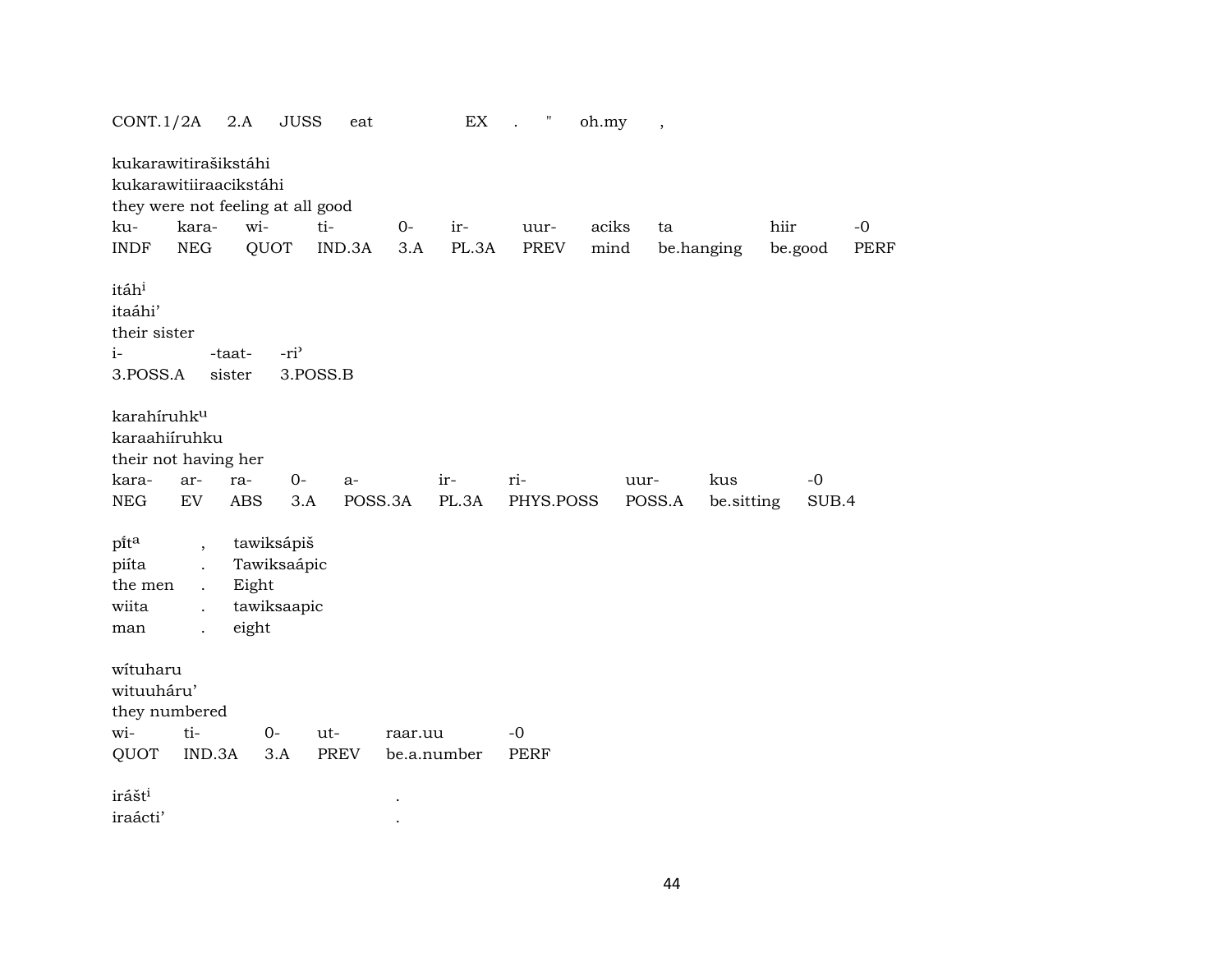CONT.1/2A 2.A JUSS eat EX . " oh.my ,

kukarawitirašikstáhi
kukarawitiiraacikstáhi
they were not feeling at all good

| ku- | kara- | wi- | ti- | 0- | ir- | uur- | aciks | ta | hiir | -0 |
|---|---|---|---|---|---|---|---|---|---|---|
| INDF | NEG | QUOT | IND.3A | 3.A | PL.3A | PREV | mind | be.hanging | be.good | PERF |

itáh[i]
itaáhi'
their sister

| i- | -taat- | -ri' |
|---|---|---|
| 3.POSS.A | sister | 3.POSS.B |

karahíruhk[u]
karaahiíruhku
their not having her

| kara- | ar- | ra- | 0- | a- | ir- | ri- | uur- | kus | -0 |
|---|---|---|---|---|---|---|---|---|---|
| NEG | EV | ABS | 3.A | POSS.3A | PL.3A | PHYS.POSS | POSS.A | be.sitting | SUB.4 |

| pi̊t[a] | , | tawiksápiš |
|---|---|---|
| piíta | . | Tawiksaápic |
| the men | . | Eight |
| wiita | . | tawiksaapic |
| man | . | eight |

wítuharu
wituuháru'
they numbered

| wi- | ti- | 0- | ut- | raar.uu | -0 |
|---|---|---|---|---|---|
| QUOT | IND.3A | 3.A | PREV | be.a.number | PERF |

irášt[i] .
iraácti' .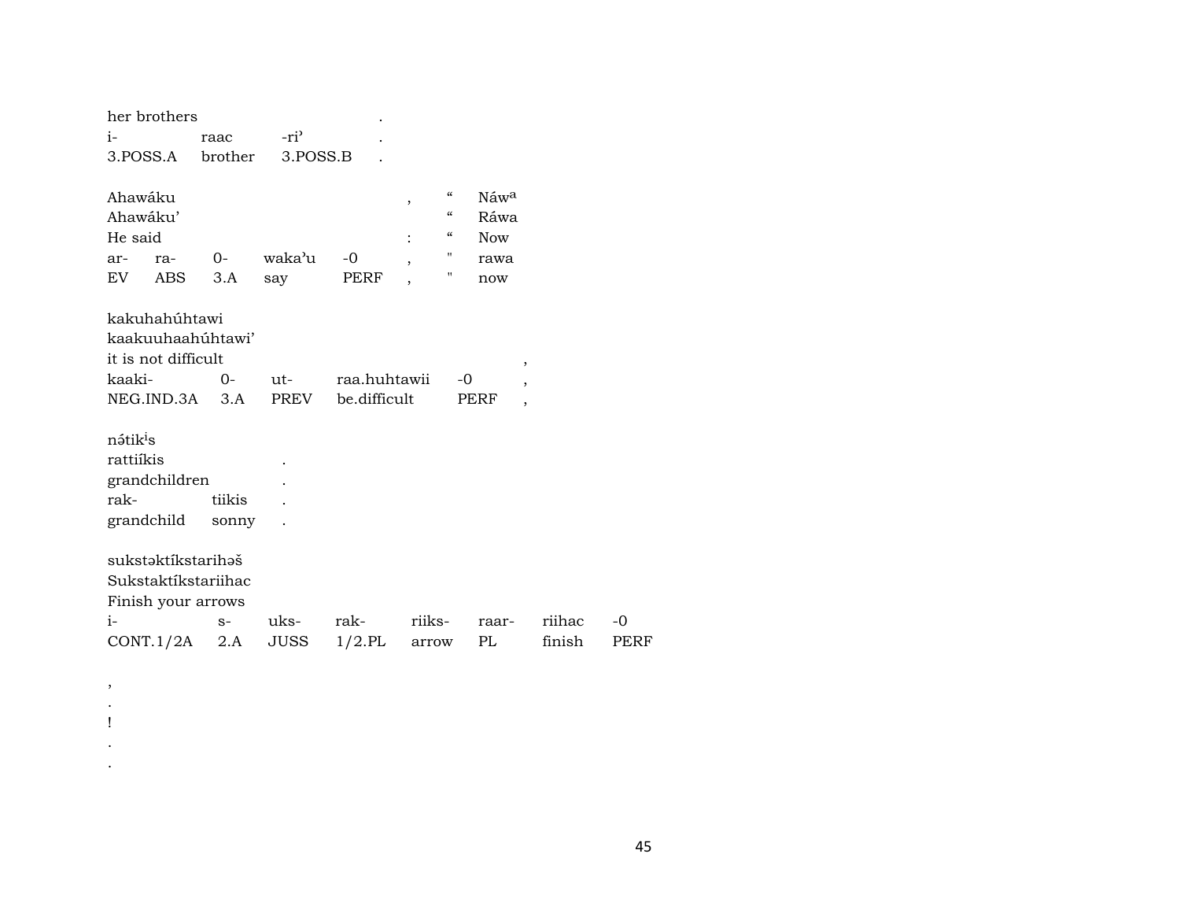her brothers .
i- raac -ri' .
3.POSS.A brother 3.POSS.B .

| Ahawáku | | | | | , | “ | Náwᵃ |
|---|---|---|---|---|---|---|---|
| Ahawáku' | | | | | | “ | Ráwa |
| He said | | | | | : | “ | Now |
| ar- | ra- | 0- | waka'u | -0 | , | " | rawa |
| EV | ABS | 3.A | say | PERF | , | " | now |

| kakuhahúhtawi | | | | | |
|---|---|---|---|---|---|
| kaakuuhaahúhtawi' | | | | | |
| it is not difficult | | | | | , |
| kaaki- | 0- | ut- | raa.huhtawii | -0 | , |
| NEG.IND.3A | 3.A | PREV | be.difficult | PERF | , |

| nətikⁱs | | |
|---|---|---|
| rattiíkis | | . |
| grandchildren | | . |
| rak- | tiikis | . |
| grandchild | sonny | . |

| sukstəktíkstarihəš | | | | | | | |
|---|---|---|---|---|---|---|---|
| Sukstaktíkstariihac | | | | | | | |
| Finish your arrows | | | | | | | |
| i- | s- | uks- | rak- | riiks- | raar- | riihac | -0 |
| CONT.1/2A | 2.A | JUSS | 1/2.PL | arrow | PL | finish | PERF |

,
.
!
.
.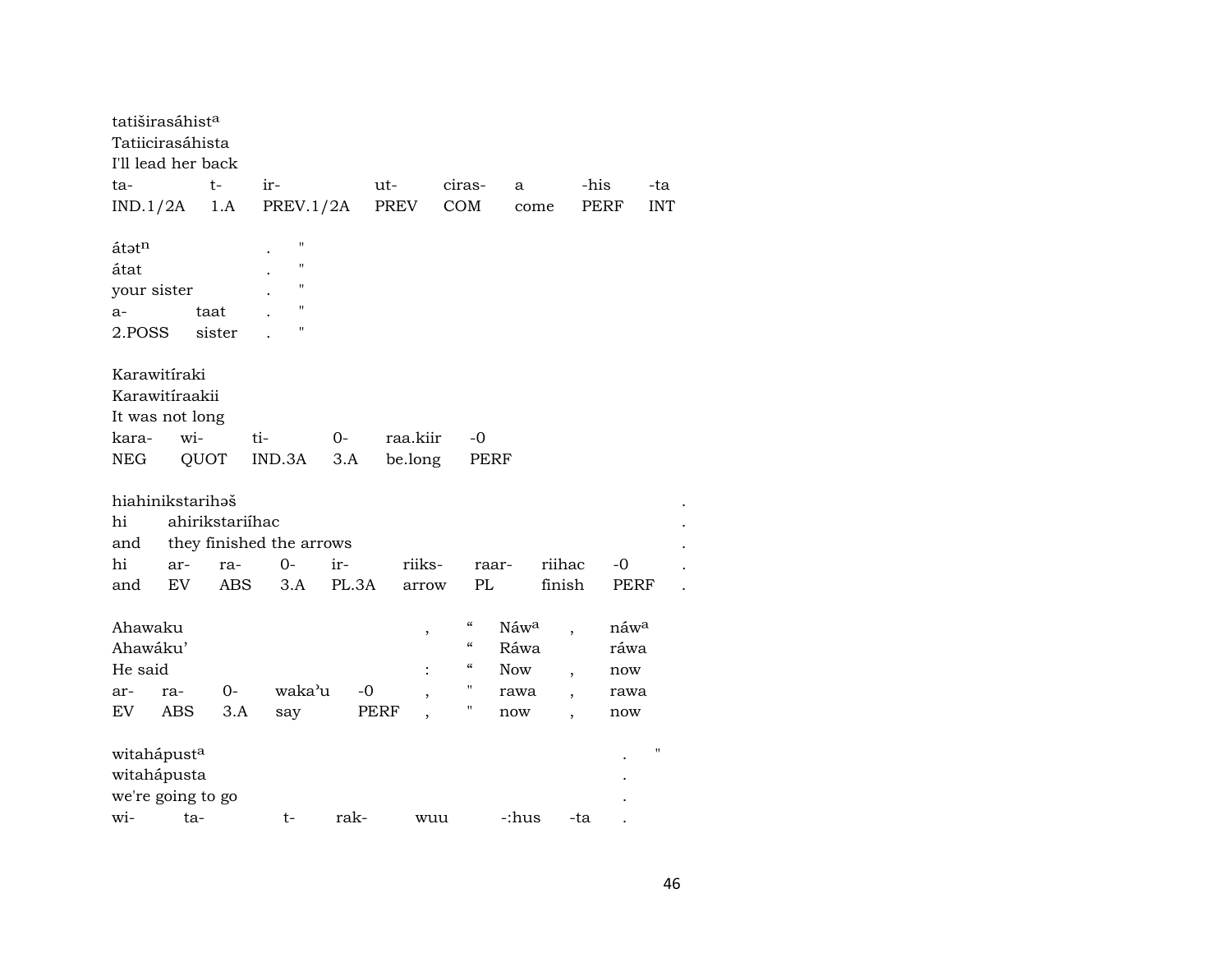tatiširasáhist[a]
Tatiicirasáhista
I'll lead her back

| ta- | t- | ir- | ut- | ciras- | a | -his | -ta |
|---|---|---|---|---|---|---|---|
| IND.1/2A | 1.A | PREV.1/2A | PREV | COM | come | PERF | INT |

átət[n] . "
átat . "
your sister . "

| a- | taat | . | " |
|---|---|---|---|
| 2.POSS | sister | . | " |

Karawitíraki
Karawitíraakii
It was not long

| kara- | wi- | ti- | 0- | raa.kiir | -0 |
|---|---|---|---|---|---|
| NEG | QUOT | IND.3A | 3.A | be.long | PERF |

hiahinikstarihəš .
hi ahirikstariíhac .
and they finished the arrows .

| hi | ar- | ra- | 0- | ir- | riiks- | raar- | riihac | -0 | . |
|---|---|---|---|---|---|---|---|---|---|
| and | EV | ABS | 3.A | PL.3A | arrow | PL | finish | PERF | . |

Ahawaku , “ Náw[a] , náw[a]
Ahawáku’ “ Ráwa ráwa
He said : “ Now , now

| ar- | ra- | 0- | waka’u | -0 | , | " | rawa | , | rawa |
|---|---|---|---|---|---|---|---|---|---|
| EV | ABS | 3.A | say | PERF | , | " | now | , | now |

witahápust[a] . "
witahápusta .
we're going to go .

| wi- | ta- | t- | rak- | wuu | -:hus | -ta | . |
|---|---|---|---|---|---|---|---|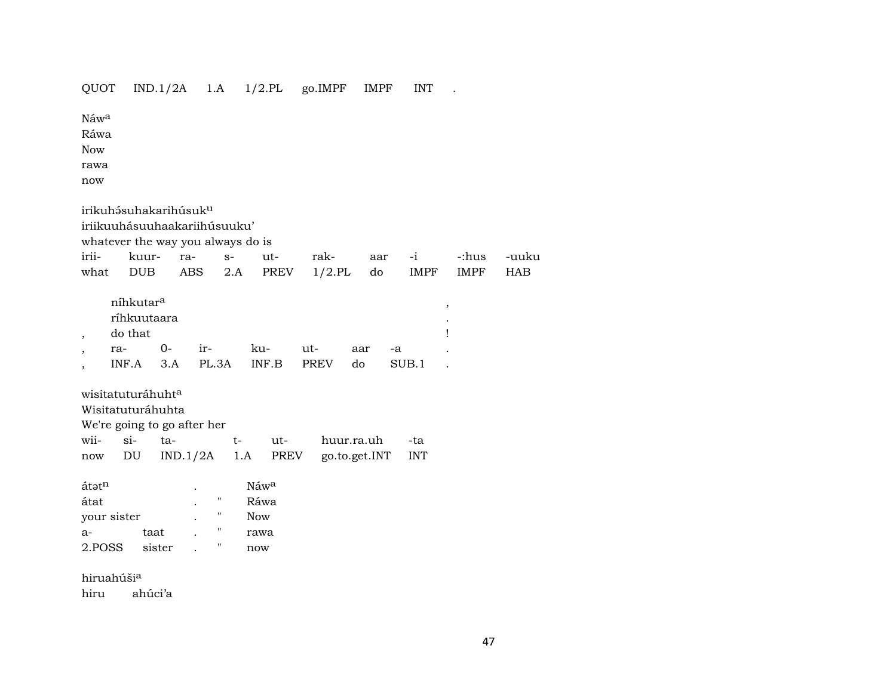QUOT IND.1/2A 1.A 1/2.PL go.IMPF IMPF INT .

Náw^a
Ráwa
Now
rawa
now

irikuhə́suhakarihúsuk^u
iriikuuhásuuhaakariihúsuuku'
whatever the way you always do is

| irii- | kuur- | ra- | s- | ut- | rak- | aar | -i | -:hus | -uuku |
|---|---|---|---|---|---|---|---|---|---|
| what | DUB | ABS | 2.A | PREV | 1/2.PL | do | IMPF | IMPF | HAB |

| | níhkutar^a | | | | | | | , |
|---|---|---|---|---|---|---|---|---|
| | ríhkuutaara | | | | | | | . |
| , | do that | | | | | | | ! |
| , | ra- | 0- | ir- | ku- | ut- | aar | -a | . |
| , | INF.A | 3.A | PL.3A | INF.B | PREV | do | SUB.1 | . |

wisitatuturáhuht^a
Wisitatuturáhuhta
We're going to go after her

| wii- | si- | ta- | t- | ut- | huur.ra.uh | -ta |
|---|---|---|---|---|---|---|
| now | DU | IND.1/2A | 1.A | PREV | go.to.get.INT | INT |

| átət^n | | . | | Náw^a |
|---|---|---|---|---|
| átat | | . | " | Ráwa |
| your sister | | . | " | Now |
| a- | taat | . | " | rawa |
| 2.POSS | sister | . | " | now |

hiruahúši^a
hiru ahúci'a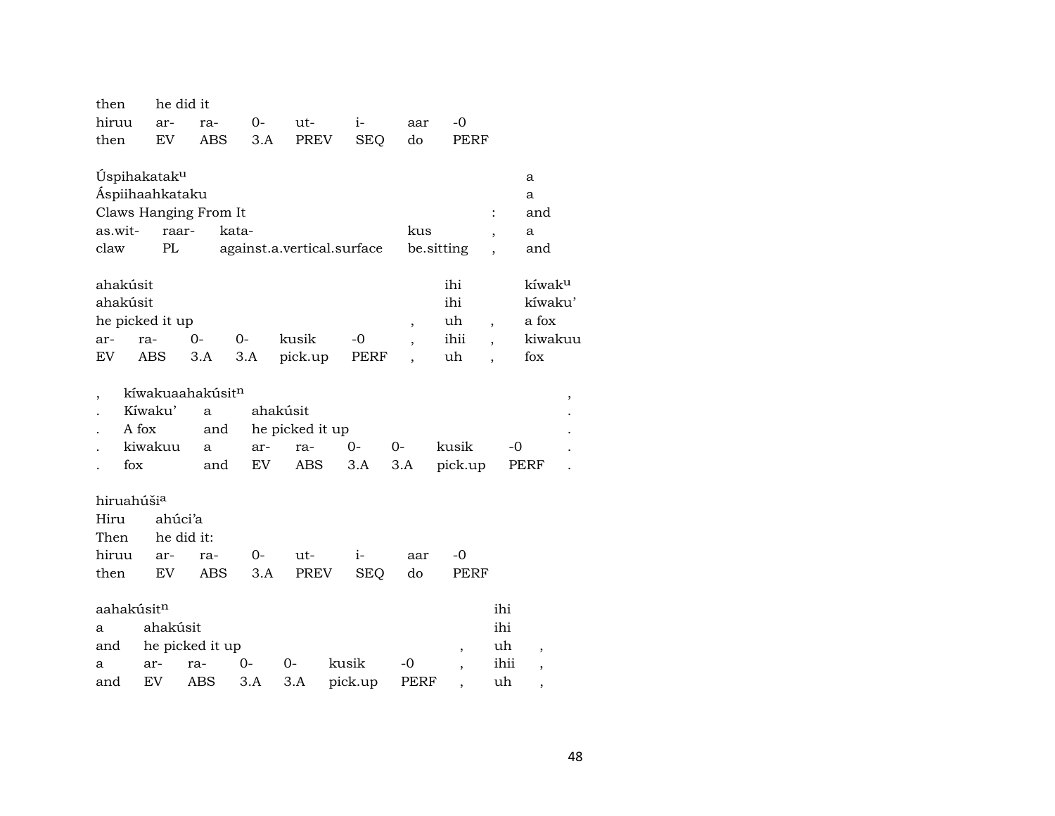| then | he did it | | | | | |
|---|---|---|---|---|---|---|
| hiruu | ar- | ra- | 0- | ut- | i- | aar -0 |
| then | EV | ABS | 3.A | PREV | SEQ | do PERF |

| Úspihakatak[u] | | | | | a |
|---|---|---|---|---|---|
| Áspiihaahkataku | | | | | a |
| Claws Hanging From It | | | | : | and |
| as.wit- | raar- | kata- | kus | , | a |
| claw | PL | against.a.vertical.surface | be.sitting | , | and |

| ahakúsit | | | | | | | ihi | | kíwak[u] |
|---|---|---|---|---|---|---|---|---|---|
| ahakúsit | | | | | | | ihi | | kíwaku' |
| he picked it up | | | | | | , | uh | , | a fox |
| ar- | ra- | 0- | 0- | kusik | -0 | , | ihii | , | kiwakuu |
| EV | ABS | 3.A | 3.A | pick.up | PERF | , | uh | , | fox |

| , | kíwakuaahakúsit[n] | | | | | | | | , |
|---|---|---|---|---|---|---|---|---|---|
| . | Kíwaku' | a | ahakúsit | | | | | | . |
| . | A fox | and | he picked it up | | | | | | . |
| . | kiwakuu | a | ar- | ra- | 0- | 0- | kusik | -0 | . |
| . | fox | and | EV | ABS | 3.A | 3.A | pick.up | PERF | . |

| hiruahúši[a] | | | | | | |
|---|---|---|---|---|---|---|
| Hiru | ahúci'a | | | | | |
| Then | he did it: | | | | | |
| hiruu | ar- | ra- | 0- | ut- | i- | aar -0 |
| then | EV | ABS | 3.A | PREV | SEQ | do PERF |

| aahakúsit[n] | | | | | | | | ihi | |
|---|---|---|---|---|---|---|---|---|---|
| a | ahakúsit | | | | | | | ihi | |
| and | he picked it up | | | | | | , | uh | , |
| a | ar- | ra- | 0- | 0- | kusik | -0 | , | ihii | , |
| and | EV | ABS | 3.A | 3.A | pick.up | PERF | , | uh | , |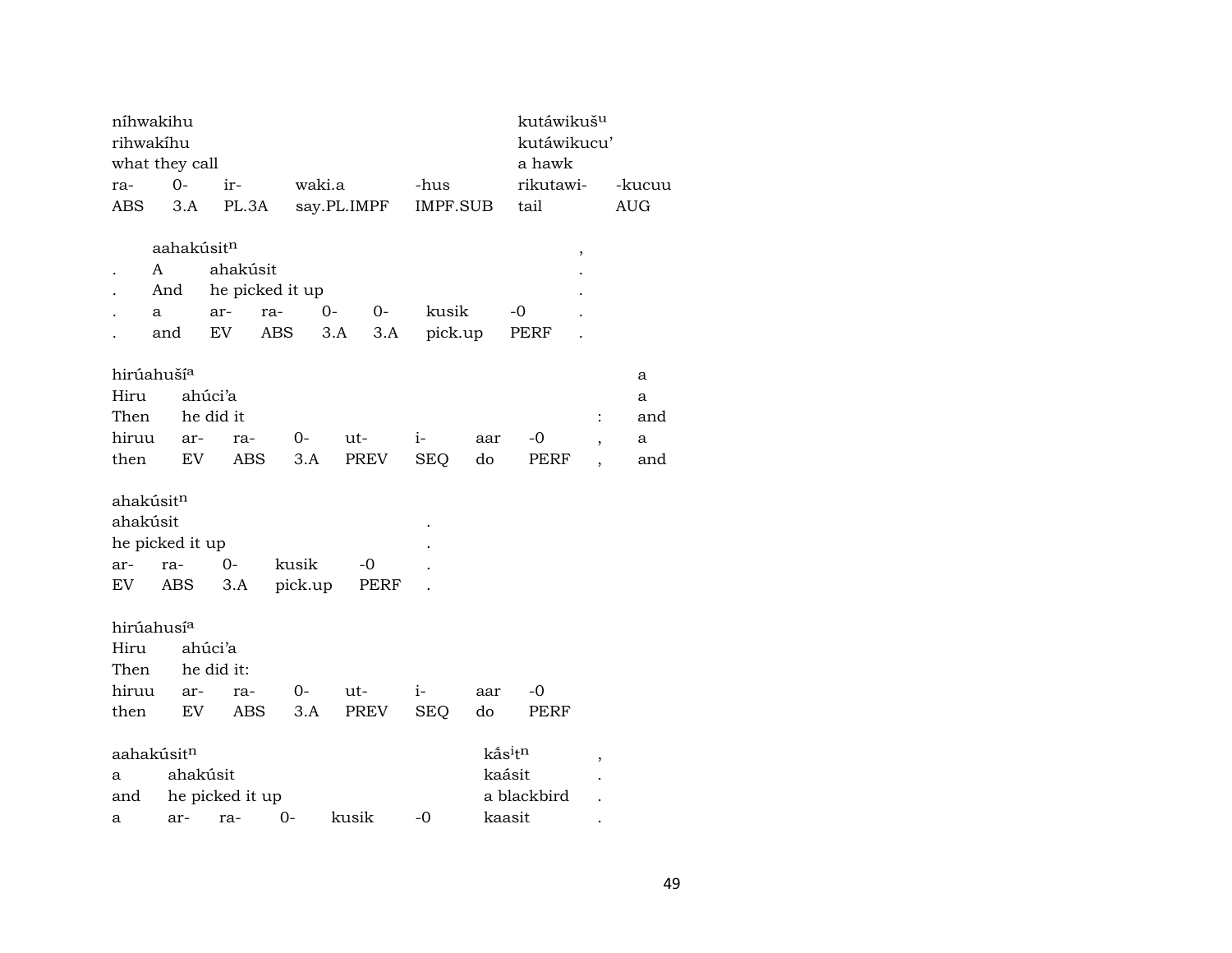| níhwakihu | | | | | kutáwikuš^u | |
|---|---|---|---|---|---|---|
| rihwakíhu | | | | | kutáwikucu' | |
| what they call | | | | | a hawk | |
| ra- | 0- | ir- | waki.a | -hus | rikutawi- | -kucuu |
| ABS | 3.A | PL.3A | say.PL.IMPF | IMPF.SUB | tail | AUG |

| | aahakúsit^n | | | | | | , |
|---|---|---|---|---|---|---|---|
| . | A | ahakúsit | | | | | . |
| . | And | he picked it up | | | | | . |
| . | a | ar- | ra- | 0- | 0- | kusik | -0 | . |
| . | and | EV | ABS | 3.A | 3.A | pick.up | PERF | . |

| hirúahuší^a | | | | | | | | | a |
|---|---|---|---|---|---|---|---|---|---|
| Hiru | ahúci'a | | | | | | | | a |
| Then | he did it | | | | | | | : | and |
| hiruu | ar- | ra- | 0- | ut- | i- | aar | -0 | , | a |
| then | EV | ABS | 3.A | PREV | SEQ | do | PERF | , | and |

| ahakúsit^n | | | | | |
|---|---|---|---|---|---|
| ahakúsit | | | | | . |
| he picked it up | | | | | . |
| ar- | ra- | 0- | kusik | -0 | . |
| EV | ABS | 3.A | pick.up | PERF | . |

| hirúahusí^a | | | | | | | |
|---|---|---|---|---|---|---|---|
| Hiru | ahúci'a | | | | | | |
| Then | he did it: | | | | | | |
| hiruu | ar- | ra- | 0- | ut- | i- | aar | -0 |
| then | EV | ABS | 3.A | PREV | SEQ | do | PERF |

| aahakúsit^n | | | | | | kắs^it^n | , |
|---|---|---|---|---|---|---|---|
| a | ahakúsit | | | | | kaásit | . |
| and | he picked it up | | | | | a blackbird | . |
| a | ar- | ra- | 0- | kusik | -0 | kaasit | . |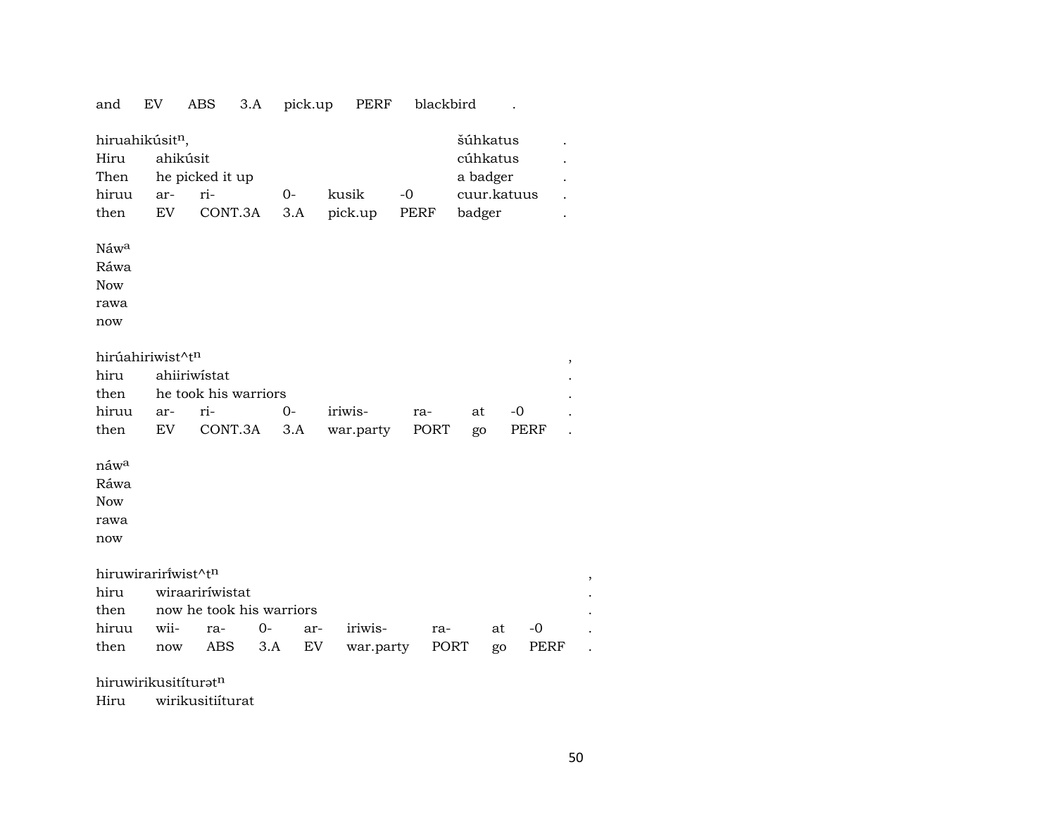| and | EV | ABS | 3.A | pick.up | PERF | blackbird | . |
|---|---|---|---|---|---|---|---|

| hiruahikúsit$^{n}$, | | | | | | šúhkatus | . |
|---|---|---|---|---|---|---|---|
| Hiru | ahikúsit | | | | | cúhkatus | . |
| Then | he picked it up | | | | | a badger | . |
| hiruu | ar- | ri- | 0- | kusik | -0 | cuur.katuus | . |
| then | EV | CONT.3A | 3.A | pick.up | PERF | badger | . |

Náw$^{a}$
Ráwa
Now
rawa
now

| hirúahiriwist^t$^{n}$ | | | | | | | | , |
|---|---|---|---|---|---|---|---|---|
| hiru | ahiiriwístat | | | | | | | . |
| then | he took his warriors | | | | | | | . |
| hiruu | ar- | ri- | 0- | iriwis- | ra- | at | -0 | . |
| then | EV | CONT.3A | 3.A | war.party | PORT | go | PERF | . |

náw$^{a}$
Ráwa
Now
rawa
now

| hiruwirarirî́wist^t$^{n}$ | | | | | | | | | , |
|---|---|---|---|---|---|---|---|---|---|
| hiru | wiraariríwistat | | | | | | | | . |
| then | now he took his warriors | | | | | | | | . |
| hiruu | wii- | ra- | 0- | ar- | iriwis- | ra- | at | -0 | . |
| then | now | ABS | 3.A | EV | war.party | PORT | go | PERF | . |

hiruwirikusitíturət$^{n}$
Hiru wirikusitiíturat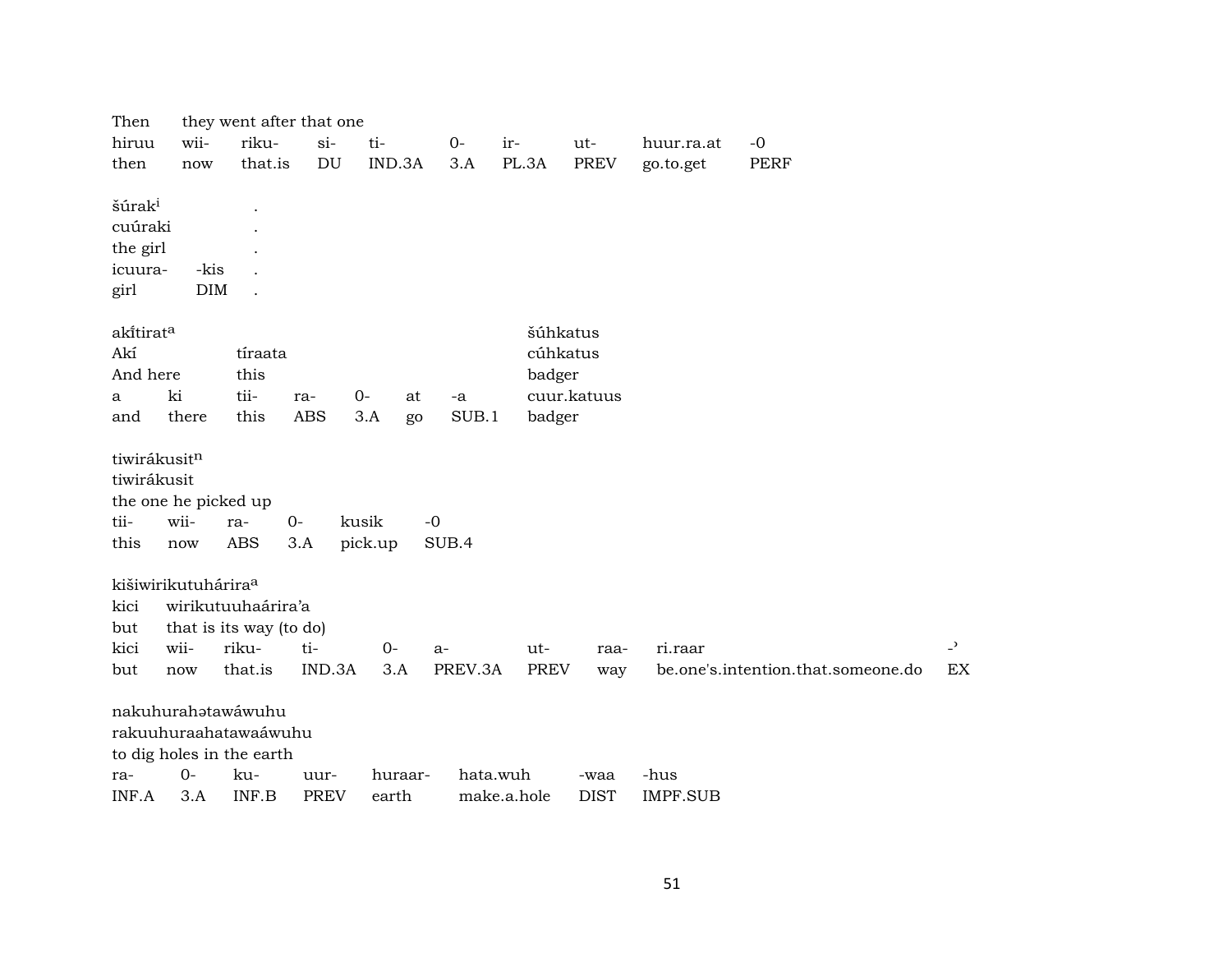| Then | they went after that one | | | | | | | | |
|---|---|---|---|---|---|---|---|---|---|
| hiruu | wii- | riku- | si- | ti- | 0- | ir- | ut- | huur.ra.at | -0 |
| then | now | that.is | DU | IND.3A | 3.A | PL.3A | PREV | go.to.get | PERF |

| šúrak[i] | | . |
|---|---|---|
| cuúraki | | . |
| the girl | | . |
| icuura- | -kis | . |
| girl | DIM | . |

| akítirat[a] | | | | | | | šúhkatus |
|---|---|---|---|---|---|---|---|
| Akí | | tíraata | | | | | cúhkatus |
| And here | | this | | | | | badger |
| a | ki | tii- | ra- | 0- | at | -a | cuur.katuus |
| and | there | this | ABS | 3.A | go | SUB.1 | badger |

| tiwirákusit[n] | | | | | |
|---|---|---|---|---|---|
| tiwirákusit | | | | | |
| the one he picked up | | | | | |
| tii- | wii- | ra- | 0- | kusik | -0 |
| this | now | ABS | 3.A | pick.up | SUB.4 |

| kišiwirikutuhárira[a] | | | | | | | | | |
|---|---|---|---|---|---|---|---|---|---|
| kici | wirikutuuhaárira'a | | | | | | | | |
| but | that is its way (to do) | | | | | | | | |
| kici | wii- | riku- | ti- | 0- | a- | ut- | raa- | ri.raar | -ʾ |
| but | now | that.is | IND.3A | 3.A | PREV.3A | PREV | way | be.one's.intention.that.someone.do | EX |

| nakuhurahətawáwuhu | | | | | | | |
|---|---|---|---|---|---|---|---|
| rakuuhuraahatawaáwuhu | | | | | | | |
| to dig holes in the earth | | | | | | | |
| ra- | 0- | ku- | uur- | huraar- | hata.wuh | -waa | -hus |
| INF.A | 3.A | INF.B | PREV | earth | make.a.hole | DIST | IMPF.SUB |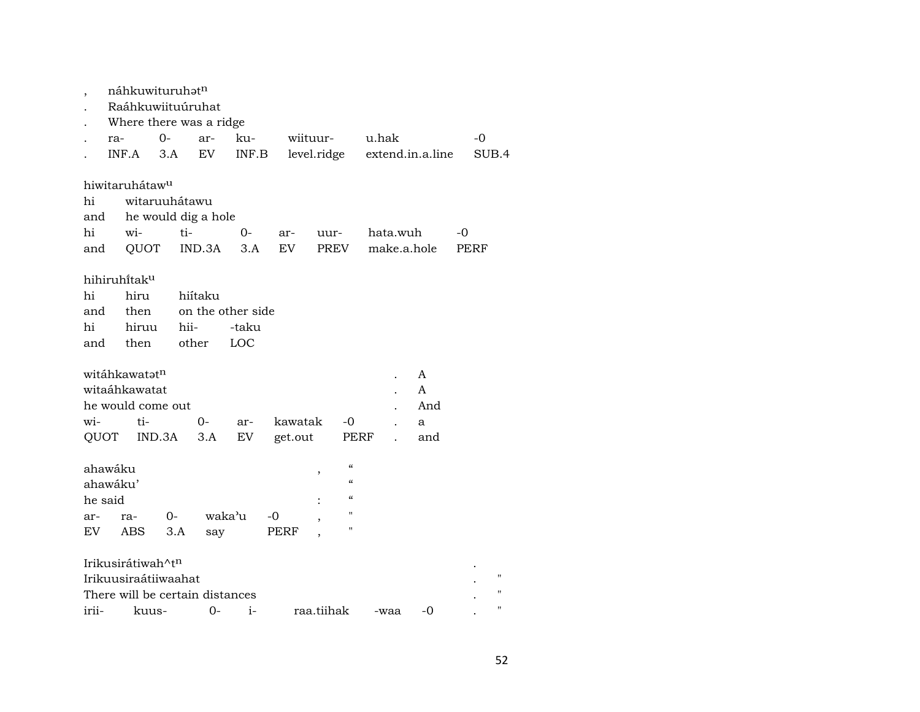| , | náhkuwituruhətⁿ | | | | | | |
|---|---|---|---|---|---|---|---|
| . | Raáhkuwiituúruhat | | | | | | |
| . | Where there was a ridge | | | | | | |
| . | ra- | 0- | ar- | ku- | wiituur- | u.hak | -0 |
| . | INF.A | 3.A | EV | INF.B | level.ridge | extend.in.a.line | SUB.4 |

| hiwitaruhátawᵘ | | | | | | | |
|---|---|---|---|---|---|---|---|
| hi | witaruuhátawu | | | | | | |
| and | he would dig a hole | | | | | | |
| hi | wi- | ti- | 0- | ar- | uur- | hata.wuh | -0 |
| and | QUOT | IND.3A | 3.A | EV | PREV | make.a.hole | PERF |

| hihiruhiítakᵘ | | | |
|---|---|---|---|
| hi | hiru | hiítaku | |
| and | then | on the other side | |
| hi | hiruu | hii- | -taku |
| and | then | other | LOC |

| witáhkawatətⁿ | | | | | | . | A |
|---|---|---|---|---|---|---|---|
| witaáhkawatat | | | | | | . | A |
| he would come out | | | | | | . | And |
| wi- | ti- | 0- | ar- | kawatak | -0 | . | a |
| QUOT | IND.3A | 3.A | EV | get.out | PERF | . | and |

| ahawáku | | | | | , | “ |
|---|---|---|---|---|---|---|
| ahawáku’ | | | | | | “ |
| he said | | | | | : | “ |
| ar- | ra- | 0- | waka’u | -0 | , | " |
| EV | ABS | 3.A | say | PERF | , | " |

| Irikusirátiwah^tⁿ | | | | | | | . | |
|---|---|---|---|---|---|---|---|---|
| Irikuusiraátiiwaahat | | | | | | | . | " |
| There will be certain distances | | | | | | | . | " |
| irii- | kuus- | 0- | i- | raa.tiihak | -waa | -0 | . | " |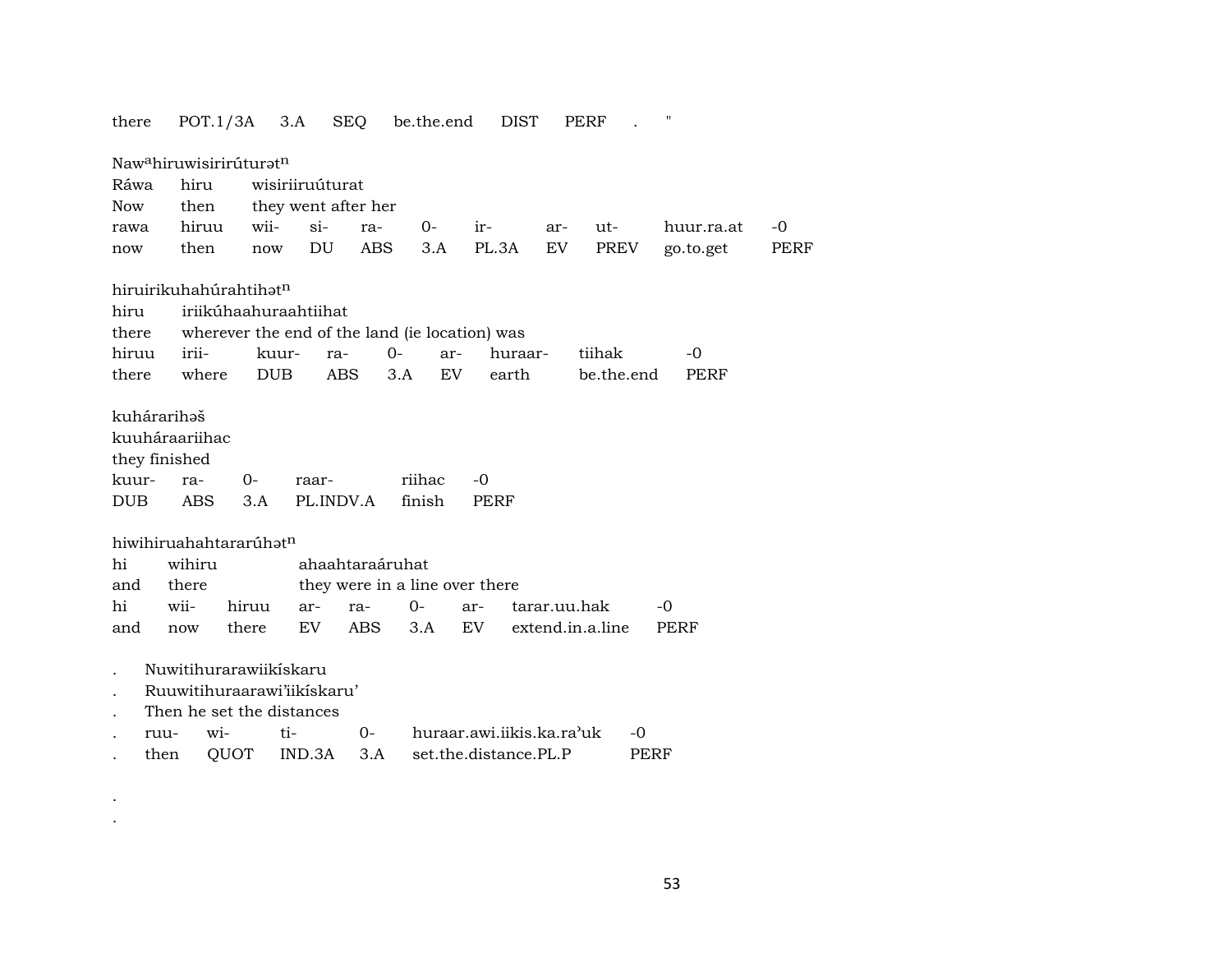there POT.1/3A 3.A SEQ be.the.end DIST PERF . "

Nawahiruwisirirúturət$^{n}$
Ráwa hiru wisiriiruúturat
Now then they went after her
rawa hiruu wii- si- ra- 0- ir- ar- ut- huur.ra.at -0
now then now DU ABS 3.A PL.3A EV PREV go.to.get PERF

hiruirikuhahúrahtihət$^{n}$
hiru iriikúhaahuraahtiihat
there wherever the end of the land (ie location) was
hiruu irii- kuur- ra- 0- ar- huraar- tiihak -0
there where DUB ABS 3.A EV earth be.the.end PERF

kuhárarihəš
kuuháraariihac
they finished
kuur- ra- 0- raar- riihac -0
DUB ABS 3.A PL.INDV.A finish PERF

hiwihiruahahtararúhət$^{n}$
hi wihiru ahaahtaraáruhat
and there they were in a line over there
hi wii- hiruu ar- ra- 0- ar- tarar.uu.hak -0
and now there EV ABS 3.A EV extend.in.a.line PERF

. Nuwitihurarawiikískaru
. Ruuwitihuraarawi’iikískaru’
. Then he set the distances
. ruu- wi- ti- 0- huraar.awi.iikis.ka.ra’uk -0
. then QUOT IND.3A 3.A set.the.distance.PL.P PERF

.
.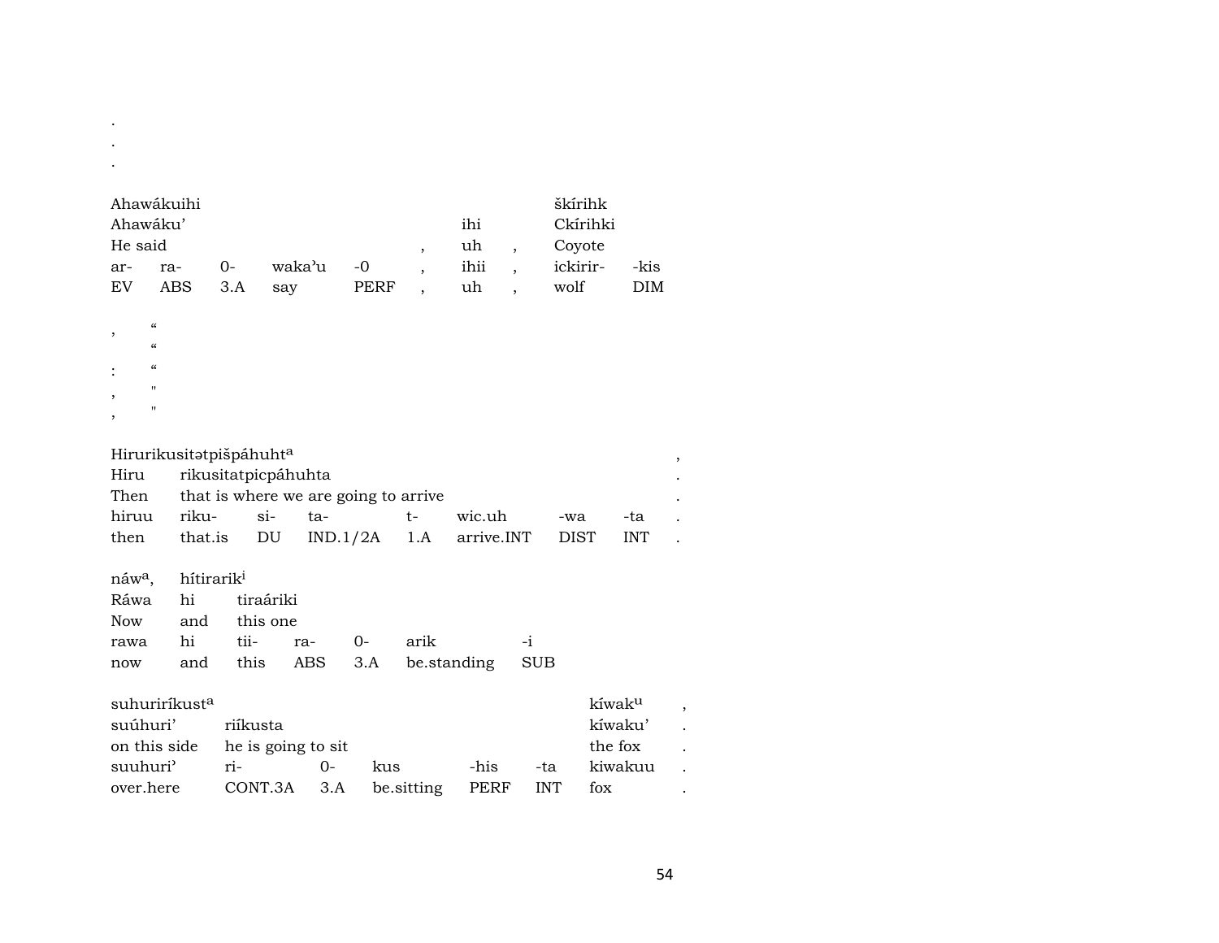.
.
.

| Ahawákuihi | | | | | | | | škírihk | |
|---|---|---|---|---|---|---|---|---|---|
| Ahawáku' | | | | | | ihi | | Ckírihki | |
| He said | | | | | , | uh | , | Coyote | |
| ar- | ra- | 0- | waka'u | -0 | , | ihii | , | ickirir- | -kis |
| EV | ABS | 3.A | say | PERF | , | uh | , | wolf | DIM |

, “
“
: “
, "
, "

| Hirurikusitətpišpáhuhtᵃ | | | | | | | | , |
|---|---|---|---|---|---|---|---|---|
| Hiru | rikusitatpicpáhuhta | | | | | | | . |
| Then | that is where we are going to arrive | | | | | | | . |
| hiruu | riku- | si- | ta- | t- | wic.uh | -wa | -ta | . |
| then | that.is | DU | IND.1/2A | 1.A | arrive.INT | DIST | INT | . |

| náwᵃ, | hítirarikⁱ | | | | | |
|---|---|---|---|---|---|---|
| Ráwa | hi | tiraáriki | | | | |
| Now | and | this one | | | | |
| rawa | hi | tii- | ra- | 0- | arik | -i |
| now | and | this | ABS | 3.A | be.standing | SUB |

| suhuriríkustᵃ | | | | | | kíwakᵘ | , |
|---|---|---|---|---|---|---|---|
| suúhuri' | riíkusta | | | | | kíwaku' | . |
| on this side | he is going to sit | | | | | the fox | . |
| suuhuri' | ri- | 0- | kus | -his | -ta | kiwakuu | . |
| over.here | CONT.3A | 3.A | be.sitting | PERF | INT | fox | . |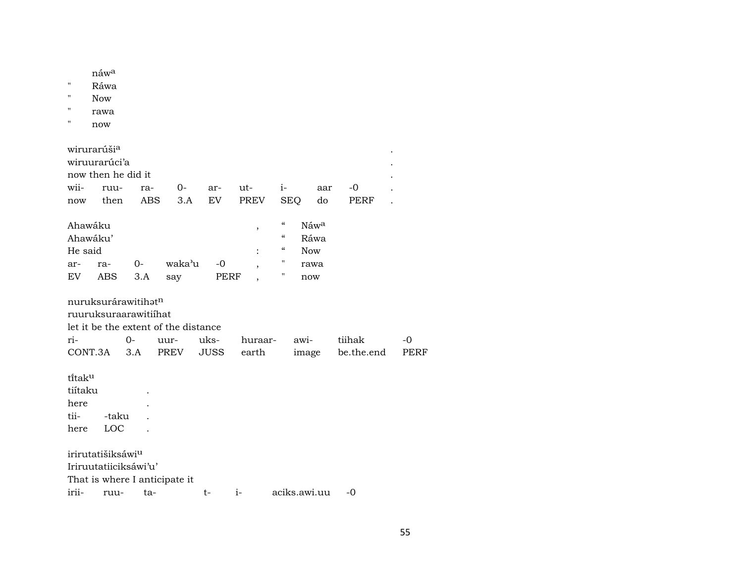|   | náw[a] |
|---|---|
| " | Ráwa |
| " | Now |
| " | rawa |
| " | now |

wirurarúši[a] .
wiruurarúci'a .
now then he did it .

| wii- | ruu- | ra- | 0- | ar- | ut- | i- | aar | -0 | . |
|---|---|---|---|---|---|---|---|---|---|
| now | then | ABS | 3.A | EV | PREV | SEQ | do | PERF | . |

Ahawáku , “ Náw[a]
Ahawáku' “ Ráwa
He said : “ Now

| ar- | ra- | 0- | waka'u | -0 | , | " | rawa |
|---|---|---|---|---|---|---|---|
| EV | ABS | 3.A | say | PERF | , | " | now |

nuruksurárawitihət[n]
ruuruksuraarawitiíhat
let it be the extent of the distance

| ri- | 0- | uur- | uks- | huraar- | awi- | tiihak | -0 |
|---|---|---|---|---|---|---|---|
| CONT.3A | 3.A | PREV | JUSS | earth | image | be.the.end | PERF |

tĩtak[u]
tiítaku .
here .

| tii- | -taku | . |
|---|---|---|
| here | LOC | . |

irirutatišiksáwi[u]
Iriruutatiiciksáwi'u'
That is where I anticipate it

| irii- | ruu- | ta- | t- | i- | aciks.awi.uu | -0 |
|---|---|---|---|---|---|---|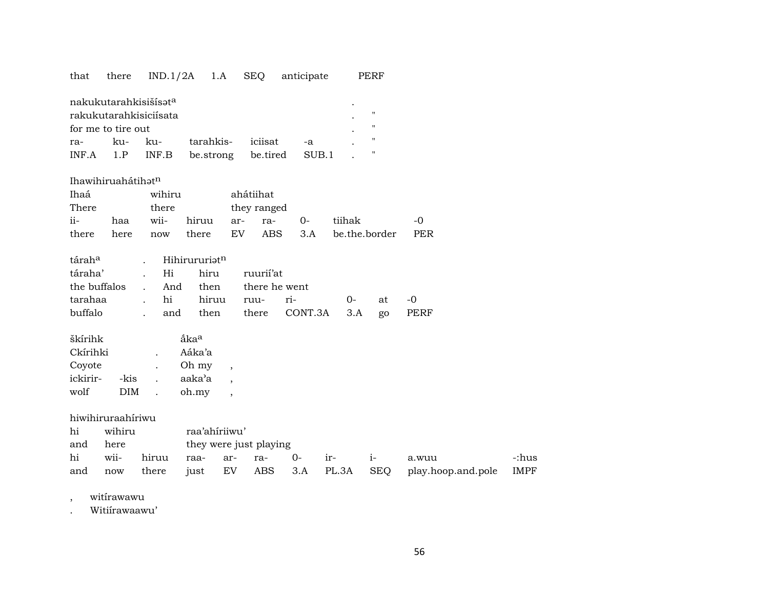that there IND.1/2A 1.A SEQ anticipate PERF

| nakukutarahkisišísətᵃ | | | | | | . | |
|---|---|---|---|---|---|---|---|
| rakukutarahkisiciísata | | | | | | . | " |
| for me to tire out | | | | | | . | " |
| ra- | ku- | ku- | tarahkis- | iciisat | -a | . | " |
| INF.A | 1.P | INF.B | be.strong | be.tired | SUB.1 | . | " |

| Ihawihiruahátihətⁿ | | | | | | | | |
|---|---|---|---|---|---|---|---|---|
| Ihaá | | wihiru | | ahátiihat | | | | |
| There | | there | | they ranged | | | | |
| ii- | haa | wii- | hiruu | ar- | ra- | 0- | tiihak | -0 |
| there | here | now | there | EV | ABS | 3.A | be.the.border | PER |

| tárahᵃ | . | Hihirururiətⁿ | | | | | | |
|---|---|---|---|---|---|---|---|---|
| táraha’ | . | Hi | hiru | ruurií’at | | | | |
| the buffalos | . | And | then | there he went | | | | |
| tarahaa | . | hi | hiruu | ruu- | ri- | 0- | at | -0 |
| buffalo | . | and | then | there | CONT.3A | 3.A | go | PERF |

| škírihk | | | ấkaᵃ | |
|---|---|---|---|---|
| Ckírihki | | . | Aáka’a | |
| Coyote | | . | Oh my | , |
| ickirir- | -kis | . | aaka’a | , |
| wolf | DIM | . | oh.my | , |

| hiwihiruraahíriwu | | | | | | | | | | |
|---|---|---|---|---|---|---|---|---|---|---|
| hi | wihiru | | raa’ahíriiwu’ | | | | | | | |
| and | here | | they were just playing | | | | | | | |
| hi | wii- | hiruu | raa- | ar- | ra- | 0- | ir- | i- | a.wuu | -:hus |
| and | now | there | just | EV | ABS | 3.A | PL.3A | SEQ | play.hoop.and.pole | IMPF |

| , | witírawawu |
|---|---|
| . | Witiírawaawu’ |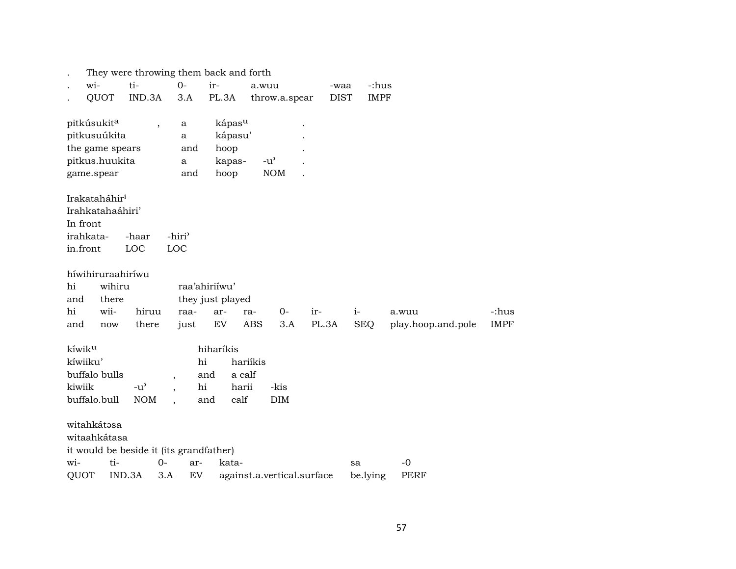| . | They were throwing them back and forth | | | | | |
|---|---|---|---|---|---|---|
| . | wi- | ti- | 0- | ir- | a.wuu | -waa | -:hus |
| . | QUOT | IND.3A | 3.A | PL.3A | throw.a.spear | DIST | IMPF |

| pitkúsukit[a] | , | a | kápas[u] | | . |
|---|---|---|---|---|---|
| pitkusuúkita | | a | kápasu' | | . |
| the game spears | | and | hoop | | . |
| pitkus.huukita | | a | kapas- | -u' | . |
| game.spear | | and | hoop | NOM | . |

| Irakatah※hir[i] | | |
|---|---|---|
| Irahkatahaáhiri' | | |
| In front | | |
| irahkata- | -haar | -hiri' |
| in.front | LOC | LOC |

| híwihiruraahiríwu | | | | | | | | | | |
|---|---|---|---|---|---|---|---|---|---|---|
| hi | wihiru | | raa'ahiriíwu' | | | | | | | |
| and | there | | they just played | | | | | | | |
| hi | wii- | hiruu | raa- | ar- | ra- | 0- | ir- | i- | a.wuu | -:hus |
| and | now | there | just | EV | ABS | 3.A | PL.3A | SEQ | play.hoop.and.pole | IMPF |

| kíwik[u] | | | hiharíkis | | |
|---|---|---|---|---|---|
| kíwiiku' | | | hi | hariíkis | |
| buffalo bulls | | , | and | a calf | |
| kiwiik | -u' | , | hi | harii | -kis |
| buffalo.bull | NOM | , | and | calf | DIM |

| witahkátəsa | | | | | | |
|---|---|---|---|---|---|---|
| witaahkátasa | | | | | | |
| it would be beside it (its grandfather) | | | | | | |
| wi- | ti- | 0- | ar- | kata- | sa | -0 |
| QUOT | IND.3A | 3.A | EV | against.a.vertical.surface | be.lying | PERF |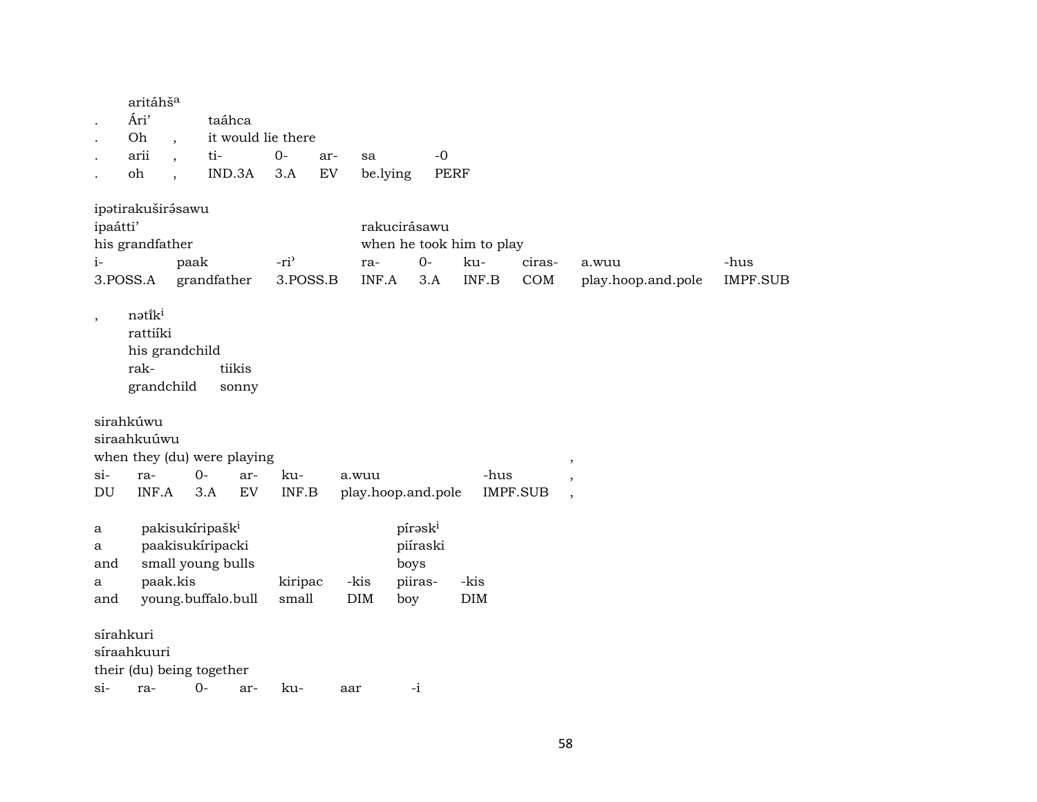aritáhš[a]

| . | Ári' | | taáhca | | | | |
|---|---|---|---|---|---|---|---|
| . | Oh | , | it would lie there | | | | |
| . | arii | , | ti- | 0- | ar- | sa | -0 |
| . | oh | , | IND.3A | 3.A | EV | be.lying | PERF |

ipətirakuširə́sawu

| ipaátti' | | | rakucirásawu | | | | | |
|---|---|---|---|---|---|---|---|---|
| his grandfather | | | when he took him to play | | | | | |
| i- | paak | -ri' | ra- | 0- | ku- | ciras- | a.wuu | -hus |
| 3.POSS.A | grandfather | 3.POSS.B | INF.A | 3.A | INF.B | COM | play.hoop.and.pole | IMPF.SUB |

| , | nətíki | |
|---|---|---|
| | rattiíki | |
| | his grandchild | |
| | rak- | tiikis |
| | grandchild | sonny |

sirahkúwu

| siraahkuúwu | | | | | | | |
|---|---|---|---|---|---|---|---|
| when they (du) were playing | | | | | | | , |
| si- | ra- | 0- | ar- | ku- | a.wuu | -hus | , |
| DU | INF.A | 3.A | EV | INF.B | play.hoop.and.pole | IMPF.SUB | , |

| a | pakisukíripaški | | | písəski | |
|---|---|---|---|---|---|
| a | paakisukíripacki | | | piíraski | |
| and | small young bulls | | | boys | |
| a | paak.kis | kiripac | -kis | piiras- | -kis |
| and | young.buffalo.bull | small | DIM | boy | DIM |

sírahkuri

| síraahkuuri | | | | | | |
|---|---|---|---|---|---|---|
| their (du) being together | | | | | | |
| si- | ra- | 0- | ar- | ku- | aar | -i |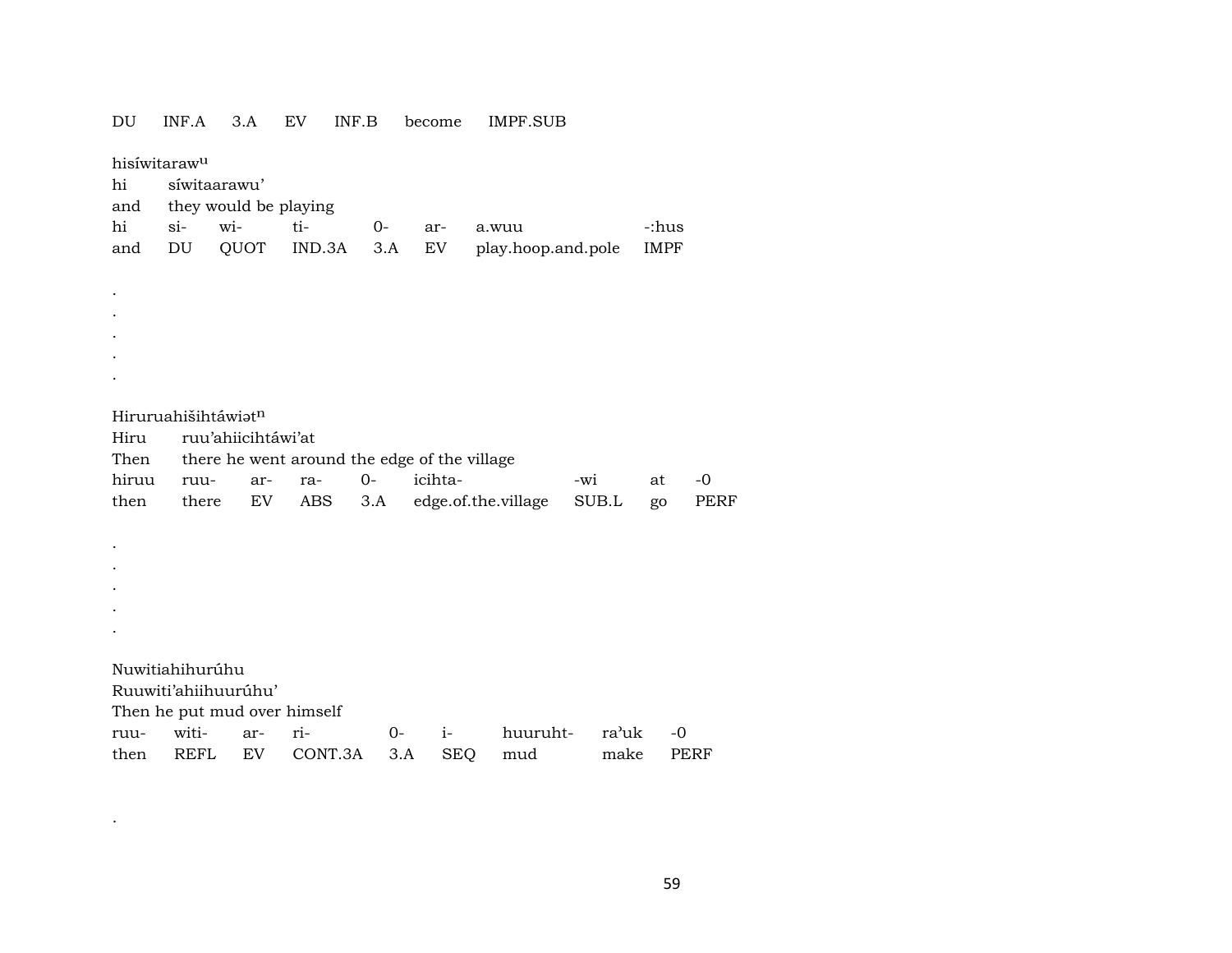| DU | INF.A | 3.A | EV | INF.B | become | IMPF.SUB |
|---|---|---|---|---|---|---|

hisíwitaraw$^{u}$
hi síwitaarawu'
and they would be playing

| hi | si- | wi- | ti- | 0- | ar- | a.wuu | -:hus |
|---|---|---|---|---|---|---|---|
| and | DU | QUOT | IND.3A | 3.A | EV | play.hoop.and.pole | IMPF |

.
.
.
.
.

Hiruruahišihtáwiət$^{n}$
Hiru ruu'ahiicihtáwi'at
Then there he went around the edge of the village

| hiruu | ruu- | ar- | ra- | 0- | icihta- | -wi | at | -0 |
|---|---|---|---|---|---|---|---|---|
| then | there | EV | ABS | 3.A | edge.of.the.village | SUB.L | go | PERF |

.
.
.
.
.

Nuwitiahihurúhu
Ruuwiti'ahiihuurúhu'
Then he put mud over himself

| ruu- | witi- | ar- | ri- | 0- | i- | huuruht- | ra'uk | -0 |
|---|---|---|---|---|---|---|---|---|
| then | REFL | EV | CONT.3A | 3.A | SEQ | mud | make | PERF |

.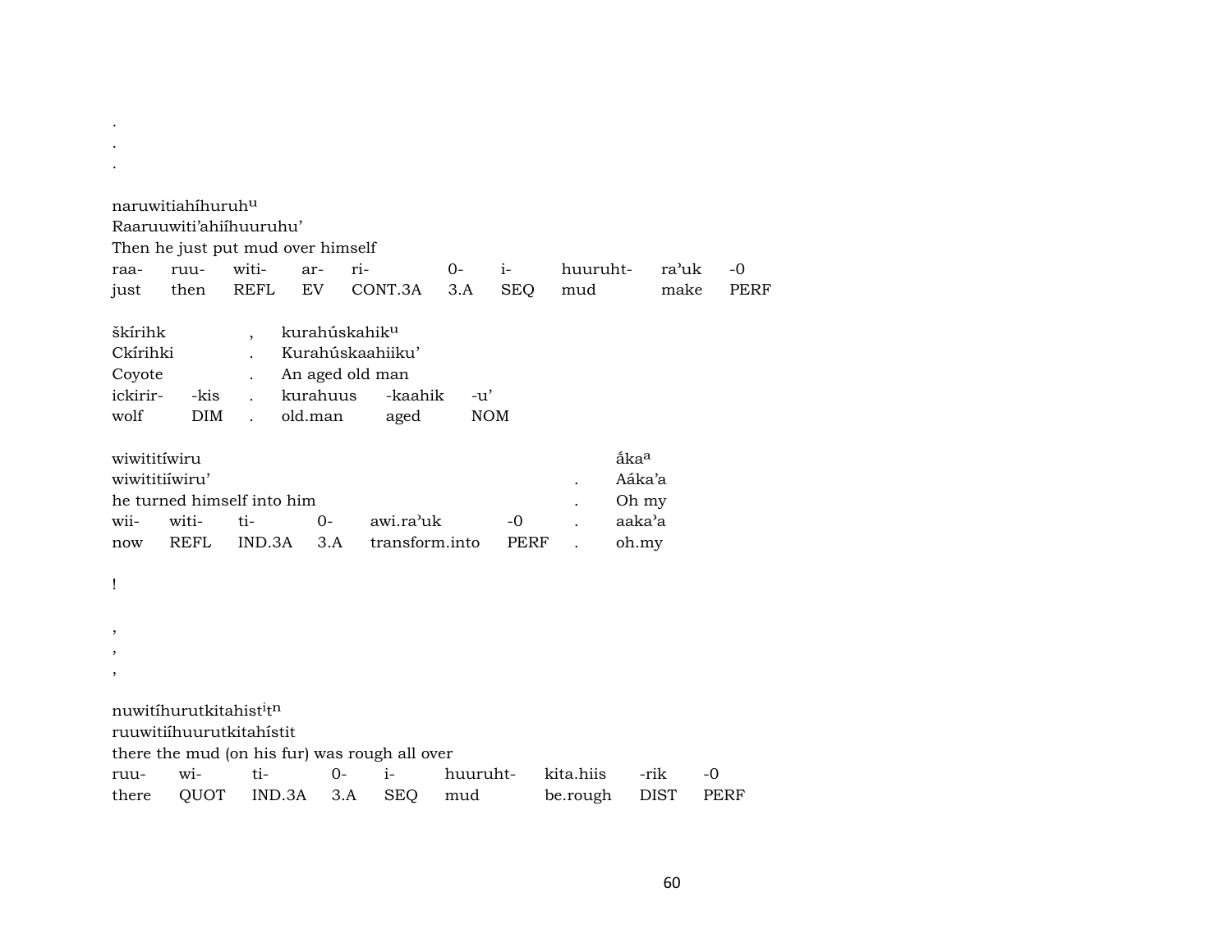.
.
.

naruwitiahíhuruh$^{u}$
Raaruuwiti'ahiíhuuruhu'
Then he just put mud over himself

| raa- | ruu- | witi- | ar- | ri- | 0- | i- | huuruht- | ra'uk | -0 |
|---|---|---|---|---|---|---|---|---|---|
| just | then | REFL | EV | CONT.3A | 3.A | SEQ | mud | make | PERF |

škírihk , kurahúskahik$^{u}$
Ckírihki . Kurahúskaahiiku'
Coyote . An aged old man

| ickirir- | -kis | . | kurahuus | -kaahik | -u' |
|---|---|---|---|---|---|
| wolf | DIM | . | old.man | aged | NOM |

wiwititíwiru áka$^{a}$
wiwititiíwiru' . Aáka'a
he turned himself into him . Oh my

| wii- | witi- | ti- | 0- | awi.ra'uk | -0 | . | aaka'a |
|---|---|---|---|---|---|---|---|
| now | REFL | IND.3A | 3.A | transform.into | PERF | . | oh.my |

!

,
,
,

nuwitíhurutkitahist$^{i}$t$^{n}$
ruuwitiíhuurutkitahístit
there the mud (on his fur) was rough all over

| ruu- | wi- | ti- | 0- | i- | huuruht- | kita.hiis | -rik | -0 |
|---|---|---|---|---|---|---|---|---|
| there | QUOT | IND.3A | 3.A | SEQ | mud | be.rough | DIST | PERF |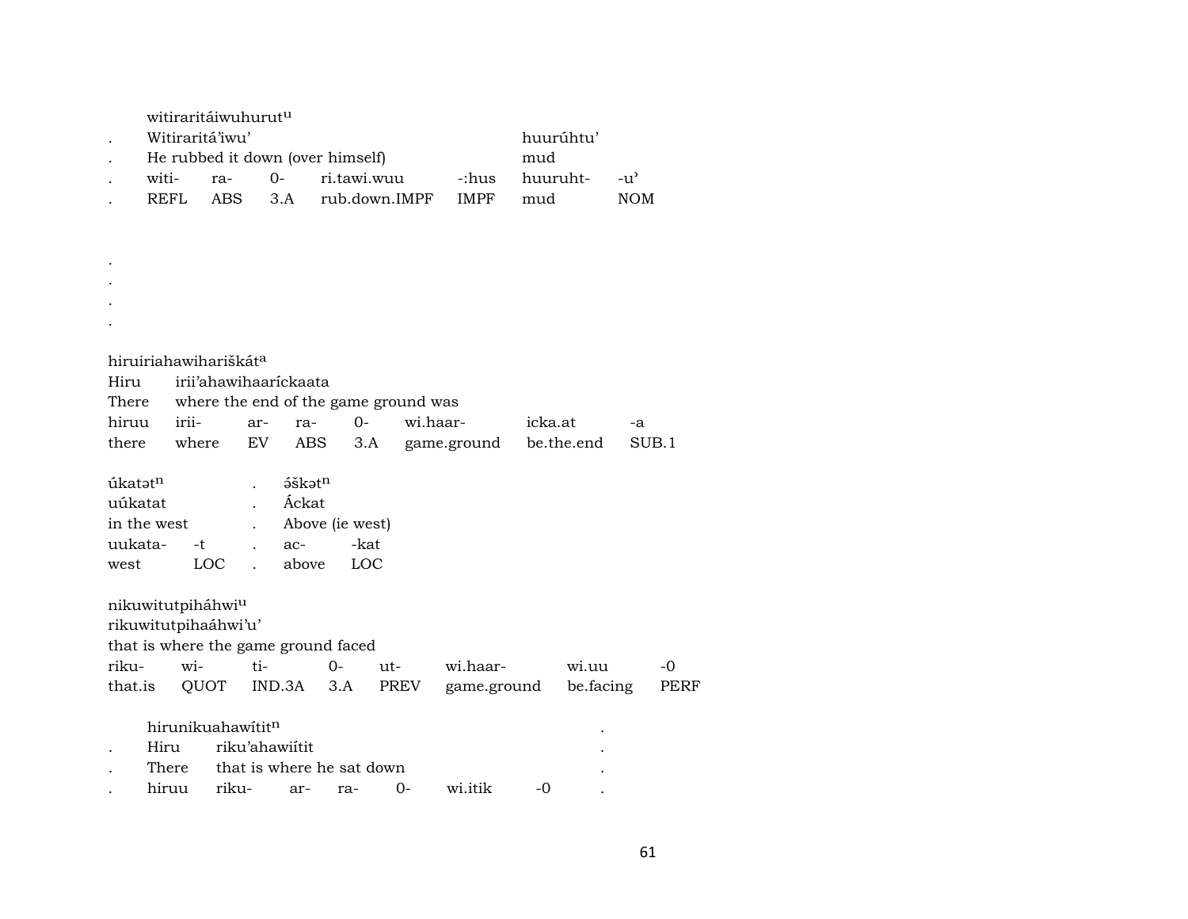witiraritáiwuhurut^u

| . | Witiraritá'iwu' | | | | | huurúhtu' | |
|---|---|---|---|---|---|---|---|
| . | He rubbed it down (over himself) | | | | | mud | |
| . | witi- | ra- | 0- | ri.tawi.wuu | -:hus | huuruht- | -u' |
| . | REFL | ABS | 3.A | rub.down.IMPF | IMPF | mud | NOM |

.
.
.
.

hiruiriahawihariškát^a

| Hiru | irii'ahawihaaríckaata | | | | | | |
|---|---|---|---|---|---|---|---|
| There | where the end of the game ground was | | | | | | |
| hiruu | irii- | ar- | ra- | 0- | wi.haar- | icka.at | -a |
| there | where | EV | ABS | 3.A | game.ground | be.the.end | SUB.1 |

| úkatət^n | | . | ə́škət^n | |
|---|---|---|---|---|
| uúkatat | | . | Áckat | |
| in the west | | . | Above (ie west) | |
| uukata- | -t | . | ac- | -kat |
| west | LOC | . | above | LOC |

nikuwitutpiháhwi^u

| rikuwitutpihaáhwi'u' | | | | | | | |
|---|---|---|---|---|---|---|---|
| that is where the game ground faced | | | | | | | |
| riku- | wi- | ti- | 0- | ut- | wi.haar- | wi.uu | -0 |
| that.is | QUOT | IND.3A | 3.A | PREV | game.ground | be.facing | PERF |

hirunikuahawítit^n .

| . | Hiru | riku'ahawiítit | | | | | . |
|---|---|---|---|---|---|---|---|
| . | There | that is where he sat down | | | | | . |
| . | hiruu | riku- | ar- | ra- | 0- | wi.itik | -0 . |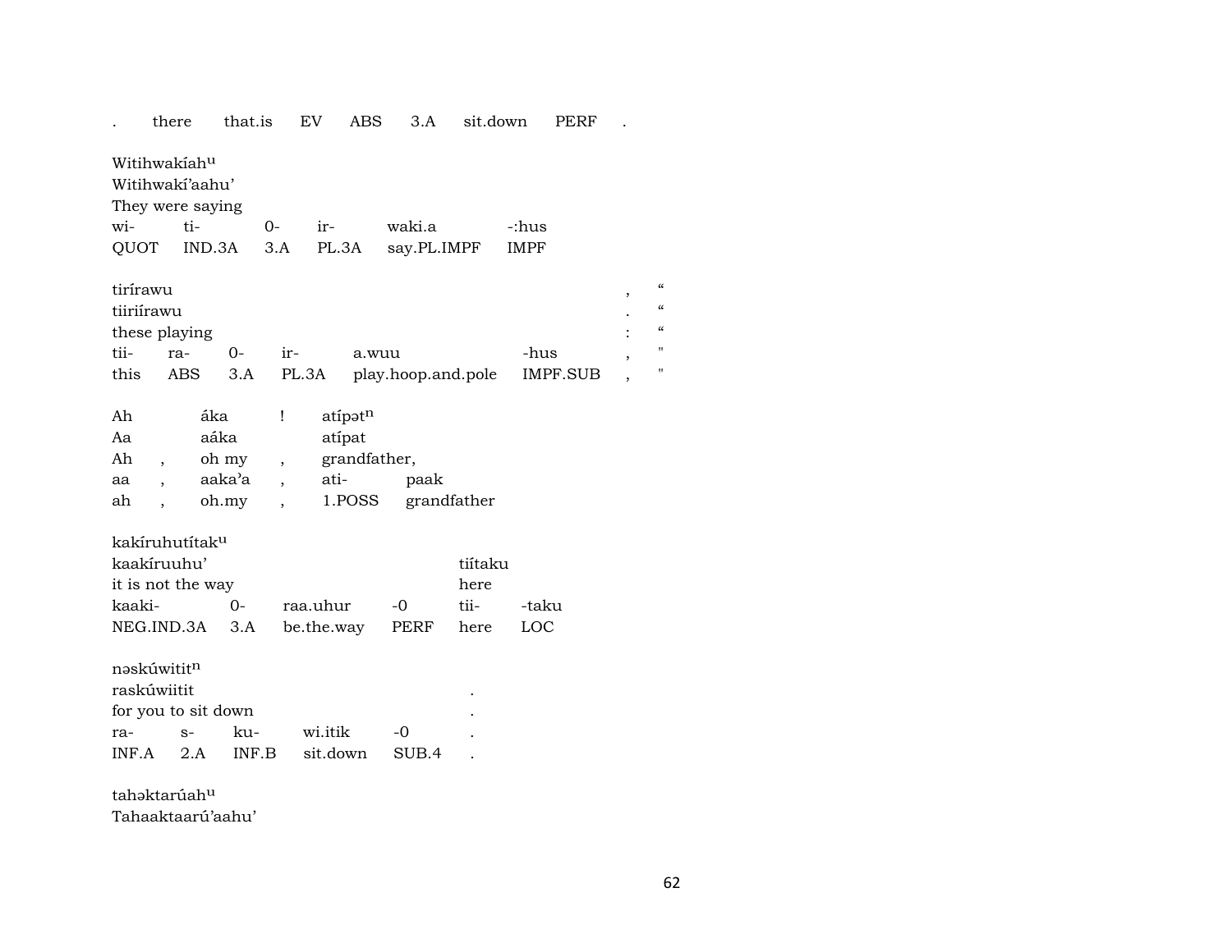| . | there | that.is | EV | ABS | 3.A | sit.down | PERF | . |
|---|---|---|---|---|---|---|---|---|

Witihwakíah$^{u}$
Witihwakí'aahu'
They were saying

| wi- | ti- | 0- | ir- | waki.a | -:hus |
|---|---|---|---|---|---|
| QUOT | IND.3A | 3.A | PL.3A | say.PL.IMPF | IMPF |

tirírawu , "
tiiriírawu . "
these playing : "

| tii- | ra- | 0- | ir- | a.wuu | -hus | , | " |
|---|---|---|---|---|---|---|---|
| this | ABS | 3.A | PL.3A | play.hoop.and.pole | IMPF.SUB | , | " |

| Ah | | áka | ! | atípət$^{n}$ | |
|---|---|---|---|---|---|
| Aa | | aáka | | atípat | |
| Ah | , | oh my | , | grandfather, | |
| aa | , | aaka'a | , | ati- | paak |
| ah | , | oh.my | , | 1.POSS | grandfather |

kakíruhutítak$^{u}$
kaakíruuhu' tiítaku
it is not the way here

| kaaki- | 0- | raa.uhur | -0 | tii- | -taku |
|---|---|---|---|---|---|
| NEG.IND.3A | 3.A | be.the.way | PERF | here | LOC |

nəskúwitit$^{n}$
raskúwiitit .
for you to sit down .

| ra- | s- | ku- | wi.itik | -0 | . |
|---|---|---|---|---|---|
| INF.A | 2.A | INF.B | sit.down | SUB.4 | . |

tahəktarúah$^{u}$
Tahaaktaarú'aahu'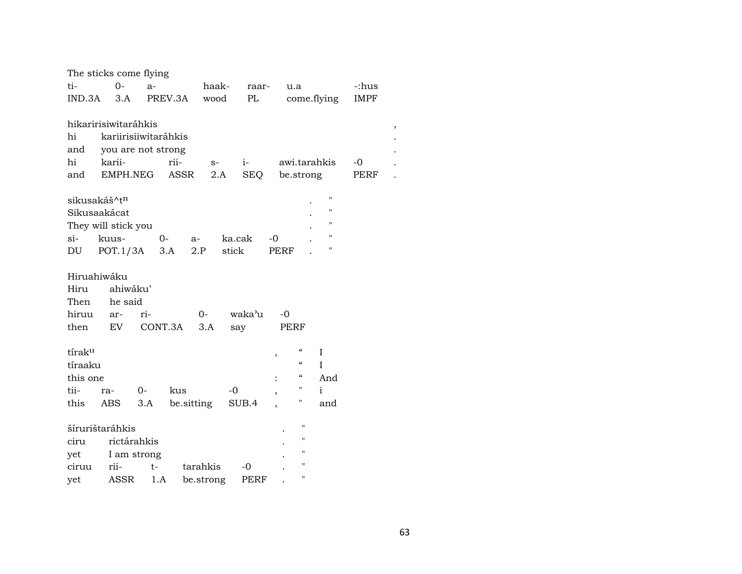The sticks come flying

| ti- | 0- | a- | haak- | raar- | u.a | -:hus |
|---|---|---|---|---|---|---|
| IND.3A | 3.A | PREV.3A | wood | PL | come.flying | IMPF |

hikaririsiwitaráhkis ,

| hi | kariirisiiwitaráhkis | | | | | | . |
|---|---|---|---|---|---|---|---|
| and | you are not strong | | | | | | . |
| hi | karii- | rii- | s- | i- | awi.tarahkis | -0 | . |
| and | EMPH.NEG | ASSR | 2.A | SEQ | be.strong | PERF | . |

sikusakáš^tⁿ . "

| Sikusaakácat | | | | | | . | " |
|---|---|---|---|---|---|---|---|
| They will stick you | | | | | | . | " |
| si- | kuus- | 0- | a- | ka.cak | -0 | . | " |
| DU | POT.1/3A | 3.A | 2.P | stick | PERF | . | " |

Hiruahiwáku

| Hiru | ahiwáku' | | | | |
|---|---|---|---|---|---|
| Then | he said | | | | |
| hiruu | ar- | ri- | 0- | waka'u | -0 |
| then | EV | CONT.3A | 3.A | say | PERF |

tíraku , " I

| tíraaku | | | | | " | I |
|---|---|---|---|---|---|---|
| this one | | | | : | " | And |
| tii- | ra- | 0- | kus | -0 , | " | i |
| this | ABS | 3.A | be.sitting | SUB.4 , | " | and |

šírurištaráhkis . "

| ciru | rictárahkis | | | | . | " |
|---|---|---|---|---|---|---|
| yet | I am strong | | | | . | " |
| ciruu | rii- | t- | tarahkis | -0 | . | " |
| yet | ASSR | 1.A | be.strong | PERF | . | " |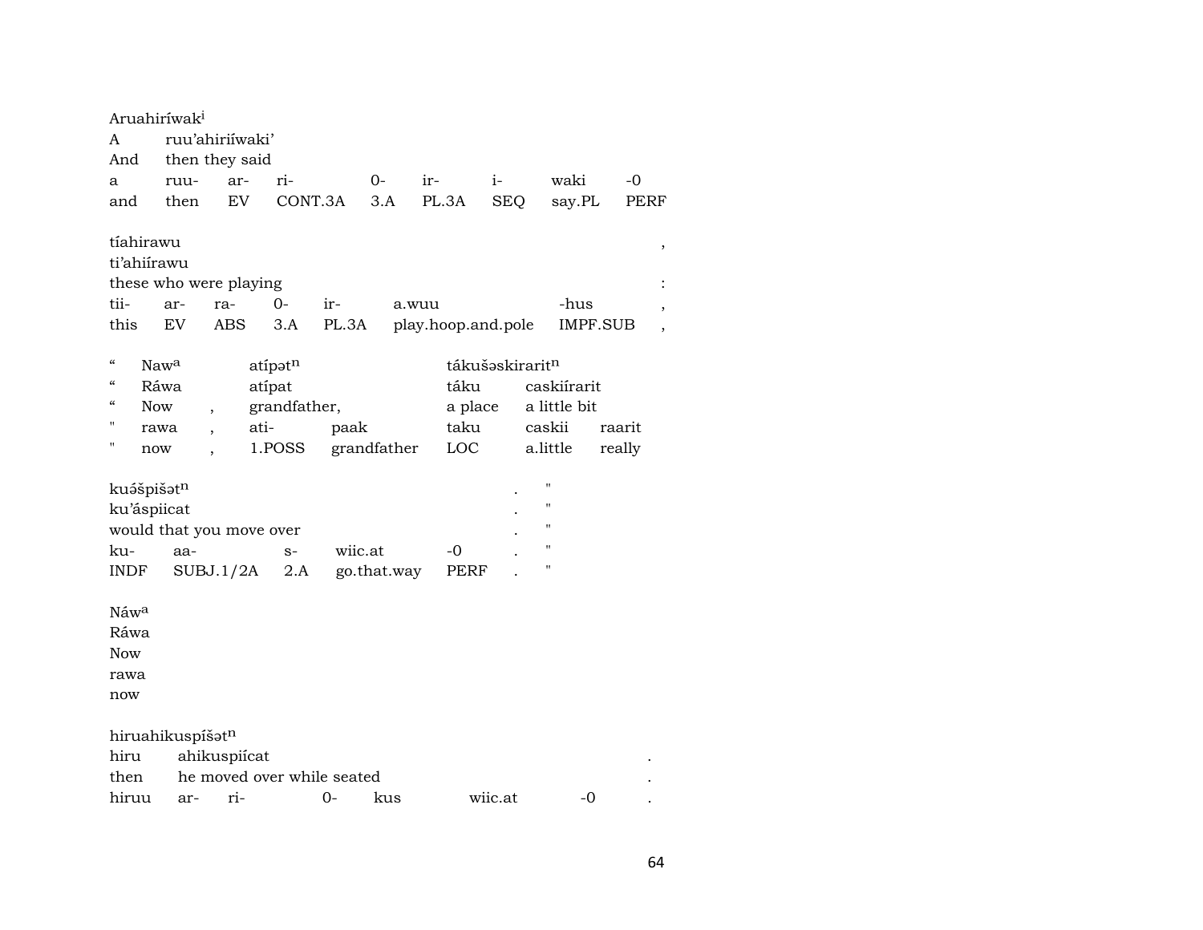Aruahiríwak[i]

| | | | | | | | | |
|---|---|---|---|---|---|---|---|---|
| A | ruu'ahiriíwaki' | | | | | | | |
| And | then they said | | | | | | | |
| a | ruu- | ar- | ri- | 0- | ir- | i- | waki | -0 |
| and | then | EV | CONT.3A | 3.A | PL.3A | SEQ | say.PL | PERF |

tíahirawu ,

| | | | | | | | |
|---|---|---|---|---|---|---|---|
| ti'ahiírawu | | | | | | | |
| these who were playing | | | | | | | : |
| tii- | ar- | ra- | 0- | ir- | a.wuu | -hus | , |
| this | EV | ABS | 3.A | PL.3A | play.hoop.and.pole | IMPF.SUB | , |

| | | | | | | | |
|---|---|---|---|---|---|---|---|
| " | Naw[a] | | atípət[n] | | tákušəskirarit[n] | | |
| " | Ráwa | | atípat | | táku | caskiírarit | |
| " | Now | , | grandfather, | | a place | a little bit | |
| " | rawa | , | ati- | paak | taku | caskii | raarit |
| " | now | , | 1.POSS | grandfather | LOC | a.little | really |

| | | | | | | |
|---|---|---|---|---|---|---|
| kuə́špišət[n] | | | | | . | " |
| ku'áspiicat | | | | | . | " |
| would that you move over | | | | | . | " |
| ku- | aa- | s- | wiic.at | -0 | . | " |
| INDF | SUBJ.1/2A | 2.A | go.that.way | PERF | . | " |

Náw[a]
Ráwa
Now
rawa
now

hiruahikuspíšət[n]

| | | | | | | | |
|---|---|---|---|---|---|---|---|
| hiru | ahikuspiícat | | | | | | . |
| then | he moved over while seated | | | | | | . |
| hiruu | ar- | ri- | 0- | kus | wiic.at | -0 | . |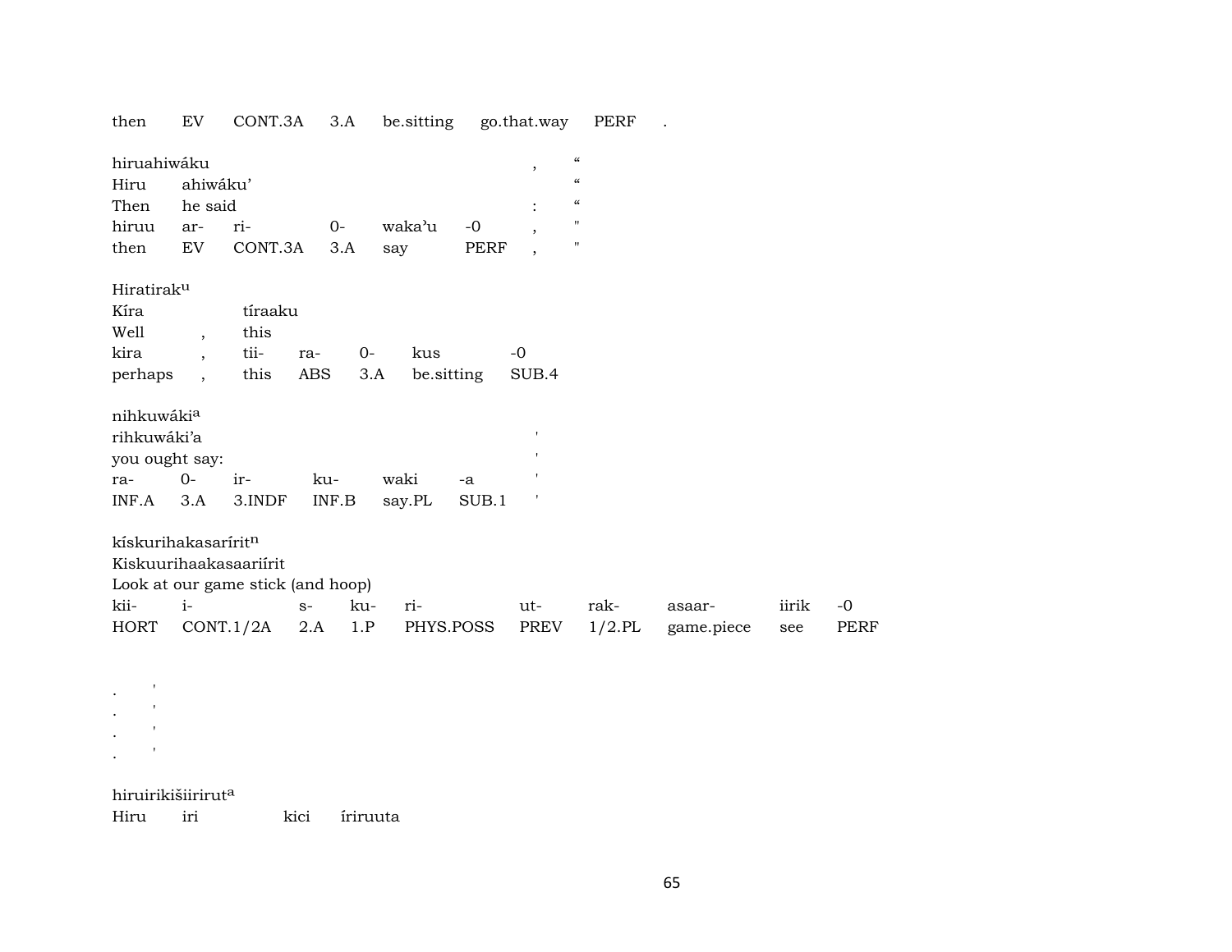then EV CONT.3A 3.A be.sitting go.that.way PERF .

hiruahiwáku , “
Hiru ahiwáku’ “
Then he said : “
hiruu ar- ri- 0- waka’u -0 , "
then EV CONT.3A 3.A say PERF , "

Hiratirak[u]
Kíra tíraaku
Well , this
kira , tii- ra- 0- kus -0
perhaps , this ABS 3.A be.sitting SUB.4

nihkuwáki[a]
rihkuwáki’a '
you ought say: '
ra- 0- ir- ku- waki -a '
INF.A 3.A 3.INDF INF.B say.PL SUB.1 '

kískurihakasarírit[n]
Kiskuurihaakasaariírit
Look at our game stick (and hoop)
kii- i- s- ku- ri- ut- rak- asaar- iirik -0
HORT CONT.1/2A 2.A 1.P PHYS.POSS PREV 1/2.PL game.piece see PERF

. '
. '
. '
. '

hiruirikišiirirut[a]
Hiru iri kici íriruuta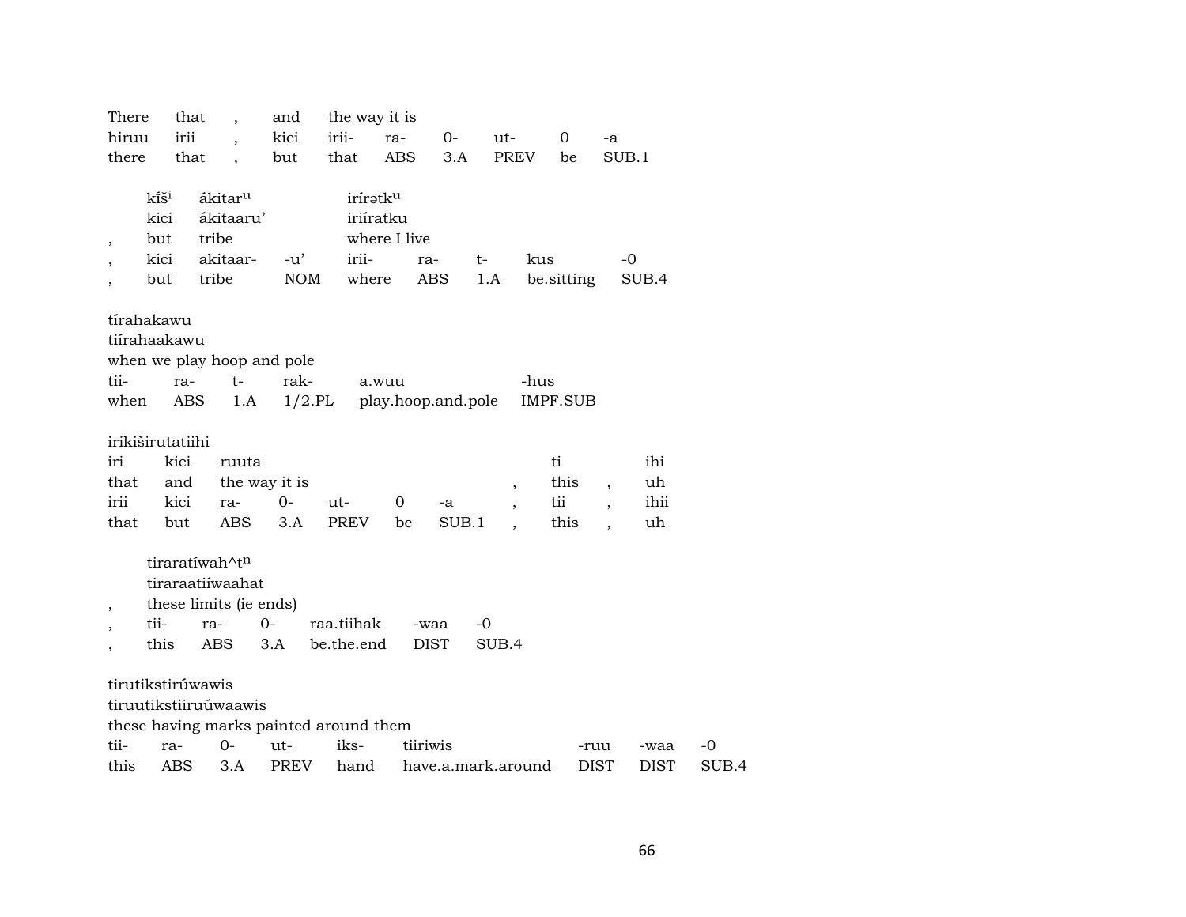| There | that | , | and | the way it is | | | | | |
|---|---|---|---|---|---|---|---|---|---|
| hiruu | irii | , | kici | irii- | ra- | 0- | ut- | 0 | -a |
| there | that | , | but | that | ABS | 3.A | PREV | be | SUB.1 |

| | kı̂šⁱ | ákitarᵘ | | irírətkᵘ | | | | |
|---|---|---|---|---|---|---|---|---|
| | kici | ákitaaru' | | iriíratku | | | | |
| , | but | tribe | | where I live | | | | |
| , | kici | akitaar- | -u' | irii- | ra- | t- | kus | -0 |
| , | but | tribe | NOM | where | ABS | 1.A | be.sitting | SUB.4 |

| tírahakawu | | | | | |
|---|---|---|---|---|---|
| tiírahaakawu | | | | | |
| when we play hoop and pole | | | | | |
| tii- | ra- | t- | rak- | a.wuu | -hus |
| when | ABS | 1.A | 1/2.PL | play.hoop.and.pole | IMPF.SUB |

| irikiširutatiihi | | | | | | | | | | |
|---|---|---|---|---|---|---|---|---|---|---|
| iri | kici | ruuta | | | | | | ti | | ihi |
| that | and | the way it is | | | | | , | this | , | uh |
| irii | kici | ra- | 0- | ut- | 0 | -a | , | tii | , | ihii |
| that | but | ABS | 3.A | PREV | be | SUB.1 | , | this | , | uh |

| | tiraratíwah^tⁿ | | | | | |
|---|---|---|---|---|---|---|
| | tiraraatiíwaahat | | | | | |
| , | these limits (ie ends) | | | | | |
| , | tii- | ra- | 0- | raa.tiihak | -waa | -0 |
| , | this | ABS | 3.A | be.the.end | DIST | SUB.4 |

| tirutikstirúwawis | | | | | | | | |
|---|---|---|---|---|---|---|---|---|
| tiruutikstiiruúwaawis | | | | | | | | |
| these having marks painted around them | | | | | | | | |
| tii- | ra- | 0- | ut- | iks- | tiiriwis | -ruu | -waa | -0 |
| this | ABS | 3.A | PREV | hand | have.a.mark.around | DIST | DIST | SUB.4 |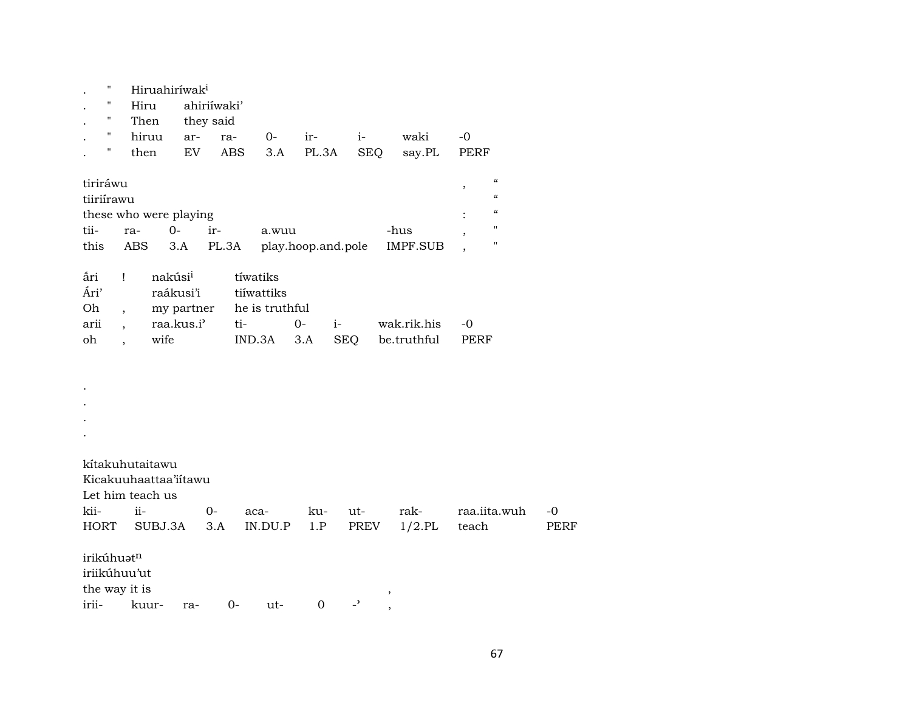| . | " | Hiruahiríwak[i] | | | | | | | |
|---|---|---|---|---|---|---|---|---|---|
| . | " | Hiru | ahiriíwaki' | | | | | | |
| . | " | Then | they said | | | | | | |
| . | " | hiruu | ar- | ra- | 0- | ir- | i- | waki | -0 |
| . | " | then | EV | ABS | 3.A | PL.3A | SEQ | say.PL | PERF |

| tiriráwu | | | | | | , | “ |
|---|---|---|---|---|---|---|---|
| tiiriírawu | | | | | | | “ |
| these who were playing | | | | | | : | “ |
| tii- | ra- | 0- | ir- | a.wuu | -hus | , | " |
| this | ABS | 3.A | PL.3A | play.hoop.and.pole | IMPF.SUB | , | " |

| ấri | ! | nakúsi[i] | tíwatiks | | | | |
|---|---|---|---|---|---|---|---|
| Ári' | | raákusi'i | tiíwattiks | | | | |
| Oh | , | my partner | he is truthful | | | | |
| arii | , | raa.kus.i' | ti- | 0- | i- | wak.rik.his | -0 |
| oh | , | wife | IND.3A | 3.A | SEQ | be.truthful | PERF |

.

.

.

.

| kítakuhutaitawu | | | | | | | | |
|---|---|---|---|---|---|---|---|---|
| Kicakuuhaattaa'iítawu | | | | | | | | |
| Let him teach us | | | | | | | | |
| kii- | ii- | 0- | aca- | ku- | ut- | rak- | raa.iita.wuh | -0 |
| HORT | SUBJ.3A | 3.A | IN.DU.P | 1.P | PREV | 1/2.PL | teach | PERF |

| irikúhuət[n] | | | | | | | |
|---|---|---|---|---|---|---|---|
| iriikúhuu'ut | | | | | | | |
| the way it is | | | | | | | , |
| irii- | kuur- | ra- | 0- | ut- | 0 | -' | , |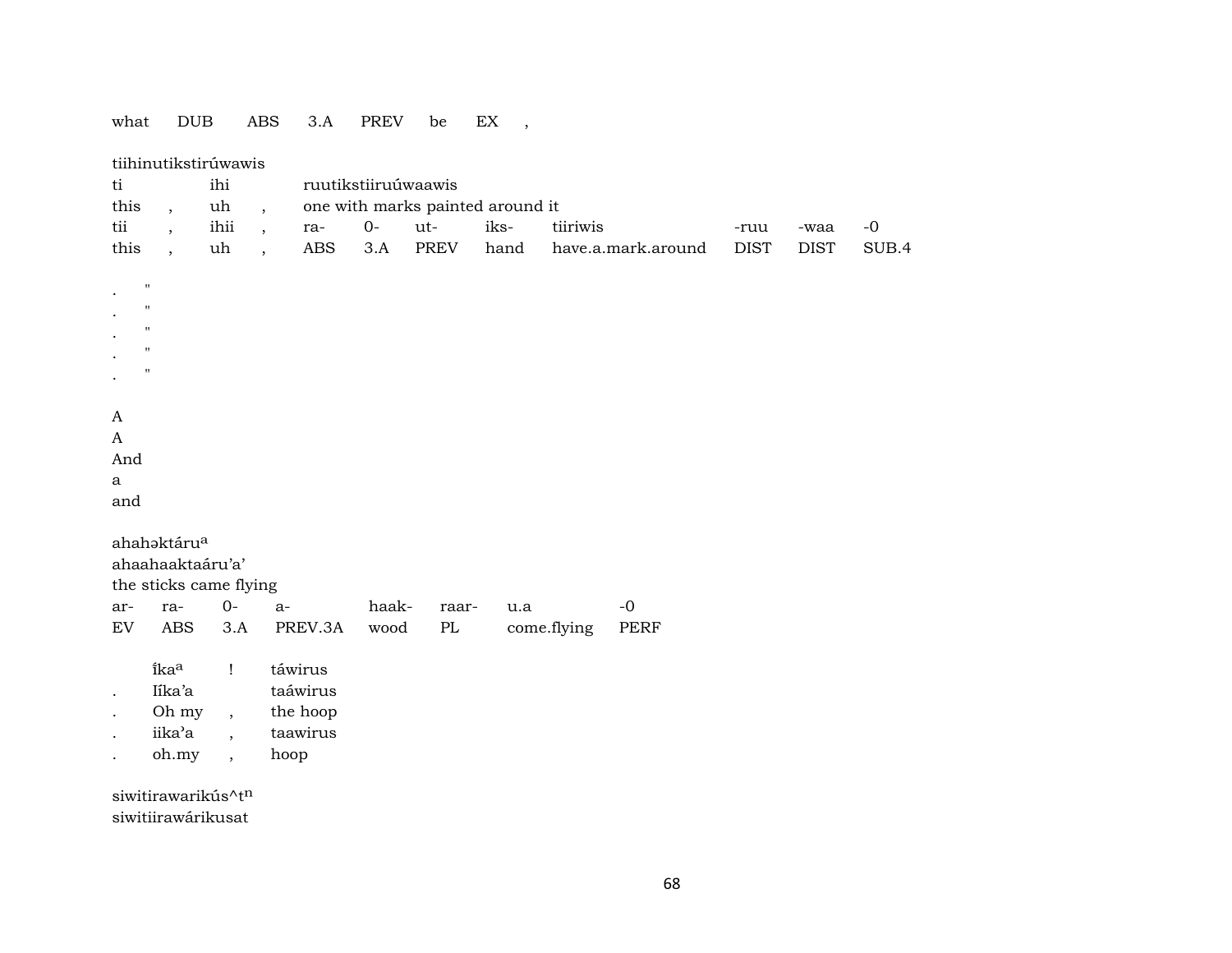what DUB ABS 3.A PREV be EX ,

tiihinutikstirúwawis
ti ihi ruutikstiiruúwaawis
this , uh , one with marks painted around it
tii , ihii , ra- 0- ut- iks- tiiriwis -ruu -waa -0
this , uh , ABS 3.A PREV hand have.a.mark.around DIST DIST SUB.4

. "
. "
. "
. "
. "

A
A
And
a
and

ahahəktáru[a]
ahaahaaktaáru'a'
the sticks came flying
ar- ra- 0- a- haak- raar- u.a -0
EV ABS 3.A PREV.3A wood PL come.flying PERF

íka[a] ! táwirus
. Iíka'a taáwirus
. Oh my , the hoop
. iika'a , taawirus
. oh.my , hoop

siwitirawarikús^t[n]
siwitiirawárikusat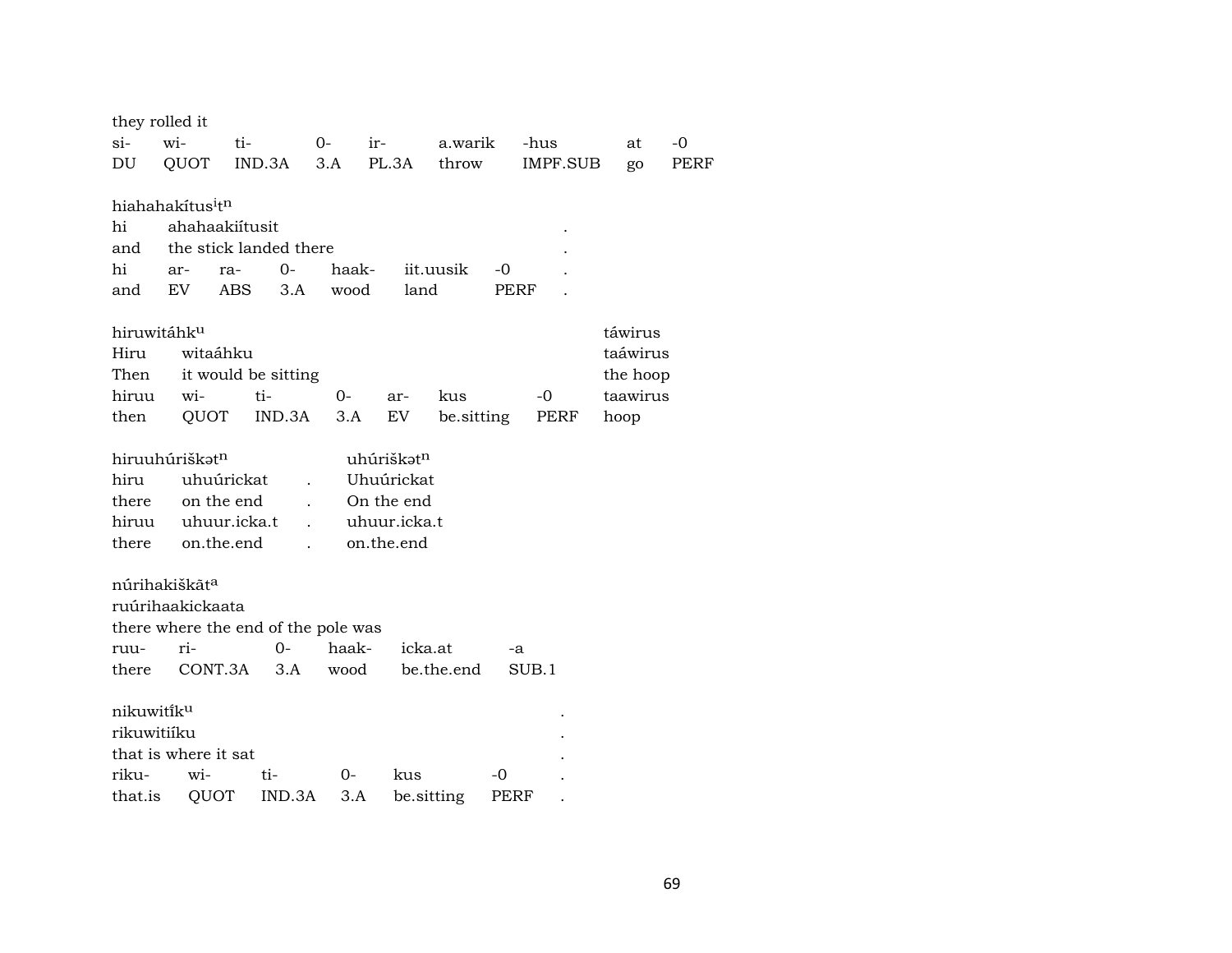they rolled it

| si- | wi- | ti- | 0- | ir- | a.warik | -hus | at | -0 |
|---|---|---|---|---|---|---|---|---|
| DU | QUOT | IND.3A | 3.A | PL.3A | throw | IMPF.SUB | go | PERF |

hiahahakítus<sup>i</sup>t<sup>n</sup>

| hi | ahahaakiítusit | | | | | | . |
|---|---|---|---|---|---|---|---|
| and | the stick landed there | | | | | | . |
| hi | ar- | ra- | 0- | haak- | iit.uusik | -0 | . |
| and | EV | ABS | 3.A | wood | land | PERF | . |

| hiruwitáhk[u] | | | | | | | táwirus |
|---|---|---|---|---|---|---|---|
| Hiru | witaáhku | | | | | | taáwirus |
| Then | it would be sitting | | | | | | the hoop |
| hiruu | wi- | ti- | 0- | ar- | kus | -0 | taawirus |
| then | QUOT | IND.3A | 3.A | EV | be.sitting | PERF | hoop |

| hiruuhúriškət[n] | | | uhúriškət[n] |
|---|---|---|---|
| hiru | uhuúrickat | . | Uhuúrickat |
| there | on the end | . | On the end |
| hiruu | uhuur.icka.t | . | uhuur.icka.t |
| there | on.the.end | . | on.the.end |

núrihakiškãt[a]

ruúrihaakickaata

there where the end of the pole was

| ruu- | ri- | 0- | haak- | icka.at | -a |
|---|---|---|---|---|---|
| there | CONT.3A | 3.A | wood | be.the.end | SUB.1 |

nikuwitík[u]

| rikuwitiíku | | | | | . |
|---|---|---|---|---|---|
| that is where it sat | | | | | . |
| riku- | wi- | ti- | 0- | kus | -0 | . |
| that.is | QUOT | IND.3A | 3.A | be.sitting | PERF | . |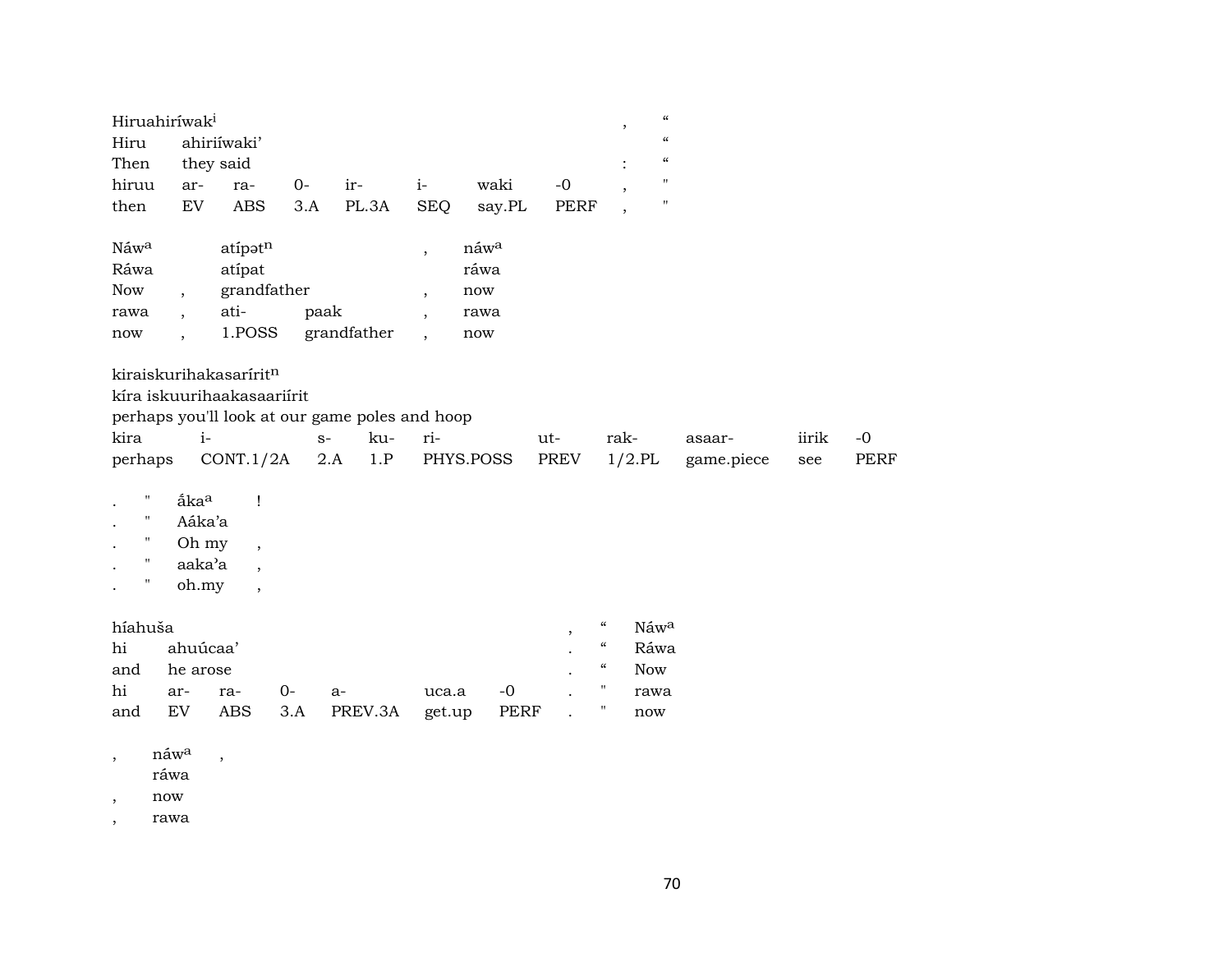Hiruahiríwak[i] , “
Hiru ahiriíwaki’ “
Then they said : “

| hiruu | ar- | ra- | 0- | ir- | i- | waki | -0 | , | " |
|---|---|---|---|---|---|---|---|---|---|
| then | EV | ABS | 3.A | PL.3A | SEQ | say.PL | PERF | , | " |

Náw[a] atípət[n] , náw[a]
Ráwa atípat ráwa
Now , grandfather , now

| rawa | , | ati- | paak | , | rawa |
|---|---|---|---|---|---|
| now | , | 1.POSS | grandfather | , | now |

kiraiskurihakasarírit[n]
kíra iskuurihaakasaariírit
perhaps you'll look at our game poles and hoop

| kira | i- | s- | ku- | ri- | ut- | rak- | asaar- | iirik | -0 |
|---|---|---|---|---|---|---|---|---|---|
| perhaps | CONT.1/2A | 2.A | 1.P | PHYS.POSS | PREV | 1/2.PL | game.piece | see | PERF |

. " ắka[a] !
. " Aáka’a
. " Oh my ,
. " aaka’a ,
. " oh.my ,

híahuša , “ Náw[a]
hi ahuúcaa’ . “ Ráwa
and he arose . “ Now

| hi | ar- | ra- | 0- | a- | uca.a | -0 | . | " | rawa |
|---|---|---|---|---|---|---|---|---|---|
| and | EV | ABS | 3.A | PREV.3A | get.up | PERF | . | " | now |

, náw[a] ,
ráwa
, now
, rawa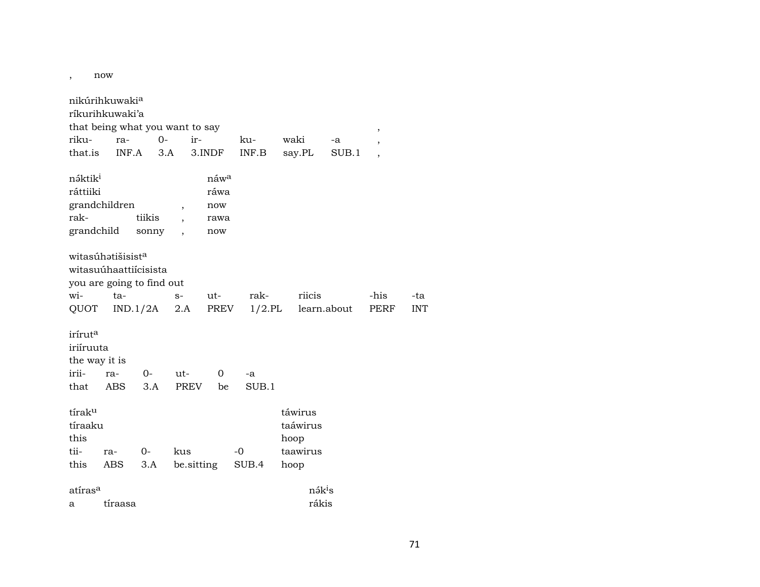,        now

nikúrihkuwaki[a]
ríkurihkuwaki'a
that being what you want to say                                                    ,

| riku- | ra- | 0- | ir- | ku- | waki | -a | , |
|---|---|---|---|---|---|---|---|
| that.is | INF.A | 3.A | 3.INDF | INF.B | say.PL | SUB.1 | , |

| nə́ktik[i] | | | náw[a] |
|---|---|---|---|
| ráttiiki | | | ráwa |
| grandchildren | | , | now |
| rak- | tiikis | , | rawa |
| grandchild | sonny | , | now |

witasúhətišisist[a]
witasuúhaattiícisista
you are going to find out

| wi- | ta- | s- | ut- | rak- | riicis | -his | -ta |
|---|---|---|---|---|---|---|---|
| QUOT | IND.1/2A | 2.A | PREV | 1/2.PL | learn.about | PERF | INT |

irírut[a]
iriíruuta
the way it is

| irii- | ra- | 0- | ut- | 0 | -a |
|---|---|---|---|---|---|
| that | ABS | 3.A | PREV | be | SUB.1 |

| tírak[u] | | | | | táwirus |
|---|---|---|---|---|---|
| tíraaku | | | | | taáwirus |
| this | | | | | hoop |
| tii- | ra- | 0- | kus | -0 | taawirus |
| this | ABS | 3.A | be.sitting | SUB.4 | hoop |

| atíras[a] | | nə́k[i]s |
|---|---|---|
| a | tíraasa | rákis |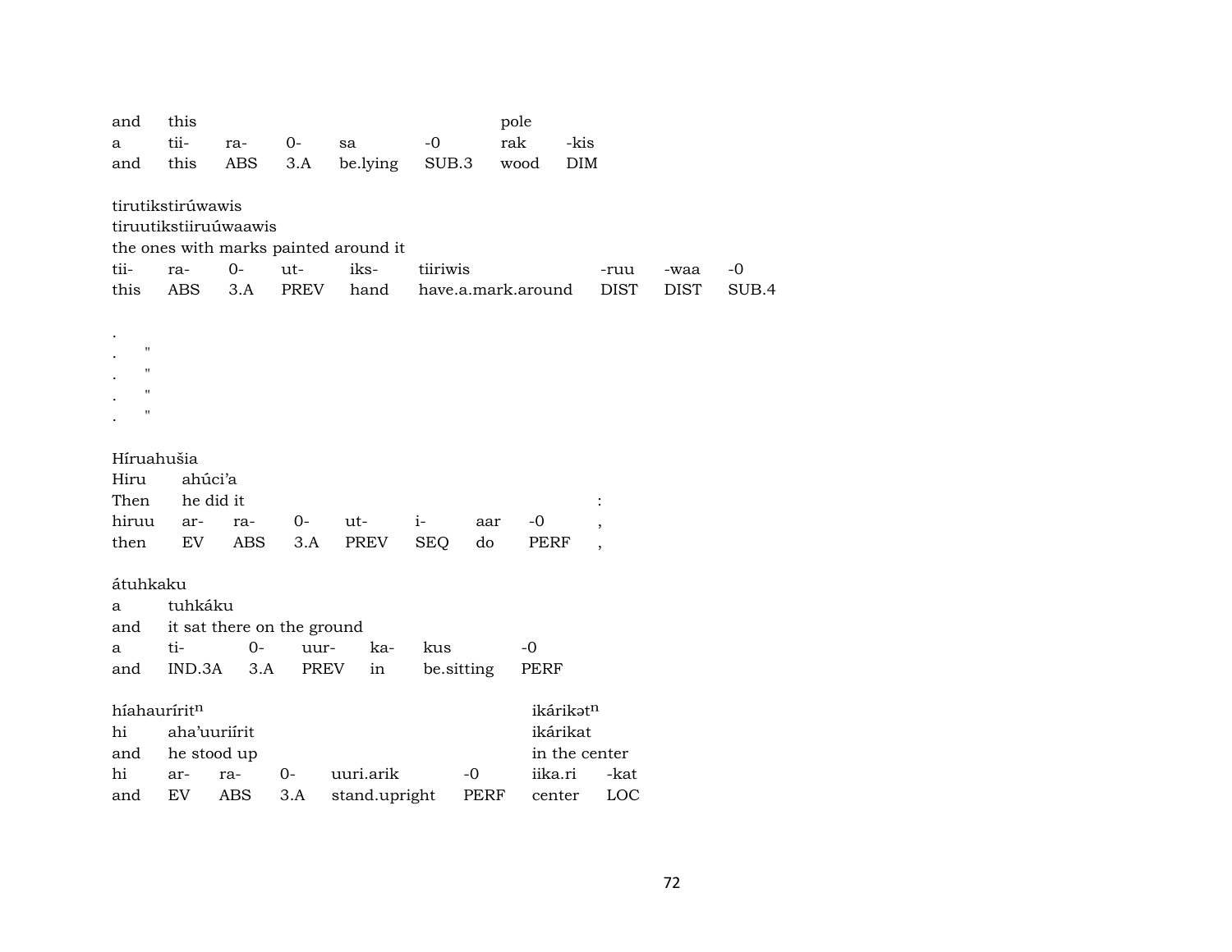| and | this | | | | | pole | |
|---|---|---|---|---|---|---|---|
| a | tii- | ra- | 0- | sa | -0 | rak | -kis |
| and | this | ABS | 3.A | be.lying | SUB.3 | wood | DIM |

tirutikstirúwawis
tiruutikstiiruúwaawis
the ones with marks painted around it

| tii- | ra- | 0- | ut- | iks- | tiiriwis | -ruu | -waa | -0 |
|---|---|---|---|---|---|---|---|---|
| this | ABS | 3.A | PREV | hand | have.a.mark.around | DIST | DIST | SUB.4 |

.
. "
. "
. "
. "

Híruahušia

| Hiru | ahúci'a | | | | | | | |
|---|---|---|---|---|---|---|---|---|
| Then | he did it | | | | | | | : |
| hiruu | ar- | ra- | 0- | ut- | i- | aar | -0 | , |
| then | EV | ABS | 3.A | PREV | SEQ | do | PERF | , |

átuhkaku

| a | tuhkáku | | | | | |
|---|---|---|---|---|---|---|
| and | it sat there on the ground | | | | | |
| a | ti- | 0- | uur- | ka- | kus | -0 |
| and | IND.3A | 3.A | PREV | in | be.sitting | PERF |

| híahauríritn | | | | | | ikárikətn | |
|---|---|---|---|---|---|---|---|
| hi | aha'uuriírit | | | | | ikárikat | |
| and | he stood up | | | | | in the center | |
| hi | ar- | ra- | 0- | uuri.arik | -0 | iika.ri | -kat |
| and | EV | ABS | 3.A | stand.upright | PERF | center | LOC |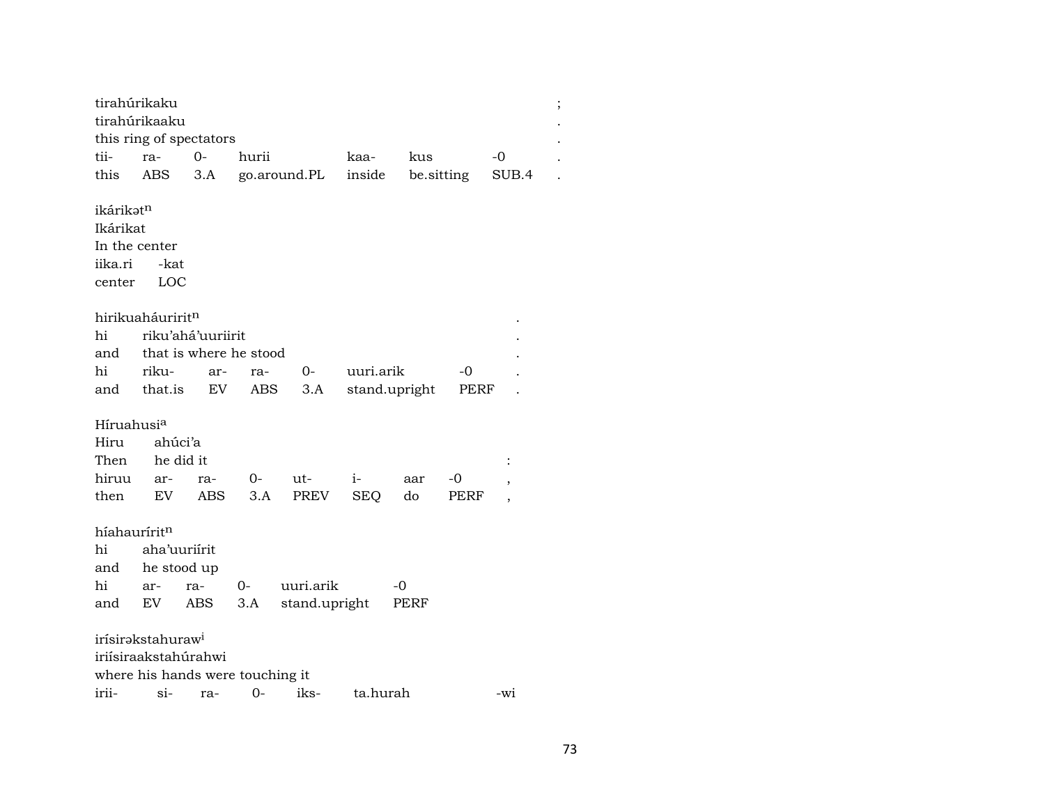tirahúrikaku ;
tirahúrikaaku .
this ring of spectators .

| tii- | ra- | 0- | hurii | kaa- | kus | -0 | . |
|---|---|---|---|---|---|---|---|
| this | ABS | 3.A | go.around.PL | inside | be.sitting | SUB.4 | . |

ikárikətn
Ikárikat
In the center

| iika.ri | -kat |
|---|---|
| center | LOC |

hirikuaháuriritn .

| hi | riku'ahá'uuriirit | | | | | | . |
|---|---|---|---|---|---|---|---|
| and | that is where he stood | | | | | | . |
| hi | riku- | ar- | ra- | 0- | uuri.arik | -0 | . |
| and | that.is | EV | ABS | 3.A | stand.upright | PERF | . |

Híruahusia

| Hiru | ahúci'a | | | | | | |
|---|---|---|---|---|---|---|---|
| Then | he did it | | | | | | : |
| hiruu | ar- | ra- | 0- | ut- | i- | aar | -0 | , |
| then | EV | ABS | 3.A | PREV | SEQ | do | PERF | , |

híahauríritn

| hi | aha'uuriírit | | | | |
|---|---|---|---|---|---|
| and | he stood up | | | | |
| hi | ar- | ra- | 0- | uuri.arik | -0 |
| and | EV | ABS | 3.A | stand.upright | PERF |

irísirəkstahurawi
iriísiraakstahúrahwi
where his hands were touching it

| irii- | si- | ra- | 0- | iks- | ta.hurah | -wi |
|---|---|---|---|---|---|---|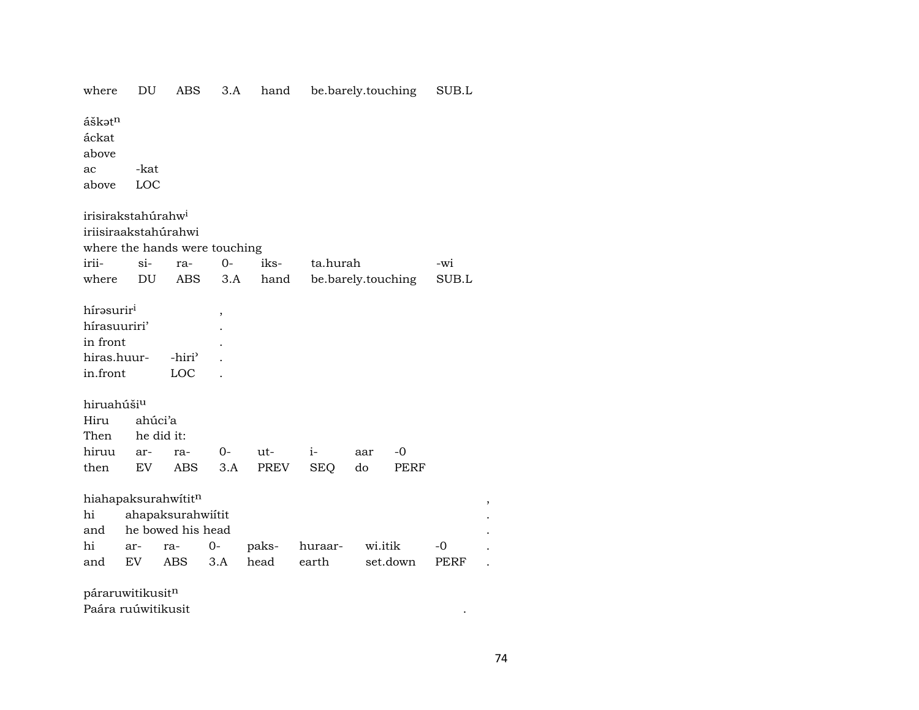where DU ABS 3.A hand be.barely.touching SUB.L

áškət$^{n}$
áckat
above
ac -kat
above LOC

irisirakstahúrahw$^{i}$
iriisiraakstahúrahwi
where the hands were touching
irii- si- ra- 0- iks- ta.hurah -wi
where DU ABS 3.A hand be.barely.touching SUB.L

hírəsurir$^{i}$ ,
hírasuuriri' .
in front .
hiras.huur- -hiri' .
in.front LOC .

hiruahúši$^{u}$
Hiru ahúci'a
Then he did it:
hiruu ar- ra- 0- ut- i- aar -0
then EV ABS 3.A PREV SEQ do PERF

hiahapaksurahwítit$^{n}$ ,
hi ahapaksurahwiítit .
and he bowed his head .
hi ar- ra- 0- paks- huraar- wi.itik -0 .
and EV ABS 3.A head earth set.down PERF .

páraruwitikusit$^{n}$
Paára ruúwitikusit .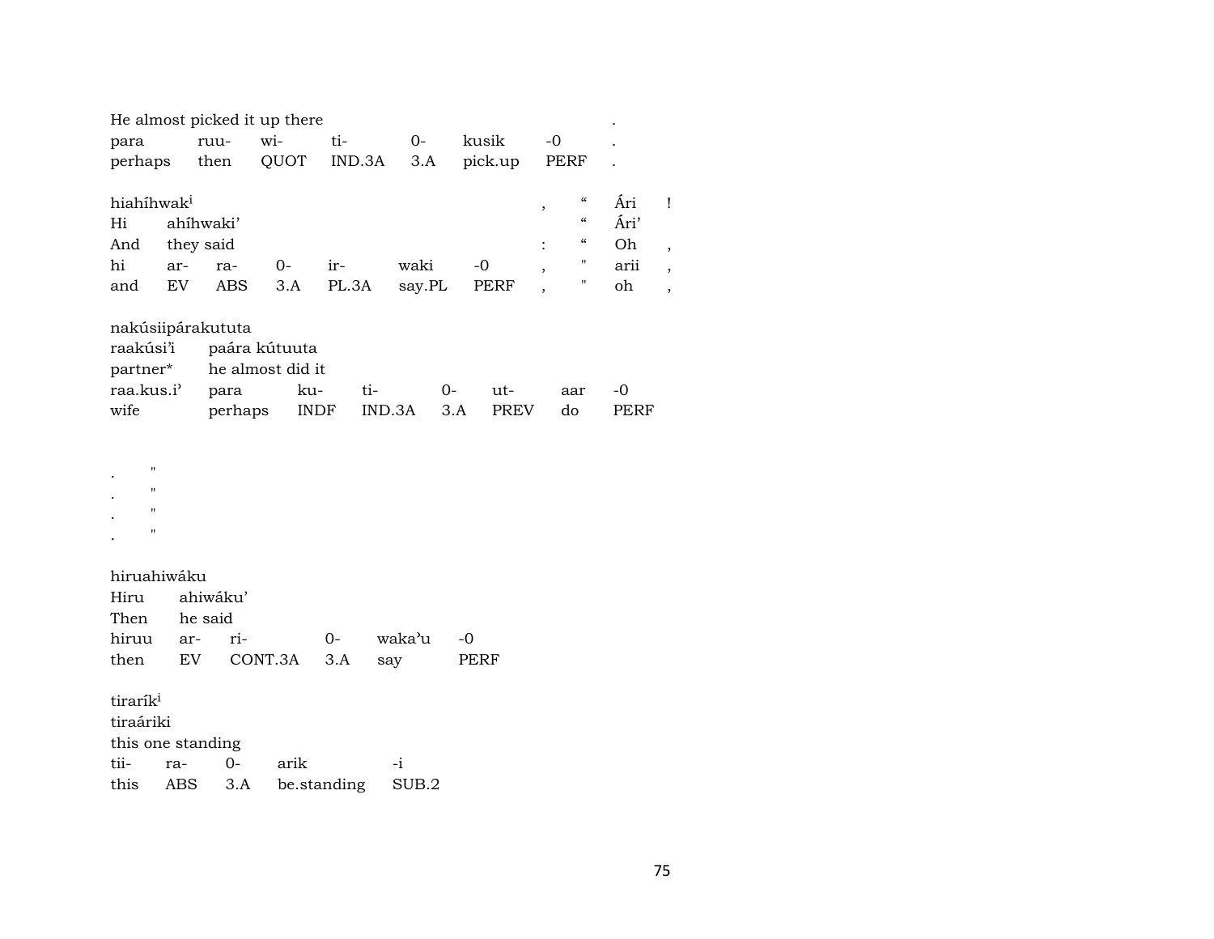He almost picked it up there .

| para | ruu- | wi- | ti- | 0- | kusik | -0 | . |
|---|---|---|---|---|---|---|---|
| perhaps | then | QUOT | IND.3A | 3.A | pick.up | PERF | . |

hiahíhwak[i] , “ Ári !

Hi ahíhwaki’ “ Ári’

And they said : “ Oh ,

| hi | ar- | ra- | 0- | ir- | waki | -0 | , | " | arii | , |
|---|---|---|---|---|---|---|---|---|---|---|
| and | EV | ABS | 3.A | PL.3A | say.PL | PERF | , | " | oh | , |

nakúsiipárakututa

raakúsi’i paára kútuuta

partner* he almost did it

| raa.kus.i’ | para | ku- | ti- | 0- | ut- | aar | -0 |
|---|---|---|---|---|---|---|---|
| wife | perhaps | INDF | IND.3A | 3.A | PREV | do | PERF |

. "
. "
. "
. "

hiruahiwáku

Hiru ahiwáku’

Then he said

| hiruu | ar- | ri- | 0- | waka’u | -0 |
|---|---|---|---|---|---|
| then | EV | CONT.3A | 3.A | say | PERF |

tiraríк[i]

tiraáriki

this one standing

| tii- | ra- | 0- | arik | -i |
|---|---|---|---|---|
| this | ABS | 3.A | be.standing | SUB.2 |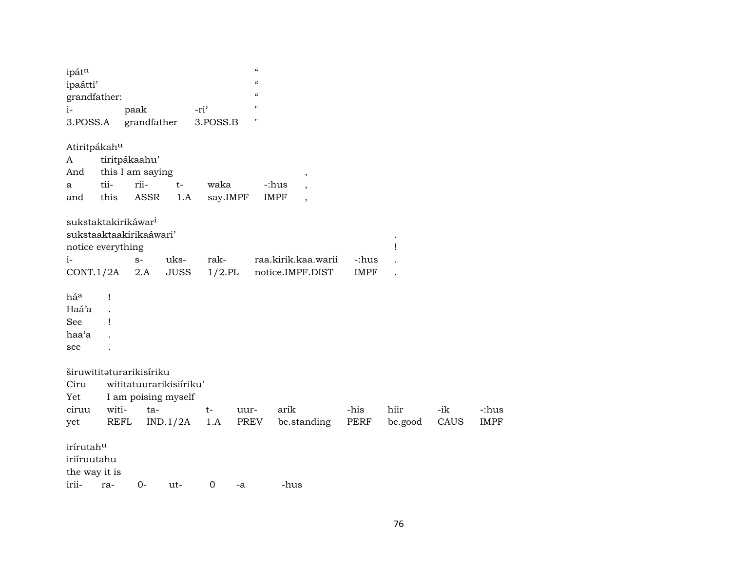ipát[n] "
ipaátti' "
grandfather: "

| i- | paak | -ri' | " |
|---|---|---|---|
| 3.POSS.A | grandfather | 3.POSS.B | " |

Atiritpákah[u]
A tiritpákaahu'
And this I am saying ,

| a | tii- | rii- | t- | waka | -:hus | , |
|---|---|---|---|---|---|---|
| and | this | ASSR | 1.A | say.IMPF | IMPF | , |

sukstaktakirikáwar[i]
sukstaaktaakirikaáwari' .
notice everything !

| i- | s- | uks- | rak- | raa.kirik.kaa.warii | -:hus | . |
|---|---|---|---|---|---|---|
| CONT.1/2A | 2.A | JUSS | 1/2.PL | notice.IMPF.DIST | IMPF | . |

há[a] !
Haá'a .
See !
haa'a .
see .

širuwititəturarikisíriku
Ciru wititatuurarikisiíriku'
Yet I am poising myself

| ciruu | witi- | ta- | t- | uur- | arik | -his | hiir | -ik | -:hus |
|---|---|---|---|---|---|---|---|---|---|
| yet | REFL | IND.1/2A | 1.A | PREV | be.standing | PERF | be.good | CAUS | IMPF |

irírutah[u]
iriíruutahu
the way it is

| irii- | ra- | 0- | ut- | 0 | -a | -hus |
|---|---|---|---|---|---|---|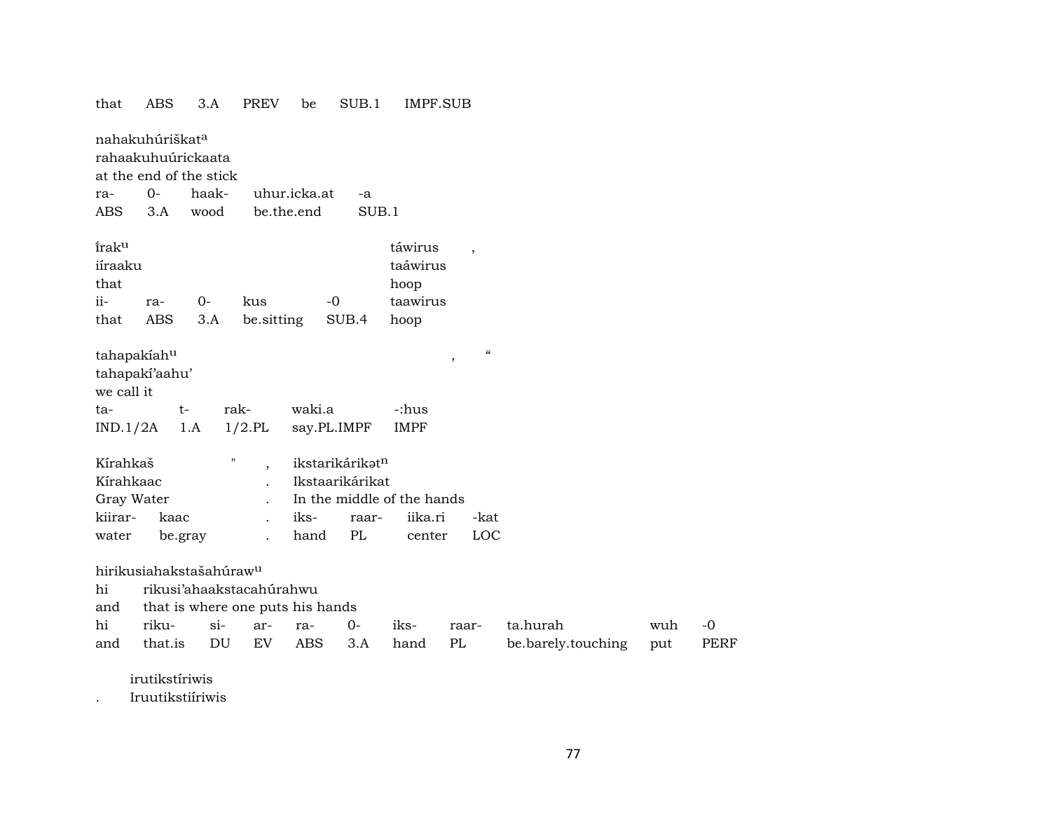that ABS 3.A PREV be SUB.1 IMPF.SUB

nahakuhúriškat[a]
rahaakuhuúrickaata
at the end of the stick

| ra- | 0- | haak- | uhur.icka.at | -a |
|---|---|---|---|---|
| ABS | 3.A | wood | be.the.end | SUB.1 |

íirak[u] táwirus ,
iíraaku taáwirus
that hoop

| ii- | ra- | 0- | kus | -0 | taawirus |
|---|---|---|---|---|---|
| that | ABS | 3.A | be.sitting | SUB.4 | hoop |

tahapakíah[u] , "
tahapakí'aahu'
we call it

| ta- | t- | rak- | waki.a | -:hus |
|---|---|---|---|---|
| IND.1/2A | 1.A | 1/2.PL | say.PL.IMPF | IMPF |

Kírahkaš " , ikstarikárikət[n]
Kírahkaac . Ikstaarikárikat
Gray Water . In the middle of the hands

| kiirar- | kaac | . | iks- | raar- | iika.ri | -kat |
|---|---|---|---|---|---|---|
| water | be.gray | . | hand | PL | center | LOC |

hirikusiahakstašahúraw[u]
hi rikusi'ahaakstacahúrahwu
and that is where one puts his hands

| hi | riku- | si- | ar- | ra- | 0- | iks- | raar- | ta.hurah | wuh | -0 |
|---|---|---|---|---|---|---|---|---|---|---|
| and | that.is | DU | EV | ABS | 3.A | hand | PL | be.barely.touching | put | PERF |

irutikstíriwis
. Iruutikstiíriwis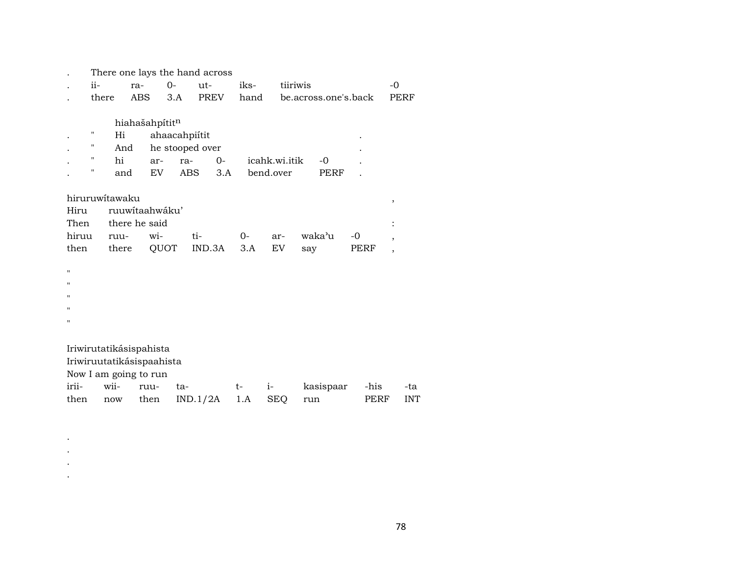. There one lays the hand across

| . | ii- | ra- | 0- | ut- | iks- | tiiriwis | -0 |
|---|---|---|---|---|---|---|---|
| . | there | ABS | 3.A | PREV | hand | be.across.one's.back | PERF |

hiahašahpítit$^{n}$

| . | " | Hi | ahaacahpiítit | | | | | . |
|---|---|---|---|---|---|---|---|---|
| . | " | And | he stooped over | | | | | . |
| . | " | hi | ar- | ra- | 0- | icahk.wi.itik | -0 | . |
| . | " | and | EV | ABS | 3.A | bend.over | PERF | . |

hiruruwítawaku ,

Hiru ruuwítaahwáku'

Then there he said :

| hiruu | ruu- | wi- | ti- | 0- | ar- | waka'u | -0 | , |
|---|---|---|---|---|---|---|---|---|
| then | there | QUOT | IND.3A | 3.A | EV | say | PERF | , |

"
"
"
"
"

Iriwirutatikásispahista

Iriwiruutatikásispaahista

Now I am going to run

| irii- | wii- | ruu- | ta- | t- | i- | kasispaar | -his | -ta |
|---|---|---|---|---|---|---|---|---|
| then | now | then | IND.1/2A | 1.A | SEQ | run | PERF | INT |

.
.
.
.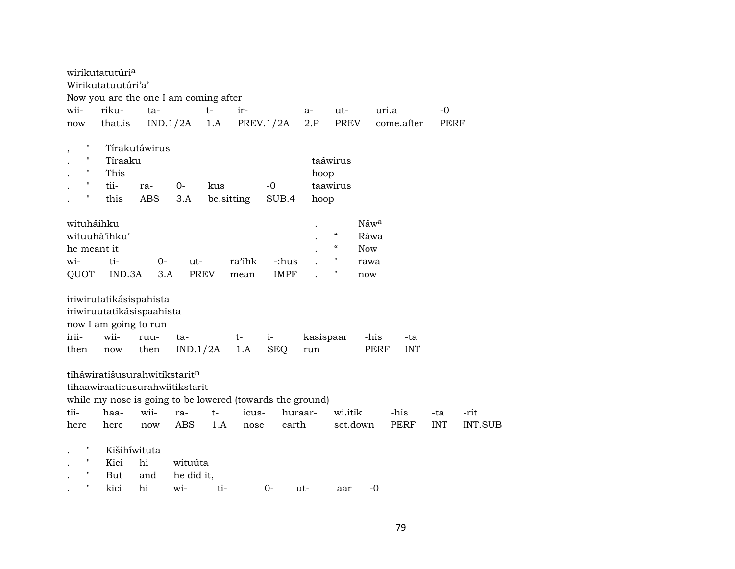wirikutatutúri[a]
Wirikutatuutúri'a'
Now you are the one I am coming after

| wii- | riku- | ta- | t- | ir- | a- | ut- | uri.a | -0 |
|---|---|---|---|---|---|---|---|---|
| now | that.is | IND.1/2A | 1.A | PREV.1/2A | 2.P | PREV | come.after | PERF |

| , | " | Tírakutáwirus | | | | | |
|---|---|---|---|---|---|---|---|
| . | " | Tíraaku | | | | | taáwirus |
| . | " | This | | | | | hoop |
| . | " | tii- | ra- | 0- | kus | -0 | taawirus |
| . | " | this | ABS | 3.A | be.sitting | SUB.4 | hoop |

wituháihku
wituuhá'ihku'
he meant it

| wi- | ti- | 0- | ut- | ra'ihk | -:hus |
|---|---|---|---|---|---|
| QUOT | IND.3A | 3.A | PREV | mean | IMPF |

| . | | Náw[a] |
|---|---|---|
| . | " | Ráwa |
| . | " | Now |
| . | " | rawa |
| . | " | now |

iriwirutatikásispahista
iriwiruutatikásispaahista
now I am going to run

| irii- | wii- | ruu- | ta- | t- | i- | kasispaar | -his | -ta |
|---|---|---|---|---|---|---|---|---|
| then | now | then | IND.1/2A | 1.A | SEQ | run | PERF | INT |

tiháwiratišusurahwitíkstarit[n]
tihaawiraaticusurahwiítikstarit
while my nose is going to be lowered (towards the ground)

| tii- | haa- | wii- | ra- | t- | icus- | huraar- | wi.itik | -his | -ta | -rit |
|---|---|---|---|---|---|---|---|---|---|---|
| here | here | now | ABS | 1.A | nose | earth | set.down | PERF | INT | INT.SUB |

| . | " | Kišihíwituta | | | | | | |
|---|---|---|---|---|---|---|---|---|
| . | " | Kici | hi | wituúta | | | | |
| . | " | But | and | he did it, | | | | |
| . | " | kici | hi | wi- | ti- | 0- | ut- | aar -0 |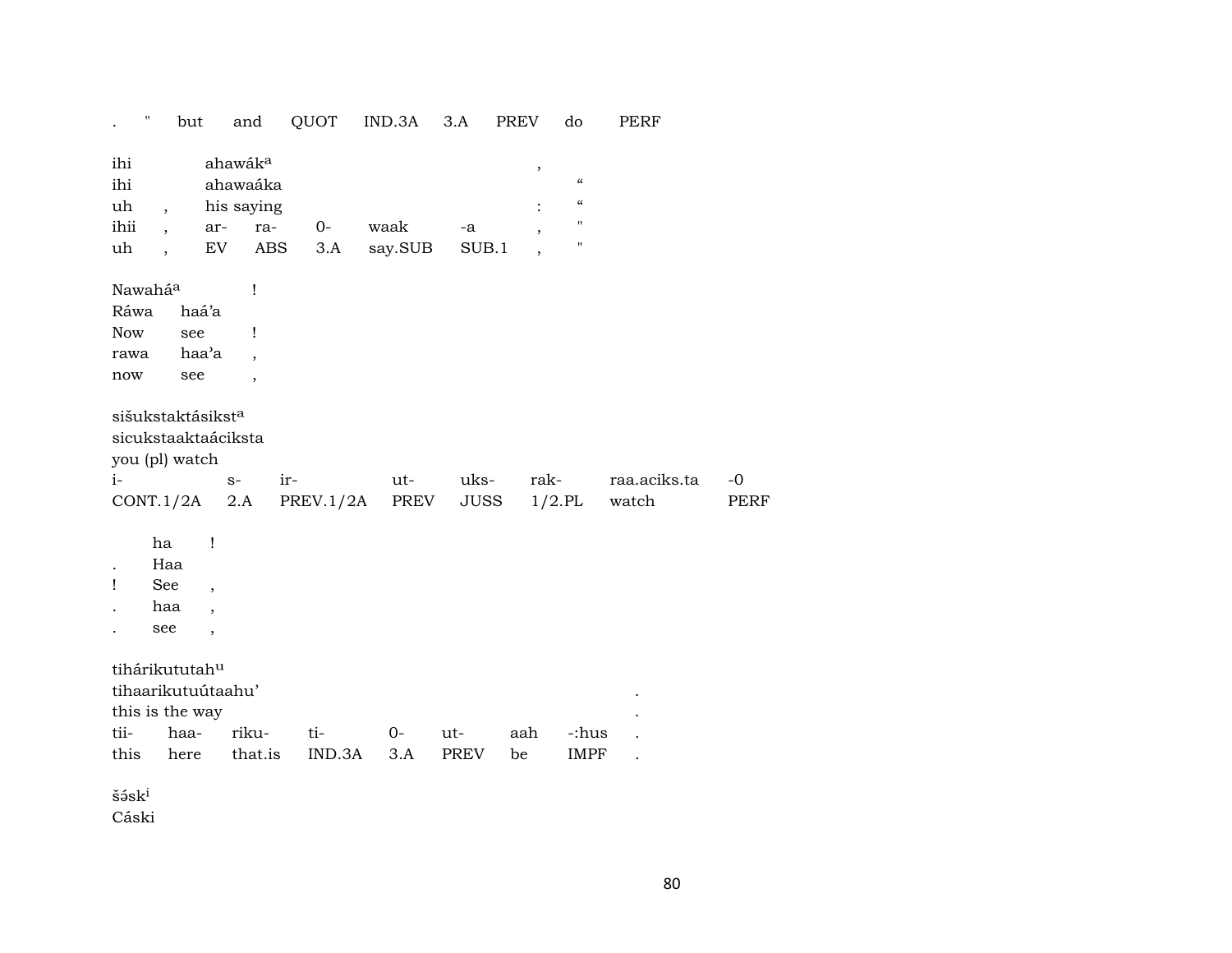. " but and QUOT IND.3A 3.A PREV do PERF

| ihi | ahawák[a] | | | | , | |
|---|---|---|---|---|---|---|
| ihi | ahawaáka | | | | | “ |
| uh , | his saying | | | | : | “ |
| ihii , | ar- | ra- | 0- | waak | -a , | " |
| uh , | EV | ABS | 3.A | say.SUB | SUB.1 , | " |

| Nawahá[a] | ! |
|---|---|
| Ráwa | haá’a |
| Now | see ! |
| rawa | haa’a , |
| now | see , |

| sišukstaktásikst[a] | | | | | | | |
|---|---|---|---|---|---|---|---|
| sicukstaaktaáciksta | | | | | | | |
| you (pl) watch | | | | | | | |
| i- | s- | ir- | ut- | uks- | rak- | raa.aciks.ta | -0 |
| CONT.1/2A | 2.A | PREV.1/2A | PREV | JUSS | 1/2.PL | watch | PERF |

| | ha ! |
|---|---|
| . | Haa |
| ! | See , |
| . | haa , |
| . | see , |

| tihárikututah[u] | | | | | | | | |
|---|---|---|---|---|---|---|---|---|
| tihaarikutuútaahu’ | | | | | | | | . |
| this is the way | | | | | | | | . |
| tii- | haa- | riku- | ti- | 0- | ut- | aah | -:hus | . |
| this | here | that.is | IND.3A | 3.A | PREV | be | IMPF | . |

šə́sk[i]
Cáski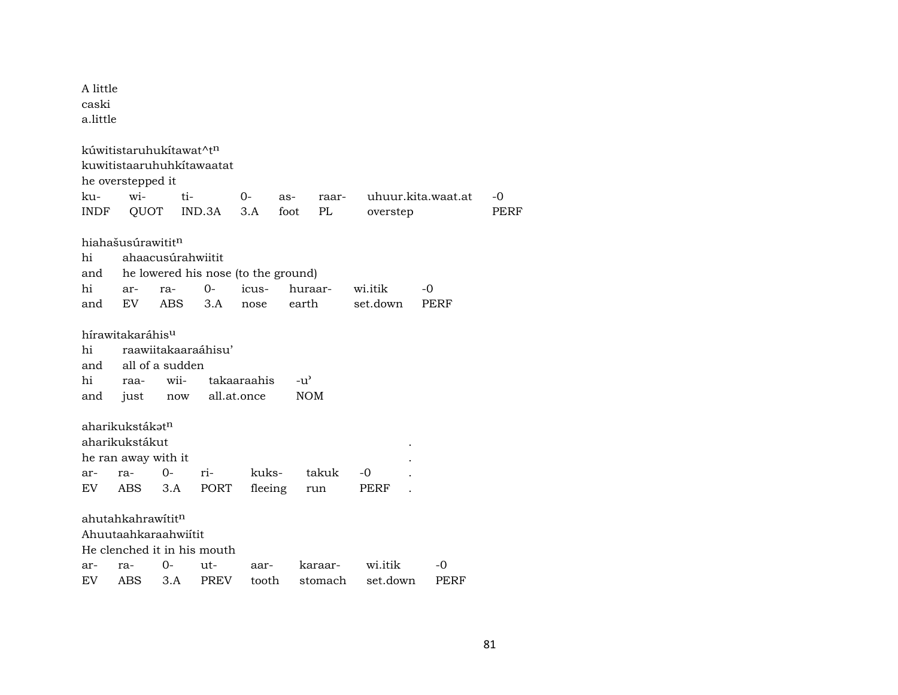A little
caski
a.little

kúwitistaruhukítawat^t[n]
kuwitistaaruhuhkítawaatat
he overstepped it

| ku- | wi- | ti- | 0- | as- | raar- | uhuur.kita.waat.at | -0 |
|---|---|---|---|---|---|---|---|
| INDF | QUOT | IND.3A | 3.A | foot | PL | overstep | PERF |

hiahašusúrawitit[n]
hi ahaacusúrahwiitit
and he lowered his nose (to the ground)

| hi | ar- | ra- | 0- | icus- | huraar- | wi.itik | -0 |
|---|---|---|---|---|---|---|---|
| and | EV | ABS | 3.A | nose | earth | set.down | PERF |

hírawitakaráhis[u]
hi raawiitakaaraáhisu'
and all of a sudden

| hi | raa- | wii- | takaaraahis | -u' |
|---|---|---|---|---|
| and | just | now | all.at.once | NOM |

aharikukstákət[n]
aharikukstákut .
he ran away with it .

| ar- | ra- | 0- | ri- | kuks- | takuk | -0 | . |
|---|---|---|---|---|---|---|---|
| EV | ABS | 3.A | PORT | fleeing | run | PERF | . |

ahutahkahrawítit[n]
Ahuutaahkaraahwiítit
He clenched it in his mouth

| ar- | ra- | 0- | ut- | aar- | karaar- | wi.itik | -0 |
|---|---|---|---|---|---|---|---|
| EV | ABS | 3.A | PREV | tooth | stomach | set.down | PERF |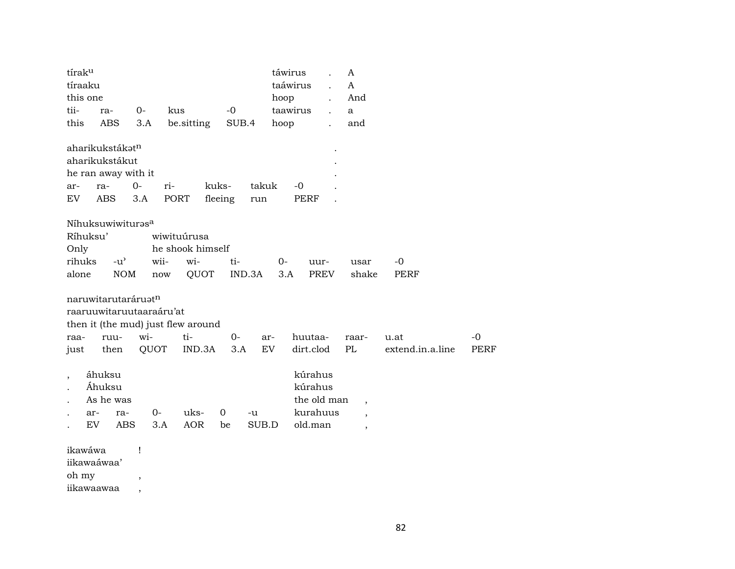| tírak^u | | | | | táwirus | . | A |
|---|---|---|---|---|---|---|---|
| tíraaku | | | | | taáwirus | . | A |
| this one | | | | | hoop | . | And |
| tii- | ra- | 0- | kus | -0 | taawirus | . | a |
| this | ABS | 3.A | be.sitting | SUB.4 | hoop | . | and |

| aharikukstákət^n | | | | | | | . |
|---|---|---|---|---|---|---|---|
| aharikukstákut | | | | | | | . |
| he ran away with it | | | | | | | . |
| ar- | ra- | 0- | ri- | kuks- | takuk | -0 | . |
| EV | ABS | 3.A | PORT | fleeing | run | PERF | . |

| Níhuksuwiwiturəs^a | | | | | | | | |
|---|---|---|---|---|---|---|---|---|
| Ríhuksu' | | wiwituúrusa | | | | | | |
| Only | | he shook himself | | | | | | |
| rihuks | -u' | wii- | wi- | ti- | 0- | uur- | usar | -0 |
| alone | NOM | now | QUOT | IND.3A | 3.A | PREV | shake | PERF |

| naruwitarutaráruət^n | | | | | | | | | |
|---|---|---|---|---|---|---|---|---|---|
| raaruuwitaruutaaraáru'at | | | | | | | | | |
| then it (the mud) just flew around | | | | | | | | | |
| raa- | ruu- | wi- | ti- | 0- | ar- | huutaa- | raar- | u.at | -0 |
| just | then | QUOT | IND.3A | 3.A | EV | dirt.clod | PL | extend.in.a.line | PERF |

| , | áhuksu | | | | | | kúrahus | |
|---|---|---|---|---|---|---|---|---|
| . | Áhuksu | | | | | | kúrahus | |
| . | As he was | | | | | | the old man | , |
| . | ar- | ra- | 0- | uks- | 0 | -u | kurahuus | , |
| . | EV | ABS | 3.A | AOR | be | SUB.D | old.man | , |

| ikawáwa | ! |
|---|---|
| iikawaáwaa' | |
| oh my | , |
| iikawaawaa | , |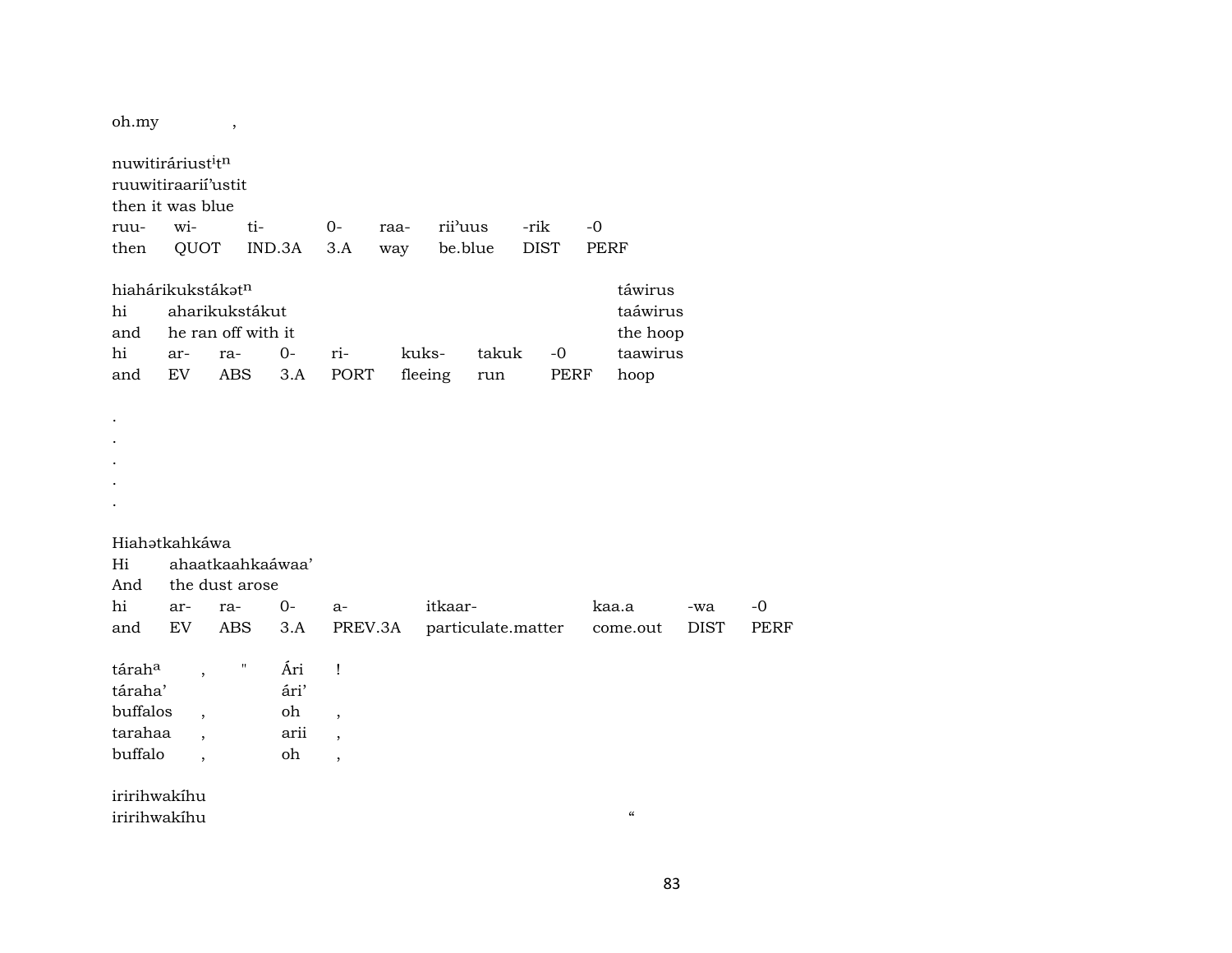oh.my ,

nuwitiráriust$^{i}$t$^{n}$
ruuwitiraarií'ustit
then it was blue

| ruu- | wi- | ti- | 0- | raa- | rii'uus | -rik | -0 |
|---|---|---|---|---|---|---|---|
| then | QUOT | IND.3A | 3.A | way | be.blue | DIST | PERF |

| hiahárikukstákət$^{n}$ | | | | | | | | táwirus |
|---|---|---|---|---|---|---|---|---|
| hi | aharikukstákut | | | | | | | taáwirus |
| and | he ran off with it | | | | | | | the hoop |
| hi | ar- | ra- | 0- | ri- | kuks- | takuk | -0 | taawirus |
| and | EV | ABS | 3.A | PORT | fleeing | run | PERF | hoop |

.
.
.
.
.

Hiahətkahkáwa
Hi ahaatkaahkaáwaa'
And the dust arose

| hi | ar- | ra- | 0- | a- | itkaar- | kaa.a | -wa | -0 |
|---|---|---|---|---|---|---|---|---|
| and | EV | ABS | 3.A | PREV.3A | particulate.matter | come.out | DIST | PERF |

| tárah$^{a}$ | , | " | Ári | ! |
|---|---|---|---|---|
| táraha' | | | ári' | |
| buffalos | , | | oh | , |
| tarahaa | , | | arii | , |
| buffalo | , | | oh | , |

iririhwakíhu
iririhwakíhu “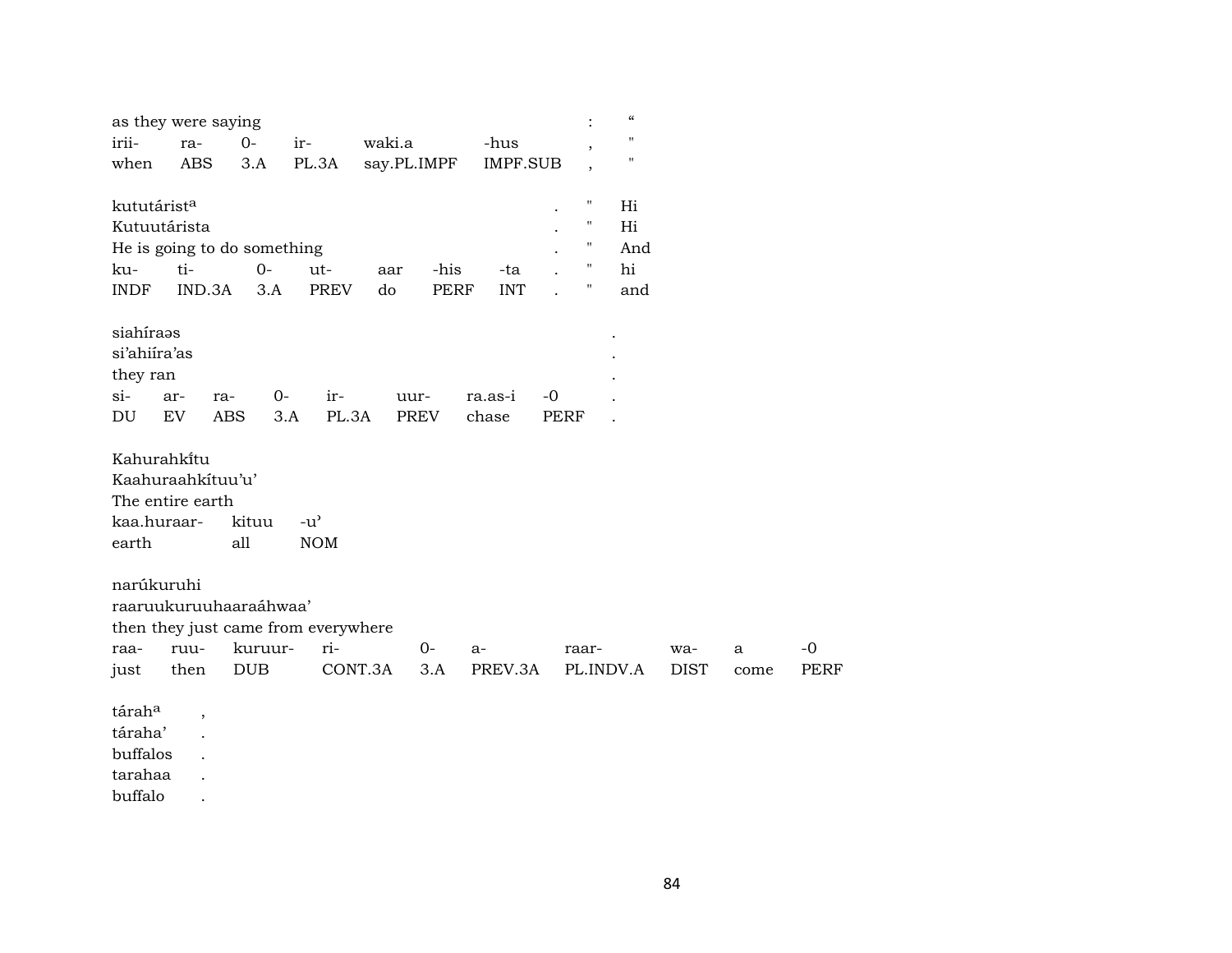| as they were saying | | | | | : | “ |
|---|---|---|---|---|---|---|
| irii- | ra- | 0- | ir- | waki.a | -hus | , | " |
| when | ABS | 3.A | PL.3A | say.PL.IMPF | IMPF.SUB | , | " |

| kututárist[a] | | | | | | | . | " | Hi |
|---|---|---|---|---|---|---|---|---|---|
| Kutuutárista | | | | | | | . | " | Hi |
| He is going to do something | | | | | | | . | " | And |
| ku- | ti- | 0- | ut- | aar | -his | -ta | . | " | hi |
| INDF | IND.3A | 3.A | PREV | do | PERF | INT | . | " | and |

| siahíraəs | | | | | | | | . |
|---|---|---|---|---|---|---|---|---|
| si’ahiíra’as | | | | | | | | . |
| they ran | | | | | | | | . |
| si- | ar- | ra- | 0- | ir- | uur- | ra.as-i | -0 | . |
| DU | EV | ABS | 3.A | PL.3A | PREV | chase | PERF | . |

| Kahurahkı̃tu | | |
|---|---|---|
| Kaahuraahkítuu’u’ | | |
| The entire earth | | |
| kaa.huraar- | kituu | -u’ |
| earth | all | NOM |

| narúkuruhi | | | | | | | | | |
|---|---|---|---|---|---|---|---|---|---|
| raaruukuruuhaaraáhwaa’ | | | | | | | | | |
| then they just came from everywhere | | | | | | | | | |
| raa- | ruu- | kuruur- | ri- | 0- | a- | raar- | wa- | a | -0 |
| just | then | DUB | CONT.3A | 3.A | PREV.3A | PL.INDV.A | DIST | come | PERF |

| tárah[a] | , |
|---|---|
| táraha’ | . |
| buffalos | . |
| tarahaa | . |
| buffalo | . |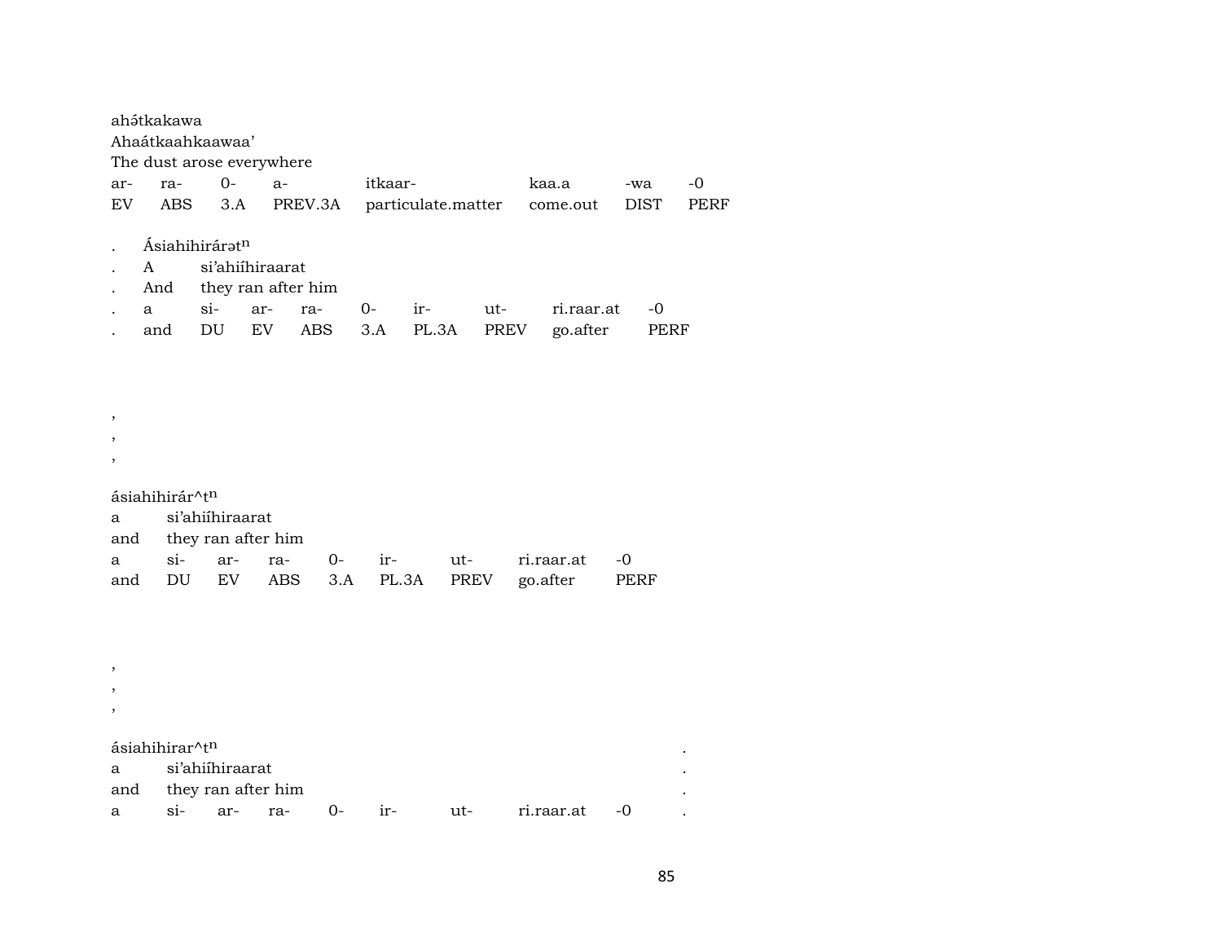ahə́tkakawa
Ahaátkaahkaawaa'
The dust arose everywhere

| ar- | ra- | 0- | a- | itkaar- | kaa.a | -wa | -0 |
|---|---|---|---|---|---|---|---|
| EV | ABS | 3.A | PREV.3A | particulate.matter | come.out | DIST | PERF |

. Ásiahihirárətⁿ
. A si'ahiíhiraarat
. And they ran after him

| . | a | si- | ar- | ra- | 0- | ir- | ut- | ri.raar.at | -0 |
|---|---|---|---|---|---|---|---|---|---|
| . | and | DU | EV | ABS | 3.A | PL.3A | PREV | go.after | PERF |

,
,
,

ásiahihirár^tⁿ
a si'ahiíhiraarat
and they ran after him

| a | si- | ar- | ra- | 0- | ir- | ut- | ri.raar.at | -0 |
|---|---|---|---|---|---|---|---|---|
| and | DU | EV | ABS | 3.A | PL.3A | PREV | go.after | PERF |

,
,
,

ásiahihirar^tⁿ .
a si'ahiíhiraarat .
and they ran after him .

| a | si- | ar- | ra- | 0- | ir- | ut- | ri.raar.at | -0 | . |
|---|---|---|---|---|---|---|---|---|---|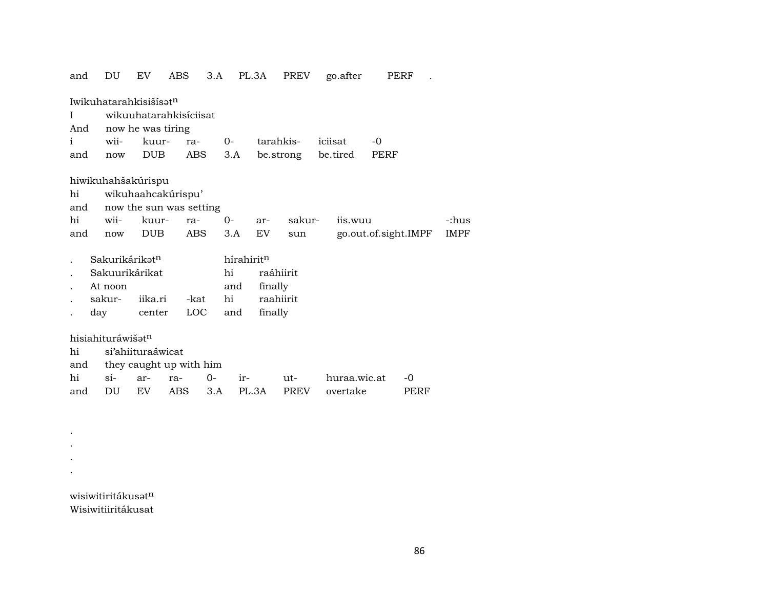and DU EV ABS 3.A PL.3A PREV go.after PERF .

Iwikuhatarahkisišísətⁿ

| I | wikuuhatarahkisíciisat | | | | | | |
|---|---|---|---|---|---|---|---|
| And | now he was tiring | | | | | | |
| i | wii- | kuur- | ra- | 0- | tarahkis- | iciisat | -0 |
| and | now | DUB | ABS | 3.A | be.strong | be.tired | PERF |

hiwikuhahšakúrispu

| hi | wikuhaahcakúrispu' | | | | | | | |
|---|---|---|---|---|---|---|---|---|
| and | now the sun was setting | | | | | | | |
| hi | wii- | kuur- | ra- | 0- | ar- | sakur- | iis.wuu | -:hus |
| and | now | DUB | ABS | 3.A | EV | sun | go.out.of.sight.IMPF | IMPF |

| . | Sakurikárikətⁿ | | | hírahiritⁿ | |
|---|---|---|---|---|---|
| . | Sakuurikárikat | | | hi | raáhiirit |
| . | At noon | | | and | finally |
| . | sakur- | iika.ri | -kat | hi | raahiirit |
| . | day | center | LOC | and | finally |

hisiahituráwišətⁿ

| hi | si'ahiituraáwicat | | | | | | | |
|---|---|---|---|---|---|---|---|---|
| and | they caught up with him | | | | | | | |
| hi | si- | ar- | ra- | 0- | ir- | ut- | huraa.wic.at | -0 |
| and | DU | EV | ABS | 3.A | PL.3A | PREV | overtake | PERF |

.
.
.
.

wisiwitiritákusətⁿ
Wisiwitiiritákusat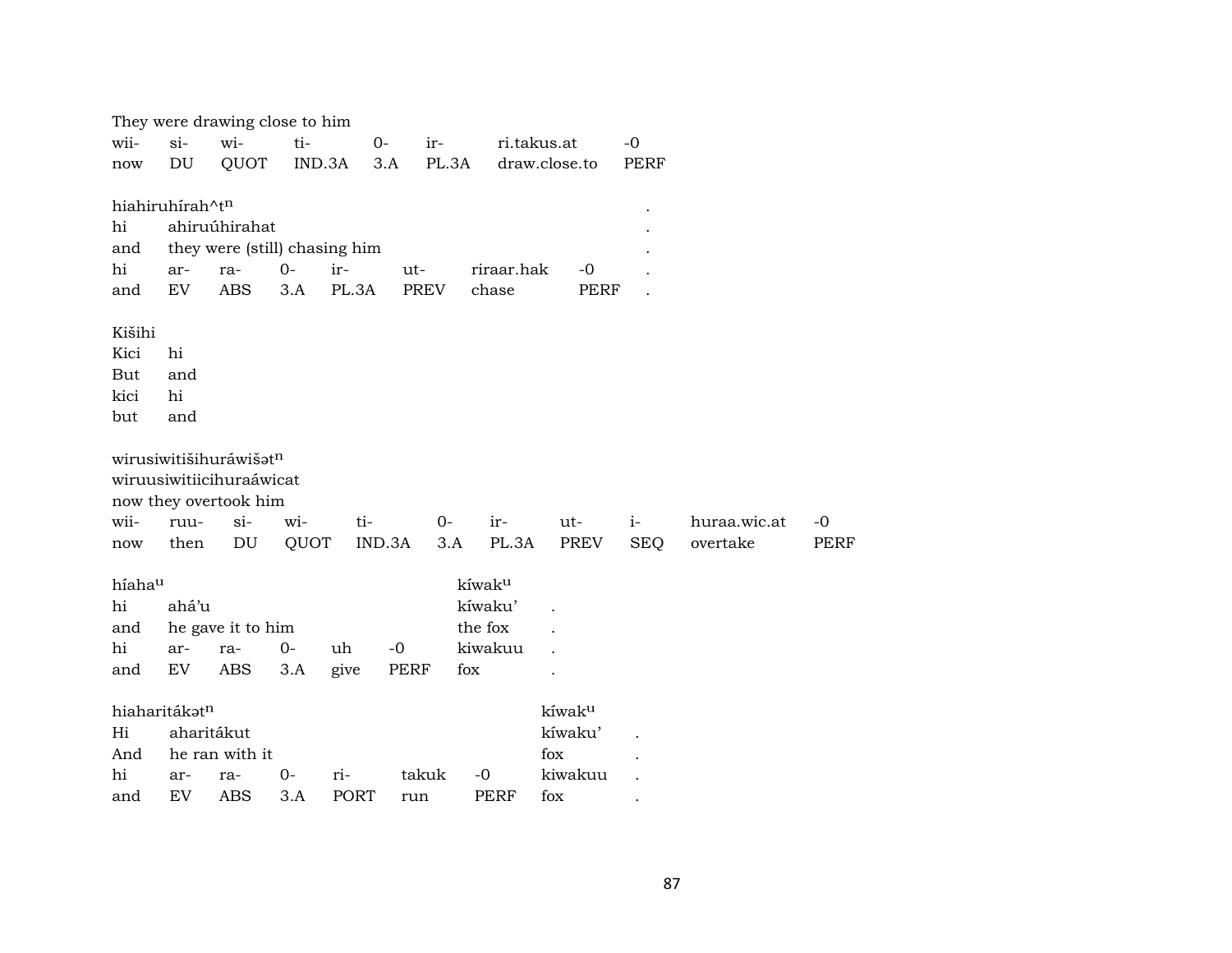They were drawing close to him

| wii- | si- | wi- | ti- | 0- | ir- | ri.takus.at | -0 |
|---|---|---|---|---|---|---|---|
| now | DU | QUOT | IND.3A | 3.A | PL.3A | draw.close.to | PERF |

hiahiruhírah^t$^{n}$ .
hi ahiruúhirahat .
and they were (still) chasing him .

| hi | ar- | ra- | 0- | ir- | ut- | riraar.hak | -0 | . |
|---|---|---|---|---|---|---|---|---|
| and | EV | ABS | 3.A | PL.3A | PREV | chase | PERF | . |

Kišihi
Kici hi
But and
kici hi
but and

wirusiwitišihuráwišət$^{n}$
wiruusiwitiicihuraáwicat
now they overtook him

| wii- | ruu- | si- | wi- | ti- | 0- | ir- | ut- | i- | huraa.wic.at | -0 |
|---|---|---|---|---|---|---|---|---|---|---|
| now | then | DU | QUOT | IND.3A | 3.A | PL.3A | PREV | SEQ | overtake | PERF |

híaha$^{u}$ kíwak$^{u}$
hi ahá'u kíwaku' .
and he gave it to him the fox .

| hi | ar- | ra- | 0- | uh | -0 | kiwakuu | . |
|---|---|---|---|---|---|---|---|
| and | EV | ABS | 3.A | give | PERF | fox | . |

hiaharitákət$^{n}$ kíwak$^{u}$
Hi aharitákut kíwaku' .
And he ran with it fox .

| hi | ar- | ra- | 0- | ri- | takuk | -0 | kiwakuu | . |
|---|---|---|---|---|---|---|---|---|
| and | EV | ABS | 3.A | PORT | run | PERF | fox | . |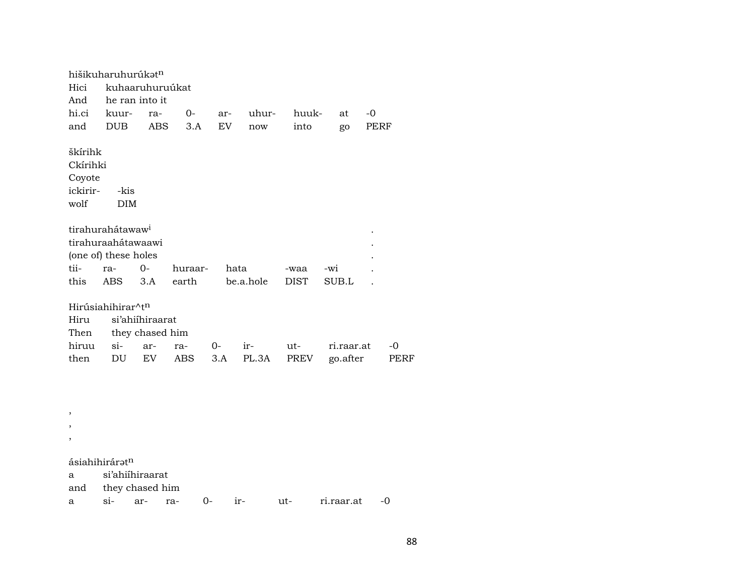hišikuharuhurúkətⁿ
Hici kuhaaruhuruúkat
And he ran into it
hi.ci kuur- ra- 0- ar- uhur- huuk- at -0
and DUB ABS 3.A EV now into go PERF

škírihk
Ckírihki
Coyote
ickirir- -kis
wolf DIM

tirahurahátawawⁱ .
tirahuraahátawaawi .
(one of) these holes .
tii- ra- 0- huraar- hata -waa -wi .
this ABS 3.A earth be.a.hole DIST SUB.L .

Hirúsiahihirar^tⁿ
Hiru si'ahiíhiraarat
Then they chased him
hiruu si- ar- ra- 0- ir- ut- ri.raar.at -0
then DU EV ABS 3.A PL.3A PREV go.after PERF

,
,
,

ásiahihirárətⁿ
a si'ahiíhiraarat
and they chased him
a si- ar- ra- 0- ir- ut- ri.raar.at -0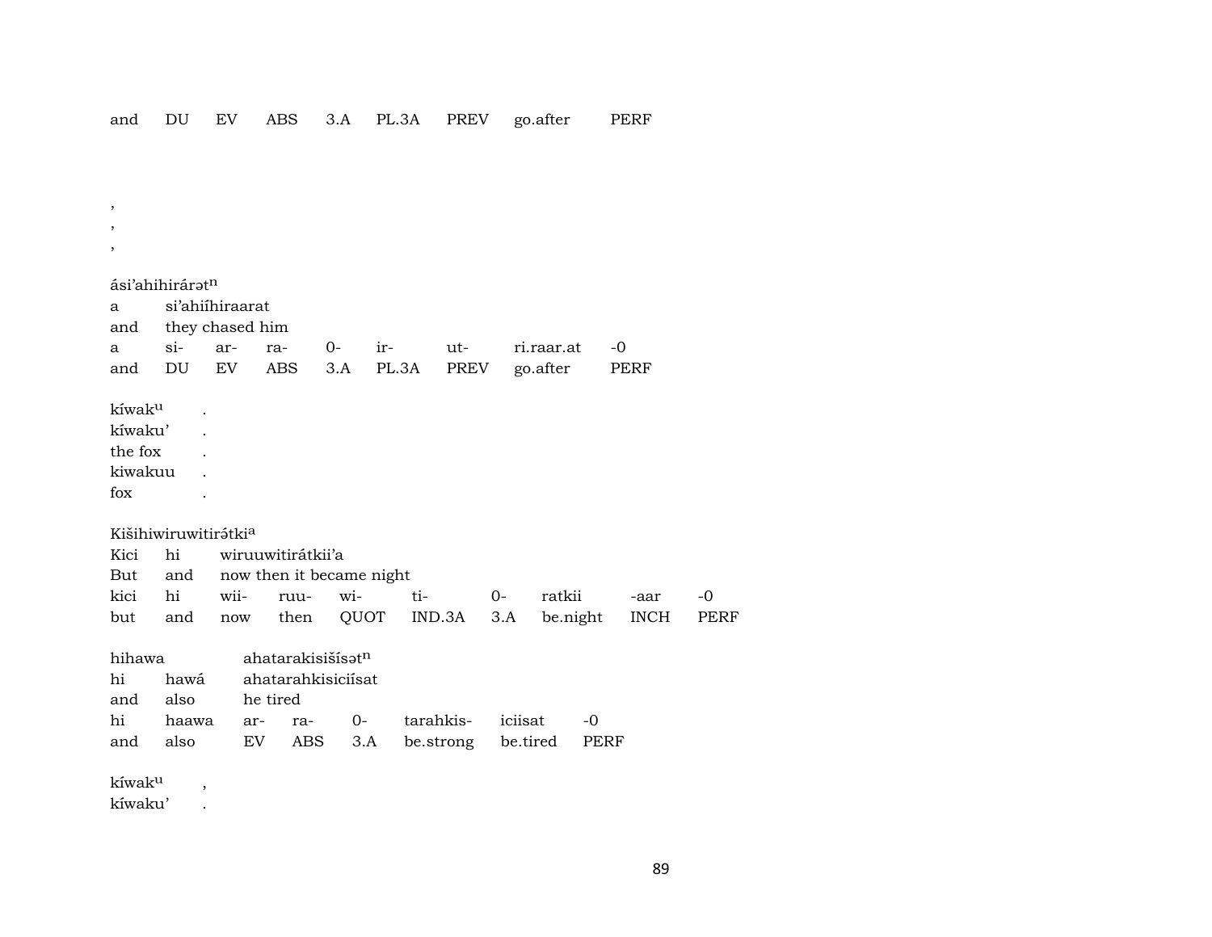| and | DU | EV | ABS | 3.A | PL.3A | PREV | go.after | PERF |
|---|---|---|---|---|---|---|---|---|

,
,
,

ási'ahihirárətⁿ

| a | si'ahiíhiraarat | | | | | | | |
|---|---|---|---|---|---|---|---|---|
| and | they chased him | | | | | | | |
| a | si- | ar- | ra- | 0- | ir- | ut- | ri.raar.at | -0 |
| and | DU | EV | ABS | 3.A | PL.3A | PREV | go.after | PERF |

kíwakᵘ .
kíwaku' .
the fox .
kiwakuu .
fox .

Kišihiwiruwitirə́tkiᵃ

| Kici | hi | wiruuwitirátkii'a | | | | | | |
|---|---|---|---|---|---|---|---|---|
| But | and | now then it became night | | | | | | |
| kici | hi | wii- | ruu- | wi- | ti- | 0- | ratkii | -aar | -0 |
| but | and | now | then | QUOT | IND.3A | 3.A | be.night | INCH | PERF |

hihawa ahatarakisišísətⁿ

| hi | hawá | ahatarahkisiciísat | | | | |
|---|---|---|---|---|---|---|
| and | also | he tired | | | | |
| hi | haawa | ar- | ra- | 0- | tarahkis- | iciisat | -0 |
| and | also | EV | ABS | 3.A | be.strong | be.tired | PERF |

kíwakᵘ ,
kíwaku' .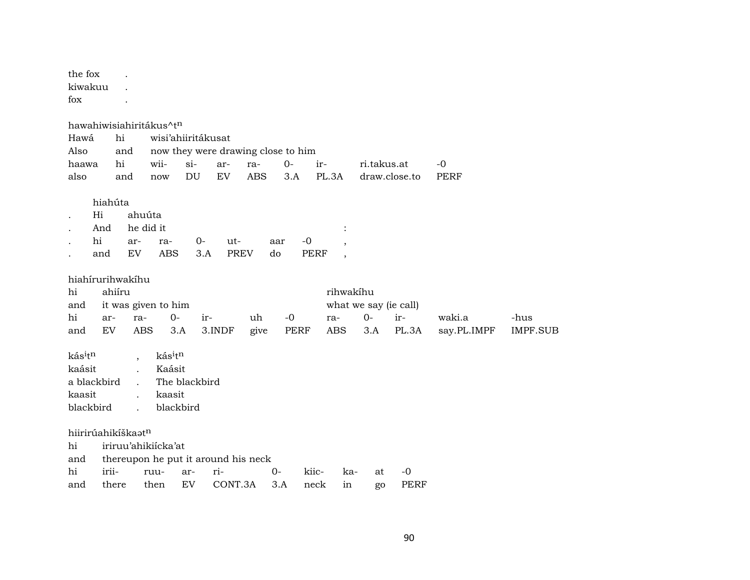| the fox | . |
|---|---|
| kiwakuu | . |
| fox | . |

hawahiwisiahiritákus^t$^{n}$

| Hawá | hi | wisi'ahiiritákusat | | | | | | | |
|---|---|---|---|---|---|---|---|---|---|
| Also | and | now they were drawing close to him | | | | | | | |
| haawa | hi | wii- | si- | ar- | ra- | 0- | ir- | ri.takus.at | -0 |
| also | and | now | DU | EV | ABS | 3.A | PL.3A | draw.close.to | PERF |

hiahúta

| | | | | | | | | |
|---|---|---|---|---|---|---|---|---|
| . | Hi | ahuúta | | | | | | |
| . | And | he did it | | | | | | : |
| . | hi | ar- | ra- | 0- | ut- | aar | -0 | , |
| . | and | EV | ABS | 3.A | PREV | do | PERF | , |

hiahírurihwakíhu

| hi | ahiíru | | | | | | rihwakíhu | | | | |
|---|---|---|---|---|---|---|---|---|---|---|---|
| and | it was given to him | | | | | | what we say (ie call) | | | | |
| hi | ar- | ra- | 0- | ir- | uh | -0 | ra- | 0- | ir- | waki.a | -hus |
| and | EV | ABS | 3.A | 3.INDF | give | PERF | ABS | 3.A | PL.3A | say.PL.IMPF | IMPF.SUB |

| kás$^{i}$t$^{n}$ | , | kás$^{i}$t$^{n}$ |
|---|---|---|
| kaásit | . | Kaásit |
| a blackbird | . | The blackbird |
| kaasit | . | kaasit |
| blackbird | . | blackbird |

hiirirúahikíškaət$^{n}$

| hi | iriruu'ahikiícka'at | | | | | | | | |
|---|---|---|---|---|---|---|---|---|---|
| and | thereupon he put it around his neck | | | | | | | | |
| hi | irii- | ruu- | ar- | ri- | 0- | kiic- | ka- | at | -0 |
| and | there | then | EV | CONT.3A | 3.A | neck | in | go | PERF |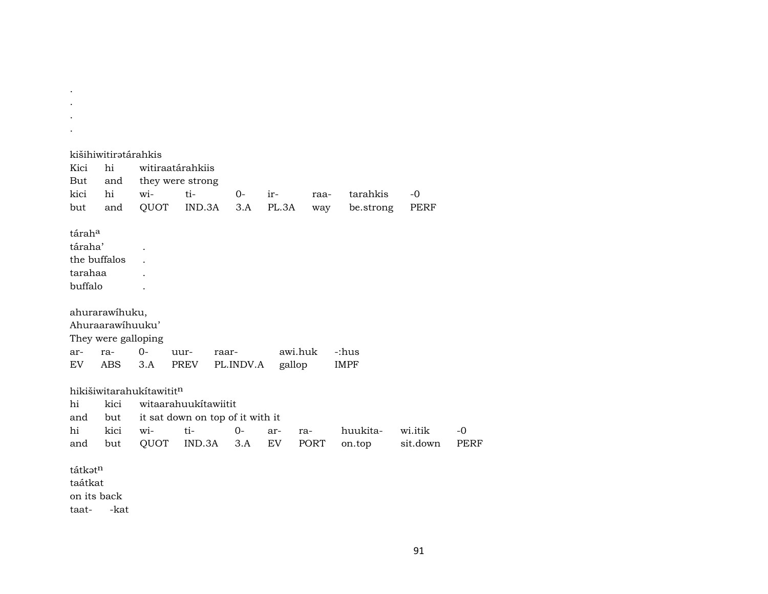.
.
.
.

kišihiwitirətárahkis
Kici hi witiraatárahkiis
But and they were strong

| kici | hi | wi- | ti- | 0- | ir- | raa- | tarahkis | -0 |
|---|---|---|---|---|---|---|---|---|
| but | and | QUOT | IND.3A | 3.A | PL.3A | way | be.strong | PERF |

tárah[a]
táraha' .
the buffalos .
tarahaa .
buffalo .

ahurarawíhuku,
Ahuraarawíhuuku'
They were galloping

| ar- | ra- | 0- | uur- | raar- | awi.huk | -:hus |
|---|---|---|---|---|---|---|
| EV | ABS | 3.A | PREV | PL.INDV.A | gallop | IMPF |

hikišiwitarahukítawitit[n]
hi kici witaarahuukítawiitit
and but it sat down on top of it with it

| hi | kici | wi- | ti- | 0- | ar- | ra- | huukita- | wi.itik | -0 |
|---|---|---|---|---|---|---|---|---|---|
| and | but | QUOT | IND.3A | 3.A | EV | PORT | on.top | sit.down | PERF |

tátkət[n]
taátkat
on its back
taat- -kat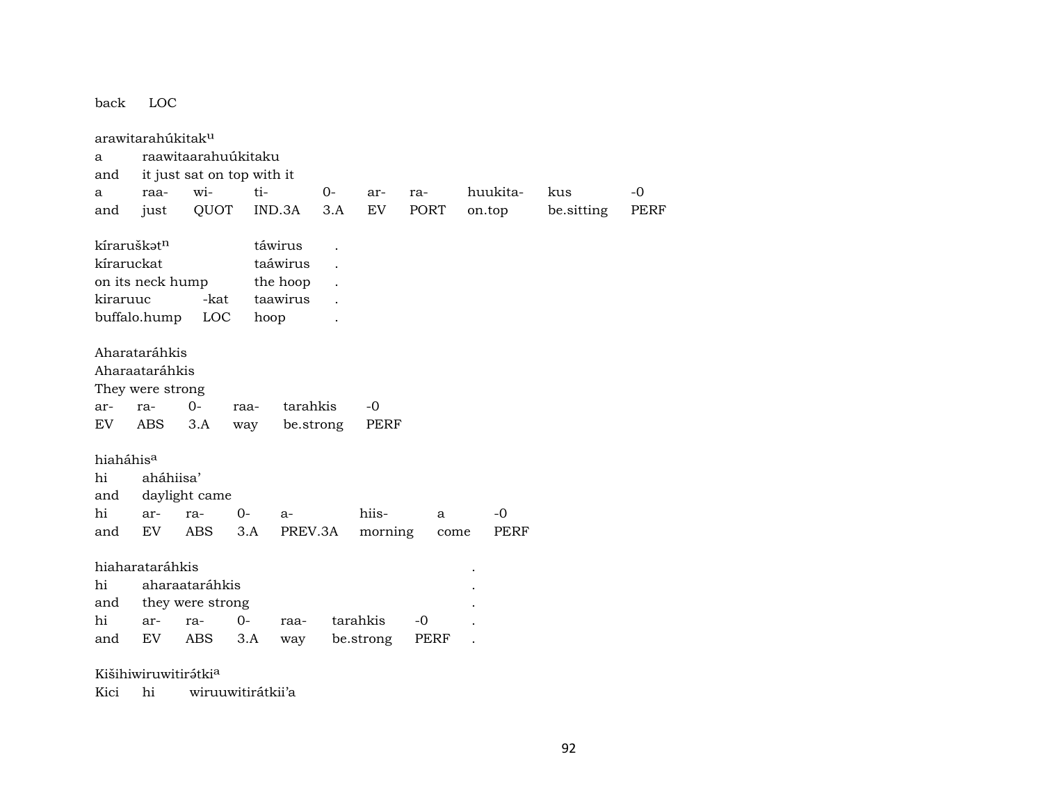back LOC

arawitarahúkitak^u^

| a | raawitaarahuúkitaku | | | | | | | | |
|---|---|---|---|---|---|---|---|---|---|
| and | it just sat on top with it | | | | | | | | |
| a | raa- | wi- | ti- | 0- | ar- | ra- | huukita- | kus | -0 |
| and | just | QUOT | IND.3A | 3.A | EV | PORT | on.top | be.sitting | PERF |

| kíraruškət^n^ | | táwirus | . |
|---|---|---|---|
| kíraruckat | | taáwirus | . |
| on its neck hump | | the hoop | . |
| kiraruuc | -kat | taawirus | . |
| buffalo.hump | LOC | hoop | . |

Aharataráhkis

| Aharaataráhkis | | | | | |
|---|---|---|---|---|---|
| They were strong | | | | | |
| ar- | ra- | 0- | raa- | tarahkis | -0 |
| EV | ABS | 3.A | way | be.strong | PERF |

hiaháhis^a^

| hi | aháhiisa' | | | | | | |
|---|---|---|---|---|---|---|---|
| and | daylight came | | | | | | |
| hi | ar- | ra- | 0- | a- | hiis- | a | -0 |
| and | EV | ABS | 3.A | PREV.3A | morning | come | PERF |

hiaharataráhkis .

| hi | aharaataráhkis | | | | | | . |
|---|---|---|---|---|---|---|---|
| and | they were strong | | | | | | . |
| hi | ar- | ra- | 0- | raa- | tarahkis | -0 | . |
| and | EV | ABS | 3.A | way | be.strong | PERF | . |

Kišihiwiruwitirə́tki^a^

Kici hi wiruuwitirátkii'a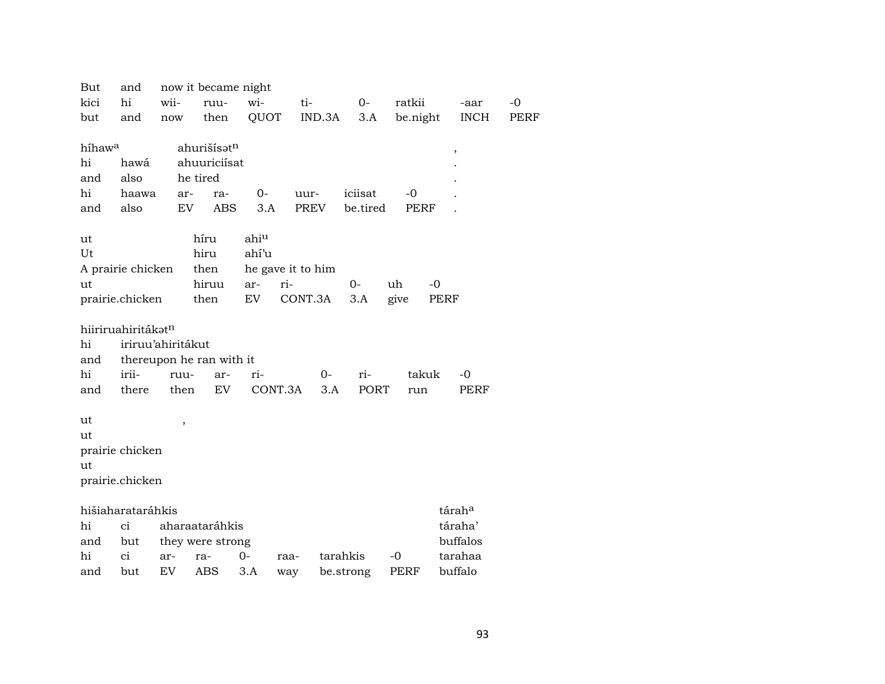| But | and | now it became night | | | | | | | |
|---|---|---|---|---|---|---|---|---|---|
| kici | hi | wii- | ruu- | wi- | ti- | 0- | ratkii | -aar | -0 |
| but | and | now | then | QUOT | IND.3A | 3.A | be.night | INCH | PERF |

| híhaw[a] | | ahurišísət[n] | | | | | | , |
|---|---|---|---|---|---|---|---|---|
| hi | hawá | ahuuriciísat | | | | | | . |
| and | also | he tired | | | | | | . |
| hi | haawa | ar- | ra- | 0- | uur- | iciisat | -0 | . |
| and | also | EV | ABS | 3.A | PREV | be.tired | PERF | . |

| ut | híru | ahi[u] | | | | |
|---|---|---|---|---|---|---|
| Ut | hiru | ahí'u | | | | |
| A prairie chicken | then | he gave it to him | | | | |
| ut | hiruu | ar- | ri- | 0- | uh | -0 |
| prairie.chicken | then | EV | CONT.3A | 3.A | give | PERF |

| hiiriruahiritákət[n] | | | | | | | | |
|---|---|---|---|---|---|---|---|---|
| hi | iriruu'ahiritákut | | | | | | | |
| and | thereupon he ran with it | | | | | | | |
| hi | irii- | ruu- | ar- | ri- | 0- | ri- | takuk | -0 |
| and | there | then | EV | CONT.3A | 3.A | PORT | run | PERF |

| ut | , |
|---|---|
| ut | |
| prairie chicken | |
| ut | |
| prairie.chicken | |

| hišiaharataráhkis | | | | | | | | tárah[a] |
|---|---|---|---|---|---|---|---|---|
| hi | ci | aharaataráhkis | | | | | | táraha' |
| and | but | they were strong | | | | | | buffalos |
| hi | ci | ar- | ra- | 0- | raa- | tarahkis | -0 | tarahaa |
| and | but | EV | ABS | 3.A | way | be.strong | PERF | buffalo |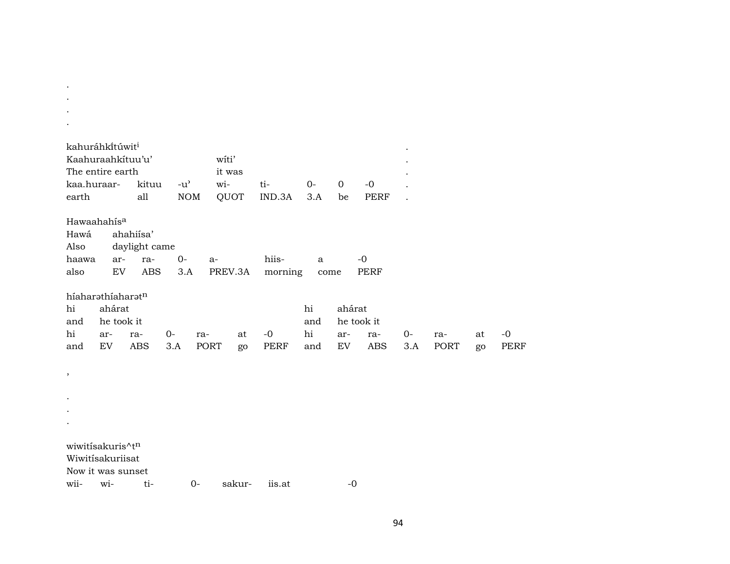.
.
.
.

kahuráhkĩ́túwit[i]

| Kaahuraahkítuu'u' | | | wíti' | | | | | . |
|---|---|---|---|---|---|---|---|---|
| The entire earth | | | it was | | | | | . |
| kaa.huraar- | kituu | -u' | wi- | ti- | 0- | 0 | -0 | . |
| earth | all | NOM | QUOT | IND.3A | 3.A | be | PERF | . |

Hawaahahís[a]

| Hawá | ahahiísa' | | | | | | |
|---|---|---|---|---|---|---|---|
| Also | daylight came | | | | | | |
| haawa | ar- | ra- | 0- | a- | hiis- | a | -0 |
| also | EV | ABS | 3.A | PREV.3A | morning | come | PERF |

híaharəthíaharət[n]

| hi | ahárat | | | | | | hi | ahárat | | | | | |
|---|---|---|---|---|---|---|---|---|---|---|---|---|---|
| and | he took it | | | | | | and | he took it | | | | | |
| hi | ar- | ra- | 0- | ra- | at | -0 | hi | ar- | ra- | 0- | ra- | at | -0 |
| and | EV | ABS | 3.A | PORT | go | PERF | and | EV | ABS | 3.A | PORT | go | PERF |

,

.
.
.

wiwitísakuris^t[n]

| Wiwitísakuriisat | | | | | | |
|---|---|---|---|---|---|---|
| Now it was sunset | | | | | | |
| wii- | wi- | ti- | 0- | sakur- | iis.at | -0 |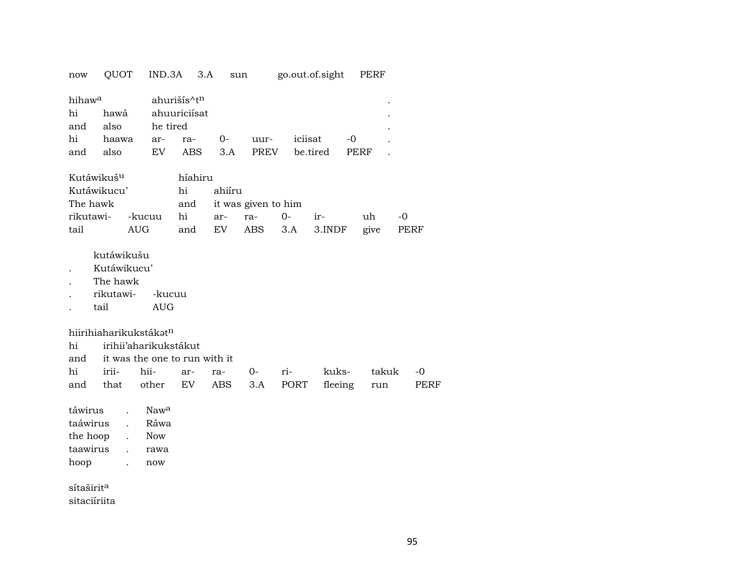now QUOT IND.3A 3.A sun go.out.of.sight PERF

| hihaw$^{a}$ | | ahurišís^t$^{n}$ | | | | | | . |
|---|---|---|---|---|---|---|---|---|
| hi | hawá | ahuuriciísat | | | | | | . |
| and | also | he tired | | | | | | . |
| hi | haawa | ar- | ra- | 0- | uur- | iciisat | -0 | . |
| and | also | EV | ABS | 3.A | PREV | be.tired | PERF | . |

| Kutáwikuš$^{u}$ | | híahiru | | | | | | |
|---|---|---|---|---|---|---|---|---|
| Kutáwikucu’ | | hi | ahiíru | | | | | |
| The hawk | | and | it was given to him | | | | | |
| rikutawi- | -kucuu | hi | ar- | ra- | 0- | ir- | uh | -0 |
| tail | AUG | and | EV | ABS | 3.A | 3.INDF | give | PERF |

| | kutáwikušu | |
|---|---|---|
| . | Kutáwikucu’ | |
| . | The hawk | |
| . | rikutawi- | -kucuu |
| . | tail | AUG |

| hiirihiaharikukstákət$^{n}$ | | | | | | | | | |
|---|---|---|---|---|---|---|---|---|---|
| hi | irihii’aharikukstákut | | | | | | | | |
| and | it was the one to run with it | | | | | | | | |
| hi | irii- | hii- | ar- | ra- | 0- | ri- | kuks- | takuk | -0 |
| and | that | other | EV | ABS | 3.A | PORT | fleeing | run | PERF |

| táwirus | . | Naw$^{a}$ |
|---|---|---|
| taáwirus | . | Ráwa |
| the hoop | . | Now |
| taawirus | . | rawa |
| hoop | . | now |

sítaširit$^{a}$
sitaciíriita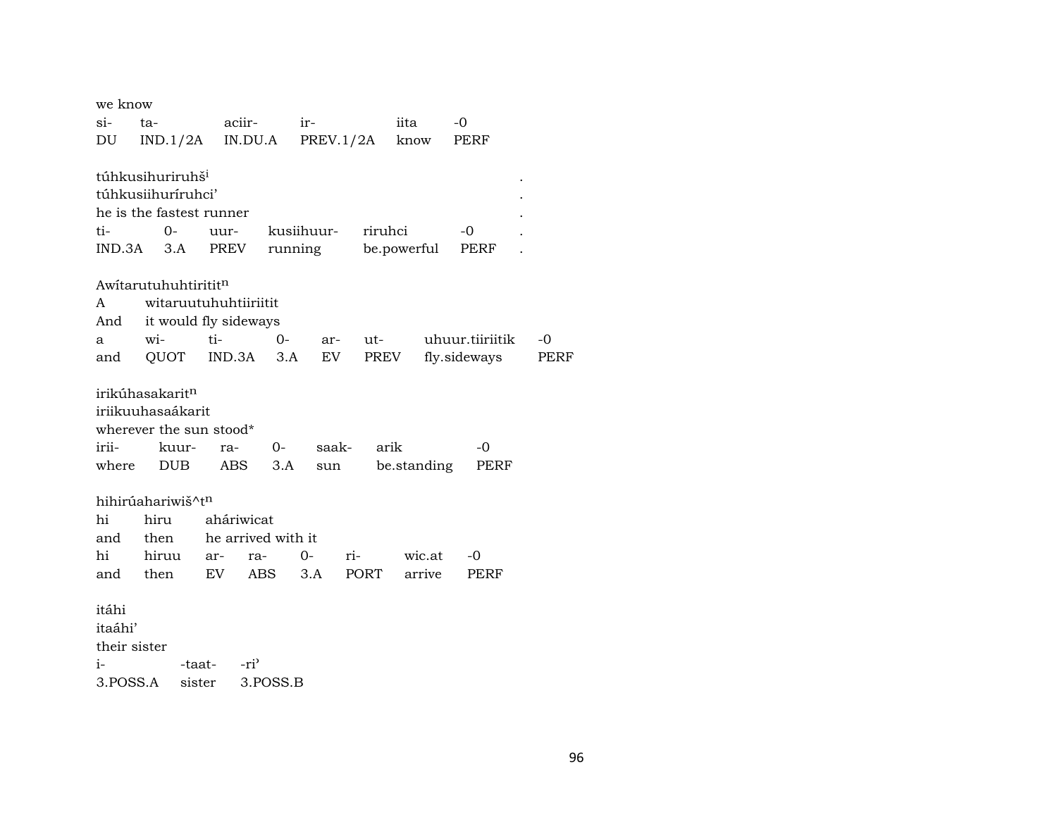we know

| si- | ta- | aciir- | ir- | iita | -0 |
|---|---|---|---|---|---|
| DU | IND.1/2A | IN.DU.A | PREV.1/2A | know | PERF |

túhkusihuriruhš[i] .
túhkusiihuríruhci' .
he is the fastest runner .

| ti- | 0- | uur- | kusiihuur- | riruhci | -0 | . |
|---|---|---|---|---|---|---|
| IND.3A | 3.A | PREV | running | be.powerful | PERF | . |

Awítarutuhuhtiritit[n]

| A | witaruutuhuhtiiriitit |
|---|---|
| And | it would fly sideways |

| a | wi- | ti- | 0- | ar- | ut- | uhuur.tiiriitik | -0 |
|---|---|---|---|---|---|---|---|
| and | QUOT | IND.3A | 3.A | EV | PREV | fly.sideways | PERF |

irikúhasakarit[n]
iriikuuhasaákarit
wherever the sun stood*

| irii- | kuur- | ra- | 0- | saak- | arik | -0 |
|---|---|---|---|---|---|---|
| where | DUB | ABS | 3.A | sun | be.standing | PERF |

hihirúahariwiš^t[n]

| hi | hiru | aháriwicat |
|---|---|---|
| and | then | he arrived with it |

| hi | hiruu | ar- | ra- | 0- | ri- | wic.at | -0 |
|---|---|---|---|---|---|---|---|
| and | then | EV | ABS | 3.A | PORT | arrive | PERF |

itáhi
itaáhi'
their sister

| i- | -taat- | -ri' |
|---|---|---|
| 3.POSS.A | sister | 3.POSS.B |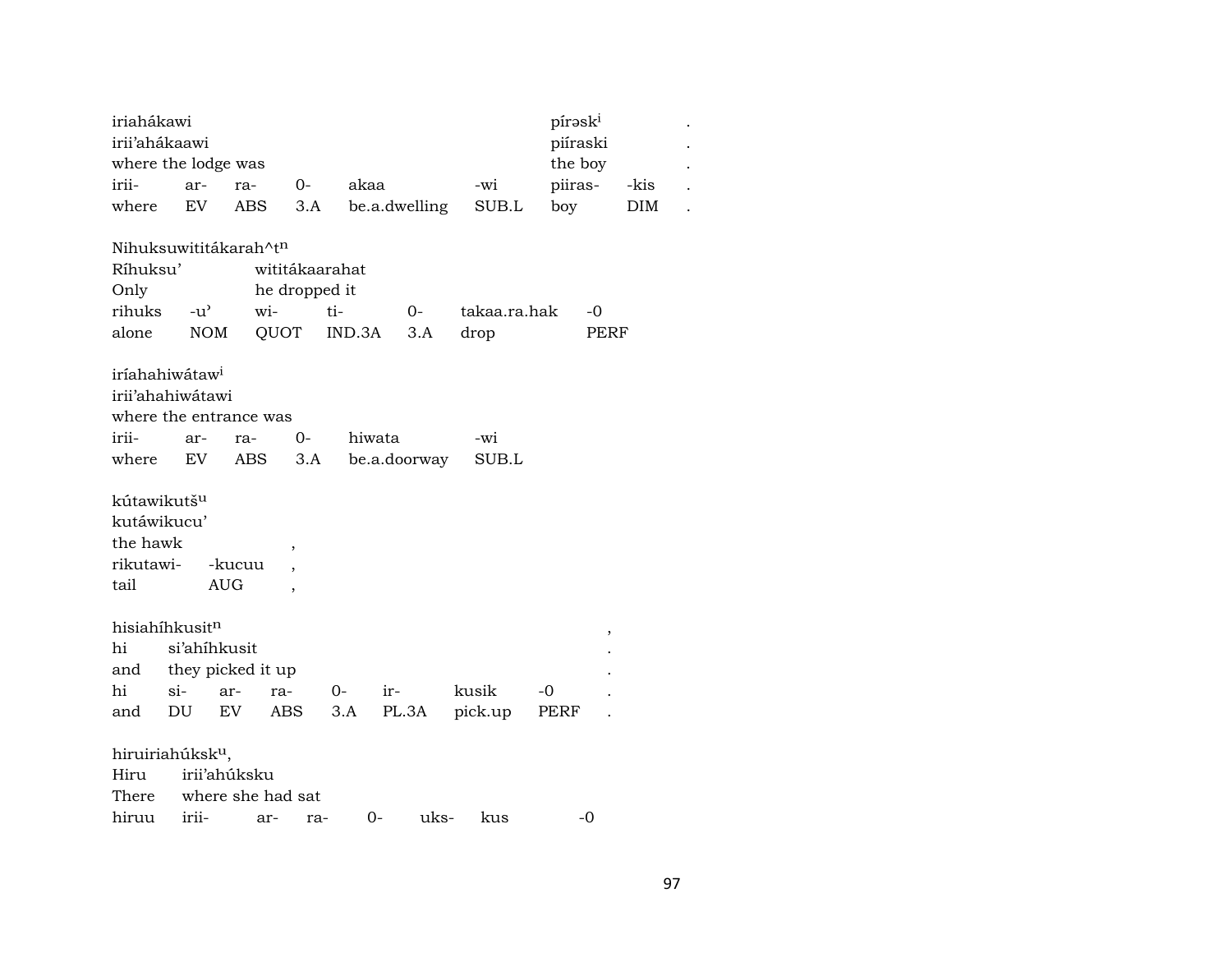iriahákawi　　　　　　　　　　　　　　　píraski　　.
irii'ahákaawi　　　　　　　　　　　　　　piíraski　　.
where the lodge was　　　　　　　　　　　the boy　　.

| irii- | ar- | ra- | 0- | akaa | -wi | piiras- | -kis | . |
|---|---|---|---|---|---|---|---|---|
| where | EV | ABS | 3.A | be.a.dwelling | SUB.L | boy | DIM | . |

Nihuksuwititákarah^tn
Ríhuksu'　　wititákaarahat
Only　　he dropped it

| rihuks | -u' | wi- | ti- | 0- | takaa.ra.hak | -0 |
|---|---|---|---|---|---|---|
| alone | NOM | QUOT | IND.3A | 3.A | drop | PERF |

iríahahiwátawi
irii'ahahiwátawi
where the entrance was

| irii- | ar- | ra- | 0- | hiwata | -wi |
|---|---|---|---|---|---|
| where | EV | ABS | 3.A | be.a.doorway | SUB.L |

kútawikutšu
kutáwikucu'
the hawk　　,

| rikutawi- | -kucuu | , |
|---|---|---|
| tail | AUG | , |

hisiahíhkusitn　　　　　　　　　　　　　　,
hi　si'ahíhkusit　　　　　　　　　　　　　.
and　they picked it up　　　　　　　　　　.

| hi | si- | ar- | ra- | 0- | ir- | kusik | -0 | . |
|---|---|---|---|---|---|---|---|---|
| and | DU | EV | ABS | 3.A | PL.3A | pick.up | PERF | . |

hiruiriahúksku,
Hiru　irii'ahúksku
There　where she had sat

| hiruu | irii- | ar- | ra- | 0- | uks- | kus | -0 |
|---|---|---|---|---|---|---|---|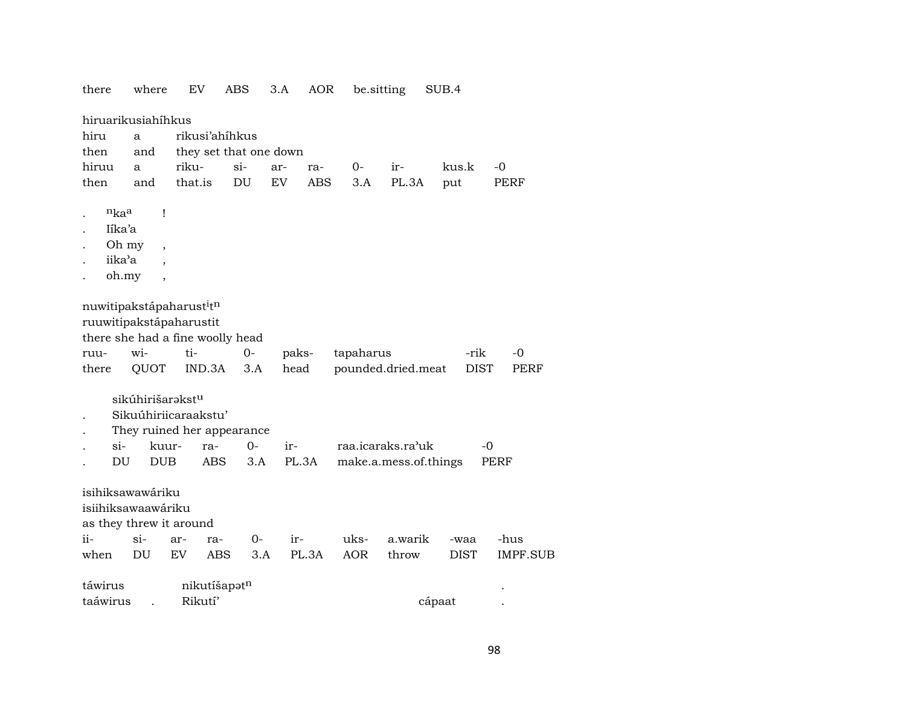there where EV ABS 3.A AOR be.sitting SUB.4

hiruarikusiahíhkus
hiru a rikusi'ahíhkus
then and they set that one down
hiruu a riku- si- ar- ra- 0- ir- kus.k -0
then and that.is DU EV ABS 3.A PL.3A put PERF

. $^{n}$ka$^{a}$ !
. Iíka'a
. Oh my ,
. iika'a ,
. oh.my ,

nuwitipakstápaharust$^{i}$t$^{n}$
ruuwitipakstápaharustit
there she had a fine woolly head
ruu- wi- ti- 0- paks- tapaharus -rik -0
there QUOT IND.3A 3.A head pounded.dried.meat DIST PERF

sikúhirišarəkst$^{u}$
. Sikuúhiriicaraakstu'
. They ruined her appearance
. si- kuur- ra- 0- ir- raa.icaraks.ra'uk -0
. DU DUB ABS 3.A PL.3A make.a.mess.of.things PERF

isihiksawawáriku
isiihiksawaawáriku
as they threw it around
ii- si- ar- ra- 0- ir- uks- a.warik -waa -hus
when DU EV ABS 3.A PL.3A AOR throw DIST IMPF.SUB

táwirus nikutíšapət$^{n}$ .
taáwirus . Rikutí' cápaat .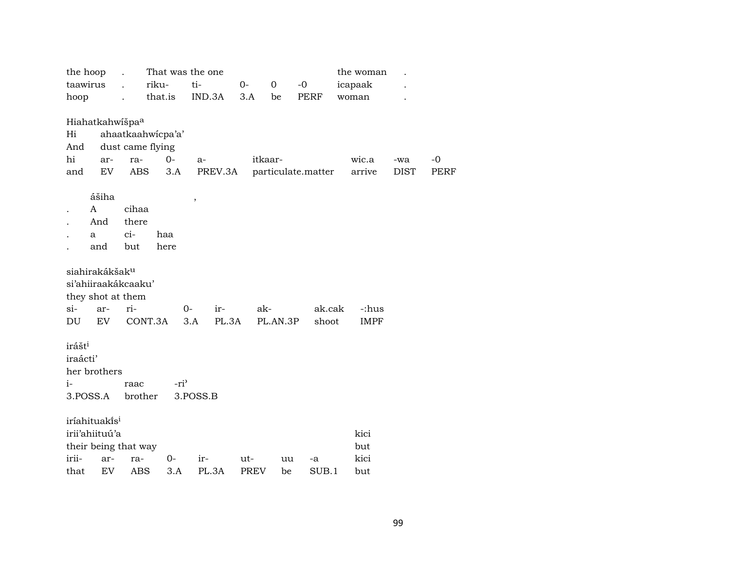| the hoop | . | That was the one | | | | | the woman | . |
|---|---|---|---|---|---|---|---|---|
| taawirus | . | riku- | ti- | 0- | 0 | -0 | icapaak | . |
| hoop | . | that.is | IND.3A | 3.A | be | PERF | woman | . |

Hiahatkahwíšpa[a]

| Hi | ahaatkaahwícpa’a’ | | | | | | | |
|---|---|---|---|---|---|---|---|---|
| And | dust came flying | | | | | | | |
| hi | ar- | ra- | 0- | a- | itkaar- | wic.a | -wa | -0 |
| and | EV | ABS | 3.A | PREV.3A | particulate.matter | arrive | DIST | PERF |

| | ášiha | | , |
|---|---|---|---|
| . | A | cihaa | |
| . | And | there | |
| . | a | ci- | haa |
| . | and | but | here |

siahirakákšak[u]

| si’ahiiraakákcaaku’ | | | | | | | |
|---|---|---|---|---|---|---|---|
| they shot at them | | | | | | | |
| si- | ar- | ri- | 0- | ir- | ak- | ak.cak | -:hus |
| DU | EV | CONT.3A | 3.A | PL.3A | PL.AN.3P | shoot | IMPF |

irášt[i]

| iraácti’ | | |
|---|---|---|
| her brothers | | |
| i- | raac | -ri’ |
| 3.POSS.A | brother | 3.POSS.B |

iríahituakís[i]

| irii’ahiituú’a | | | | | | | | kici |
|---|---|---|---|---|---|---|---|---|
| their being that way | | | | | | | | but |
| irii- | ar- | ra- | 0- | ir- | ut- | uu | -a | kici |
| that | EV | ABS | 3.A | PL.3A | PREV | be | SUB.1 | but |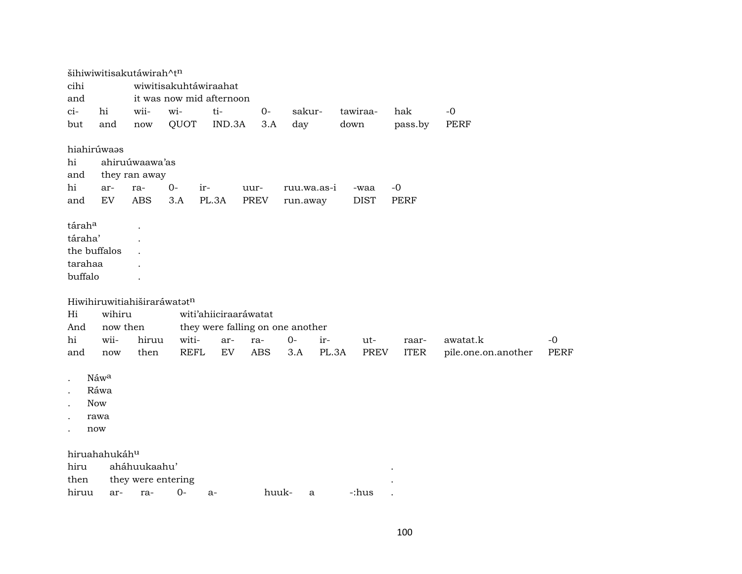šihiwiwitisakutáwirah^t[n]

| cihi | | wiwitisakuhtáwiraahat | | | | | | | |
|---|---|---|---|---|---|---|---|---|---|
| and | | it was now mid afternoon | | | | | | | |
| ci- | hi | wii- | wi- | ti- | 0- | sakur- | tawiraa- | hak | -0 |
| but | and | now | QUOT | IND.3A | 3.A | day | down | pass.by | PERF |

hiahirúwaəs

| hi | ahiruúwaawa'as | | | | | | | |
|---|---|---|---|---|---|---|---|---|
| and | they ran away | | | | | | | |
| hi | ar- | ra- | 0- | ir- | uur- | ruu.wa.as-i | -waa | -0 |
| and | EV | ABS | 3.A | PL.3A | PREV | run.away | DIST | PERF |

| tárah[a] | . |
|---|---|
| táraha' | . |
| the buffalos | . |
| tarahaa | . |
| buffalo | . |

Hiwihiruwitiahiširaráwatət[n]

| Hi | wihiru | | witi'ahiiciraarawatat | | | | | | | |
|---|---|---|---|---|---|---|---|---|---|---|
| And | now then | | they were falling on one another | | | | | | | |
| hi | wii- | hiruu | witi- | ar- | ra- | 0- | ir- | ut- | raar- | awatat.k | -0 |
| and | now | then | REFL | EV | ABS | 3.A | PL.3A | PREV | ITER | pile.one.on.another | PERF |

| . | Náw[a] |
|---|---|
| . | Ráwa |
| . | Now |
| . | rawa |
| . | now |

hiruahahukáh[u]

| hiru | aháhuukaahu' | | | | | | . |
|---|---|---|---|---|---|---|---|
| then | they were entering | | | | | | . |
| hiruu | ar- | ra- | 0- | a- | huuk- | a | -:hus | . |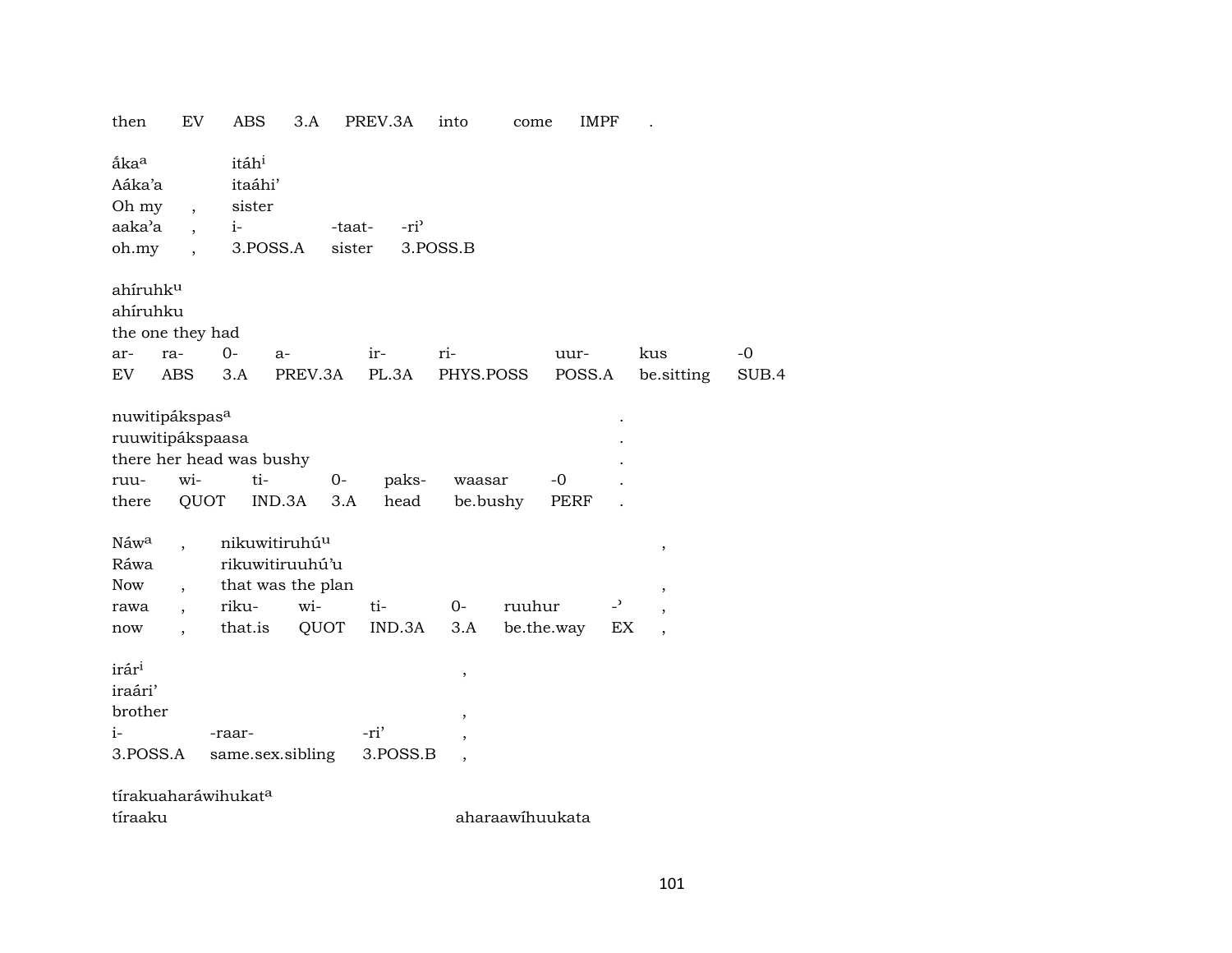| then | EV | ABS | 3.A | PREV.3A | into | come | IMPF | . |
|---|---|---|---|---|---|---|---|---|

| ắka^a | itáh^i | | |
|---|---|---|---|
| Aáka'a | itaáhi' | | |
| Oh my , | sister | | |
| aaka'a , | i- | -taat- | -ri' |
| oh.my , | 3.POSS.A | sister | 3.POSS.B |

| ahíruhk^u | | | | | | | | |
|---|---|---|---|---|---|---|---|---|
| ahíruhku | | | | | | | | |
| the one they had | | | | | | | | |
| ar- | ra- | 0- | a- | ir- | ri- | uur- | kus | -0 |
| EV | ABS | 3.A | PREV.3A | PL.3A | PHYS.POSS | POSS.A | be.sitting | SUB.4 |

| nuwitipákspas^a | | | | | | | . |
|---|---|---|---|---|---|---|---|
| ruuwitipákspaasa | | | | | | | . |
| there her head was bushy | | | | | | | . |
| ruu- | wi- | ti- | 0- | paks- | waasar | -0 | . |
| there | QUOT | IND.3A | 3.A | head | be.bushy | PERF | . |

| Náw^a , | nikuwitiruhú^u | | | | | | , |
|---|---|---|---|---|---|---|---|
| Ráwa | rikuwitiruuhú'u | | | | | | |
| Now , | that was the plan | | | | | | , |
| rawa , | riku- | wi- | ti- | 0- | ruuhur | -' | , |
| now , | that.is | QUOT | IND.3A | 3.A | be.the.way | EX | , |

| irár^i | | | , |
|---|---|---|---|
| iraári' | | | |
| brother | | | , |
| i- | -raar- | -ri' | , |
| 3.POSS.A | same.sex.sibling | 3.POSS.B | , |

tírakuaharáwihukat^a

tíraaku aharaawíhuukata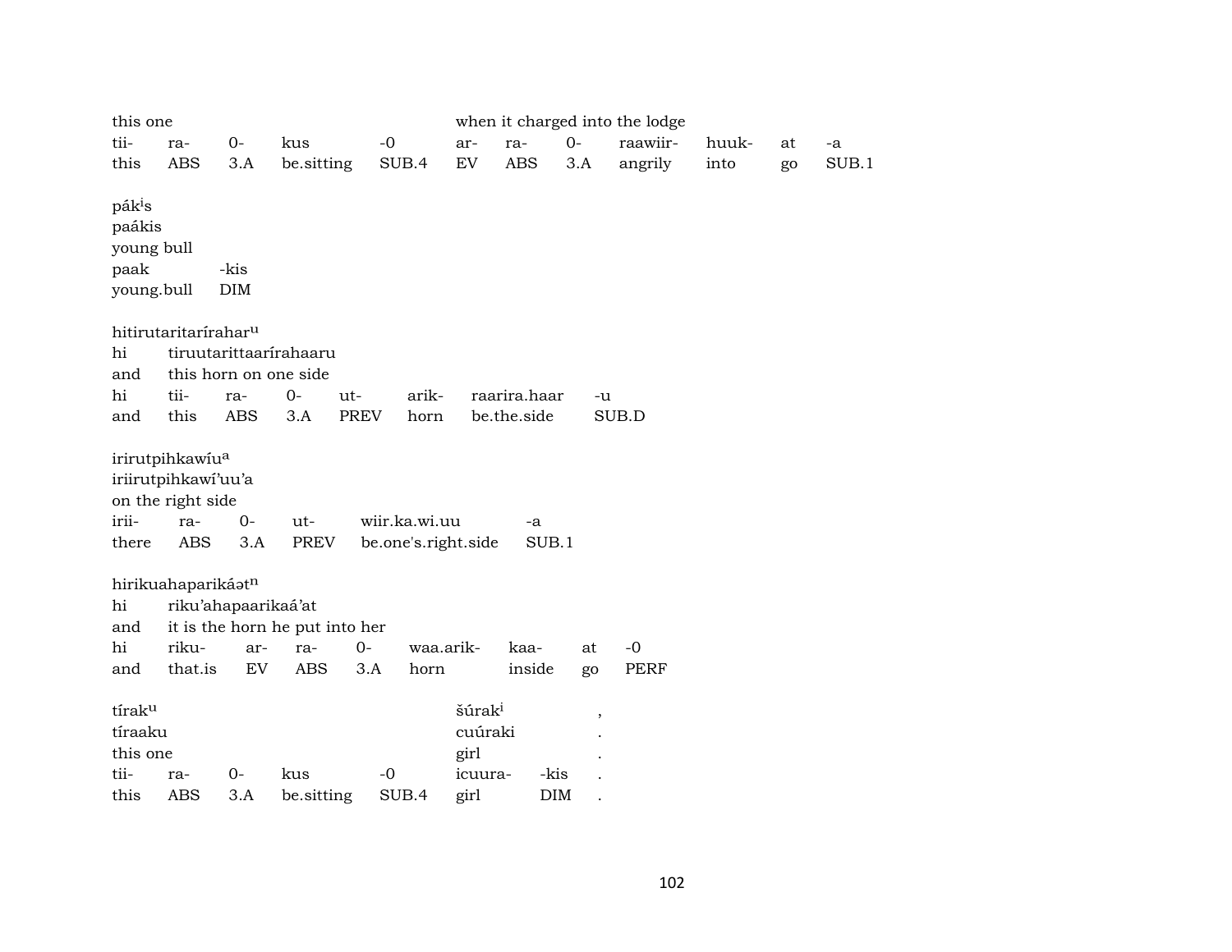| this one | | | | | when it charged into the lodge | | | | | | |
|---|---|---|---|---|---|---|---|---|---|---|---|
| tii- | ra- | 0- | kus | -0 | ar- | ra- | 0- | raawiir- | huuk- | at | -a |
| this | ABS | 3.A | be.sitting | SUB.4 | EV | ABS | 3.A | angrily | into | go | SUB.1 |

pák[i]s
paákis
young bull

| paak | -kis |
|---|---|
| young.bull | DIM |

hitirutaritaríraharu
hi tiruutarittaarírahaaru
and this horn on one side

| hi | tii- | ra- | 0- | ut- | arik- | raarira.haar | -u |
|---|---|---|---|---|---|---|---|
| and | this | ABS | 3.A | PREV | horn | be.the.side | SUB.D |

irirutpihkawíu[a]
iriirutpihkawí'uu'a
on the right side

| irii- | ra- | 0- | ut- | wiir.ka.wi.uu | -a |
|---|---|---|---|---|---|
| there | ABS | 3.A | PREV | be.one's.right.side | SUB.1 |

hirikuahaparikáət[n]
hi riku'ahapaarikaá'at
and it is the horn he put into her

| hi | riku- | ar- | ra- | 0- | waa.arik- | kaa- | at | -0 |
|---|---|---|---|---|---|---|---|---|
| and | that.is | EV | ABS | 3.A | horn | inside | go | PERF |

| tírak[u] | | | | | šúrak[i] | | , |
|---|---|---|---|---|---|---|---|
| tíraaku | | | | | cuúraki | | . |
| this one | | | | | girl | | . |
| tii- | ra- | 0- | kus | -0 | icuura- | -kis | . |
| this | ABS | 3.A | be.sitting | SUB.4 | girl | DIM | . |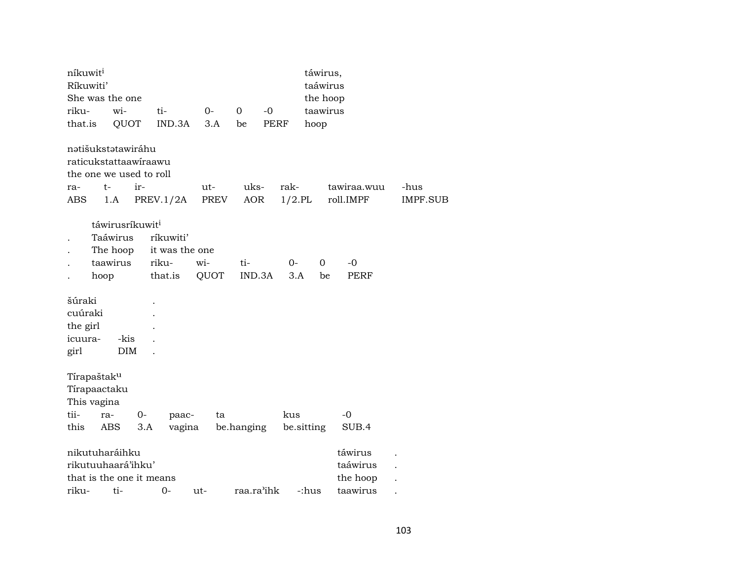| níkuwit[i] | | | | | | táwirus, |
|---|---|---|---|---|---|---|
| Ríkuwiti’ | | | | | | taáwirus |
| She was the one | | | | | | the hoop |
| riku- | wi- | ti- | 0- | 0 | -0 | taawirus |
| that.is | QUOT | IND.3A | 3.A | be | PERF | hoop |

| nətišukstətawiráhu | | | | | | | |
|---|---|---|---|---|---|---|---|
| raticukstattaawíraawu | | | | | | | |
| the one we used to roll | | | | | | | |
| ra- | t- | ir- | ut- | uks- | rak- | tawiraa.wuu | -hus |
| ABS | 1.A | PREV.1/2A | PREV | AOR | 1/2.PL | roll.IMPF | IMPF.SUB |

| | táwirusríkuwit[i] | | | | | | |
|---|---|---|---|---|---|---|---|
| . | Taáwirus | ríkuwiti’ | | | | | |
| . | The hoop | it was the one | | | | | |
| . | taawirus | riku- | wi- | ti- | 0- | 0 | -0 |
| . | hoop | that.is | QUOT | IND.3A | 3.A | be | PERF |

| šúraki | | . |
|---|---|---|
| cuúraki | | . |
| the girl | | . |
| icuura- | -kis | . |
| girl | DIM | . |

| Tírapaštak[u] | | | | | | |
|---|---|---|---|---|---|---|
| Tírapaactaku | | | | | | |
| This vagina | | | | | | |
| tii- | ra- | 0- | paac- | ta | kus | -0 |
| this | ABS | 3.A | vagina | be.hanging | be.sitting | SUB.4 |

| nikutuharáihku | | | | | | táwirus | . |
|---|---|---|---|---|---|---|---|
| rikutuuhaará’ihku’ | | | | | | taáwirus | . |
| that is the one it means | | | | | | the hoop | . |
| riku- | ti- | 0- | ut- | raa.ra’ihk | -:hus | taawirus | . |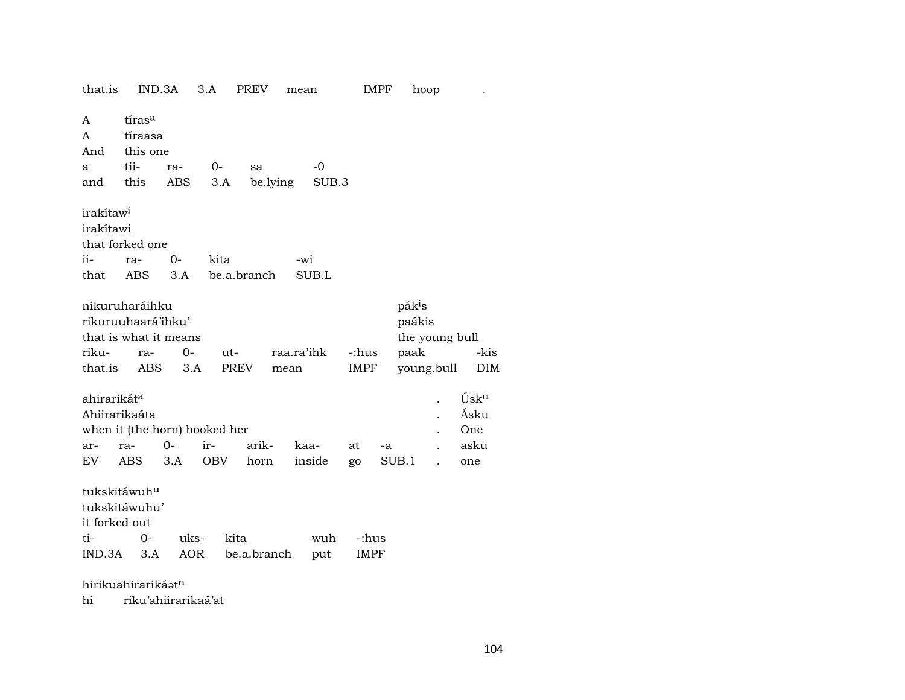that.is IND.3A 3.A PREV mean IMPF hoop .

A tíras[a]
A tíraasa
And this one

| a | tii- | ra- | 0- | sa | -0 |
|---|---|---|---|---|---|
| and | this | ABS | 3.A | be.lying | SUB.3 |

irakítaw[i]
irakítawi
that forked one

| ii- | ra- | 0- | kita | -wi |
|---|---|---|---|---|
| that | ABS | 3.A | be.a.branch | SUB.L |

nikuruharáihku pák[i]s
rikuruuhaará'ihku' paákis
that is what it means the young bull

| riku- | ra- | 0- | ut- | raa.ra'ihk | -:hus | paak | -kis |
|---|---|---|---|---|---|---|---|
| that.is | ABS | 3.A | PREV | mean | IMPF | young.bull | DIM |

ahirarikát[a] . Úsk[u]
Ahiirarikaáta . Ásku
when it (the horn) hooked her . One

| ar- | ra- | 0- | ir- | arik- | kaa- | at | -a | . | asku |
|---|---|---|---|---|---|---|---|---|---|
| EV | ABS | 3.A | OBV | horn | inside | go | SUB.1 | . | one |

tukskitáwuh[u]
tukskitáwuhu'
it forked out

| ti- | 0- | uks- | kita | wuh | -:hus |
|---|---|---|---|---|---|
| IND.3A | 3.A | AOR | be.a.branch | put | IMPF |

hirikuahirarikáət[n]
hi riku'ahiirarikaá'at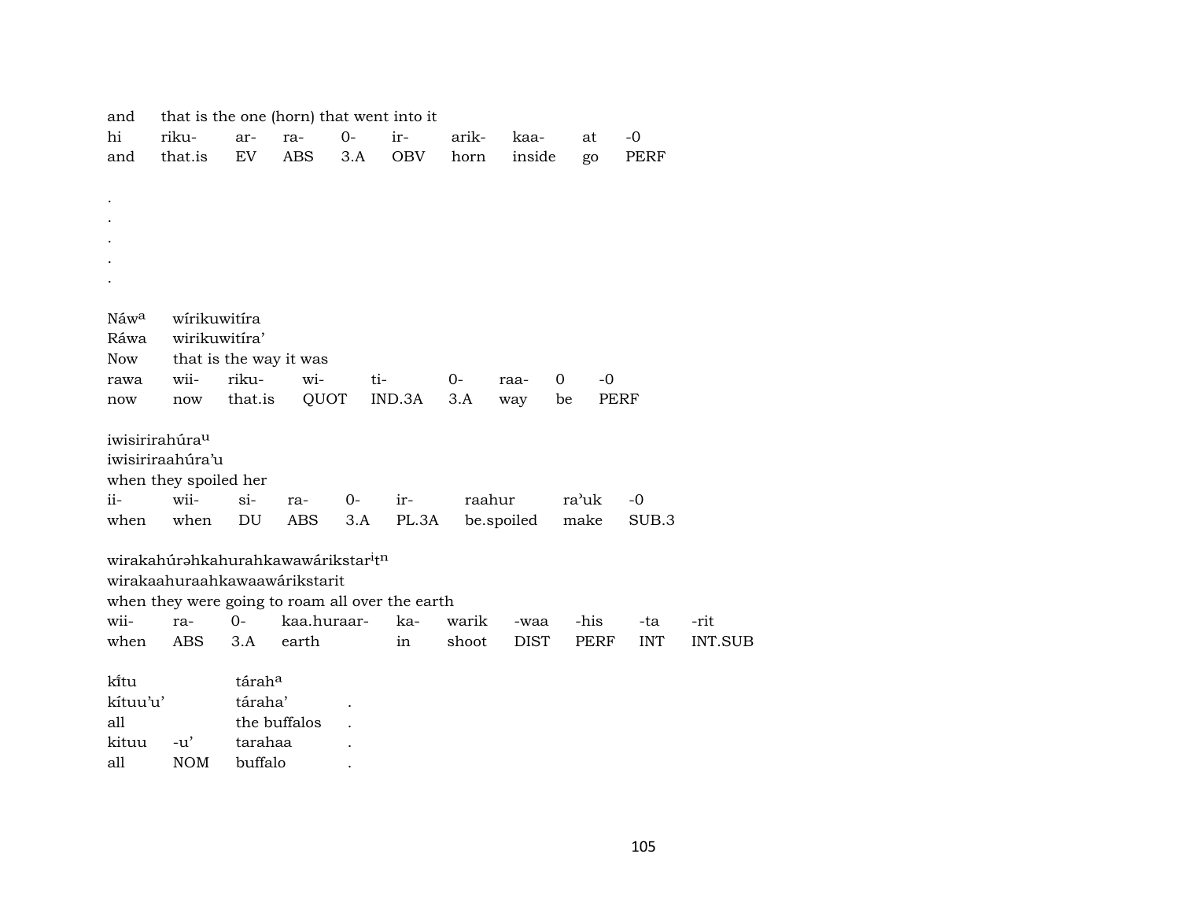| and | that is the one (horn) that went into it | | | | | | | | |
|---|---|---|---|---|---|---|---|---|---|
| hi | riku- | ar- | ra- | 0- | ir- | arik- | kaa- | at | -0 |
| and | that.is | EV | ABS | 3.A | OBV | horn | inside | go | PERF |

.
.
.
.
.

| Náw[a] | wírikuwitíra | | | | | | |
|---|---|---|---|---|---|---|---|
| Ráwa | wirikuwitíra' | | | | | | |
| Now | that is the way it was | | | | | | |
| rawa | wii- | riku- | wi- | ti- | 0- | raa- | 0 | -0 |
| now | now | that.is | QUOT | IND.3A | 3.A | way | be | PERF |

| iwisirirahúra[u] | | | | | | | |
|---|---|---|---|---|---|---|---|
| iwisiriraahúra'u | | | | | | | |
| when they spoiled her | | | | | | | |
| ii- | wii- | si- | ra- | 0- | ir- | raahur | ra'uk | -0 |
| when | when | DU | ABS | 3.A | PL.3A | be.spoiled | make | SUB.3 |

| wirakahúrəhkahurahkawawárikstar[i]t[n] | | | | | | | | | |
|---|---|---|---|---|---|---|---|---|---|
| wirakaahuraahkawaawárikstarit | | | | | | | | | |
| when they were going to roam all over the earth | | | | | | | | | |
| wii- | ra- | 0- | kaa.huraar- | ka- | warik | -waa | -his | -ta | -rit |
| when | ABS | 3.A | earth | in | shoot | DIST | PERF | INT | INT.SUB |

| kı̃tu | | tárah[a] | |
|---|---|---|---|
| kítuu'u' | | táraha' | . |
| all | | the buffalos | . |
| kituu | -u' | tarahaa | . |
| all | NOM | buffalo | . |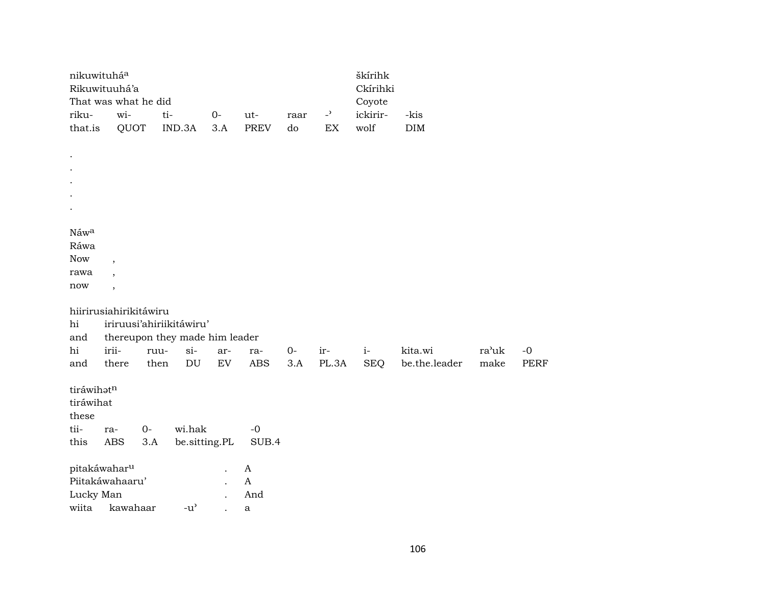nikuwituhá^a^ šḱírihk
Rikuwituuhá'a Ckírihki
That was what he did Coyote

| riku- | wi- | ti- | 0- | ut- | raar | -' | ickirir- | -kis |
|---|---|---|---|---|---|---|---|---|
| that.is | QUOT | IND.3A | 3.A | PREV | do | EX | wolf | DIM |

.
.
.
.
.

Náw^a^
Ráwa
Now ,
rawa ,
now ,

hiirirusiahirikitáwiru
hi iriruusi'ahiriikitáwiru'
and thereupon they made him leader

| hi | irii- | ruu- | si- | ar- | ra- | 0- | ir- | i- | kita.wi | ra'uk | -0 |
|---|---|---|---|---|---|---|---|---|---|---|---|
| and | there | then | DU | EV | ABS | 3.A | PL.3A | SEQ | be.the.leader | make | PERF |

tiráwihət^n^
tiráwihat
these

| tii- | ra- | 0- | wi.hak | -0 |
|---|---|---|---|---|
| this | ABS | 3.A | be.sitting.PL | SUB.4 |

pitakáwahar^u^ . A
Piitakáwahaaru' . A
Lucky Man . And

| wiita | kawahaar | -u' | . | a |
|---|---|---|---|---|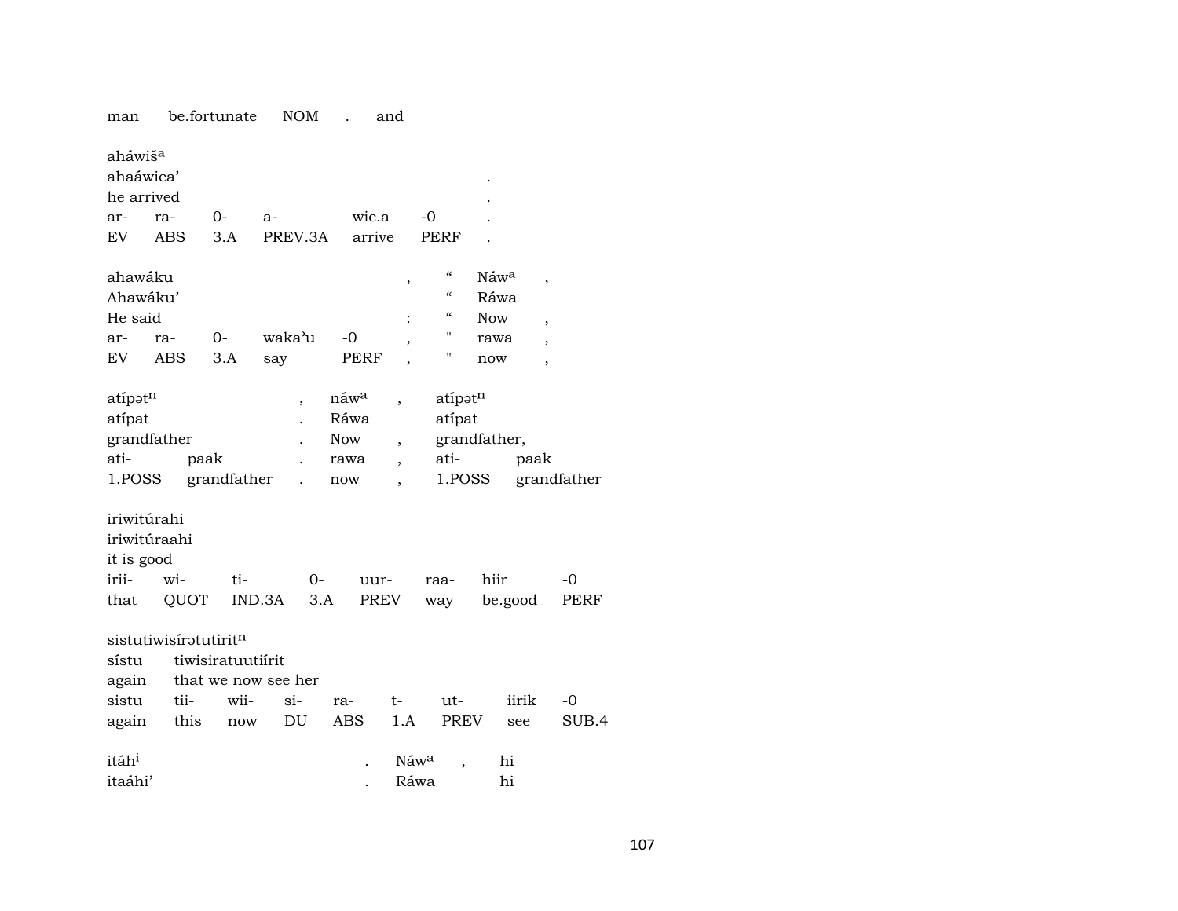man be.fortunate NOM . and

ahá​wiš[a]
ahaáwica' .
he arrived .

| ar- | ra- | 0- | a- | wic.a | -0 | . |
|---|---|---|---|---|---|---|
| EV | ABS | 3.A | PREV.3A | arrive | PERF | . |

ahawáku , " Náw[a] ,
Ahawáku' " Ráwa
He said : " Now ,

| ar- | ra- | 0- | waka'u | -0 | , | " | rawa | , |
|---|---|---|---|---|---|---|---|---|
| EV | ABS | 3.A | say | PERF | , | " | now | , |

atípət[n] , náw[a] , atípət[n]
atípat . Ráwa atípat
grandfather . Now , grandfather,

| ati- | paak | . | rawa | , | ati- | paak |
|---|---|---|---|---|---|---|
| 1.POSS | grandfather | . | now | , | 1.POSS | grandfather |

iriwitúrahi
iriwitúraahi
it is good

| irii- | wi- | ti- | 0- | uur- | raa- | hiir | -0 |
|---|---|---|---|---|---|---|---|
| that | QUOT | IND.3A | 3.A | PREV | way | be.good | PERF |

sistutiwisírətutirit[n]
sístu tiwisiratuutiírit
again that we now see her

| sistu | tii- | wii- | si- | ra- | t- | ut- | iirik | -0 |
|---|---|---|---|---|---|---|---|---|
| again | this | now | DU | ABS | 1.A | PREV | see | SUB.4 |

itáh[i] . Náw[a] , hi
itaáhi' . Ráwa hi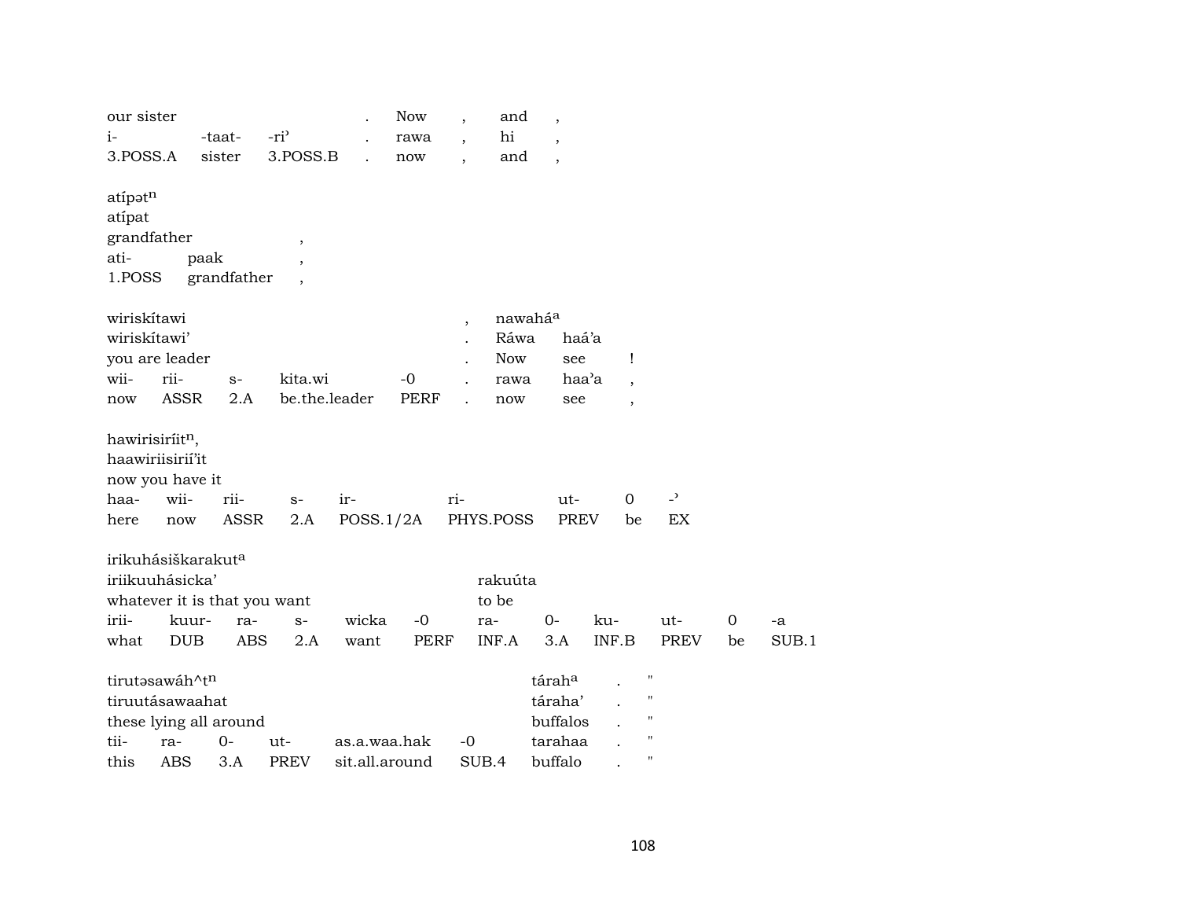| our sister | | | . | Now | , | and | , |
|---|---|---|---|---|---|---|---|
| i- | -taat- | -riʾ | . | rawa | , | hi | , |
| 3.POSS.A | sister | 3.POSS.B | . | now | , | and | , |

atípətⁿ
atípat

| grandfather | | , |
|---|---|---|
| ati- | paak | , |
| 1.POSS | grandfather | , |

| wiriskítawi | | | | | , | nawaháᵃ | | |
|---|---|---|---|---|---|---|---|---|
| wiriskítawi’ | | | | | . | Ráwa | haá’a | |
| you are leader | | | | | . | Now | see | ! |
| wii- | rii- | s- | kita.wi | -0 | . | rawa | haaʾa | , |
| now | ASSR | 2.A | be.the.leader | PERF | . | now | see | , |

hawirisiríitⁿ,
haawiriisirií’it
now you have it

| haa- | wii- | rii- | s- | ir- | ri- | ut- | 0 | -ʾ |
|---|---|---|---|---|---|---|---|---|
| here | now | ASSR | 2.A | POSS.1/2A | PHYS.POSS | PREV | be | EX |

| irikuhásiškarakutᵃ | | | | | | | | | | |
|---|---|---|---|---|---|---|---|---|---|---|
| iriikuuhásicka’ | | | | | | rakuúta | | | | |
| whatever it is that you want | | | | | | to be | | | | |
| irii- | kuur- | ra- | s- | wicka | -0 | ra- | 0- | ku- | ut- | 0 | -a |
| what | DUB | ABS | 2.A | want | PERF | INF.A | 3.A | INF.B | PREV | be | SUB.1 |

| tirutəsawáh^tⁿ | | | | | | táraháᵃ | . | " |
|---|---|---|---|---|---|---|---|---|
| tiruutásawaahat | | | | | | táraha’ | . | " |
| these lying all around | | | | | | buffalos | . | " |
| tii- | ra- | 0- | ut- | as.a.waa.hak | -0 | tarahaa | . | " |
| this | ABS | 3.A | PREV | sit.all.around | SUB.4 | buffalo | . | " |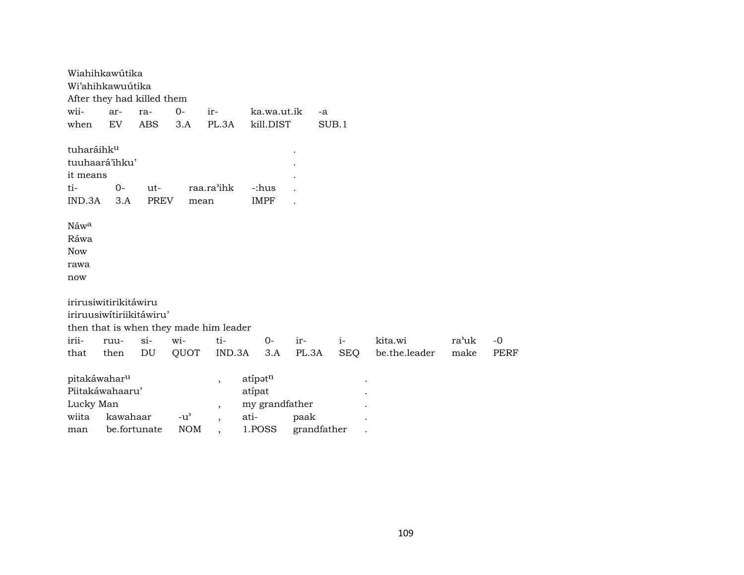Wiahihkawútika
Wi'ahihkawuútika
After they had killed them

| | | | | | | |
|---|---|---|---|---|---|---|
| wii- | ar- | ra- | 0- | ir- | ka.wa.ut.ik | -a |
| when | EV | ABS | 3.A | PL.3A | kill.DIST | SUB.1 |

tuharáihk$^{u}$ .
tuuhaará'ihku' .
it means .

| | | | | | |
|---|---|---|---|---|---|
| ti- | 0- | ut- | raa.ra'ihk | -:hus | . |
| IND.3A | 3.A | PREV | mean | IMPF | . |

Náw$^{a}$
Ráwa
Now
rawa
now

irirusiwitirikitáwiru
iriruusiwítiriikitáwiru'
then that is when they made him leader

| | | | | | | | | | | |
|---|---|---|---|---|---|---|---|---|---|---|
| irii- | ruu- | si- | wi- | ti- | 0- | ir- | i- | kita.wi | ra'uk | -0 |
| that | then | DU | QUOT | IND.3A | 3.A | PL.3A | SEQ | be.the.leader | make | PERF |

pitakáwahar$^{u}$ , atípət$^{n}$ .
Piitakáwahaaru' atípat .
Lucky Man , my grandfather .

| | | | | | | |
|---|---|---|---|---|---|---|
| wiita | kawahaar | -u' | , | ati- | paak | . |
| man | be.fortunate | NOM | , | 1.POSS | grandfather | . |